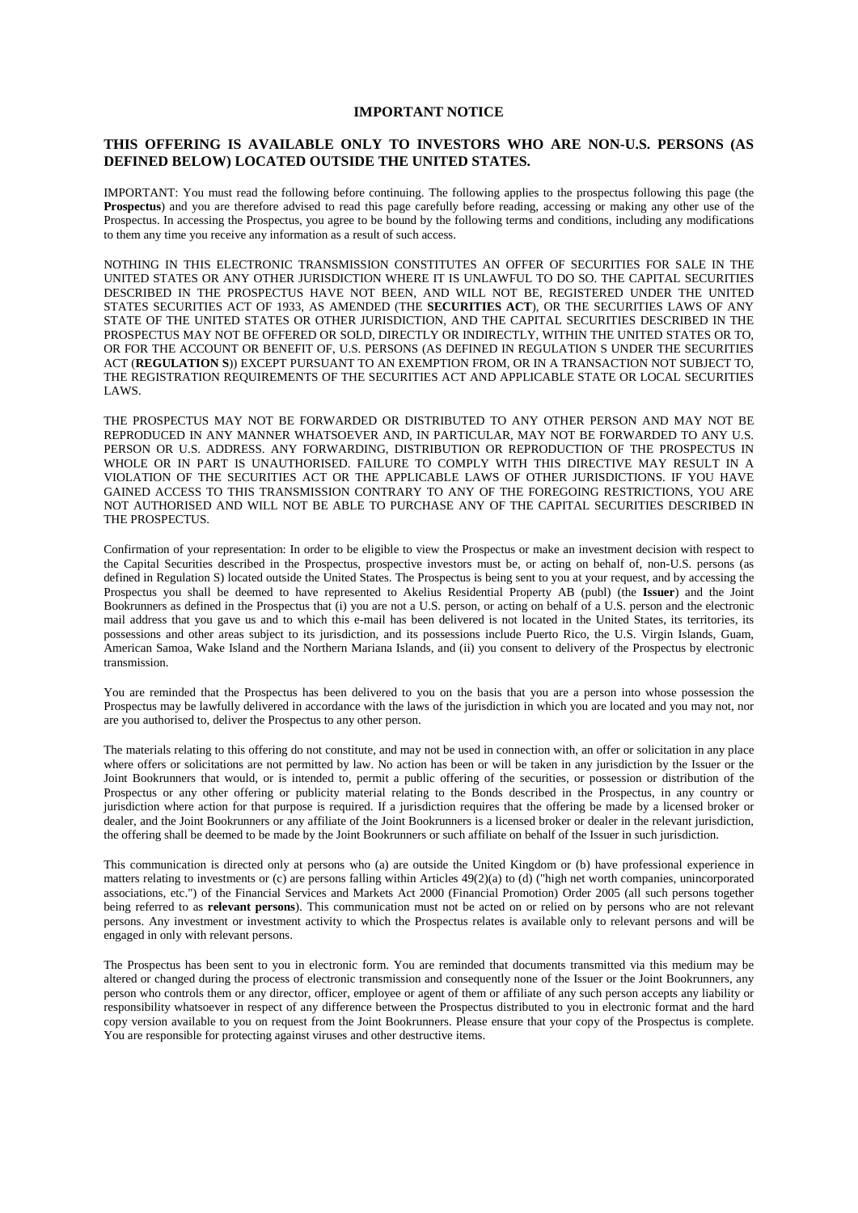# IMPORTANT NOTICE

**THIS OFFERING IS AVAILABLE ONLY TO INVESTORS WHO ARE NON-U.S. PERSONS (AS DEFINED BELOW) LOCATED OUTSIDE THE UNITED STATES.**

IMPORTANT: You must read the following before continuing. The following applies to the prospectus following this page (the **Prospectus**) and you are therefore advised to read this page carefully before reading, accessing or making any other use of the Prospectus. In accessing the Prospectus, you agree to be bound by the following terms and conditions, including any modifications to them any time you receive any information as a result of such access.

NOTHING IN THIS ELECTRONIC TRANSMISSION CONSTITUTES AN OFFER OF SECURITIES FOR SALE IN THE UNITED STATES OR ANY OTHER JURISDICTION WHERE IT IS UNLAWFUL TO DO SO. THE CAPITAL SECURITIES DESCRIBED IN THE PROSPECTUS HAVE NOT BEEN, AND WILL NOT BE, REGISTERED UNDER THE UNITED STATES SECURITIES ACT OF 1933, AS AMENDED (THE **SECURITIES ACT**), OR THE SECURITIES LAWS OF ANY STATE OF THE UNITED STATES OR OTHER JURISDICTION, AND THE CAPITAL SECURITIES DESCRIBED IN THE PROSPECTUS MAY NOT BE OFFERED OR SOLD, DIRECTLY OR INDIRECTLY, WITHIN THE UNITED STATES OR TO, OR FOR THE ACCOUNT OR BENEFIT OF, U.S. PERSONS (AS DEFINED IN REGULATION S UNDER THE SECURITIES ACT (**REGULATION S**)) EXCEPT PURSUANT TO AN EXEMPTION FROM, OR IN A TRANSACTION NOT SUBJECT TO, THE REGISTRATION REQUIREMENTS OF THE SECURITIES ACT AND APPLICABLE STATE OR LOCAL SECURITIES LAWS.

THE PROSPECTUS MAY NOT BE FORWARDED OR DISTRIBUTED TO ANY OTHER PERSON AND MAY NOT BE REPRODUCED IN ANY MANNER WHATSOEVER AND, IN PARTICULAR, MAY NOT BE FORWARDED TO ANY U.S. PERSON OR U.S. ADDRESS. ANY FORWARDING, DISTRIBUTION OR REPRODUCTION OF THE PROSPECTUS IN WHOLE OR IN PART IS UNAUTHORISED. FAILURE TO COMPLY WITH THIS DIRECTIVE MAY RESULT IN A VIOLATION OF THE SECURITIES ACT OR THE APPLICABLE LAWS OF OTHER JURISDICTIONS. IF YOU HAVE GAINED ACCESS TO THIS TRANSMISSION CONTRARY TO ANY OF THE FOREGOING RESTRICTIONS, YOU ARE NOT AUTHORISED AND WILL NOT BE ABLE TO PURCHASE ANY OF THE CAPITAL SECURITIES DESCRIBED IN THE PROSPECTUS.

Confirmation of your representation: In order to be eligible to view the Prospectus or make an investment decision with respect to the Capital Securities described in the Prospectus, prospective investors must be, or acting on behalf of, non-U.S. persons (as defined in Regulation S) located outside the United States. The Prospectus is being sent to you at your request, and by accessing the Prospectus you shall be deemed to have represented to Akelius Residential Property AB (publ) (the **Issuer**) and the Joint Bookrunners as defined in the Prospectus that (i) you are not a U.S. person, or acting on behalf of a U.S. person and the electronic mail address that you gave us and to which this e-mail has been delivered is not located in the United States, its territories, its possessions and other areas subject to its jurisdiction, and its possessions include Puerto Rico, the U.S. Virgin Islands, Guam, American Samoa, Wake Island and the Northern Mariana Islands, and (ii) you consent to delivery of the Prospectus by electronic transmission.

You are reminded that the Prospectus has been delivered to you on the basis that you are a person into whose possession the Prospectus may be lawfully delivered in accordance with the laws of the jurisdiction in which you are located and you may not, nor are you authorised to, deliver the Prospectus to any other person.

The materials relating to this offering do not constitute, and may not be used in connection with, an offer or solicitation in any place where offers or solicitations are not permitted by law. No action has been or will be taken in any jurisdiction by the Issuer or the Joint Bookrunners that would, or is intended to, permit a public offering of the securities, or possession or distribution of the Prospectus or any other offering or publicity material relating to the Bonds described in the Prospectus, in any country or jurisdiction where action for that purpose is required. If a jurisdiction requires that the offering be made by a licensed broker or dealer, and the Joint Bookrunners or any affiliate of the Joint Bookrunners is a licensed broker or dealer in the relevant jurisdiction, the offering shall be deemed to be made by the Joint Bookrunners or such affiliate on behalf of the Issuer in such jurisdiction.

This communication is directed only at persons who (a) are outside the United Kingdom or (b) have professional experience in matters relating to investments or (c) are persons falling within Articles 49(2)(a) to (d) ("high net worth companies, unincorporated associations, etc.") of the Financial Services and Markets Act 2000 (Financial Promotion) Order 2005 (all such persons together being referred to as **relevant persons**). This communication must not be acted on or relied on by persons who are not relevant persons. Any investment or investment activity to which the Prospectus relates is available only to relevant persons and will be engaged in only with relevant persons.

The Prospectus has been sent to you in electronic form. You are reminded that documents transmitted via this medium may be altered or changed during the process of electronic transmission and consequently none of the Issuer or the Joint Bookrunners, any person who controls them or any director, officer, employee or agent of them or affiliate of any such person accepts any liability or responsibility whatsoever in respect of any difference between the Prospectus distributed to you in electronic format and the hard copy version available to you on request from the Joint Bookrunners. Please ensure that your copy of the Prospectus is complete. You are responsible for protecting against viruses and other destructive items.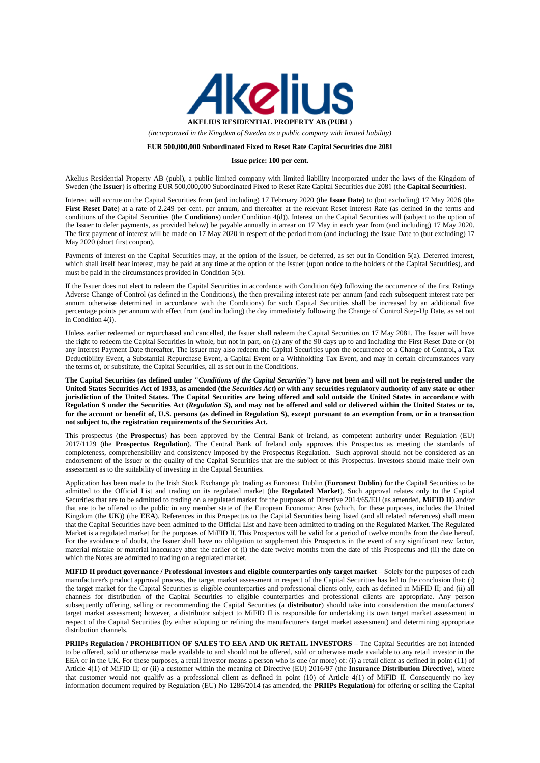**AKELIUS RESIDENTIAL PROPERTY AB (PUBL)**

*(incorporated in the Kingdom of Sweden as a public company with limited liability)*

**EUR 500,000,000 Subordinated Fixed to Reset Rate Capital Securities due 2081**

**Issue price: 100 per cent.**

Akelius Residential Property AB (publ), a public limited company with limited liability incorporated under the laws of the Kingdom of Sweden (the **Issuer**) is offering EUR 500,000,000 Subordinated Fixed to Reset Rate Capital Securities due 2081 (the **Capital Securities**).

Interest will accrue on the Capital Securities from (and including) 17 February 2020 (the **Issue Date**) to (but excluding) 17 May 2026 (the **First Reset Date**) at a rate of 2.249 per cent. per annum, and thereafter at the relevant Reset Interest Rate (as defined in the terms and conditions of the Capital Securities (the **Conditions**) under Condition 4(d)). Interest on the Capital Securities will (subject to the option of the Issuer to defer payments, as provided below) be payable annually in arrear on 17 May in each year from (and including) 17 May 2020. The first payment of interest will be made on 17 May 2020 in respect of the period from (and including) the Issue Date to (but excluding) 17 May 2020 (short first coupon).

Payments of interest on the Capital Securities may, at the option of the Issuer, be deferred, as set out in Condition 5(a). Deferred interest, which shall itself bear interest, may be paid at any time at the option of the Issuer (upon notice to the holders of the Capital Securities), and must be paid in the circumstances provided in Condition 5(b).

If the Issuer does not elect to redeem the Capital Securities in accordance with Condition 6(e) following the occurrence of the first Ratings Adverse Change of Control (as defined in the Conditions), the then prevailing interest rate per annum (and each subsequent interest rate per annum otherwise determined in accordance with the Conditions) for such Capital Securities shall be increased by an additional five percentage points per annum with effect from (and including) the day immediately following the Change of Control Step-Up Date, as set out in Condition 4(i).

Unless earlier redeemed or repurchased and cancelled, the Issuer shall redeem the Capital Securities on 17 May 2081. The Issuer will have the right to redeem the Capital Securities in whole, but not in part, on (a) any of the 90 days up to and including the First Reset Date or (b) any Interest Payment Date thereafter. The Issuer may also redeem the Capital Securities upon the occurrence of a Change of Control, a Tax Deductibility Event, a Substantial Repurchase Event, a Capital Event or a Withholding Tax Event, and may in certain circumstances vary the terms of, or substitute, the Capital Securities, all as set out in the Conditions.

**The Capital Securities (as defined under "*Conditions of the Capital Securities*") have not been and will not be registered under the United States Securities Act of 1933, as amended (the *Securities Act*) or with any securities regulatory authority of any state or other jurisdiction of the United States. The Capital Securities are being offered and sold outside the United States in accordance with Regulation S under the Securities Act (*Regulation S*), and may not be offered and sold or delivered within the United States or to, for the account or benefit of, U.S. persons (as defined in Regulation S), except pursuant to an exemption from, or in a transaction not subject to, the registration requirements of the Securities Act.**

This prospectus (the **Prospectus**) has been approved by the Central Bank of Ireland, as competent authority under Regulation (EU) 2017/1129 (the **Prospectus Regulation**). The Central Bank of Ireland only approves this Prospectus as meeting the standards of completeness, comprehensibility and consistency imposed by the Prospectus Regulation. Such approval should not be considered as an endorsement of the Issuer or the quality of the Capital Securities that are the subject of this Prospectus. Investors should make their own assessment as to the suitability of investing in the Capital Securities.

Application has been made to the Irish Stock Exchange plc trading as Euronext Dublin (**Euronext Dublin**) for the Capital Securities to be admitted to the Official List and trading on its regulated market (the **Regulated Market**). Such approval relates only to the Capital Securities that are to be admitted to trading on a regulated market for the purposes of Directive 2014/65/EU (as amended, **MiFID II**) and/or that are to be offered to the public in any member state of the European Economic Area (which, for these purposes, includes the United Kingdom (the **UK**)) (the **EEA**). References in this Prospectus to the Capital Securities being listed (and all related references) shall mean that the Capital Securities have been admitted to the Official List and have been admitted to trading on the Regulated Market. The Regulated Market is a regulated market for the purposes of MiFID II. This Prospectus will be valid for a period of twelve months from the date hereof. For the avoidance of doubt, the Issuer shall have no obligation to supplement this Prospectus in the event of any significant new factor, material mistake or material inaccuracy after the earlier of (i) the date twelve months from the date of this Prospectus and (ii) the date on which the Notes are admitted to trading on a regulated market.

**MIFID II product governance / Professional investors and eligible counterparties only target market** – Solely for the purposes of each manufacturer's product approval process, the target market assessment in respect of the Capital Securities has led to the conclusion that: (i) the target market for the Capital Securities is eligible counterparties and professional clients only, each as defined in MiFID II; and (ii) all channels for distribution of the Capital Securities to eligible counterparties and professional clients are appropriate. Any person subsequently offering, selling or recommending the Capital Securities (a **distributor**) should take into consideration the manufacturers' target market assessment; however, a distributor subject to MiFID II is responsible for undertaking its own target market assessment in respect of the Capital Securities (by either adopting or refining the manufacturer's target market assessment) and determining appropriate distribution channels.

**PRIIPs Regulation / PROHIBITION OF SALES TO EEA AND UK RETAIL INVESTORS** – The Capital Securities are not intended to be offered, sold or otherwise made available to and should not be offered, sold or otherwise made available to any retail investor in the EEA or in the UK. For these purposes, a retail investor means a person who is one (or more) of: (i) a retail client as defined in point (11) of Article 4(1) of MiFID II; or (ii) a customer within the meaning of Directive (EU) 2016/97 (the **Insurance Distribution Directive**), where that customer would not qualify as a professional client as defined in point (10) of Article 4(1) of MiFID II. Consequently no key information document required by Regulation (EU) No 1286/2014 (as amended, the **PRIIPs Regulation**) for offering or selling the Capital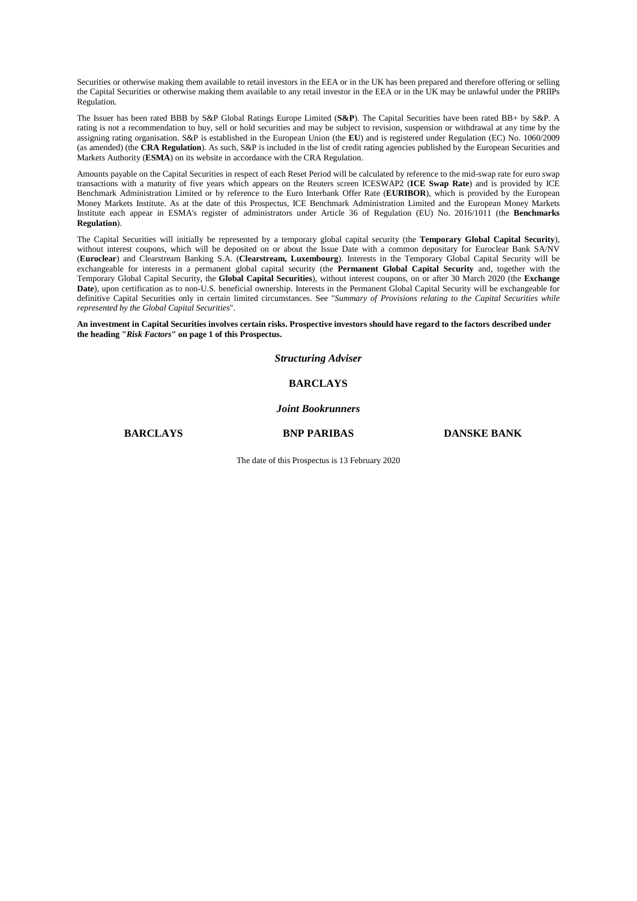Securities or otherwise making them available to retail investors in the EEA or in the UK has been prepared and therefore offering or selling the Capital Securities or otherwise making them available to any retail investor in the EEA or in the UK may be unlawful under the PRIIPs Regulation.

The Issuer has been rated BBB by S&P Global Ratings Europe Limited (**S&P**). The Capital Securities have been rated BB+ by S&P. A rating is not a recommendation to buy, sell or hold securities and may be subject to revision, suspension or withdrawal at any time by the assigning rating organisation. S&P is established in the European Union (the **EU**) and is registered under Regulation (EC) No. 1060/2009 (as amended) (the **CRA Regulation**). As such, S&P is included in the list of credit rating agencies published by the European Securities and Markets Authority (**ESMA**) on its website in accordance with the CRA Regulation.

Amounts payable on the Capital Securities in respect of each Reset Period will be calculated by reference to the mid-swap rate for euro swap transactions with a maturity of five years which appears on the Reuters screen ICESWAP2 (**ICE Swap Rate**) and is provided by ICE Benchmark Administration Limited or by reference to the Euro Interbank Offer Rate (**EURIBOR**), which is provided by the European Money Markets Institute. As at the date of this Prospectus, ICE Benchmark Administration Limited and the European Money Markets Institute each appear in ESMA's register of administrators under Article 36 of Regulation (EU) No. 2016/1011 (the **Benchmarks Regulation**).

The Capital Securities will initially be represented by a temporary global capital security (the **Temporary Global Capital Security**), without interest coupons, which will be deposited on or about the Issue Date with a common depositary for Euroclear Bank SA/NV (**Euroclear**) and Clearstream Banking S.A. (**Clearstream, Luxembourg**). Interests in the Temporary Global Capital Security will be exchangeable for interests in a permanent global capital security (the **Permanent Global Capital Security** and, together with the Temporary Global Capital Security, the **Global Capital Securities**), without interest coupons, on or after 30 March 2020 (the **Exchange Date**), upon certification as to non-U.S. beneficial ownership. Interests in the Permanent Global Capital Security will be exchangeable for definitive Capital Securities only in certain limited circumstances. See "*Summary of Provisions relating to the Capital Securities while represented by the Global Capital Securities*".

**An investment in Capital Securities involves certain risks. Prospective investors should have regard to the factors described under the heading "*Risk Factors*" on page 1 of this Prospectus.**

***Structuring Adviser***

**BARCLAYS**

***Joint Bookrunners***

**BARCLAYS** **BNP PARIBAS** **DANSKE BANK**

The date of this Prospectus is 13 February 2020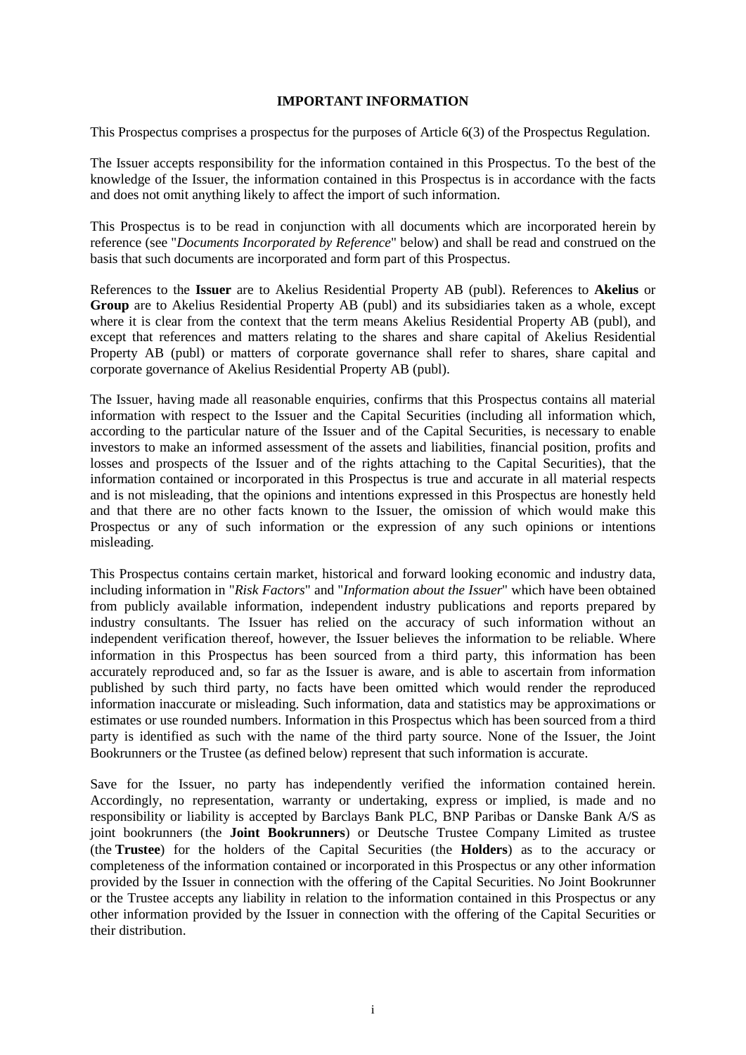**IMPORTANT INFORMATION**

This Prospectus comprises a prospectus for the purposes of Article 6(3) of the Prospectus Regulation.

The Issuer accepts responsibility for the information contained in this Prospectus. To the best of the knowledge of the Issuer, the information contained in this Prospectus is in accordance with the facts and does not omit anything likely to affect the import of such information.

This Prospectus is to be read in conjunction with all documents which are incorporated herein by reference (see "*Documents Incorporated by Reference*" below) and shall be read and construed on the basis that such documents are incorporated and form part of this Prospectus.

References to the **Issuer** are to Akelius Residential Property AB (publ). References to **Akelius** or **Group** are to Akelius Residential Property AB (publ) and its subsidiaries taken as a whole, except where it is clear from the context that the term means Akelius Residential Property AB (publ), and except that references and matters relating to the shares and share capital of Akelius Residential Property AB (publ) or matters of corporate governance shall refer to shares, share capital and corporate governance of Akelius Residential Property AB (publ).

The Issuer, having made all reasonable enquiries, confirms that this Prospectus contains all material information with respect to the Issuer and the Capital Securities (including all information which, according to the particular nature of the Issuer and of the Capital Securities, is necessary to enable investors to make an informed assessment of the assets and liabilities, financial position, profits and losses and prospects of the Issuer and of the rights attaching to the Capital Securities), that the information contained or incorporated in this Prospectus is true and accurate in all material respects and is not misleading, that the opinions and intentions expressed in this Prospectus are honestly held and that there are no other facts known to the Issuer, the omission of which would make this Prospectus or any of such information or the expression of any such opinions or intentions misleading.

This Prospectus contains certain market, historical and forward looking economic and industry data, including information in "*Risk Factors*" and "*Information about the Issuer*" which have been obtained from publicly available information, independent industry publications and reports prepared by industry consultants. The Issuer has relied on the accuracy of such information without an independent verification thereof, however, the Issuer believes the information to be reliable. Where information in this Prospectus has been sourced from a third party, this information has been accurately reproduced and, so far as the Issuer is aware, and is able to ascertain from information published by such third party, no facts have been omitted which would render the reproduced information inaccurate or misleading. Such information, data and statistics may be approximations or estimates or use rounded numbers. Information in this Prospectus which has been sourced from a third party is identified as such with the name of the third party source. None of the Issuer, the Joint Bookrunners or the Trustee (as defined below) represent that such information is accurate.

Save for the Issuer, no party has independently verified the information contained herein. Accordingly, no representation, warranty or undertaking, express or implied, is made and no responsibility or liability is accepted by Barclays Bank PLC, BNP Paribas or Danske Bank A/S as joint bookrunners (the **Joint Bookrunners**) or Deutsche Trustee Company Limited as trustee (the **Trustee**) for the holders of the Capital Securities (the **Holders**) as to the accuracy or completeness of the information contained or incorporated in this Prospectus or any other information provided by the Issuer in connection with the offering of the Capital Securities. No Joint Bookrunner or the Trustee accepts any liability in relation to the information contained in this Prospectus or any other information provided by the Issuer in connection with the offering of the Capital Securities or their distribution.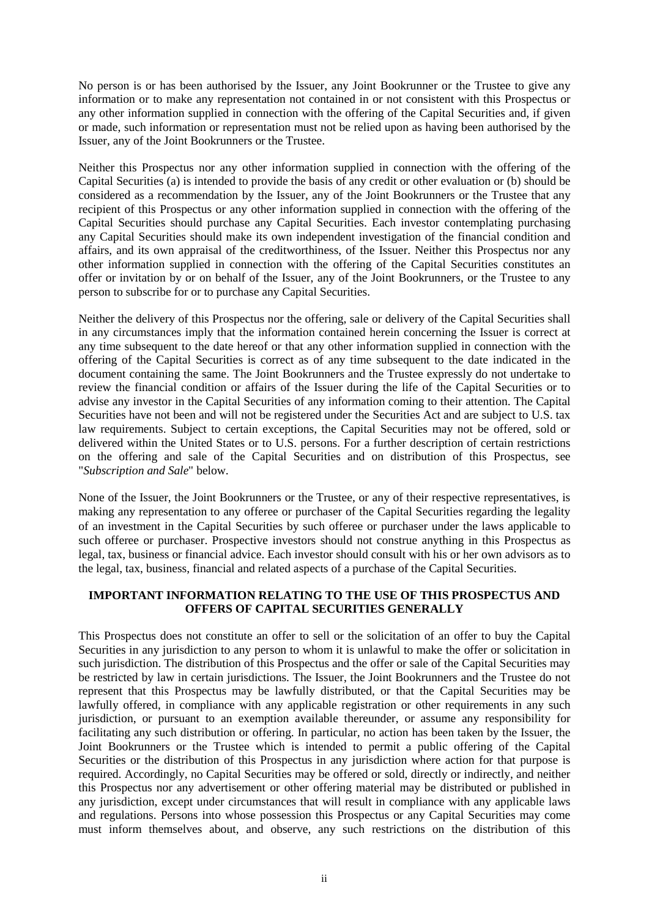No person is or has been authorised by the Issuer, any Joint Bookrunner or the Trustee to give any information or to make any representation not contained in or not consistent with this Prospectus or any other information supplied in connection with the offering of the Capital Securities and, if given or made, such information or representation must not be relied upon as having been authorised by the Issuer, any of the Joint Bookrunners or the Trustee.

Neither this Prospectus nor any other information supplied in connection with the offering of the Capital Securities (a) is intended to provide the basis of any credit or other evaluation or (b) should be considered as a recommendation by the Issuer, any of the Joint Bookrunners or the Trustee that any recipient of this Prospectus or any other information supplied in connection with the offering of the Capital Securities should purchase any Capital Securities. Each investor contemplating purchasing any Capital Securities should make its own independent investigation of the financial condition and affairs, and its own appraisal of the creditworthiness, of the Issuer. Neither this Prospectus nor any other information supplied in connection with the offering of the Capital Securities constitutes an offer or invitation by or on behalf of the Issuer, any of the Joint Bookrunners, or the Trustee to any person to subscribe for or to purchase any Capital Securities.

Neither the delivery of this Prospectus nor the offering, sale or delivery of the Capital Securities shall in any circumstances imply that the information contained herein concerning the Issuer is correct at any time subsequent to the date hereof or that any other information supplied in connection with the offering of the Capital Securities is correct as of any time subsequent to the date indicated in the document containing the same. The Joint Bookrunners and the Trustee expressly do not undertake to review the financial condition or affairs of the Issuer during the life of the Capital Securities or to advise any investor in the Capital Securities of any information coming to their attention. The Capital Securities have not been and will not be registered under the Securities Act and are subject to U.S. tax law requirements. Subject to certain exceptions, the Capital Securities may not be offered, sold or delivered within the United States or to U.S. persons. For a further description of certain restrictions on the offering and sale of the Capital Securities and on distribution of this Prospectus, see "*Subscription and Sale*" below.

None of the Issuer, the Joint Bookrunners or the Trustee, or any of their respective representatives, is making any representation to any offeree or purchaser of the Capital Securities regarding the legality of an investment in the Capital Securities by such offeree or purchaser under the laws applicable to such offeree or purchaser. Prospective investors should not construe anything in this Prospectus as legal, tax, business or financial advice. Each investor should consult with his or her own advisors as to the legal, tax, business, financial and related aspects of a purchase of the Capital Securities.

## IMPORTANT INFORMATION RELATING TO THE USE OF THIS PROSPECTUS AND OFFERS OF CAPITAL SECURITIES GENERALLY

This Prospectus does not constitute an offer to sell or the solicitation of an offer to buy the Capital Securities in any jurisdiction to any person to whom it is unlawful to make the offer or solicitation in such jurisdiction. The distribution of this Prospectus and the offer or sale of the Capital Securities may be restricted by law in certain jurisdictions. The Issuer, the Joint Bookrunners and the Trustee do not represent that this Prospectus may be lawfully distributed, or that the Capital Securities may be lawfully offered, in compliance with any applicable registration or other requirements in any such jurisdiction, or pursuant to an exemption available thereunder, or assume any responsibility for facilitating any such distribution or offering. In particular, no action has been taken by the Issuer, the Joint Bookrunners or the Trustee which is intended to permit a public offering of the Capital Securities or the distribution of this Prospectus in any jurisdiction where action for that purpose is required. Accordingly, no Capital Securities may be offered or sold, directly or indirectly, and neither this Prospectus nor any advertisement or other offering material may be distributed or published in any jurisdiction, except under circumstances that will result in compliance with any applicable laws and regulations. Persons into whose possession this Prospectus or any Capital Securities may come must inform themselves about, and observe, any such restrictions on the distribution of this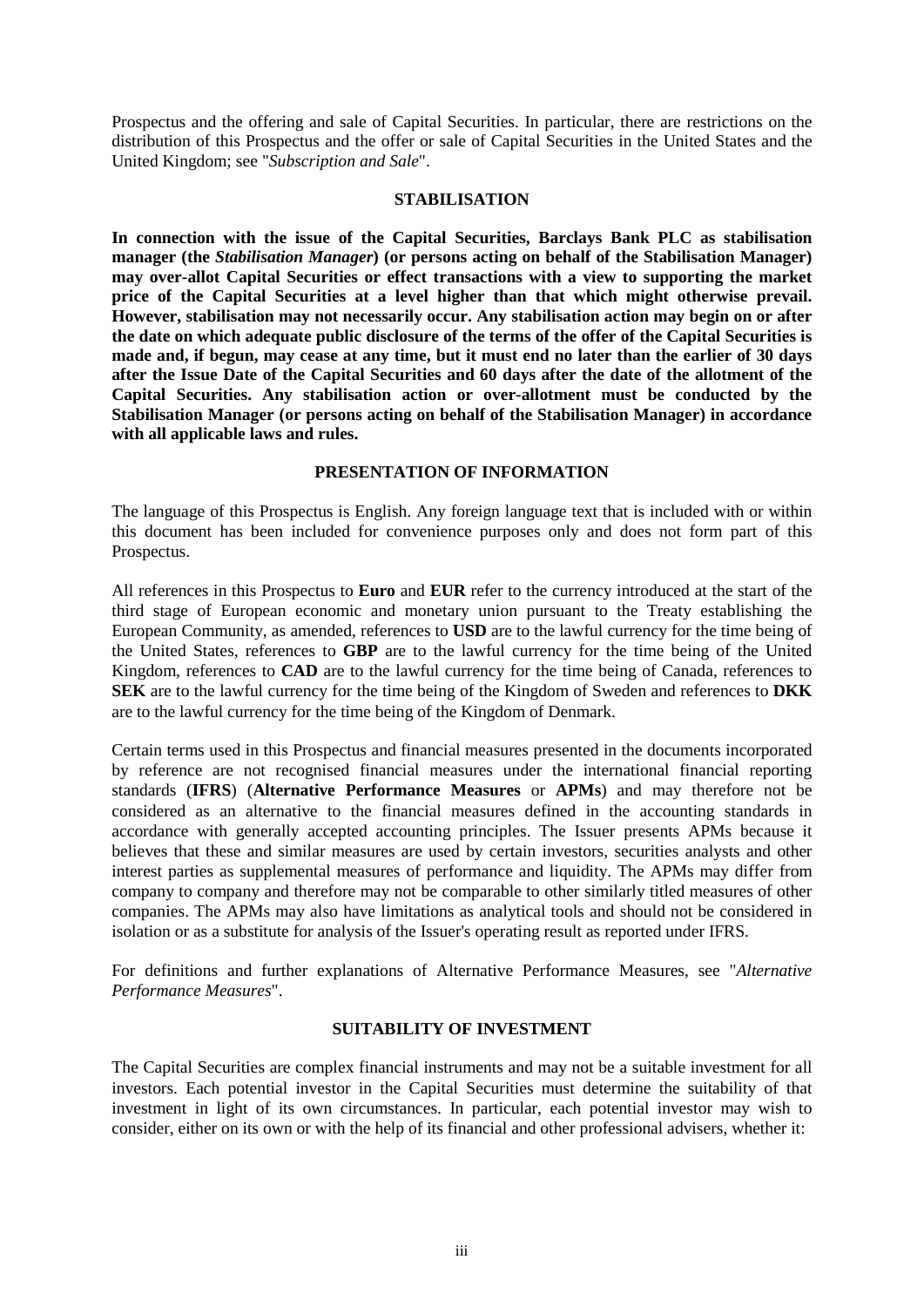Prospectus and the offering and sale of Capital Securities. In particular, there are restrictions on the distribution of this Prospectus and the offer or sale of Capital Securities in the United States and the United Kingdom; see "*Subscription and Sale*".

## STABILISATION

**In connection with the issue of the Capital Securities, Barclays Bank PLC as stabilisation manager (the *Stabilisation Manager*) (or persons acting on behalf of the Stabilisation Manager) may over-allot Capital Securities or effect transactions with a view to supporting the market price of the Capital Securities at a level higher than that which might otherwise prevail. However, stabilisation may not necessarily occur. Any stabilisation action may begin on or after the date on which adequate public disclosure of the terms of the offer of the Capital Securities is made and, if begun, may cease at any time, but it must end no later than the earlier of 30 days after the Issue Date of the Capital Securities and 60 days after the date of the allotment of the Capital Securities. Any stabilisation action or over-allotment must be conducted by the Stabilisation Manager (or persons acting on behalf of the Stabilisation Manager) in accordance with all applicable laws and rules.**

## PRESENTATION OF INFORMATION

The language of this Prospectus is English. Any foreign language text that is included with or within this document has been included for convenience purposes only and does not form part of this Prospectus.

All references in this Prospectus to **Euro** and **EUR** refer to the currency introduced at the start of the third stage of European economic and monetary union pursuant to the Treaty establishing the European Community, as amended, references to **USD** are to the lawful currency for the time being of the United States, references to **GBP** are to the lawful currency for the time being of the United Kingdom, references to **CAD** are to the lawful currency for the time being of Canada, references to **SEK** are to the lawful currency for the time being of the Kingdom of Sweden and references to **DKK** are to the lawful currency for the time being of the Kingdom of Denmark.

Certain terms used in this Prospectus and financial measures presented in the documents incorporated by reference are not recognised financial measures under the international financial reporting standards (**IFRS**) (**Alternative Performance Measures** or **APMs**) and may therefore not be considered as an alternative to the financial measures defined in the accounting standards in accordance with generally accepted accounting principles. The Issuer presents APMs because it believes that these and similar measures are used by certain investors, securities analysts and other interest parties as supplemental measures of performance and liquidity. The APMs may differ from company to company and therefore may not be comparable to other similarly titled measures of other companies. The APMs may also have limitations as analytical tools and should not be considered in isolation or as a substitute for analysis of the Issuer's operating result as reported under IFRS.

For definitions and further explanations of Alternative Performance Measures, see "*Alternative Performance Measures*".

## SUITABILITY OF INVESTMENT

The Capital Securities are complex financial instruments and may not be a suitable investment for all investors. Each potential investor in the Capital Securities must determine the suitability of that investment in light of its own circumstances. In particular, each potential investor may wish to consider, either on its own or with the help of its financial and other professional advisers, whether it: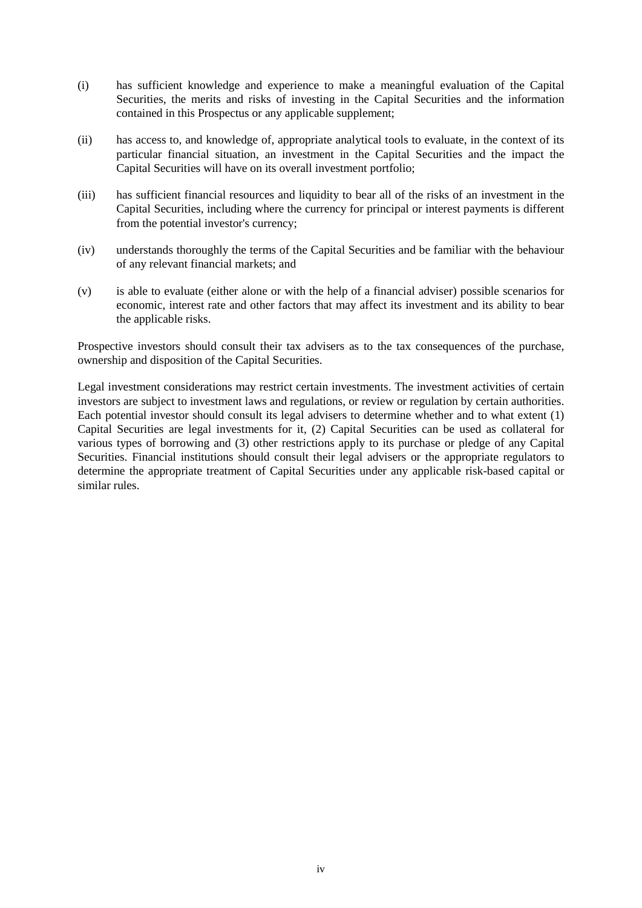(i) has sufficient knowledge and experience to make a meaningful evaluation of the Capital Securities, the merits and risks of investing in the Capital Securities and the information contained in this Prospectus or any applicable supplement;

(ii) has access to, and knowledge of, appropriate analytical tools to evaluate, in the context of its particular financial situation, an investment in the Capital Securities and the impact the Capital Securities will have on its overall investment portfolio;

(iii) has sufficient financial resources and liquidity to bear all of the risks of an investment in the Capital Securities, including where the currency for principal or interest payments is different from the potential investor's currency;

(iv) understands thoroughly the terms of the Capital Securities and be familiar with the behaviour of any relevant financial markets; and

(v) is able to evaluate (either alone or with the help of a financial adviser) possible scenarios for economic, interest rate and other factors that may affect its investment and its ability to bear the applicable risks.

Prospective investors should consult their tax advisers as to the tax consequences of the purchase, ownership and disposition of the Capital Securities.

Legal investment considerations may restrict certain investments. The investment activities of certain investors are subject to investment laws and regulations, or review or regulation by certain authorities. Each potential investor should consult its legal advisers to determine whether and to what extent (1) Capital Securities are legal investments for it, (2) Capital Securities can be used as collateral for various types of borrowing and (3) other restrictions apply to its purchase or pledge of any Capital Securities. Financial institutions should consult their legal advisers or the appropriate regulators to determine the appropriate treatment of Capital Securities under any applicable risk-based capital or similar rules.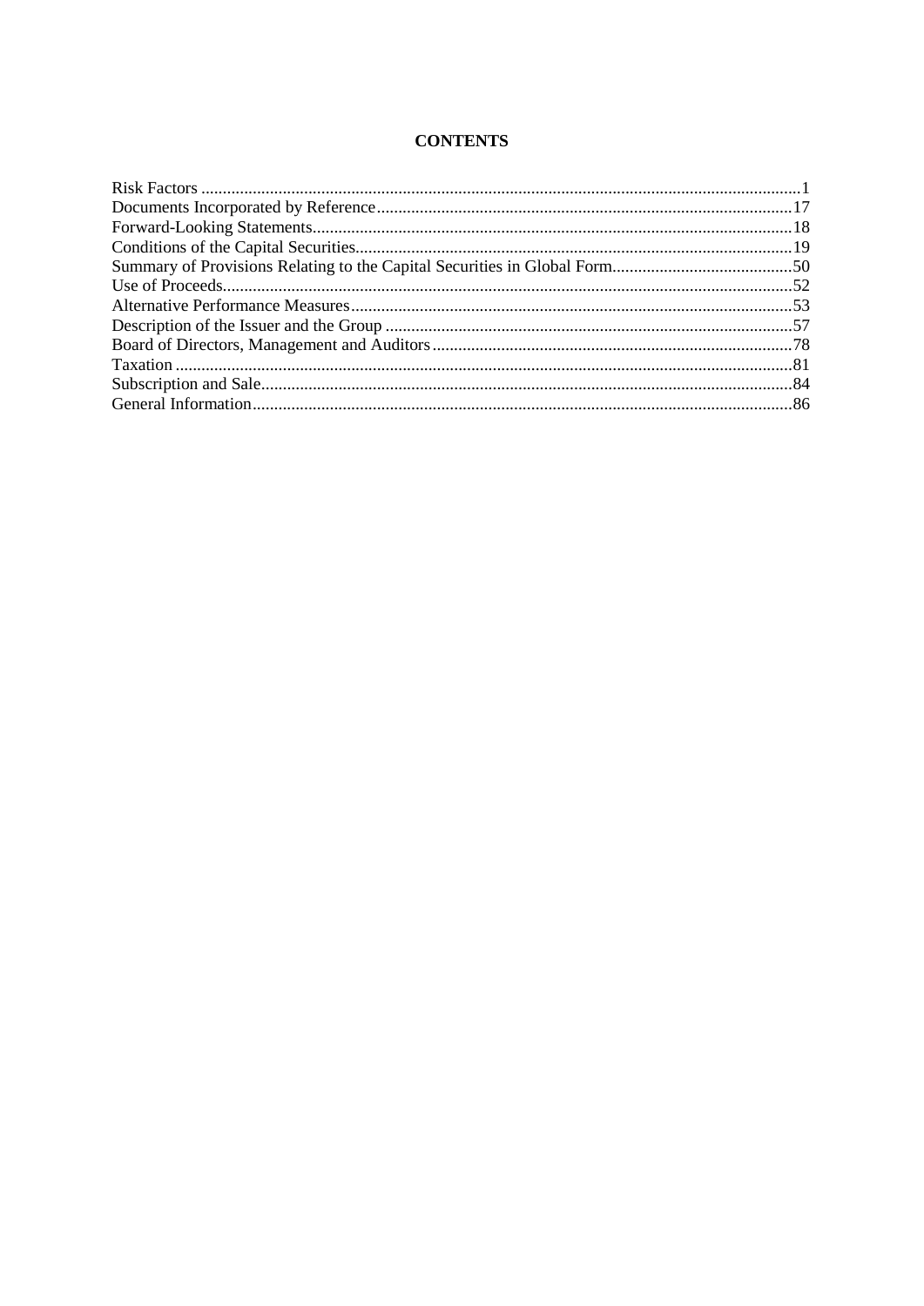**CONTENTS**

| | |
|---|---|
| Risk Factors | 1 |
| Documents Incorporated by Reference | 17 |
| Forward-Looking Statements | 18 |
| Conditions of the Capital Securities | 19 |
| Summary of Provisions Relating to the Capital Securities in Global Form | 50 |
| Use of Proceeds | 52 |
| Alternative Performance Measures | 53 |
| Description of the Issuer and the Group | 57 |
| Board of Directors, Management and Auditors | 78 |
| Taxation | 81 |
| Subscription and Sale | 84 |
| General Information | 86 |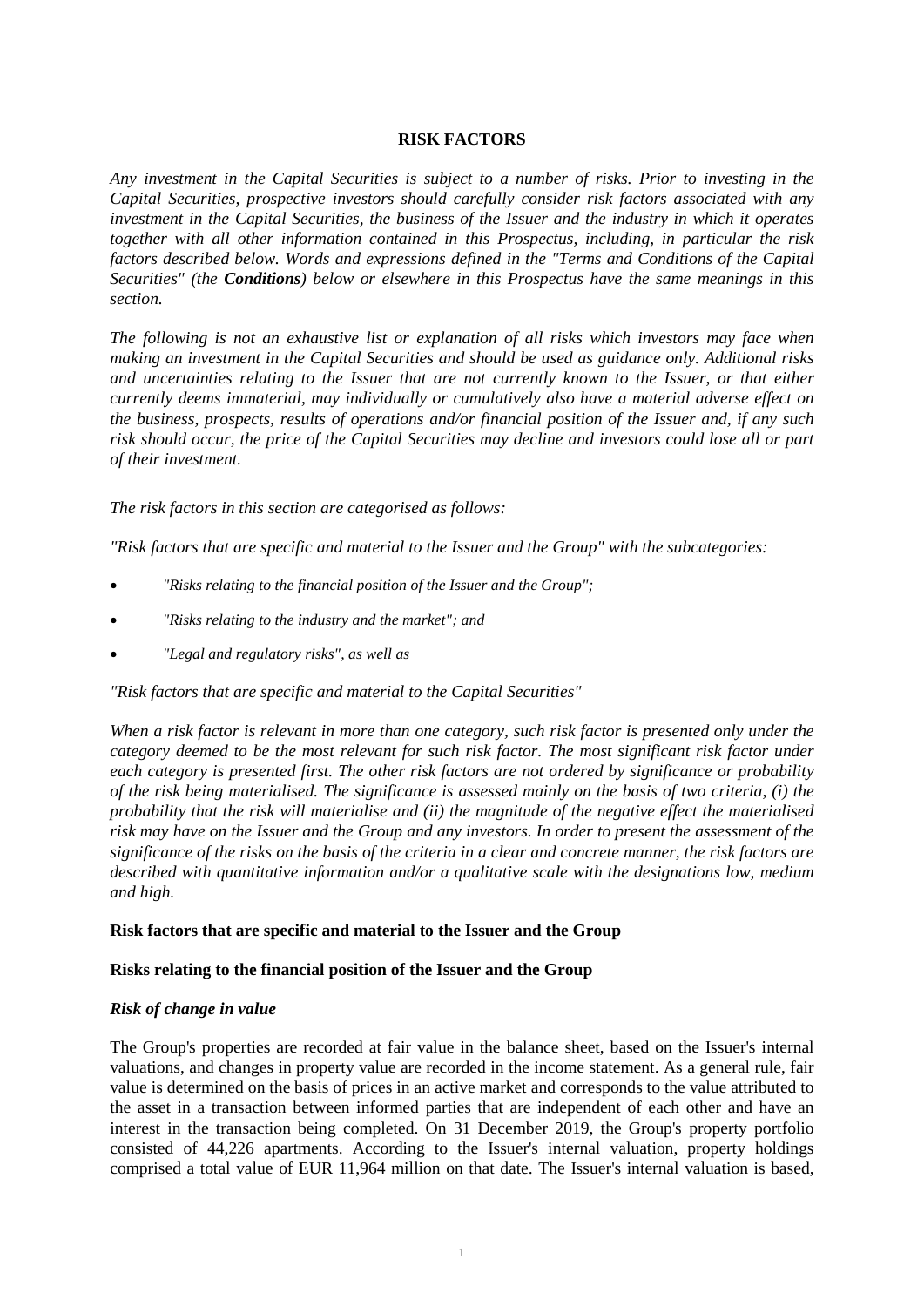# RISK FACTORS

*Any investment in the Capital Securities is subject to a number of risks. Prior to investing in the Capital Securities, prospective investors should carefully consider risk factors associated with any investment in the Capital Securities, the business of the Issuer and the industry in which it operates together with all other information contained in this Prospectus, including, in particular the risk factors described below. Words and expressions defined in the "Terms and Conditions of the Capital Securities" (the* ***Conditions****) below or elsewhere in this Prospectus have the same meanings in this section.*

*The following is not an exhaustive list or explanation of all risks which investors may face when making an investment in the Capital Securities and should be used as guidance only. Additional risks and uncertainties relating to the Issuer that are not currently known to the Issuer, or that either currently deems immaterial, may individually or cumulatively also have a material adverse effect on the business, prospects, results of operations and/or financial position of the Issuer and, if any such risk should occur, the price of the Capital Securities may decline and investors could lose all or part of their investment.*

*The risk factors in this section are categorised as follows:*

*"Risk factors that are specific and material to the Issuer and the Group" with the subcategories:*

- *"Risks relating to the financial position of the Issuer and the Group";*
- *"Risks relating to the industry and the market"; and*
- *"Legal and regulatory risks", as well as*

*"Risk factors that are specific and material to the Capital Securities"*

*When a risk factor is relevant in more than one category, such risk factor is presented only under the category deemed to be the most relevant for such risk factor. The most significant risk factor under each category is presented first. The other risk factors are not ordered by significance or probability of the risk being materialised. The significance is assessed mainly on the basis of two criteria, (i) the probability that the risk will materialise and (ii) the magnitude of the negative effect the materialised risk may have on the Issuer and the Group and any investors. In order to present the assessment of the significance of the risks on the basis of the criteria in a clear and concrete manner, the risk factors are described with quantitative information and/or a qualitative scale with the designations low, medium and high.*

## Risk factors that are specific and material to the Issuer and the Group

### Risks relating to the financial position of the Issuer and the Group

#### *Risk of change in value*

The Group's properties are recorded at fair value in the balance sheet, based on the Issuer's internal valuations, and changes in property value are recorded in the income statement. As a general rule, fair value is determined on the basis of prices in an active market and corresponds to the value attributed to the asset in a transaction between informed parties that are independent of each other and have an interest in the transaction being completed. On 31 December 2019, the Group's property portfolio consisted of 44,226 apartments. According to the Issuer's internal valuation, property holdings comprised a total value of EUR 11,964 million on that date. The Issuer's internal valuation is based,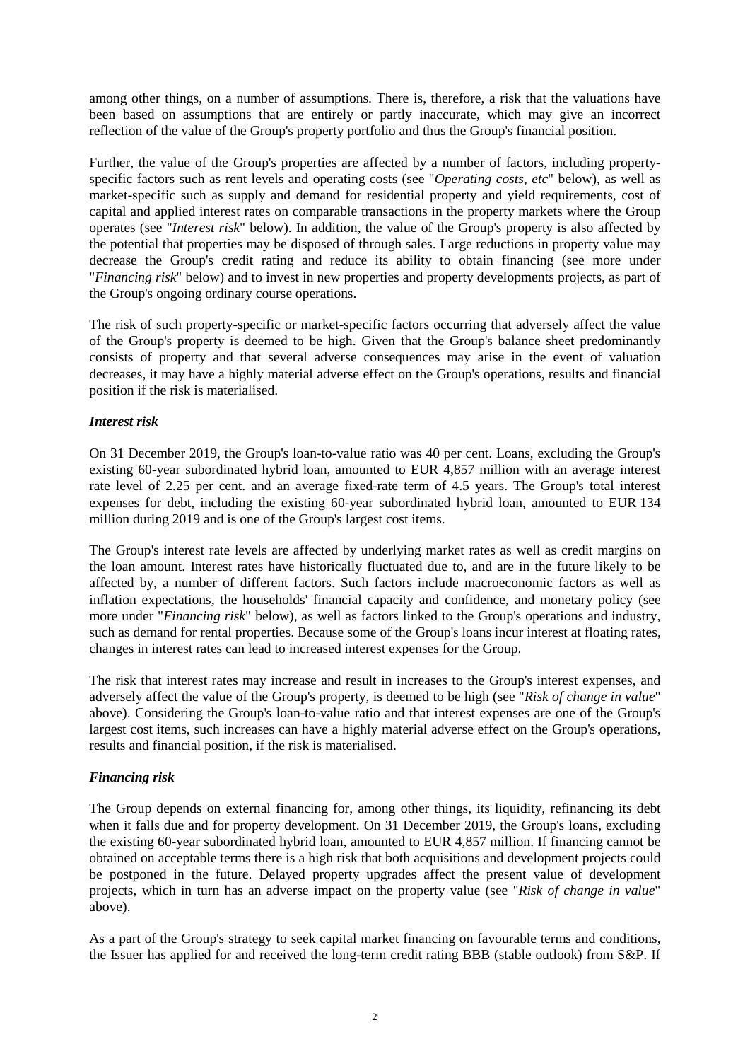among other things, on a number of assumptions. There is, therefore, a risk that the valuations have been based on assumptions that are entirely or partly inaccurate, which may give an incorrect reflection of the value of the Group's property portfolio and thus the Group's financial position.

Further, the value of the Group's properties are affected by a number of factors, including property-specific factors such as rent levels and operating costs (see "*Operating costs, etc*" below), as well as market-specific such as supply and demand for residential property and yield requirements, cost of capital and applied interest rates on comparable transactions in the property markets where the Group operates (see "*Interest risk*" below). In addition, the value of the Group's property is also affected by the potential that properties may be disposed of through sales. Large reductions in property value may decrease the Group's credit rating and reduce its ability to obtain financing (see more under "*Financing risk*" below) and to invest in new properties and property developments projects, as part of the Group's ongoing ordinary course operations.

The risk of such property-specific or market-specific factors occurring that adversely affect the value of the Group's property is deemed to be high. Given that the Group's balance sheet predominantly consists of property and that several adverse consequences may arise in the event of valuation decreases, it may have a highly material adverse effect on the Group's operations, results and financial position if the risk is materialised.

### *Interest risk*

On 31 December 2019, the Group's loan-to-value ratio was 40 per cent. Loans, excluding the Group's existing 60-year subordinated hybrid loan, amounted to EUR 4,857 million with an average interest rate level of 2.25 per cent. and an average fixed-rate term of 4.5 years. The Group's total interest expenses for debt, including the existing 60-year subordinated hybrid loan, amounted to EUR 134 million during 2019 and is one of the Group's largest cost items.

The Group's interest rate levels are affected by underlying market rates as well as credit margins on the loan amount. Interest rates have historically fluctuated due to, and are in the future likely to be affected by, a number of different factors. Such factors include macroeconomic factors as well as inflation expectations, the households' financial capacity and confidence, and monetary policy (see more under "*Financing risk*" below), as well as factors linked to the Group's operations and industry, such as demand for rental properties. Because some of the Group's loans incur interest at floating rates, changes in interest rates can lead to increased interest expenses for the Group.

The risk that interest rates may increase and result in increases to the Group's interest expenses, and adversely affect the value of the Group's property, is deemed to be high (see "*Risk of change in value*" above). Considering the Group's loan-to-value ratio and that interest expenses are one of the Group's largest cost items, such increases can have a highly material adverse effect on the Group's operations, results and financial position, if the risk is materialised.

### *Financing risk*

The Group depends on external financing for, among other things, its liquidity, refinancing its debt when it falls due and for property development. On 31 December 2019, the Group's loans, excluding the existing 60-year subordinated hybrid loan, amounted to EUR 4,857 million. If financing cannot be obtained on acceptable terms there is a high risk that both acquisitions and development projects could be postponed in the future. Delayed property upgrades affect the present value of development projects, which in turn has an adverse impact on the property value (see "*Risk of change in value*" above).

As a part of the Group's strategy to seek capital market financing on favourable terms and conditions, the Issuer has applied for and received the long-term credit rating BBB (stable outlook) from S&P. If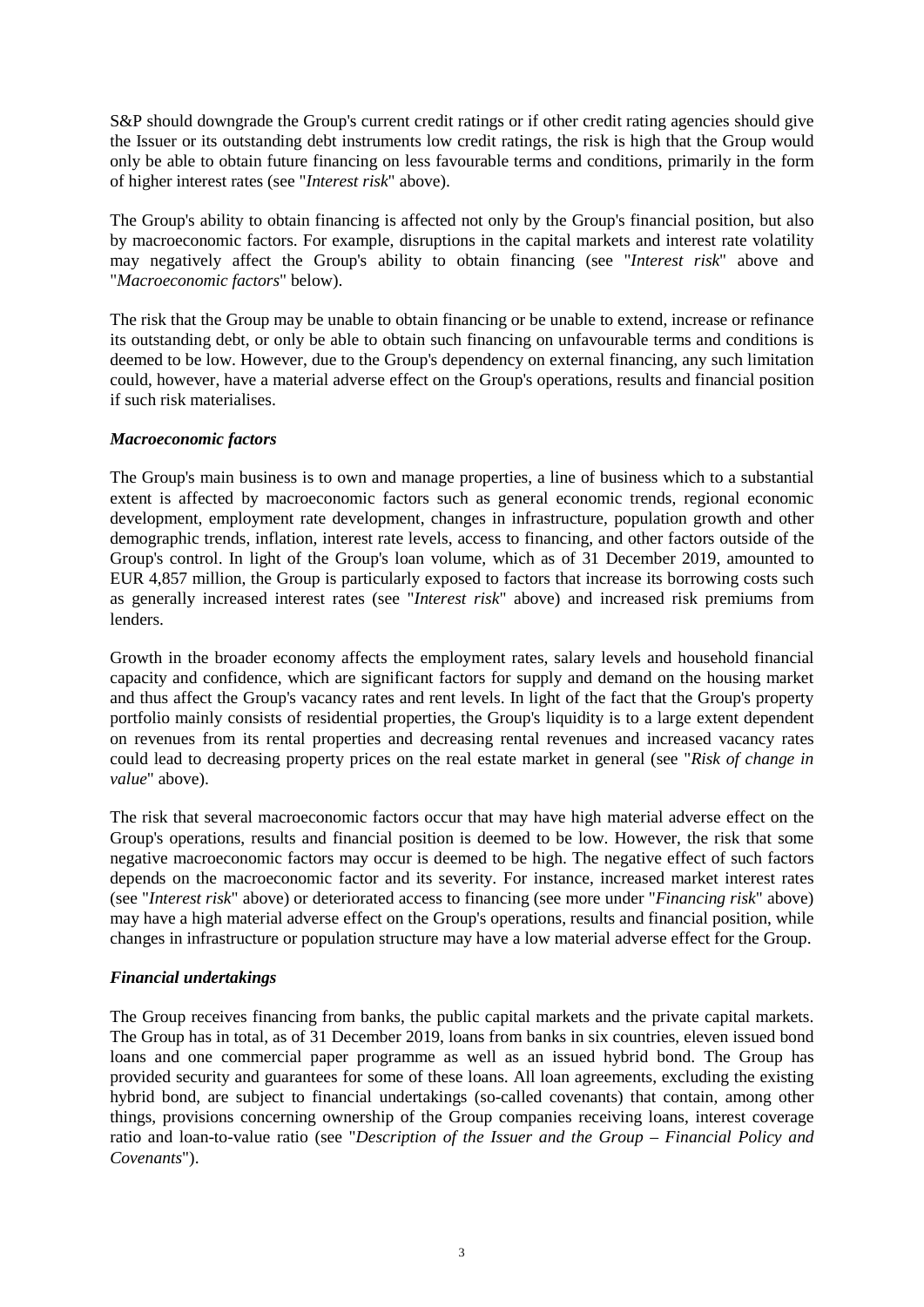S&P should downgrade the Group's current credit ratings or if other credit rating agencies should give the Issuer or its outstanding debt instruments low credit ratings, the risk is high that the Group would only be able to obtain future financing on less favourable terms and conditions, primarily in the form of higher interest rates (see "*Interest risk*" above).

The Group's ability to obtain financing is affected not only by the Group's financial position, but also by macroeconomic factors. For example, disruptions in the capital markets and interest rate volatility may negatively affect the Group's ability to obtain financing (see "*Interest risk*" above and "*Macroeconomic factors*" below).

The risk that the Group may be unable to obtain financing or be unable to extend, increase or refinance its outstanding debt, or only be able to obtain such financing on unfavourable terms and conditions is deemed to be low. However, due to the Group's dependency on external financing, any such limitation could, however, have a material adverse effect on the Group's operations, results and financial position if such risk materialises.

***Macroeconomic factors***

The Group's main business is to own and manage properties, a line of business which to a substantial extent is affected by macroeconomic factors such as general economic trends, regional economic development, employment rate development, changes in infrastructure, population growth and other demographic trends, inflation, interest rate levels, access to financing, and other factors outside of the Group's control. In light of the Group's loan volume, which as of 31 December 2019, amounted to EUR 4,857 million, the Group is particularly exposed to factors that increase its borrowing costs such as generally increased interest rates (see "*Interest risk*" above) and increased risk premiums from lenders.

Growth in the broader economy affects the employment rates, salary levels and household financial capacity and confidence, which are significant factors for supply and demand on the housing market and thus affect the Group's vacancy rates and rent levels. In light of the fact that the Group's property portfolio mainly consists of residential properties, the Group's liquidity is to a large extent dependent on revenues from its rental properties and decreasing rental revenues and increased vacancy rates could lead to decreasing property prices on the real estate market in general (see "*Risk of change in value*" above).

The risk that several macroeconomic factors occur that may have high material adverse effect on the Group's operations, results and financial position is deemed to be low. However, the risk that some negative macroeconomic factors may occur is deemed to be high. The negative effect of such factors depends on the macroeconomic factor and its severity. For instance, increased market interest rates (see "*Interest risk*" above) or deteriorated access to financing (see more under "*Financing risk*" above) may have a high material adverse effect on the Group's operations, results and financial position, while changes in infrastructure or population structure may have a low material adverse effect for the Group.

***Financial undertakings***

The Group receives financing from banks, the public capital markets and the private capital markets. The Group has in total, as of 31 December 2019, loans from banks in six countries, eleven issued bond loans and one commercial paper programme as well as an issued hybrid bond. The Group has provided security and guarantees for some of these loans. All loan agreements, excluding the existing hybrid bond, are subject to financial undertakings (so-called covenants) that contain, among other things, provisions concerning ownership of the Group companies receiving loans, interest coverage ratio and loan-to-value ratio (see "*Description of the Issuer and the Group – Financial Policy and Covenants*").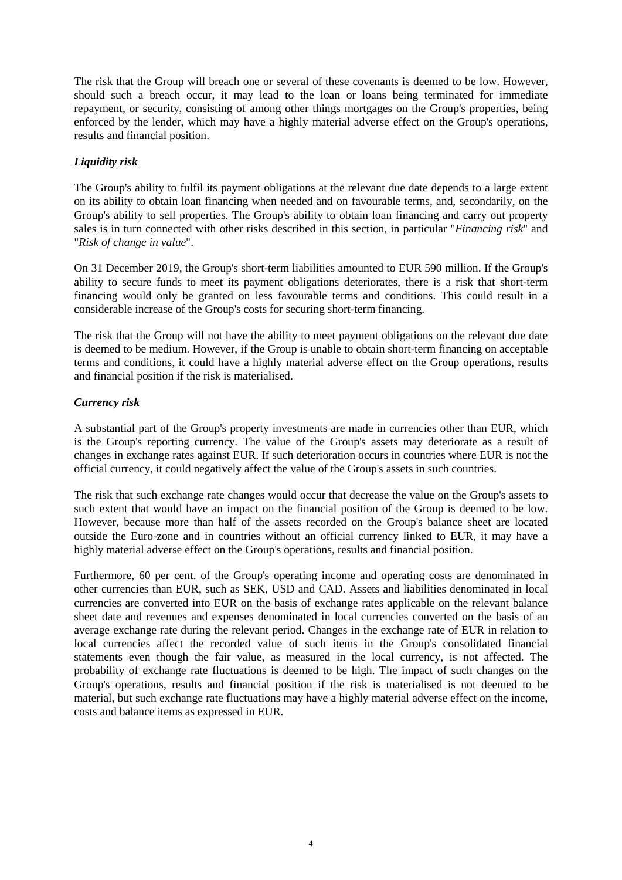The risk that the Group will breach one or several of these covenants is deemed to be low. However, should such a breach occur, it may lead to the loan or loans being terminated for immediate repayment, or security, consisting of among other things mortgages on the Group's properties, being enforced by the lender, which may have a highly material adverse effect on the Group's operations, results and financial position.

***Liquidity risk***

The Group's ability to fulfil its payment obligations at the relevant due date depends to a large extent on its ability to obtain loan financing when needed and on favourable terms, and, secondarily, on the Group's ability to sell properties. The Group's ability to obtain loan financing and carry out property sales is in turn connected with other risks described in this section, in particular "*Financing risk*" and "*Risk of change in value*".

On 31 December 2019, the Group's short-term liabilities amounted to EUR 590 million. If the Group's ability to secure funds to meet its payment obligations deteriorates, there is a risk that short-term financing would only be granted on less favourable terms and conditions. This could result in a considerable increase of the Group's costs for securing short-term financing.

The risk that the Group will not have the ability to meet payment obligations on the relevant due date is deemed to be medium. However, if the Group is unable to obtain short-term financing on acceptable terms and conditions, it could have a highly material adverse effect on the Group operations, results and financial position if the risk is materialised.

***Currency risk***

A substantial part of the Group's property investments are made in currencies other than EUR, which is the Group's reporting currency. The value of the Group's assets may deteriorate as a result of changes in exchange rates against EUR. If such deterioration occurs in countries where EUR is not the official currency, it could negatively affect the value of the Group's assets in such countries.

The risk that such exchange rate changes would occur that decrease the value on the Group's assets to such extent that would have an impact on the financial position of the Group is deemed to be low. However, because more than half of the assets recorded on the Group's balance sheet are located outside the Euro-zone and in countries without an official currency linked to EUR, it may have a highly material adverse effect on the Group's operations, results and financial position.

Furthermore, 60 per cent. of the Group's operating income and operating costs are denominated in other currencies than EUR, such as SEK, USD and CAD. Assets and liabilities denominated in local currencies are converted into EUR on the basis of exchange rates applicable on the relevant balance sheet date and revenues and expenses denominated in local currencies converted on the basis of an average exchange rate during the relevant period. Changes in the exchange rate of EUR in relation to local currencies affect the recorded value of such items in the Group's consolidated financial statements even though the fair value, as measured in the local currency, is not affected. The probability of exchange rate fluctuations is deemed to be high. The impact of such changes on the Group's operations, results and financial position if the risk is materialised is not deemed to be material, but such exchange rate fluctuations may have a highly material adverse effect on the income, costs and balance items as expressed in EUR.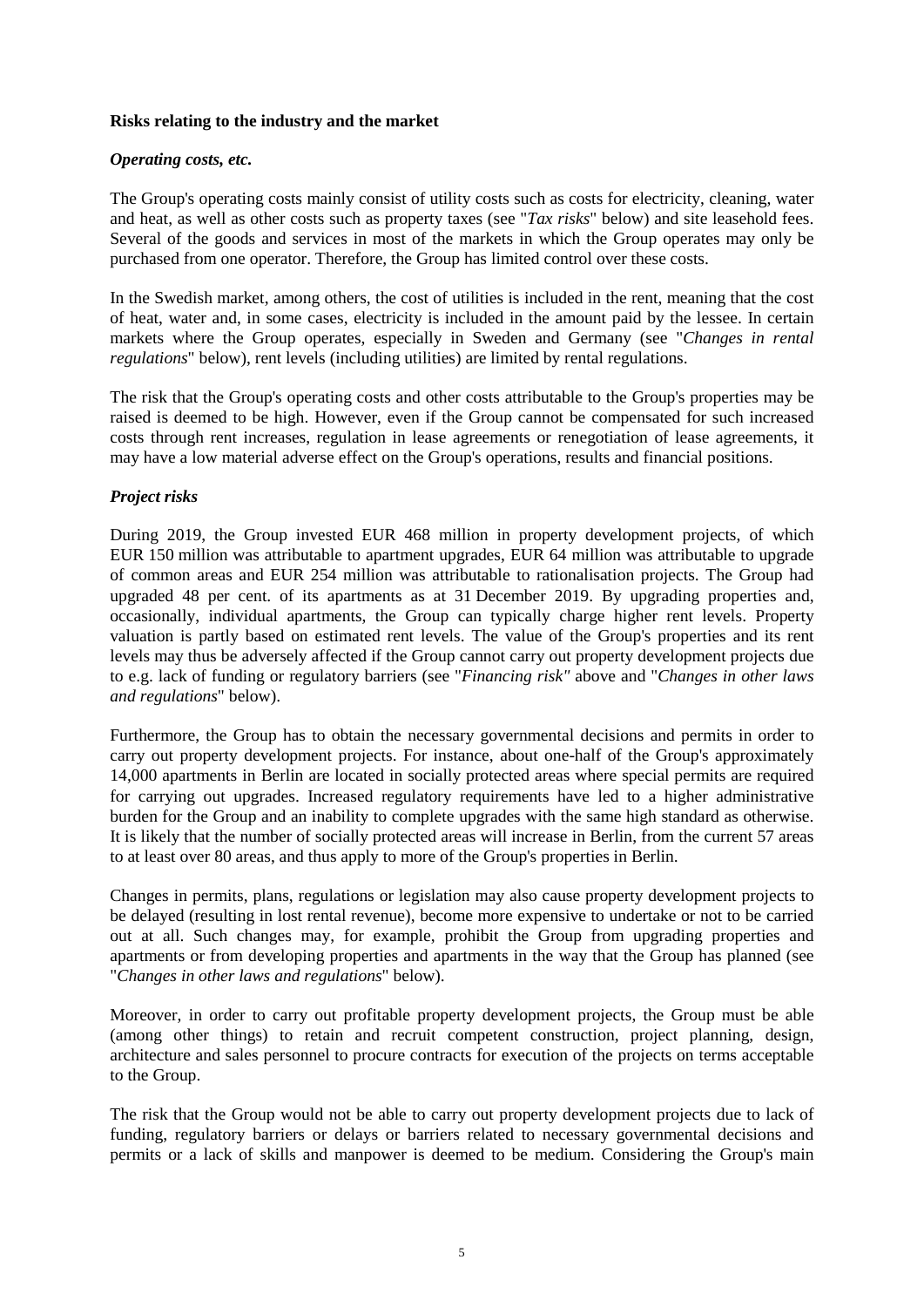**Risks relating to the industry and the market**

***Operating costs, etc.***

The Group's operating costs mainly consist of utility costs such as costs for electricity, cleaning, water and heat, as well as other costs such as property taxes (see "*Tax risks*" below) and site leasehold fees. Several of the goods and services in most of the markets in which the Group operates may only be purchased from one operator. Therefore, the Group has limited control over these costs.

In the Swedish market, among others, the cost of utilities is included in the rent, meaning that the cost of heat, water and, in some cases, electricity is included in the amount paid by the lessee. In certain markets where the Group operates, especially in Sweden and Germany (see "*Changes in rental regulations*" below), rent levels (including utilities) are limited by rental regulations.

The risk that the Group's operating costs and other costs attributable to the Group's properties may be raised is deemed to be high. However, even if the Group cannot be compensated for such increased costs through rent increases, regulation in lease agreements or renegotiation of lease agreements, it may have a low material adverse effect on the Group's operations, results and financial positions.

***Project risks***

During 2019, the Group invested EUR 468 million in property development projects, of which EUR 150 million was attributable to apartment upgrades, EUR 64 million was attributable to upgrade of common areas and EUR 254 million was attributable to rationalisation projects. The Group had upgraded 48 per cent. of its apartments as at 31 December 2019. By upgrading properties and, occasionally, individual apartments, the Group can typically charge higher rent levels. Property valuation is partly based on estimated rent levels. The value of the Group's properties and its rent levels may thus be adversely affected if the Group cannot carry out property development projects due to e.g. lack of funding or regulatory barriers (see "*Financing risk"* above and "*Changes in other laws and regulations*" below).

Furthermore, the Group has to obtain the necessary governmental decisions and permits in order to carry out property development projects. For instance, about one-half of the Group's approximately 14,000 apartments in Berlin are located in socially protected areas where special permits are required for carrying out upgrades. Increased regulatory requirements have led to a higher administrative burden for the Group and an inability to complete upgrades with the same high standard as otherwise. It is likely that the number of socially protected areas will increase in Berlin, from the current 57 areas to at least over 80 areas, and thus apply to more of the Group's properties in Berlin.

Changes in permits, plans, regulations or legislation may also cause property development projects to be delayed (resulting in lost rental revenue), become more expensive to undertake or not to be carried out at all. Such changes may, for example, prohibit the Group from upgrading properties and apartments or from developing properties and apartments in the way that the Group has planned (see "*Changes in other laws and regulations*" below).

Moreover, in order to carry out profitable property development projects, the Group must be able (among other things) to retain and recruit competent construction, project planning, design, architecture and sales personnel to procure contracts for execution of the projects on terms acceptable to the Group.

The risk that the Group would not be able to carry out property development projects due to lack of funding, regulatory barriers or delays or barriers related to necessary governmental decisions and permits or a lack of skills and manpower is deemed to be medium. Considering the Group's main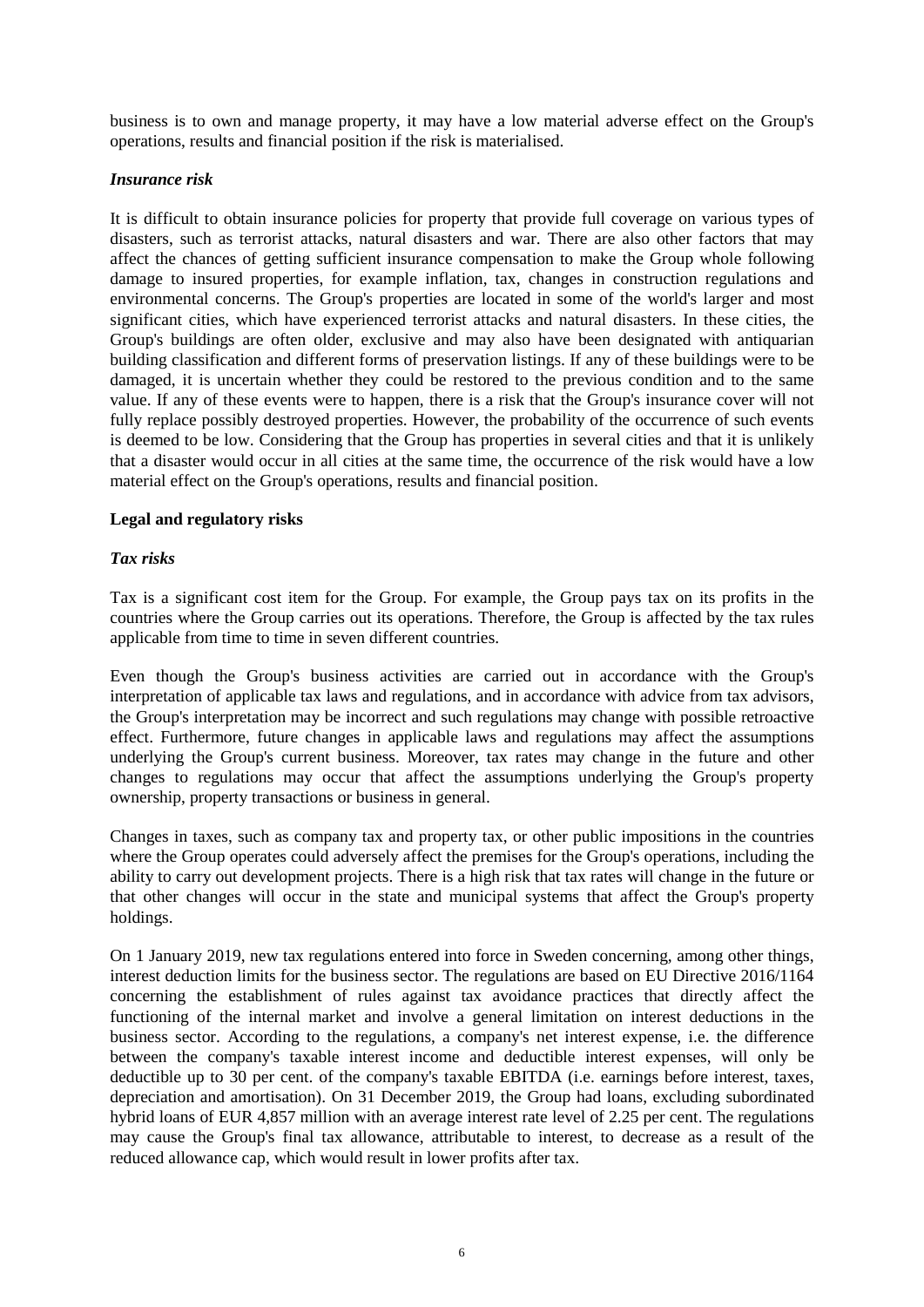business is to own and manage property, it may have a low material adverse effect on the Group's operations, results and financial position if the risk is materialised.

### *Insurance risk*

It is difficult to obtain insurance policies for property that provide full coverage on various types of disasters, such as terrorist attacks, natural disasters and war. There are also other factors that may affect the chances of getting sufficient insurance compensation to make the Group whole following damage to insured properties, for example inflation, tax, changes in construction regulations and environmental concerns. The Group's properties are located in some of the world's larger and most significant cities, which have experienced terrorist attacks and natural disasters. In these cities, the Group's buildings are often older, exclusive and may also have been designated with antiquarian building classification and different forms of preservation listings. If any of these buildings were to be damaged, it is uncertain whether they could be restored to the previous condition and to the same value. If any of these events were to happen, there is a risk that the Group's insurance cover will not fully replace possibly destroyed properties. However, the probability of the occurrence of such events is deemed to be low. Considering that the Group has properties in several cities and that it is unlikely that a disaster would occur in all cities at the same time, the occurrence of the risk would have a low material effect on the Group's operations, results and financial position.

## **Legal and regulatory risks**

### *Tax risks*

Tax is a significant cost item for the Group. For example, the Group pays tax on its profits in the countries where the Group carries out its operations. Therefore, the Group is affected by the tax rules applicable from time to time in seven different countries.

Even though the Group's business activities are carried out in accordance with the Group's interpretation of applicable tax laws and regulations, and in accordance with advice from tax advisors, the Group's interpretation may be incorrect and such regulations may change with possible retroactive effect. Furthermore, future changes in applicable laws and regulations may affect the assumptions underlying the Group's current business. Moreover, tax rates may change in the future and other changes to regulations may occur that affect the assumptions underlying the Group's property ownership, property transactions or business in general.

Changes in taxes, such as company tax and property tax, or other public impositions in the countries where the Group operates could adversely affect the premises for the Group's operations, including the ability to carry out development projects. There is a high risk that tax rates will change in the future or that other changes will occur in the state and municipal systems that affect the Group's property holdings.

On 1 January 2019, new tax regulations entered into force in Sweden concerning, among other things, interest deduction limits for the business sector. The regulations are based on EU Directive 2016/1164 concerning the establishment of rules against tax avoidance practices that directly affect the functioning of the internal market and involve a general limitation on interest deductions in the business sector. According to the regulations, a company's net interest expense, i.e. the difference between the company's taxable interest income and deductible interest expenses, will only be deductible up to 30 per cent. of the company's taxable EBITDA (i.e. earnings before interest, taxes, depreciation and amortisation). On 31 December 2019, the Group had loans, excluding subordinated hybrid loans of EUR 4,857 million with an average interest rate level of 2.25 per cent. The regulations may cause the Group's final tax allowance, attributable to interest, to decrease as a result of the reduced allowance cap, which would result in lower profits after tax.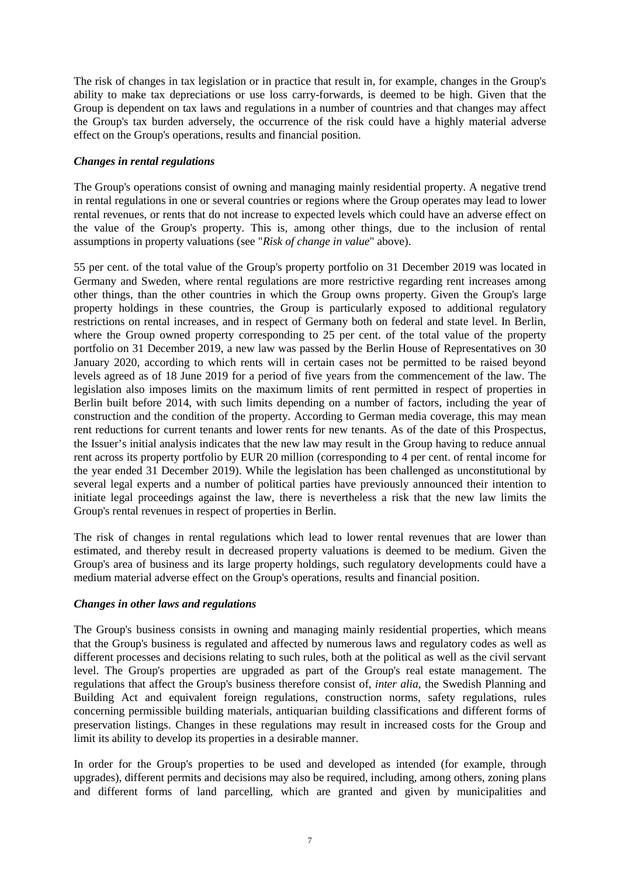The risk of changes in tax legislation or in practice that result in, for example, changes in the Group's ability to make tax depreciations or use loss carry-forwards, is deemed to be high. Given that the Group is dependent on tax laws and regulations in a number of countries and that changes may affect the Group's tax burden adversely, the occurrence of the risk could have a highly material adverse effect on the Group's operations, results and financial position.

***Changes in rental regulations***

The Group's operations consist of owning and managing mainly residential property. A negative trend in rental regulations in one or several countries or regions where the Group operates may lead to lower rental revenues, or rents that do not increase to expected levels which could have an adverse effect on the value of the Group's property. This is, among other things, due to the inclusion of rental assumptions in property valuations (see "*Risk of change in value*" above).

55 per cent. of the total value of the Group's property portfolio on 31 December 2019 was located in Germany and Sweden, where rental regulations are more restrictive regarding rent increases among other things, than the other countries in which the Group owns property. Given the Group's large property holdings in these countries, the Group is particularly exposed to additional regulatory restrictions on rental increases, and in respect of Germany both on federal and state level. In Berlin, where the Group owned property corresponding to 25 per cent. of the total value of the property portfolio on 31 December 2019, a new law was passed by the Berlin House of Representatives on 30 January 2020, according to which rents will in certain cases not be permitted to be raised beyond levels agreed as of 18 June 2019 for a period of five years from the commencement of the law. The legislation also imposes limits on the maximum limits of rent permitted in respect of properties in Berlin built before 2014, with such limits depending on a number of factors, including the year of construction and the condition of the property. According to German media coverage, this may mean rent reductions for current tenants and lower rents for new tenants. As of the date of this Prospectus, the Issuer's initial analysis indicates that the new law may result in the Group having to reduce annual rent across its property portfolio by EUR 20 million (corresponding to 4 per cent. of rental income for the year ended 31 December 2019). While the legislation has been challenged as unconstitutional by several legal experts and a number of political parties have previously announced their intention to initiate legal proceedings against the law, there is nevertheless a risk that the new law limits the Group's rental revenues in respect of properties in Berlin.

The risk of changes in rental regulations which lead to lower rental revenues that are lower than estimated, and thereby result in decreased property valuations is deemed to be medium. Given the Group's area of business and its large property holdings, such regulatory developments could have a medium material adverse effect on the Group's operations, results and financial position.

***Changes in other laws and regulations***

The Group's business consists in owning and managing mainly residential properties, which means that the Group's business is regulated and affected by numerous laws and regulatory codes as well as different processes and decisions relating to such rules, both at the political as well as the civil servant level. The Group's properties are upgraded as part of the Group's real estate management. The regulations that affect the Group's business therefore consist of, *inter alia*, the Swedish Planning and Building Act and equivalent foreign regulations, construction norms, safety regulations, rules concerning permissible building materials, antiquarian building classifications and different forms of preservation listings. Changes in these regulations may result in increased costs for the Group and limit its ability to develop its properties in a desirable manner.

In order for the Group's properties to be used and developed as intended (for example, through upgrades), different permits and decisions may also be required, including, among others, zoning plans and different forms of land parcelling, which are granted and given by municipalities and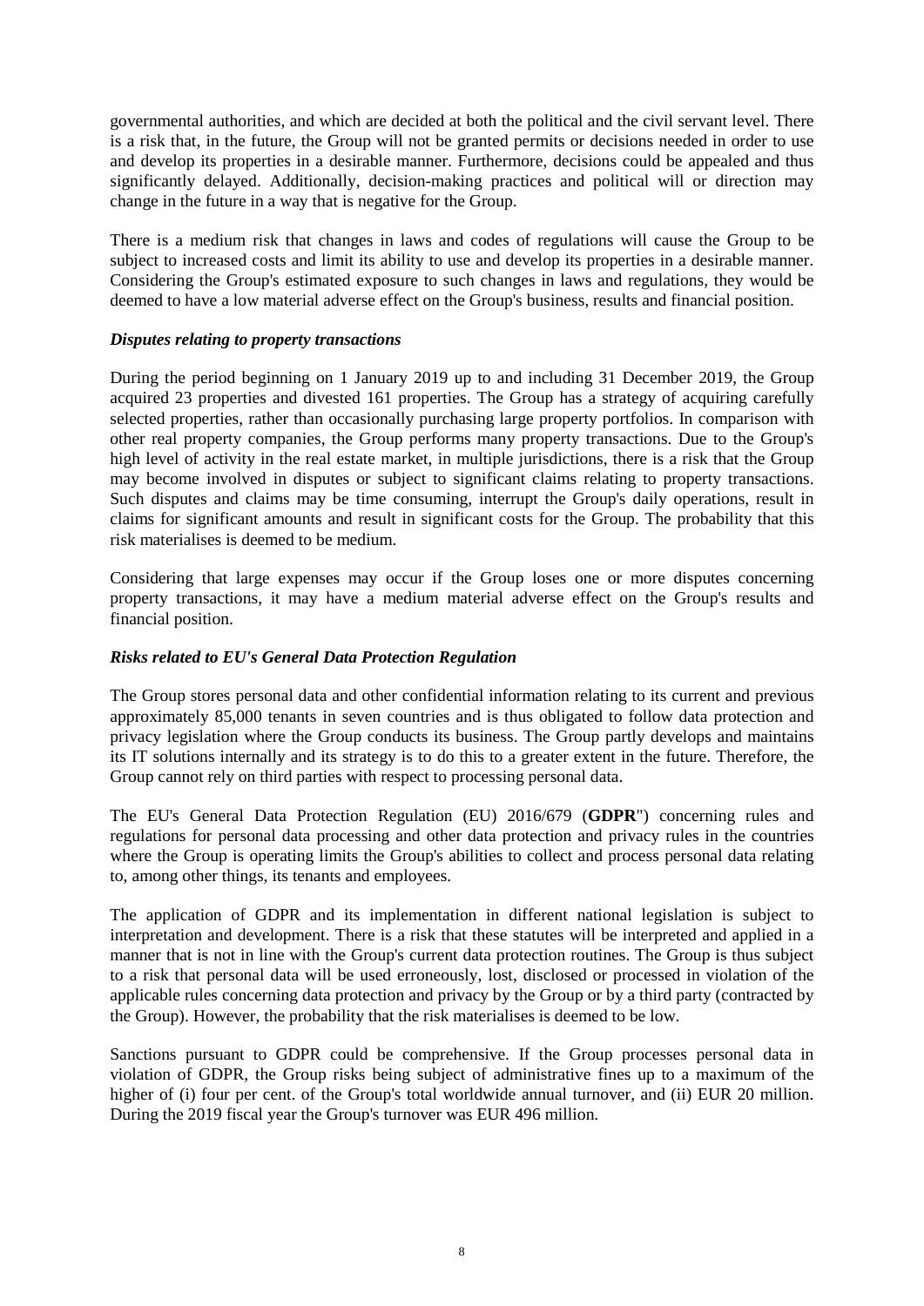governmental authorities, and which are decided at both the political and the civil servant level. There is a risk that, in the future, the Group will not be granted permits or decisions needed in order to use and develop its properties in a desirable manner. Furthermore, decisions could be appealed and thus significantly delayed. Additionally, decision-making practices and political will or direction may change in the future in a way that is negative for the Group.

There is a medium risk that changes in laws and codes of regulations will cause the Group to be subject to increased costs and limit its ability to use and develop its properties in a desirable manner. Considering the Group's estimated exposure to such changes in laws and regulations, they would be deemed to have a low material adverse effect on the Group's business, results and financial position.

***Disputes relating to property transactions***

During the period beginning on 1 January 2019 up to and including 31 December 2019, the Group acquired 23 properties and divested 161 properties. The Group has a strategy of acquiring carefully selected properties, rather than occasionally purchasing large property portfolios. In comparison with other real property companies, the Group performs many property transactions. Due to the Group's high level of activity in the real estate market, in multiple jurisdictions, there is a risk that the Group may become involved in disputes or subject to significant claims relating to property transactions. Such disputes and claims may be time consuming, interrupt the Group's daily operations, result in claims for significant amounts and result in significant costs for the Group. The probability that this risk materialises is deemed to be medium.

Considering that large expenses may occur if the Group loses one or more disputes concerning property transactions, it may have a medium material adverse effect on the Group's results and financial position.

***Risks related to EU's General Data Protection Regulation***

The Group stores personal data and other confidential information relating to its current and previous approximately 85,000 tenants in seven countries and is thus obligated to follow data protection and privacy legislation where the Group conducts its business. The Group partly develops and maintains its IT solutions internally and its strategy is to do this to a greater extent in the future. Therefore, the Group cannot rely on third parties with respect to processing personal data.

The EU's General Data Protection Regulation (EU) 2016/679 ("**GDPR**") concerning rules and regulations for personal data processing and other data protection and privacy rules in the countries where the Group is operating limits the Group's abilities to collect and process personal data relating to, among other things, its tenants and employees.

The application of GDPR and its implementation in different national legislation is subject to interpretation and development. There is a risk that these statutes will be interpreted and applied in a manner that is not in line with the Group's current data protection routines. The Group is thus subject to a risk that personal data will be used erroneously, lost, disclosed or processed in violation of the applicable rules concerning data protection and privacy by the Group or by a third party (contracted by the Group). However, the probability that the risk materialises is deemed to be low.

Sanctions pursuant to GDPR could be comprehensive. If the Group processes personal data in violation of GDPR, the Group risks being subject of administrative fines up to a maximum of the higher of (i) four per cent. of the Group's total worldwide annual turnover, and (ii) EUR 20 million. During the 2019 fiscal year the Group's turnover was EUR 496 million.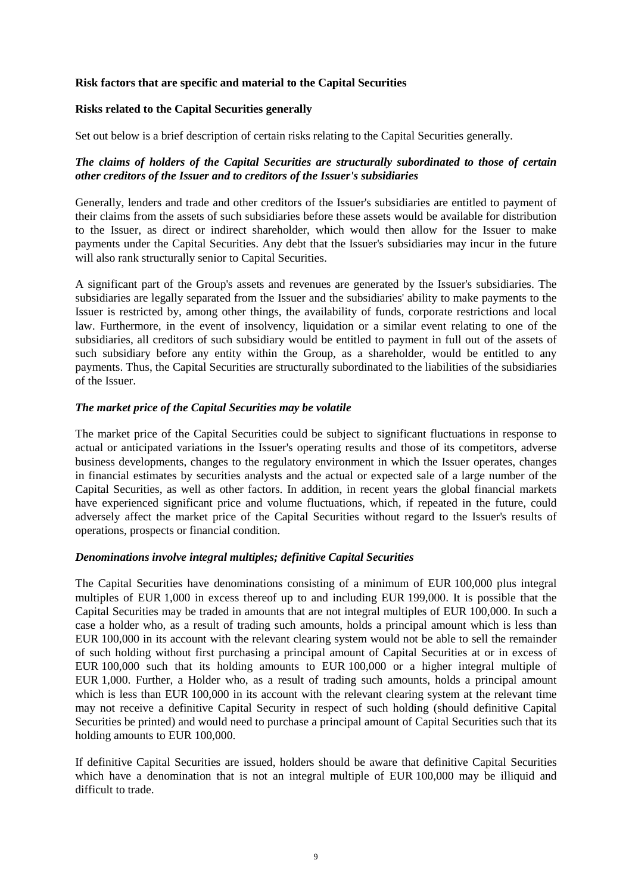**Risk factors that are specific and material to the Capital Securities**

**Risks related to the Capital Securities generally**

Set out below is a brief description of certain risks relating to the Capital Securities generally.

***The claims of holders of the Capital Securities are structurally subordinated to those of certain other creditors of the Issuer and to creditors of the Issuer's subsidiaries***

Generally, lenders and trade and other creditors of the Issuer's subsidiaries are entitled to payment of their claims from the assets of such subsidiaries before these assets would be available for distribution to the Issuer, as direct or indirect shareholder, which would then allow for the Issuer to make payments under the Capital Securities. Any debt that the Issuer's subsidiaries may incur in the future will also rank structurally senior to Capital Securities.

A significant part of the Group's assets and revenues are generated by the Issuer's subsidiaries. The subsidiaries are legally separated from the Issuer and the subsidiaries' ability to make payments to the Issuer is restricted by, among other things, the availability of funds, corporate restrictions and local law. Furthermore, in the event of insolvency, liquidation or a similar event relating to one of the subsidiaries, all creditors of such subsidiary would be entitled to payment in full out of the assets of such subsidiary before any entity within the Group, as a shareholder, would be entitled to any payments. Thus, the Capital Securities are structurally subordinated to the liabilities of the subsidiaries of the Issuer.

***The market price of the Capital Securities may be volatile***

The market price of the Capital Securities could be subject to significant fluctuations in response to actual or anticipated variations in the Issuer's operating results and those of its competitors, adverse business developments, changes to the regulatory environment in which the Issuer operates, changes in financial estimates by securities analysts and the actual or expected sale of a large number of the Capital Securities, as well as other factors. In addition, in recent years the global financial markets have experienced significant price and volume fluctuations, which, if repeated in the future, could adversely affect the market price of the Capital Securities without regard to the Issuer's results of operations, prospects or financial condition.

***Denominations involve integral multiples; definitive Capital Securities***

The Capital Securities have denominations consisting of a minimum of EUR 100,000 plus integral multiples of EUR 1,000 in excess thereof up to and including EUR 199,000. It is possible that the Capital Securities may be traded in amounts that are not integral multiples of EUR 100,000. In such a case a holder who, as a result of trading such amounts, holds a principal amount which is less than EUR 100,000 in its account with the relevant clearing system would not be able to sell the remainder of such holding without first purchasing a principal amount of Capital Securities at or in excess of EUR 100,000 such that its holding amounts to EUR 100,000 or a higher integral multiple of EUR 1,000. Further, a Holder who, as a result of trading such amounts, holds a principal amount which is less than EUR 100,000 in its account with the relevant clearing system at the relevant time may not receive a definitive Capital Security in respect of such holding (should definitive Capital Securities be printed) and would need to purchase a principal amount of Capital Securities such that its holding amounts to EUR 100,000.

If definitive Capital Securities are issued, holders should be aware that definitive Capital Securities which have a denomination that is not an integral multiple of EUR 100,000 may be illiquid and difficult to trade.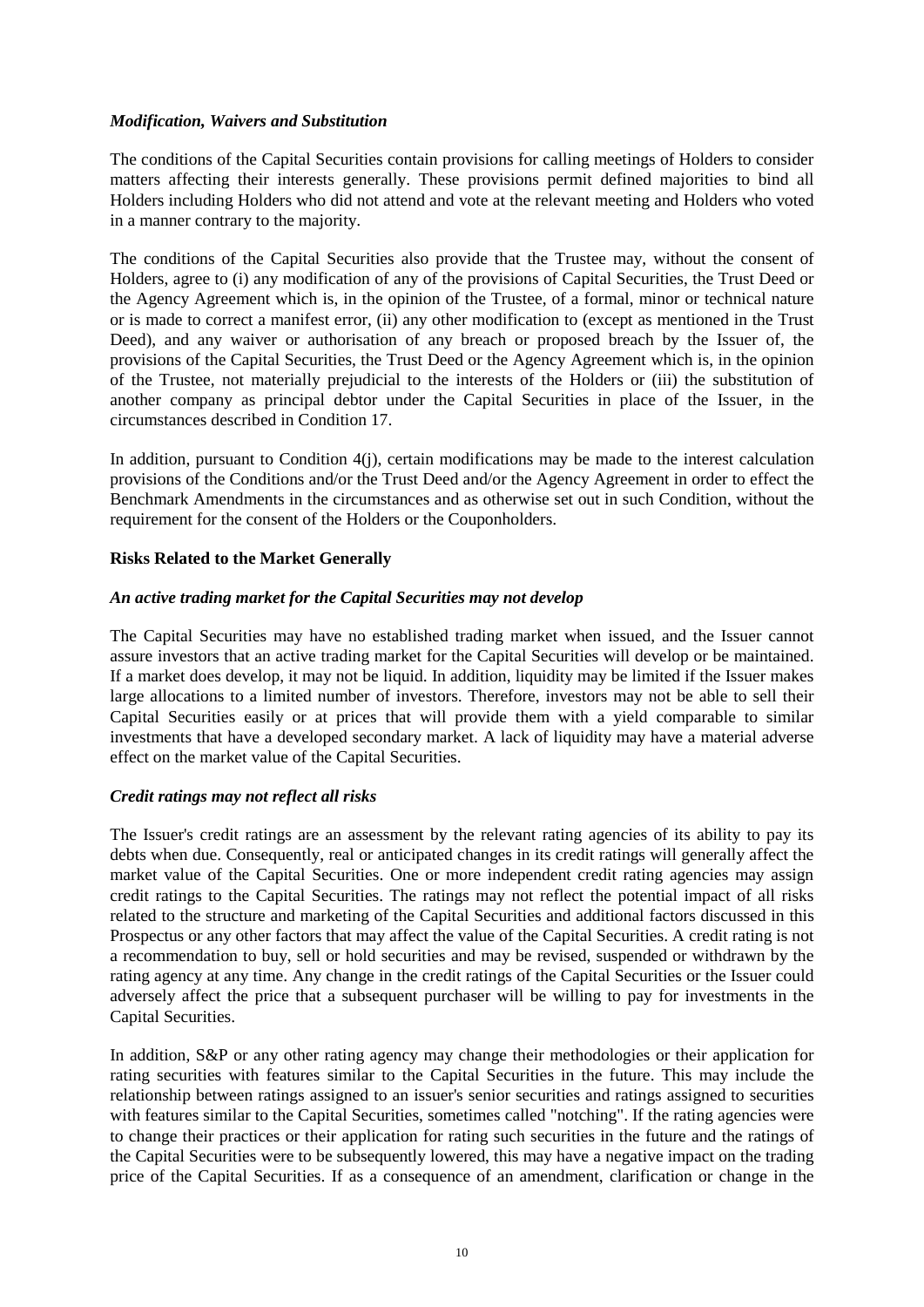### *Modification, Waivers and Substitution*

The conditions of the Capital Securities contain provisions for calling meetings of Holders to consider matters affecting their interests generally. These provisions permit defined majorities to bind all Holders including Holders who did not attend and vote at the relevant meeting and Holders who voted in a manner contrary to the majority.

The conditions of the Capital Securities also provide that the Trustee may, without the consent of Holders, agree to (i) any modification of any of the provisions of Capital Securities, the Trust Deed or the Agency Agreement which is, in the opinion of the Trustee, of a formal, minor or technical nature or is made to correct a manifest error, (ii) any other modification to (except as mentioned in the Trust Deed), and any waiver or authorisation of any breach or proposed breach by the Issuer of, the provisions of the Capital Securities, the Trust Deed or the Agency Agreement which is, in the opinion of the Trustee, not materially prejudicial to the interests of the Holders or (iii) the substitution of another company as principal debtor under the Capital Securities in place of the Issuer, in the circumstances described in Condition 17.

In addition, pursuant to Condition 4(j), certain modifications may be made to the interest calculation provisions of the Conditions and/or the Trust Deed and/or the Agency Agreement in order to effect the Benchmark Amendments in the circumstances and as otherwise set out in such Condition, without the requirement for the consent of the Holders or the Couponholders.

## Risks Related to the Market Generally

### *An active trading market for the Capital Securities may not develop*

The Capital Securities may have no established trading market when issued, and the Issuer cannot assure investors that an active trading market for the Capital Securities will develop or be maintained. If a market does develop, it may not be liquid. In addition, liquidity may be limited if the Issuer makes large allocations to a limited number of investors. Therefore, investors may not be able to sell their Capital Securities easily or at prices that will provide them with a yield comparable to similar investments that have a developed secondary market. A lack of liquidity may have a material adverse effect on the market value of the Capital Securities.

### *Credit ratings may not reflect all risks*

The Issuer's credit ratings are an assessment by the relevant rating agencies of its ability to pay its debts when due. Consequently, real or anticipated changes in its credit ratings will generally affect the market value of the Capital Securities. One or more independent credit rating agencies may assign credit ratings to the Capital Securities. The ratings may not reflect the potential impact of all risks related to the structure and marketing of the Capital Securities and additional factors discussed in this Prospectus or any other factors that may affect the value of the Capital Securities. A credit rating is not a recommendation to buy, sell or hold securities and may be revised, suspended or withdrawn by the rating agency at any time. Any change in the credit ratings of the Capital Securities or the Issuer could adversely affect the price that a subsequent purchaser will be willing to pay for investments in the Capital Securities.

In addition, S&P or any other rating agency may change their methodologies or their application for rating securities with features similar to the Capital Securities in the future. This may include the relationship between ratings assigned to an issuer's senior securities and ratings assigned to securities with features similar to the Capital Securities, sometimes called "notching". If the rating agencies were to change their practices or their application for rating such securities in the future and the ratings of the Capital Securities were to be subsequently lowered, this may have a negative impact on the trading price of the Capital Securities. If as a consequence of an amendment, clarification or change in the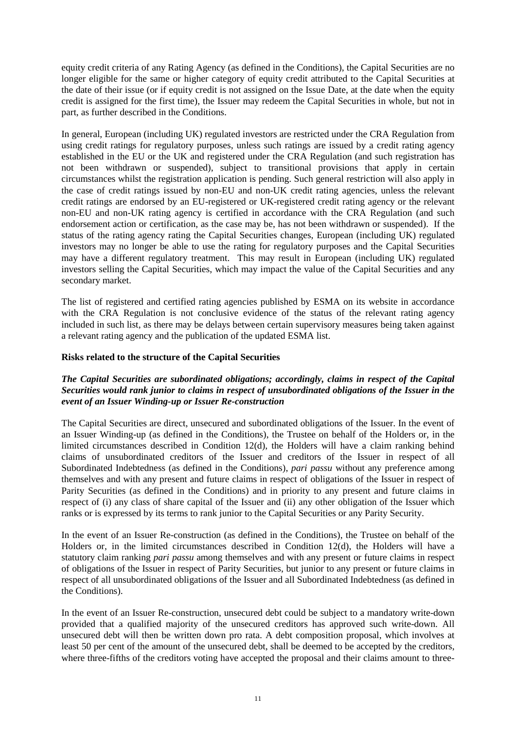equity credit criteria of any Rating Agency (as defined in the Conditions), the Capital Securities are no longer eligible for the same or higher category of equity credit attributed to the Capital Securities at the date of their issue (or if equity credit is not assigned on the Issue Date, at the date when the equity credit is assigned for the first time), the Issuer may redeem the Capital Securities in whole, but not in part, as further described in the Conditions.

In general, European (including UK) regulated investors are restricted under the CRA Regulation from using credit ratings for regulatory purposes, unless such ratings are issued by a credit rating agency established in the EU or the UK and registered under the CRA Regulation (and such registration has not been withdrawn or suspended), subject to transitional provisions that apply in certain circumstances whilst the registration application is pending. Such general restriction will also apply in the case of credit ratings issued by non-EU and non-UK credit rating agencies, unless the relevant credit ratings are endorsed by an EU-registered or UK-registered credit rating agency or the relevant non-EU and non-UK rating agency is certified in accordance with the CRA Regulation (and such endorsement action or certification, as the case may be, has not been withdrawn or suspended). If the status of the rating agency rating the Capital Securities changes, European (including UK) regulated investors may no longer be able to use the rating for regulatory purposes and the Capital Securities may have a different regulatory treatment. This may result in European (including UK) regulated investors selling the Capital Securities, which may impact the value of the Capital Securities and any secondary market.

The list of registered and certified rating agencies published by ESMA on its website in accordance with the CRA Regulation is not conclusive evidence of the status of the relevant rating agency included in such list, as there may be delays between certain supervisory measures being taken against a relevant rating agency and the publication of the updated ESMA list.

**Risks related to the structure of the Capital Securities**

***The Capital Securities are subordinated obligations; accordingly, claims in respect of the Capital Securities would rank junior to claims in respect of unsubordinated obligations of the Issuer in the event of an Issuer Winding-up or Issuer Re-construction***

The Capital Securities are direct, unsecured and subordinated obligations of the Issuer. In the event of an Issuer Winding-up (as defined in the Conditions), the Trustee on behalf of the Holders or, in the limited circumstances described in Condition 12(d), the Holders will have a claim ranking behind claims of unsubordinated creditors of the Issuer and creditors of the Issuer in respect of all Subordinated Indebtedness (as defined in the Conditions), *pari passu* without any preference among themselves and with any present and future claims in respect of obligations of the Issuer in respect of Parity Securities (as defined in the Conditions) and in priority to any present and future claims in respect of (i) any class of share capital of the Issuer and (ii) any other obligation of the Issuer which ranks or is expressed by its terms to rank junior to the Capital Securities or any Parity Security.

In the event of an Issuer Re-construction (as defined in the Conditions), the Trustee on behalf of the Holders or, in the limited circumstances described in Condition 12(d), the Holders will have a statutory claim ranking *pari passu* among themselves and with any present or future claims in respect of obligations of the Issuer in respect of Parity Securities, but junior to any present or future claims in respect of all unsubordinated obligations of the Issuer and all Subordinated Indebtedness (as defined in the Conditions).

In the event of an Issuer Re-construction, unsecured debt could be subject to a mandatory write-down provided that a qualified majority of the unsecured creditors has approved such write-down. All unsecured debt will then be written down pro rata. A debt composition proposal, which involves at least 50 per cent of the amount of the unsecured debt, shall be deemed to be accepted by the creditors, where three-fifths of the creditors voting have accepted the proposal and their claims amount to three-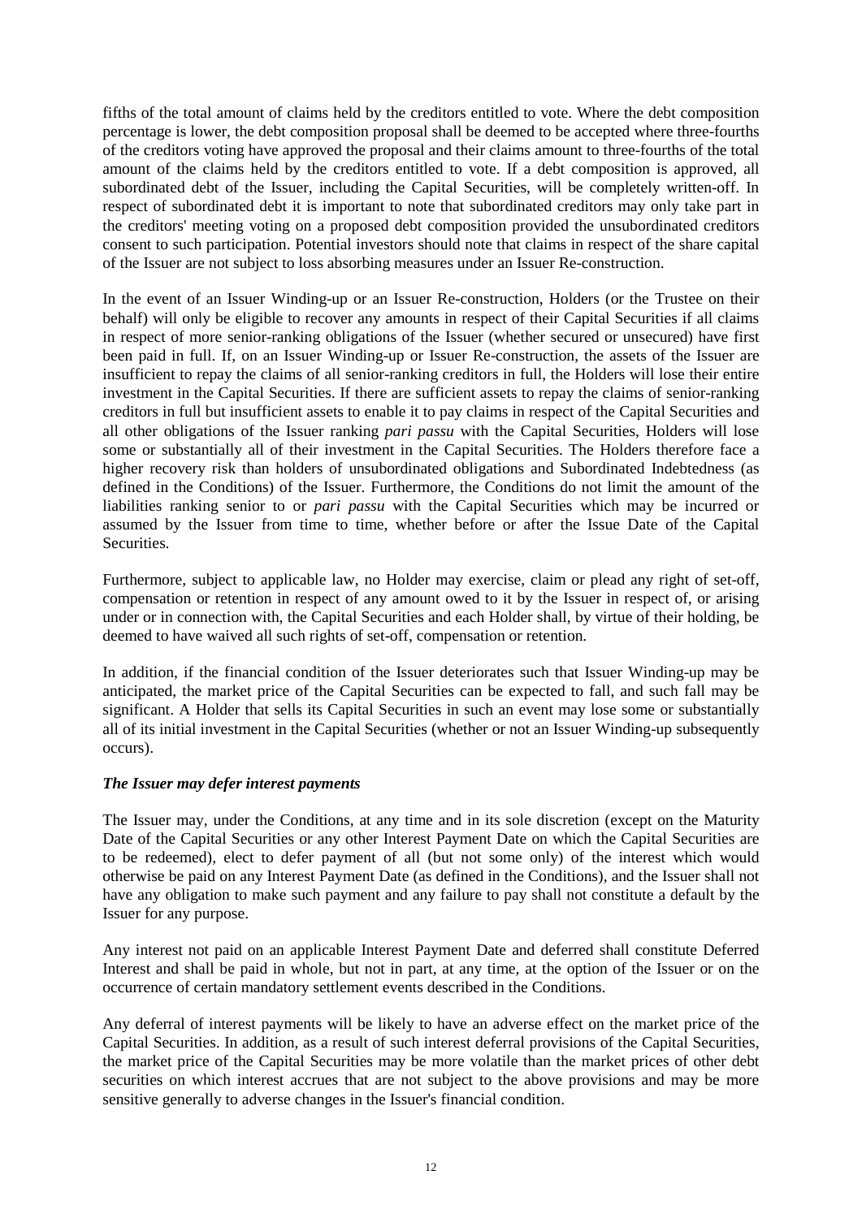fifths of the total amount of claims held by the creditors entitled to vote. Where the debt composition percentage is lower, the debt composition proposal shall be deemed to be accepted where three-fourths of the creditors voting have approved the proposal and their claims amount to three-fourths of the total amount of the claims held by the creditors entitled to vote. If a debt composition is approved, all subordinated debt of the Issuer, including the Capital Securities, will be completely written-off. In respect of subordinated debt it is important to note that subordinated creditors may only take part in the creditors' meeting voting on a proposed debt composition provided the unsubordinated creditors consent to such participation. Potential investors should note that claims in respect of the share capital of the Issuer are not subject to loss absorbing measures under an Issuer Re-construction.

In the event of an Issuer Winding-up or an Issuer Re-construction, Holders (or the Trustee on their behalf) will only be eligible to recover any amounts in respect of their Capital Securities if all claims in respect of more senior-ranking obligations of the Issuer (whether secured or unsecured) have first been paid in full. If, on an Issuer Winding-up or Issuer Re-construction, the assets of the Issuer are insufficient to repay the claims of all senior-ranking creditors in full, the Holders will lose their entire investment in the Capital Securities. If there are sufficient assets to repay the claims of senior-ranking creditors in full but insufficient assets to enable it to pay claims in respect of the Capital Securities and all other obligations of the Issuer ranking *pari passu* with the Capital Securities, Holders will lose some or substantially all of their investment in the Capital Securities. The Holders therefore face a higher recovery risk than holders of unsubordinated obligations and Subordinated Indebtedness (as defined in the Conditions) of the Issuer. Furthermore, the Conditions do not limit the amount of the liabilities ranking senior to or *pari passu* with the Capital Securities which may be incurred or assumed by the Issuer from time to time, whether before or after the Issue Date of the Capital Securities.

Furthermore, subject to applicable law, no Holder may exercise, claim or plead any right of set-off, compensation or retention in respect of any amount owed to it by the Issuer in respect of, or arising under or in connection with, the Capital Securities and each Holder shall, by virtue of their holding, be deemed to have waived all such rights of set-off, compensation or retention.

In addition, if the financial condition of the Issuer deteriorates such that Issuer Winding-up may be anticipated, the market price of the Capital Securities can be expected to fall, and such fall may be significant. A Holder that sells its Capital Securities in such an event may lose some or substantially all of its initial investment in the Capital Securities (whether or not an Issuer Winding-up subsequently occurs).

***The Issuer may defer interest payments***

The Issuer may, under the Conditions, at any time and in its sole discretion (except on the Maturity Date of the Capital Securities or any other Interest Payment Date on which the Capital Securities are to be redeemed), elect to defer payment of all (but not some only) of the interest which would otherwise be paid on any Interest Payment Date (as defined in the Conditions), and the Issuer shall not have any obligation to make such payment and any failure to pay shall not constitute a default by the Issuer for any purpose.

Any interest not paid on an applicable Interest Payment Date and deferred shall constitute Deferred Interest and shall be paid in whole, but not in part, at any time, at the option of the Issuer or on the occurrence of certain mandatory settlement events described in the Conditions.

Any deferral of interest payments will be likely to have an adverse effect on the market price of the Capital Securities. In addition, as a result of such interest deferral provisions of the Capital Securities, the market price of the Capital Securities may be more volatile than the market prices of other debt securities on which interest accrues that are not subject to the above provisions and may be more sensitive generally to adverse changes in the Issuer's financial condition.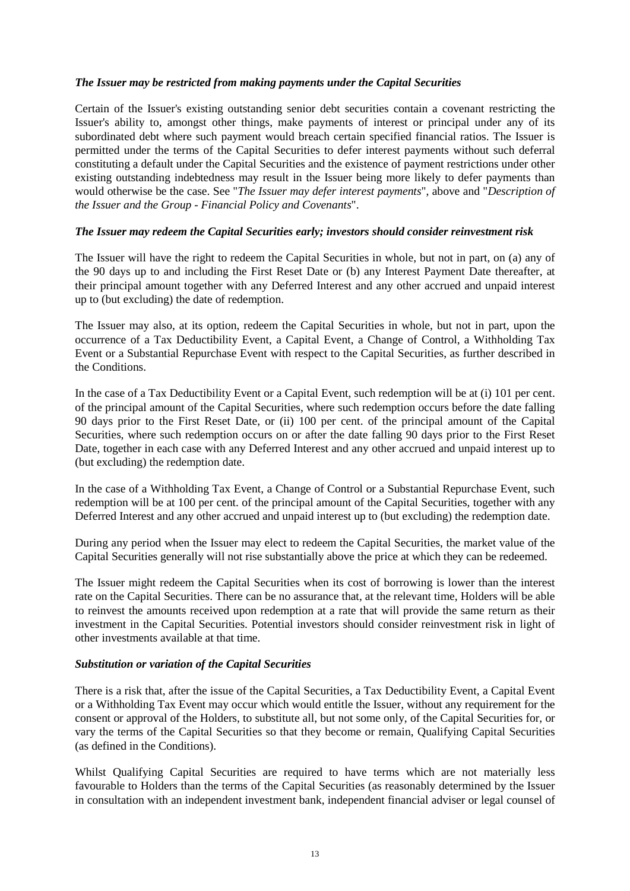***The Issuer may be restricted from making payments under the Capital Securities***

Certain of the Issuer's existing outstanding senior debt securities contain a covenant restricting the Issuer's ability to, amongst other things, make payments of interest or principal under any of its subordinated debt where such payment would breach certain specified financial ratios. The Issuer is permitted under the terms of the Capital Securities to defer interest payments without such deferral constituting a default under the Capital Securities and the existence of payment restrictions under other existing outstanding indebtedness may result in the Issuer being more likely to defer payments than would otherwise be the case. See "*The Issuer may defer interest payments*", above and "*Description of the Issuer and the Group - Financial Policy and Covenants*".

***The Issuer may redeem the Capital Securities early; investors should consider reinvestment risk***

The Issuer will have the right to redeem the Capital Securities in whole, but not in part, on (a) any of the 90 days up to and including the First Reset Date or (b) any Interest Payment Date thereafter, at their principal amount together with any Deferred Interest and any other accrued and unpaid interest up to (but excluding) the date of redemption.

The Issuer may also, at its option, redeem the Capital Securities in whole, but not in part, upon the occurrence of a Tax Deductibility Event, a Capital Event, a Change of Control, a Withholding Tax Event or a Substantial Repurchase Event with respect to the Capital Securities, as further described in the Conditions.

In the case of a Tax Deductibility Event or a Capital Event, such redemption will be at (i) 101 per cent. of the principal amount of the Capital Securities, where such redemption occurs before the date falling 90 days prior to the First Reset Date, or (ii) 100 per cent. of the principal amount of the Capital Securities, where such redemption occurs on or after the date falling 90 days prior to the First Reset Date, together in each case with any Deferred Interest and any other accrued and unpaid interest up to (but excluding) the redemption date.

In the case of a Withholding Tax Event, a Change of Control or a Substantial Repurchase Event, such redemption will be at 100 per cent. of the principal amount of the Capital Securities, together with any Deferred Interest and any other accrued and unpaid interest up to (but excluding) the redemption date.

During any period when the Issuer may elect to redeem the Capital Securities, the market value of the Capital Securities generally will not rise substantially above the price at which they can be redeemed.

The Issuer might redeem the Capital Securities when its cost of borrowing is lower than the interest rate on the Capital Securities. There can be no assurance that, at the relevant time, Holders will be able to reinvest the amounts received upon redemption at a rate that will provide the same return as their investment in the Capital Securities. Potential investors should consider reinvestment risk in light of other investments available at that time.

***Substitution or variation of the Capital Securities***

There is a risk that, after the issue of the Capital Securities, a Tax Deductibility Event, a Capital Event or a Withholding Tax Event may occur which would entitle the Issuer, without any requirement for the consent or approval of the Holders, to substitute all, but not some only, of the Capital Securities for, or vary the terms of the Capital Securities so that they become or remain, Qualifying Capital Securities (as defined in the Conditions).

Whilst Qualifying Capital Securities are required to have terms which are not materially less favourable to Holders than the terms of the Capital Securities (as reasonably determined by the Issuer in consultation with an independent investment bank, independent financial adviser or legal counsel of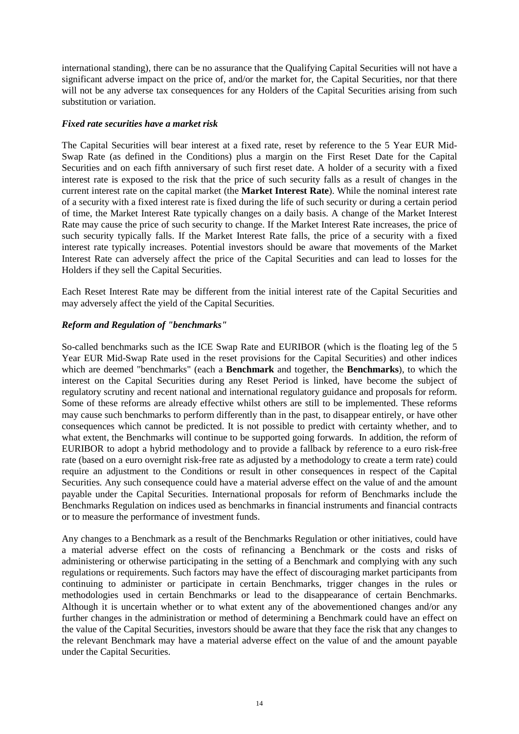international standing), there can be no assurance that the Qualifying Capital Securities will not have a significant adverse impact on the price of, and/or the market for, the Capital Securities, nor that there will not be any adverse tax consequences for any Holders of the Capital Securities arising from such substitution or variation.

***Fixed rate securities have a market risk***

The Capital Securities will bear interest at a fixed rate, reset by reference to the 5 Year EUR Mid-Swap Rate (as defined in the Conditions) plus a margin on the First Reset Date for the Capital Securities and on each fifth anniversary of such first reset date. A holder of a security with a fixed interest rate is exposed to the risk that the price of such security falls as a result of changes in the current interest rate on the capital market (the **Market Interest Rate**). While the nominal interest rate of a security with a fixed interest rate is fixed during the life of such security or during a certain period of time, the Market Interest Rate typically changes on a daily basis. A change of the Market Interest Rate may cause the price of such security to change. If the Market Interest Rate increases, the price of such security typically falls. If the Market Interest Rate falls, the price of a security with a fixed interest rate typically increases. Potential investors should be aware that movements of the Market Interest Rate can adversely affect the price of the Capital Securities and can lead to losses for the Holders if they sell the Capital Securities.

Each Reset Interest Rate may be different from the initial interest rate of the Capital Securities and may adversely affect the yield of the Capital Securities.

***Reform and Regulation of "benchmarks"***

So-called benchmarks such as the ICE Swap Rate and EURIBOR (which is the floating leg of the 5 Year EUR Mid-Swap Rate used in the reset provisions for the Capital Securities) and other indices which are deemed "benchmarks" (each a **Benchmark** and together, the **Benchmarks**), to which the interest on the Capital Securities during any Reset Period is linked, have become the subject of regulatory scrutiny and recent national and international regulatory guidance and proposals for reform. Some of these reforms are already effective whilst others are still to be implemented. These reforms may cause such benchmarks to perform differently than in the past, to disappear entirely, or have other consequences which cannot be predicted. It is not possible to predict with certainty whether, and to what extent, the Benchmarks will continue to be supported going forwards. In addition, the reform of EURIBOR to adopt a hybrid methodology and to provide a fallback by reference to a euro risk-free rate (based on a euro overnight risk-free rate as adjusted by a methodology to create a term rate) could require an adjustment to the Conditions or result in other consequences in respect of the Capital Securities. Any such consequence could have a material adverse effect on the value of and the amount payable under the Capital Securities. International proposals for reform of Benchmarks include the Benchmarks Regulation on indices used as benchmarks in financial instruments and financial contracts or to measure the performance of investment funds.

Any changes to a Benchmark as a result of the Benchmarks Regulation or other initiatives, could have a material adverse effect on the costs of refinancing a Benchmark or the costs and risks of administering or otherwise participating in the setting of a Benchmark and complying with any such regulations or requirements. Such factors may have the effect of discouraging market participants from continuing to administer or participate in certain Benchmarks, trigger changes in the rules or methodologies used in certain Benchmarks or lead to the disappearance of certain Benchmarks. Although it is uncertain whether or to what extent any of the abovementioned changes and/or any further changes in the administration or method of determining a Benchmark could have an effect on the value of the Capital Securities, investors should be aware that they face the risk that any changes to the relevant Benchmark may have a material adverse effect on the value of and the amount payable under the Capital Securities.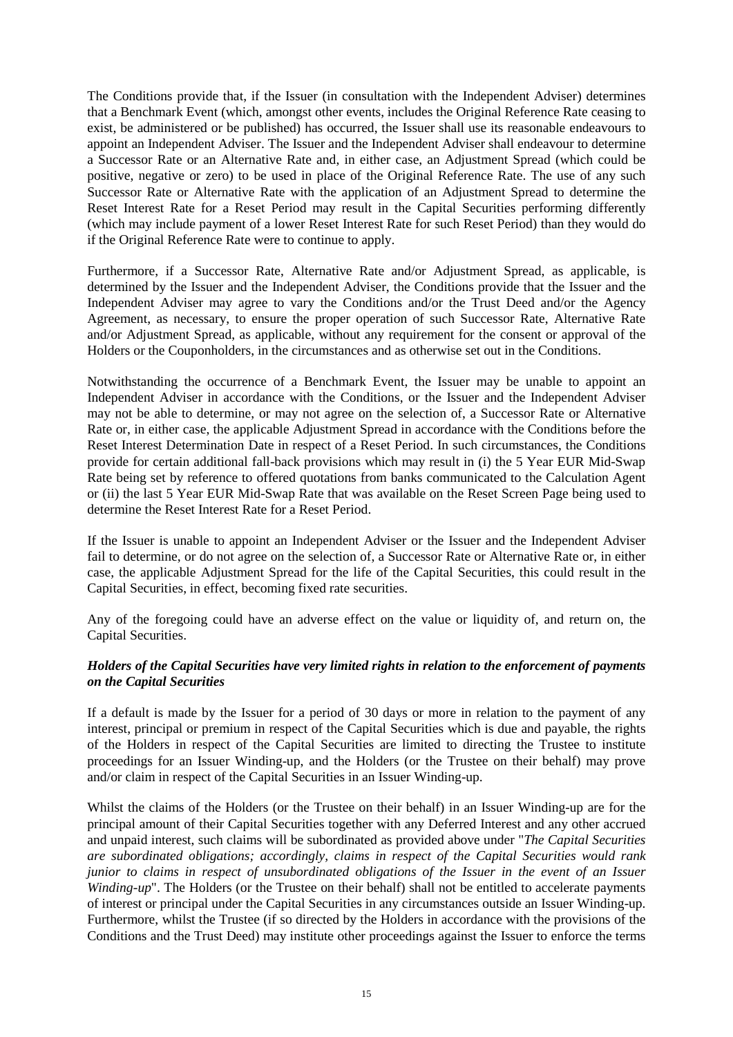The Conditions provide that, if the Issuer (in consultation with the Independent Adviser) determines that a Benchmark Event (which, amongst other events, includes the Original Reference Rate ceasing to exist, be administered or be published) has occurred, the Issuer shall use its reasonable endeavours to appoint an Independent Adviser. The Issuer and the Independent Adviser shall endeavour to determine a Successor Rate or an Alternative Rate and, in either case, an Adjustment Spread (which could be positive, negative or zero) to be used in place of the Original Reference Rate. The use of any such Successor Rate or Alternative Rate with the application of an Adjustment Spread to determine the Reset Interest Rate for a Reset Period may result in the Capital Securities performing differently (which may include payment of a lower Reset Interest Rate for such Reset Period) than they would do if the Original Reference Rate were to continue to apply.

Furthermore, if a Successor Rate, Alternative Rate and/or Adjustment Spread, as applicable, is determined by the Issuer and the Independent Adviser, the Conditions provide that the Issuer and the Independent Adviser may agree to vary the Conditions and/or the Trust Deed and/or the Agency Agreement, as necessary, to ensure the proper operation of such Successor Rate, Alternative Rate and/or Adjustment Spread, as applicable, without any requirement for the consent or approval of the Holders or the Couponholders, in the circumstances and as otherwise set out in the Conditions.

Notwithstanding the occurrence of a Benchmark Event, the Issuer may be unable to appoint an Independent Adviser in accordance with the Conditions, or the Issuer and the Independent Adviser may not be able to determine, or may not agree on the selection of, a Successor Rate or Alternative Rate or, in either case, the applicable Adjustment Spread in accordance with the Conditions before the Reset Interest Determination Date in respect of a Reset Period. In such circumstances, the Conditions provide for certain additional fall-back provisions which may result in (i) the 5 Year EUR Mid-Swap Rate being set by reference to offered quotations from banks communicated to the Calculation Agent or (ii) the last 5 Year EUR Mid-Swap Rate that was available on the Reset Screen Page being used to determine the Reset Interest Rate for a Reset Period.

If the Issuer is unable to appoint an Independent Adviser or the Issuer and the Independent Adviser fail to determine, or do not agree on the selection of, a Successor Rate or Alternative Rate or, in either case, the applicable Adjustment Spread for the life of the Capital Securities, this could result in the Capital Securities, in effect, becoming fixed rate securities.

Any of the foregoing could have an adverse effect on the value or liquidity of, and return on, the Capital Securities.

***Holders of the Capital Securities have very limited rights in relation to the enforcement of payments on the Capital Securities***

If a default is made by the Issuer for a period of 30 days or more in relation to the payment of any interest, principal or premium in respect of the Capital Securities which is due and payable, the rights of the Holders in respect of the Capital Securities are limited to directing the Trustee to institute proceedings for an Issuer Winding-up, and the Holders (or the Trustee on their behalf) may prove and/or claim in respect of the Capital Securities in an Issuer Winding-up.

Whilst the claims of the Holders (or the Trustee on their behalf) in an Issuer Winding-up are for the principal amount of their Capital Securities together with any Deferred Interest and any other accrued and unpaid interest, such claims will be subordinated as provided above under "*The Capital Securities are subordinated obligations; accordingly, claims in respect of the Capital Securities would rank junior to claims in respect of unsubordinated obligations of the Issuer in the event of an Issuer Winding-up*". The Holders (or the Trustee on their behalf) shall not be entitled to accelerate payments of interest or principal under the Capital Securities in any circumstances outside an Issuer Winding-up. Furthermore, whilst the Trustee (if so directed by the Holders in accordance with the provisions of the Conditions and the Trust Deed) may institute other proceedings against the Issuer to enforce the terms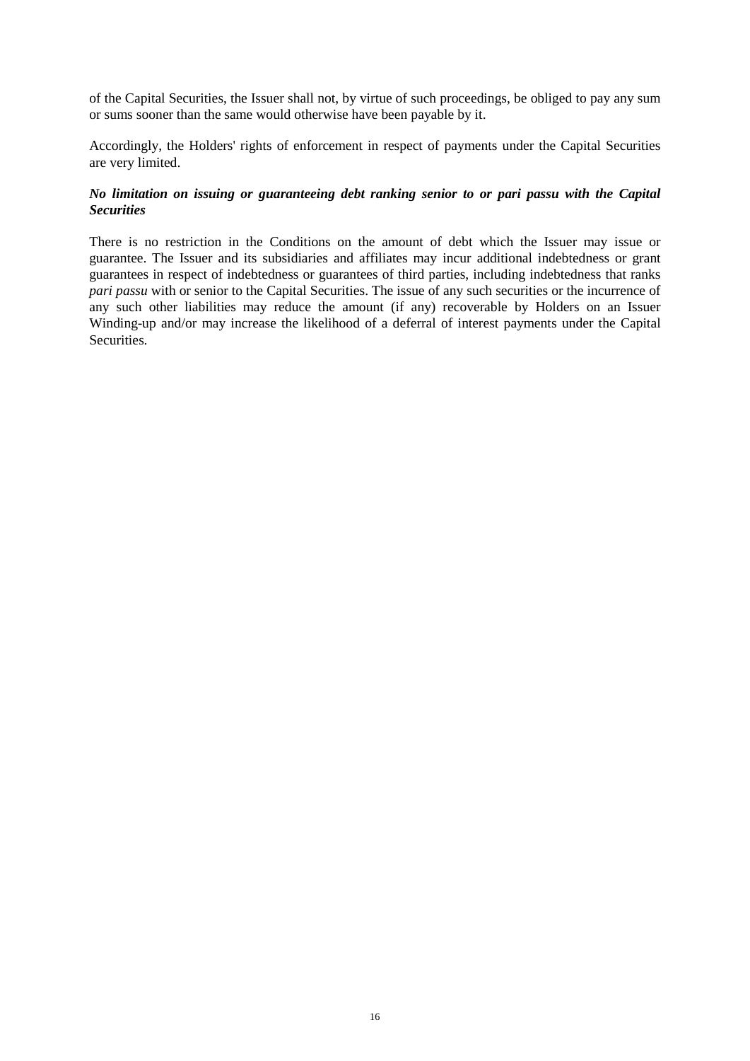of the Capital Securities, the Issuer shall not, by virtue of such proceedings, be obliged to pay any sum or sums sooner than the same would otherwise have been payable by it.

Accordingly, the Holders' rights of enforcement in respect of payments under the Capital Securities are very limited.

***No limitation on issuing or guaranteeing debt ranking senior to or pari passu with the Capital Securities***

There is no restriction in the Conditions on the amount of debt which the Issuer may issue or guarantee. The Issuer and its subsidiaries and affiliates may incur additional indebtedness or grant guarantees in respect of indebtedness or guarantees of third parties, including indebtedness that ranks *pari passu* with or senior to the Capital Securities. The issue of any such securities or the incurrence of any such other liabilities may reduce the amount (if any) recoverable by Holders on an Issuer Winding-up and/or may increase the likelihood of a deferral of interest payments under the Capital Securities.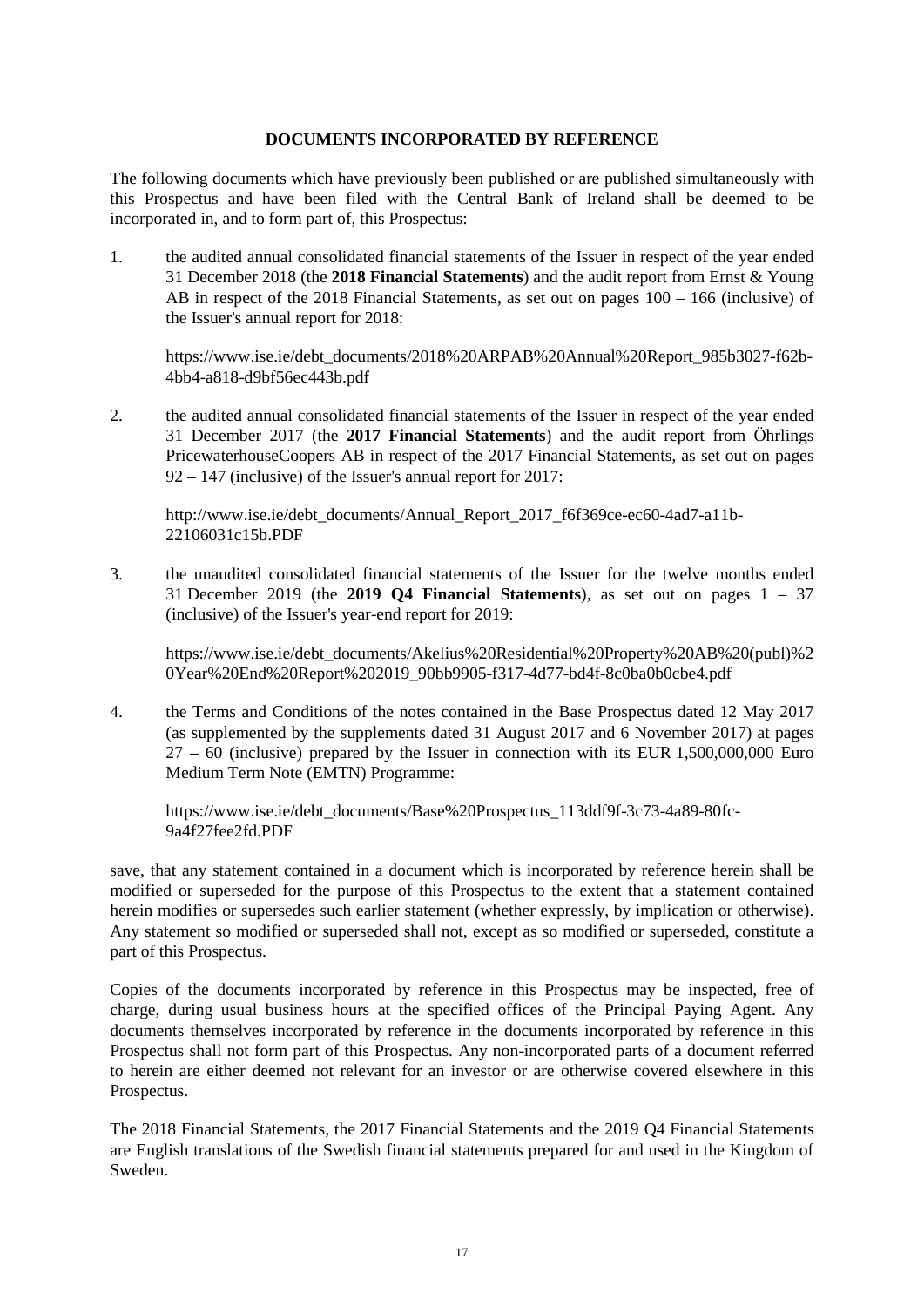## DOCUMENTS INCORPORATED BY REFERENCE

The following documents which have previously been published or are published simultaneously with this Prospectus and have been filed with the Central Bank of Ireland shall be deemed to be incorporated in, and to form part of, this Prospectus:

1. the audited annual consolidated financial statements of the Issuer in respect of the year ended 31 December 2018 (the **2018 Financial Statements**) and the audit report from Ernst & Young AB in respect of the 2018 Financial Statements, as set out on pages 100 – 166 (inclusive) of the Issuer's annual report for 2018:

   https://www.ise.ie/debt_documents/2018%20ARPAB%20Annual%20Report_985b3027-f62b-4bb4-a818-d9bf56ec443b.pdf

2. the audited annual consolidated financial statements of the Issuer in respect of the year ended 31 December 2017 (the **2017 Financial Statements**) and the audit report from Öhrlings PricewaterhouseCoopers AB in respect of the 2017 Financial Statements, as set out on pages 92 – 147 (inclusive) of the Issuer's annual report for 2017:

   http://www.ise.ie/debt_documents/Annual_Report_2017_f6f369ce-ec60-4ad7-a11b-22106031c15b.PDF

3. the unaudited consolidated financial statements of the Issuer for the twelve months ended 31 December 2019 (the **2019 Q4 Financial Statements**), as set out on pages 1 – 37 (inclusive) of the Issuer's year-end report for 2019:

   https://www.ise.ie/debt_documents/Akelius%20Residential%20Property%20AB%20(publ)%20Year%20End%20Report%202019_90bb9905-f317-4d77-bd4f-8c0ba0b0cbe4.pdf

4. the Terms and Conditions of the notes contained in the Base Prospectus dated 12 May 2017 (as supplemented by the supplements dated 31 August 2017 and 6 November 2017) at pages 27 – 60 (inclusive) prepared by the Issuer in connection with its EUR 1,500,000,000 Euro Medium Term Note (EMTN) Programme:

   https://www.ise.ie/debt_documents/Base%20Prospectus_113ddf9f-3c73-4a89-80fc-9a4f27fee2fd.PDF

save, that any statement contained in a document which is incorporated by reference herein shall be modified or superseded for the purpose of this Prospectus to the extent that a statement contained herein modifies or supersedes such earlier statement (whether expressly, by implication or otherwise). Any statement so modified or superseded shall not, except as so modified or superseded, constitute a part of this Prospectus.

Copies of the documents incorporated by reference in this Prospectus may be inspected, free of charge, during usual business hours at the specified offices of the Principal Paying Agent. Any documents themselves incorporated by reference in the documents incorporated by reference in this Prospectus shall not form part of this Prospectus. Any non-incorporated parts of a document referred to herein are either deemed not relevant for an investor or are otherwise covered elsewhere in this Prospectus.

The 2018 Financial Statements, the 2017 Financial Statements and the 2019 Q4 Financial Statements are English translations of the Swedish financial statements prepared for and used in the Kingdom of Sweden.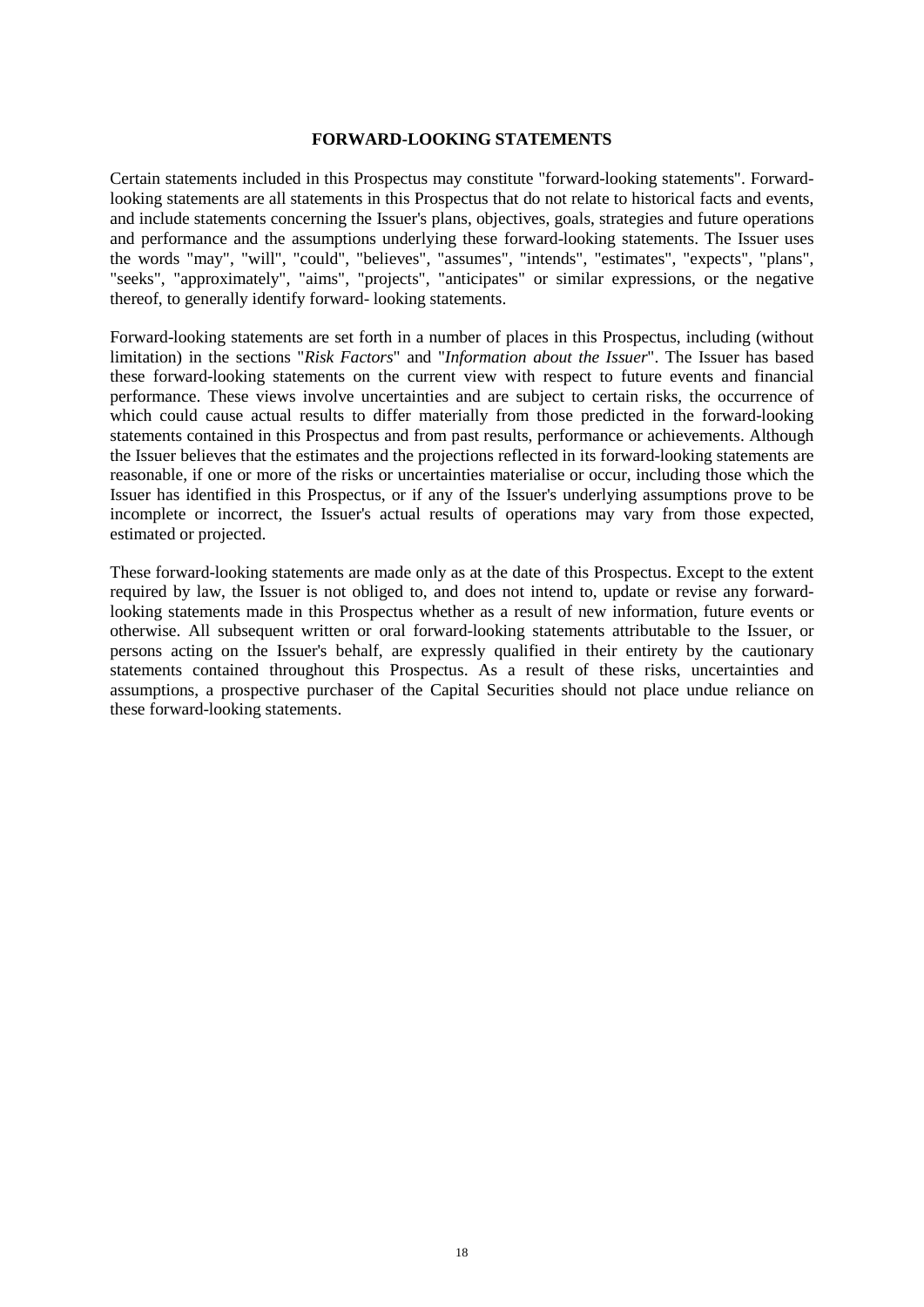**FORWARD-LOOKING STATEMENTS**

Certain statements included in this Prospectus may constitute "forward-looking statements". Forward-looking statements are all statements in this Prospectus that do not relate to historical facts and events, and include statements concerning the Issuer's plans, objectives, goals, strategies and future operations and performance and the assumptions underlying these forward-looking statements. The Issuer uses the words "may", "will", "could", "believes", "assumes", "intends", "estimates", "expects", "plans", "seeks", "approximately", "aims", "projects", "anticipates" or similar expressions, or the negative thereof, to generally identify forward- looking statements.

Forward-looking statements are set forth in a number of places in this Prospectus, including (without limitation) in the sections "*Risk Factors*" and "*Information about the Issuer*". The Issuer has based these forward-looking statements on the current view with respect to future events and financial performance. These views involve uncertainties and are subject to certain risks, the occurrence of which could cause actual results to differ materially from those predicted in the forward-looking statements contained in this Prospectus and from past results, performance or achievements. Although the Issuer believes that the estimates and the projections reflected in its forward-looking statements are reasonable, if one or more of the risks or uncertainties materialise or occur, including those which the Issuer has identified in this Prospectus, or if any of the Issuer's underlying assumptions prove to be incomplete or incorrect, the Issuer's actual results of operations may vary from those expected, estimated or projected.

These forward-looking statements are made only as at the date of this Prospectus. Except to the extent required by law, the Issuer is not obliged to, and does not intend to, update or revise any forward-looking statements made in this Prospectus whether as a result of new information, future events or otherwise. All subsequent written or oral forward-looking statements attributable to the Issuer, or persons acting on the Issuer's behalf, are expressly qualified in their entirety by the cautionary statements contained throughout this Prospectus. As a result of these risks, uncertainties and assumptions, a prospective purchaser of the Capital Securities should not place undue reliance on these forward-looking statements.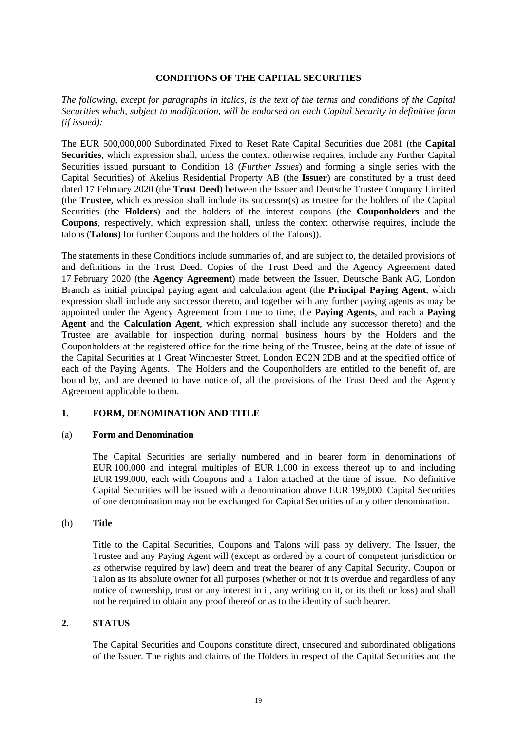## CONDITIONS OF THE CAPITAL SECURITIES

*The following, except for paragraphs in italics, is the text of the terms and conditions of the Capital Securities which, subject to modification, will be endorsed on each Capital Security in definitive form (if issued):*

The EUR 500,000,000 Subordinated Fixed to Reset Rate Capital Securities due 2081 (the **Capital Securities**, which expression shall, unless the context otherwise requires, include any Further Capital Securities issued pursuant to Condition 18 (*Further Issues*) and forming a single series with the Capital Securities) of Akelius Residential Property AB (the **Issuer**) are constituted by a trust deed dated 17 February 2020 (the **Trust Deed**) between the Issuer and Deutsche Trustee Company Limited (the **Trustee**, which expression shall include its successor(s) as trustee for the holders of the Capital Securities (the **Holders**) and the holders of the interest coupons (the **Couponholders** and the **Coupons**, respectively, which expression shall, unless the context otherwise requires, include the talons (**Talons**) for further Coupons and the holders of the Talons)).

The statements in these Conditions include summaries of, and are subject to, the detailed provisions of and definitions in the Trust Deed. Copies of the Trust Deed and the Agency Agreement dated 17 February 2020 (the **Agency Agreement**) made between the Issuer, Deutsche Bank AG, London Branch as initial principal paying agent and calculation agent (the **Principal Paying Agent**, which expression shall include any successor thereto, and together with any further paying agents as may be appointed under the Agency Agreement from time to time, the **Paying Agents**, and each a **Paying Agent** and the **Calculation Agent**, which expression shall include any successor thereto) and the Trustee are available for inspection during normal business hours by the Holders and the Couponholders at the registered office for the time being of the Trustee, being at the date of issue of the Capital Securities at 1 Great Winchester Street, London EC2N 2DB and at the specified office of each of the Paying Agents. The Holders and the Couponholders are entitled to the benefit of, are bound by, and are deemed to have notice of, all the provisions of the Trust Deed and the Agency Agreement applicable to them.

### 1. FORM, DENOMINATION AND TITLE

#### (a) Form and Denomination

The Capital Securities are serially numbered and in bearer form in denominations of EUR 100,000 and integral multiples of EUR 1,000 in excess thereof up to and including EUR 199,000, each with Coupons and a Talon attached at the time of issue. No definitive Capital Securities will be issued with a denomination above EUR 199,000. Capital Securities of one denomination may not be exchanged for Capital Securities of any other denomination.

#### (b) Title

Title to the Capital Securities, Coupons and Talons will pass by delivery. The Issuer, the Trustee and any Paying Agent will (except as ordered by a court of competent jurisdiction or as otherwise required by law) deem and treat the bearer of any Capital Security, Coupon or Talon as its absolute owner for all purposes (whether or not it is overdue and regardless of any notice of ownership, trust or any interest in it, any writing on it, or its theft or loss) and shall not be required to obtain any proof thereof or as to the identity of such bearer.

### 2. STATUS

The Capital Securities and Coupons constitute direct, unsecured and subordinated obligations of the Issuer. The rights and claims of the Holders in respect of the Capital Securities and the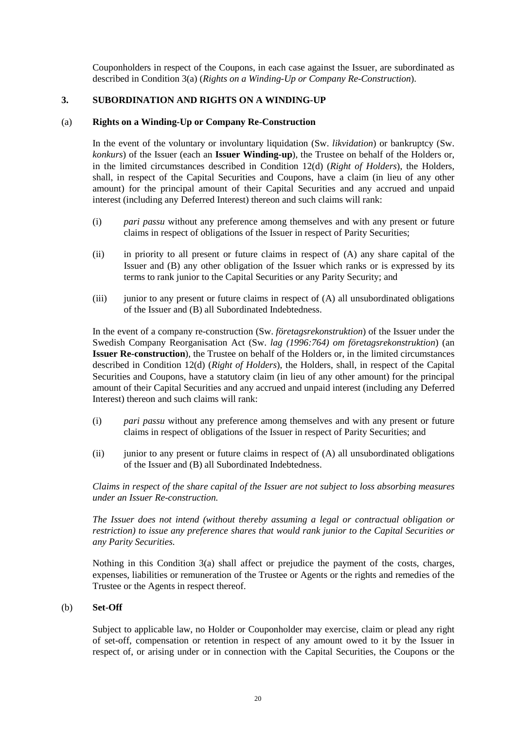Couponholders in respect of the Coupons, in each case against the Issuer, are subordinated as described in Condition 3(a) (*Rights on a Winding-Up or Company Re-Construction*).

## 3. SUBORDINATION AND RIGHTS ON A WINDING-UP

### (a) Rights on a Winding-Up or Company Re-Construction

In the event of the voluntary or involuntary liquidation (Sw. *likvidation*) or bankruptcy (Sw. *konkurs*) of the Issuer (each an **Issuer Winding-up**), the Trustee on behalf of the Holders or, in the limited circumstances described in Condition 12(d) (*Right of Holders*), the Holders, shall, in respect of the Capital Securities and Coupons, have a claim (in lieu of any other amount) for the principal amount of their Capital Securities and any accrued and unpaid interest (including any Deferred Interest) thereon and such claims will rank:

(i) *pari passu* without any preference among themselves and with any present or future claims in respect of obligations of the Issuer in respect of Parity Securities;

(ii) in priority to all present or future claims in respect of (A) any share capital of the Issuer and (B) any other obligation of the Issuer which ranks or is expressed by its terms to rank junior to the Capital Securities or any Parity Security; and

(iii) junior to any present or future claims in respect of (A) all unsubordinated obligations of the Issuer and (B) all Subordinated Indebtedness.

In the event of a company re-construction (Sw. *företagsrekonstruktion*) of the Issuer under the Swedish Company Reorganisation Act (Sw. *lag (1996:764) om företagsrekonstruktion*) (an **Issuer Re-construction**), the Trustee on behalf of the Holders or, in the limited circumstances described in Condition 12(d) (*Right of Holders*), the Holders, shall, in respect of the Capital Securities and Coupons, have a statutory claim (in lieu of any other amount) for the principal amount of their Capital Securities and any accrued and unpaid interest (including any Deferred Interest) thereon and such claims will rank:

(i) *pari passu* without any preference among themselves and with any present or future claims in respect of obligations of the Issuer in respect of Parity Securities; and

(ii) junior to any present or future claims in respect of (A) all unsubordinated obligations of the Issuer and (B) all Subordinated Indebtedness.

*Claims in respect of the share capital of the Issuer are not subject to loss absorbing measures under an Issuer Re-construction.*

*The Issuer does not intend (without thereby assuming a legal or contractual obligation or restriction) to issue any preference shares that would rank junior to the Capital Securities or any Parity Securities.*

Nothing in this Condition 3(a) shall affect or prejudice the payment of the costs, charges, expenses, liabilities or remuneration of the Trustee or Agents or the rights and remedies of the Trustee or the Agents in respect thereof.

### (b) Set-Off

Subject to applicable law, no Holder or Couponholder may exercise, claim or plead any right of set-off, compensation or retention in respect of any amount owed to it by the Issuer in respect of, or arising under or in connection with the Capital Securities, the Coupons or the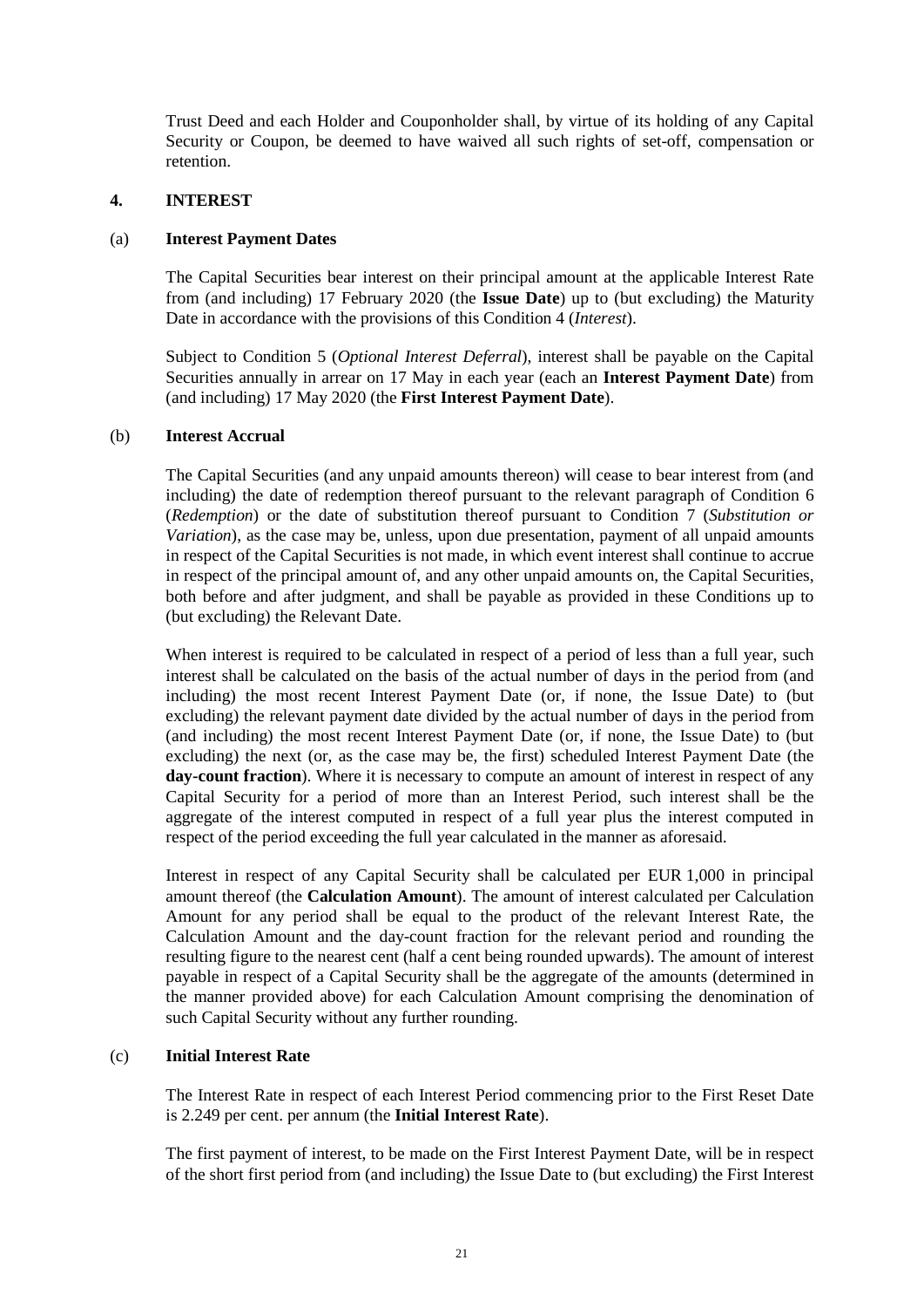Trust Deed and each Holder and Couponholder shall, by virtue of its holding of any Capital Security or Coupon, be deemed to have waived all such rights of set-off, compensation or retention.

## 4. INTEREST

### (a) Interest Payment Dates

The Capital Securities bear interest on their principal amount at the applicable Interest Rate from (and including) 17 February 2020 (the **Issue Date**) up to (but excluding) the Maturity Date in accordance with the provisions of this Condition 4 (*Interest*).

Subject to Condition 5 (*Optional Interest Deferral*), interest shall be payable on the Capital Securities annually in arrear on 17 May in each year (each an **Interest Payment Date**) from (and including) 17 May 2020 (the **First Interest Payment Date**).

### (b) Interest Accrual

The Capital Securities (and any unpaid amounts thereon) will cease to bear interest from (and including) the date of redemption thereof pursuant to the relevant paragraph of Condition 6 (*Redemption*) or the date of substitution thereof pursuant to Condition 7 (*Substitution or Variation*), as the case may be, unless, upon due presentation, payment of all unpaid amounts in respect of the Capital Securities is not made, in which event interest shall continue to accrue in respect of the principal amount of, and any other unpaid amounts on, the Capital Securities, both before and after judgment, and shall be payable as provided in these Conditions up to (but excluding) the Relevant Date.

When interest is required to be calculated in respect of a period of less than a full year, such interest shall be calculated on the basis of the actual number of days in the period from (and including) the most recent Interest Payment Date (or, if none, the Issue Date) to (but excluding) the relevant payment date divided by the actual number of days in the period from (and including) the most recent Interest Payment Date (or, if none, the Issue Date) to (but excluding) the next (or, as the case may be, the first) scheduled Interest Payment Date (the **day-count fraction**). Where it is necessary to compute an amount of interest in respect of any Capital Security for a period of more than an Interest Period, such interest shall be the aggregate of the interest computed in respect of a full year plus the interest computed in respect of the period exceeding the full year calculated in the manner as aforesaid.

Interest in respect of any Capital Security shall be calculated per EUR 1,000 in principal amount thereof (the **Calculation Amount**). The amount of interest calculated per Calculation Amount for any period shall be equal to the product of the relevant Interest Rate, the Calculation Amount and the day-count fraction for the relevant period and rounding the resulting figure to the nearest cent (half a cent being rounded upwards). The amount of interest payable in respect of a Capital Security shall be the aggregate of the amounts (determined in the manner provided above) for each Calculation Amount comprising the denomination of such Capital Security without any further rounding.

### (c) Initial Interest Rate

The Interest Rate in respect of each Interest Period commencing prior to the First Reset Date is 2.249 per cent. per annum (the **Initial Interest Rate**).

The first payment of interest, to be made on the First Interest Payment Date, will be in respect of the short first period from (and including) the Issue Date to (but excluding) the First Interest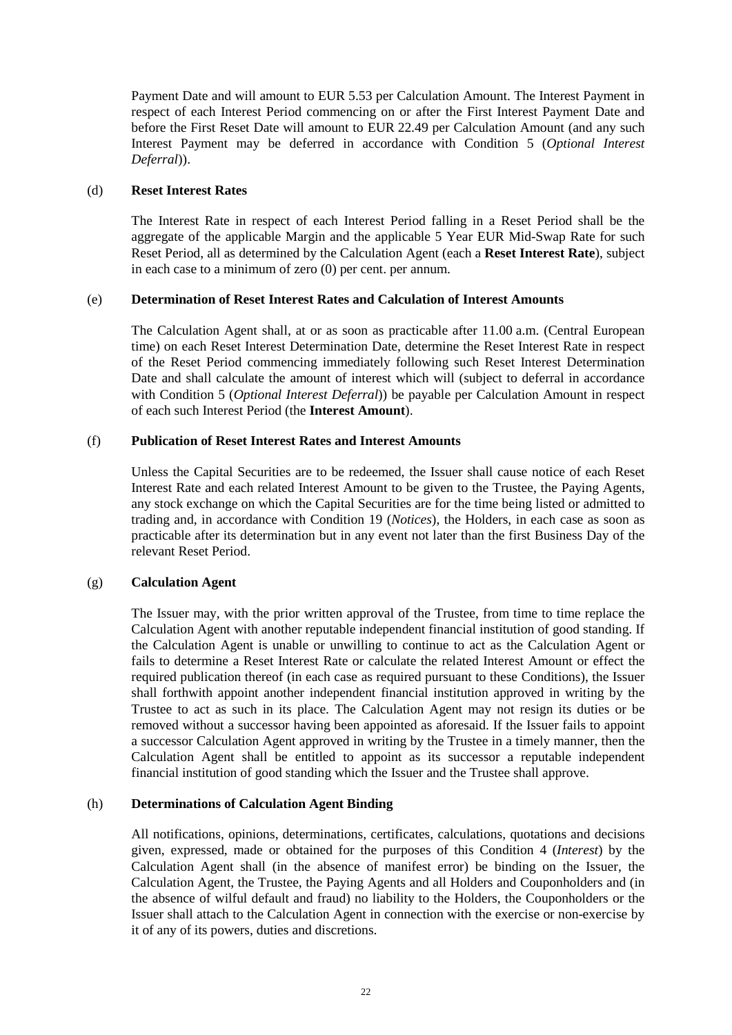Payment Date and will amount to EUR 5.53 per Calculation Amount. The Interest Payment in respect of each Interest Period commencing on or after the First Interest Payment Date and before the First Reset Date will amount to EUR 22.49 per Calculation Amount (and any such Interest Payment may be deferred in accordance with Condition 5 (*Optional Interest Deferral*)).

(d) **Reset Interest Rates**

The Interest Rate in respect of each Interest Period falling in a Reset Period shall be the aggregate of the applicable Margin and the applicable 5 Year EUR Mid-Swap Rate for such Reset Period, all as determined by the Calculation Agent (each a **Reset Interest Rate**), subject in each case to a minimum of zero (0) per cent. per annum.

(e) **Determination of Reset Interest Rates and Calculation of Interest Amounts**

The Calculation Agent shall, at or as soon as practicable after 11.00 a.m. (Central European time) on each Reset Interest Determination Date, determine the Reset Interest Rate in respect of the Reset Period commencing immediately following such Reset Interest Determination Date and shall calculate the amount of interest which will (subject to deferral in accordance with Condition 5 (*Optional Interest Deferral*)) be payable per Calculation Amount in respect of each such Interest Period (the **Interest Amount**).

(f) **Publication of Reset Interest Rates and Interest Amounts**

Unless the Capital Securities are to be redeemed, the Issuer shall cause notice of each Reset Interest Rate and each related Interest Amount to be given to the Trustee, the Paying Agents, any stock exchange on which the Capital Securities are for the time being listed or admitted to trading and, in accordance with Condition 19 (*Notices*), the Holders, in each case as soon as practicable after its determination but in any event not later than the first Business Day of the relevant Reset Period.

(g) **Calculation Agent**

The Issuer may, with the prior written approval of the Trustee, from time to time replace the Calculation Agent with another reputable independent financial institution of good standing. If the Calculation Agent is unable or unwilling to continue to act as the Calculation Agent or fails to determine a Reset Interest Rate or calculate the related Interest Amount or effect the required publication thereof (in each case as required pursuant to these Conditions), the Issuer shall forthwith appoint another independent financial institution approved in writing by the Trustee to act as such in its place. The Calculation Agent may not resign its duties or be removed without a successor having been appointed as aforesaid. If the Issuer fails to appoint a successor Calculation Agent approved in writing by the Trustee in a timely manner, then the Calculation Agent shall be entitled to appoint as its successor a reputable independent financial institution of good standing which the Issuer and the Trustee shall approve.

(h) **Determinations of Calculation Agent Binding**

All notifications, opinions, determinations, certificates, calculations, quotations and decisions given, expressed, made or obtained for the purposes of this Condition 4 (*Interest*) by the Calculation Agent shall (in the absence of manifest error) be binding on the Issuer, the Calculation Agent, the Trustee, the Paying Agents and all Holders and Couponholders and (in the absence of wilful default and fraud) no liability to the Holders, the Couponholders or the Issuer shall attach to the Calculation Agent in connection with the exercise or non-exercise by it of any of its powers, duties and discretions.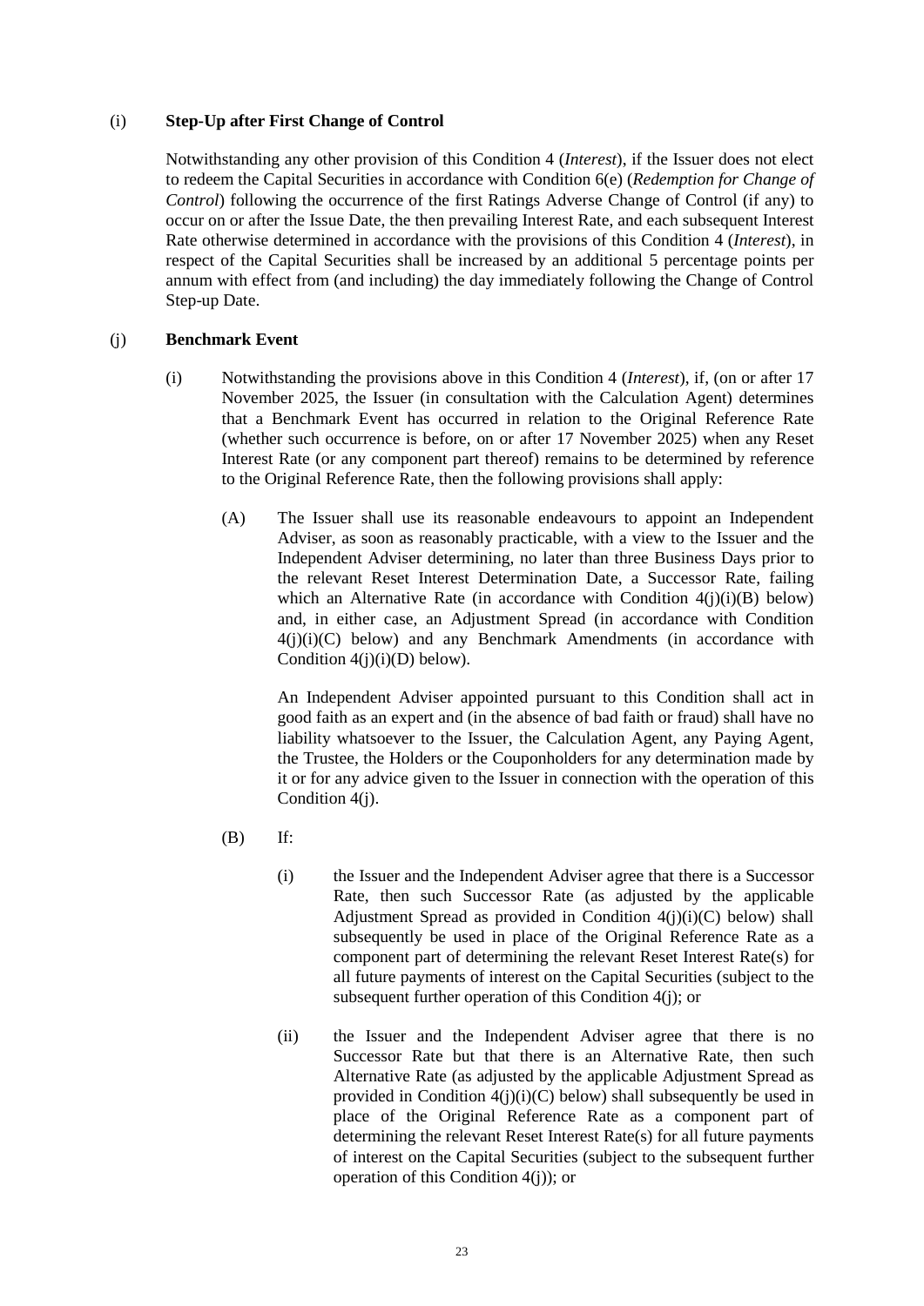(i) **Step-Up after First Change of Control**

Notwithstanding any other provision of this Condition 4 (*Interest*), if the Issuer does not elect to redeem the Capital Securities in accordance with Condition 6(e) (*Redemption for Change of Control*) following the occurrence of the first Ratings Adverse Change of Control (if any) to occur on or after the Issue Date, the then prevailing Interest Rate, and each subsequent Interest Rate otherwise determined in accordance with the provisions of this Condition 4 (*Interest*), in respect of the Capital Securities shall be increased by an additional 5 percentage points per annum with effect from (and including) the day immediately following the Change of Control Step-up Date.

(j) **Benchmark Event**

(i) Notwithstanding the provisions above in this Condition 4 (*Interest*), if, (on or after 17 November 2025, the Issuer (in consultation with the Calculation Agent) determines that a Benchmark Event has occurred in relation to the Original Reference Rate (whether such occurrence is before, on or after 17 November 2025) when any Reset Interest Rate (or any component part thereof) remains to be determined by reference to the Original Reference Rate, then the following provisions shall apply:

(A) The Issuer shall use its reasonable endeavours to appoint an Independent Adviser, as soon as reasonably practicable, with a view to the Issuer and the Independent Adviser determining, no later than three Business Days prior to the relevant Reset Interest Determination Date, a Successor Rate, failing which an Alternative Rate (in accordance with Condition 4(j)(i)(B) below) and, in either case, an Adjustment Spread (in accordance with Condition 4(j)(i)(C) below) and any Benchmark Amendments (in accordance with Condition 4(j)(i)(D) below).

An Independent Adviser appointed pursuant to this Condition shall act in good faith as an expert and (in the absence of bad faith or fraud) shall have no liability whatsoever to the Issuer, the Calculation Agent, any Paying Agent, the Trustee, the Holders or the Couponholders for any determination made by it or for any advice given to the Issuer in connection with the operation of this Condition 4(j).

(B) If:

(i) the Issuer and the Independent Adviser agree that there is a Successor Rate, then such Successor Rate (as adjusted by the applicable Adjustment Spread as provided in Condition 4(j)(i)(C) below) shall subsequently be used in place of the Original Reference Rate as a component part of determining the relevant Reset Interest Rate(s) for all future payments of interest on the Capital Securities (subject to the subsequent further operation of this Condition 4(j); or

(ii) the Issuer and the Independent Adviser agree that there is no Successor Rate but that there is an Alternative Rate, then such Alternative Rate (as adjusted by the applicable Adjustment Spread as provided in Condition 4(j)(i)(C) below) shall subsequently be used in place of the Original Reference Rate as a component part of determining the relevant Reset Interest Rate(s) for all future payments of interest on the Capital Securities (subject to the subsequent further operation of this Condition 4(j)); or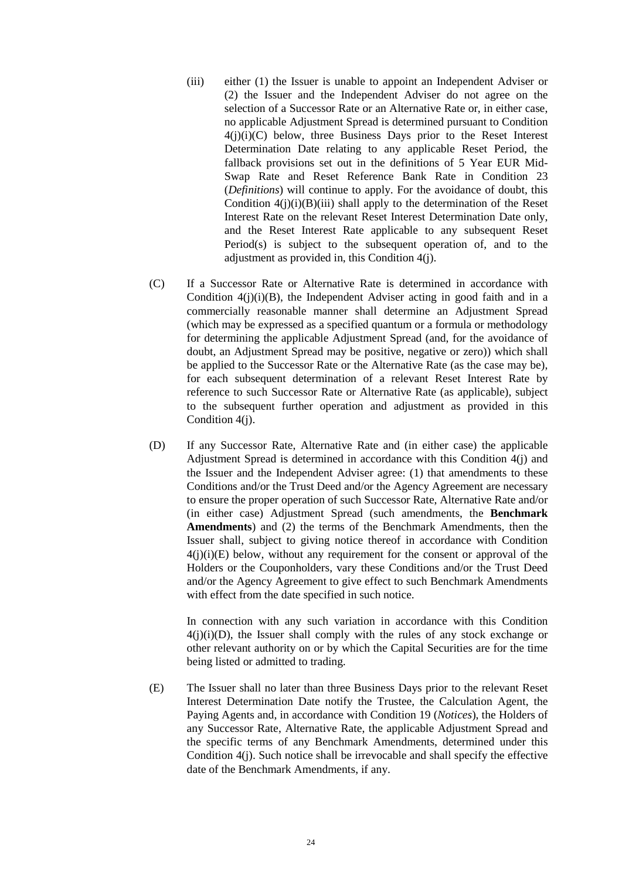(iii) either (1) the Issuer is unable to appoint an Independent Adviser or (2) the Issuer and the Independent Adviser do not agree on the selection of a Successor Rate or an Alternative Rate or, in either case, no applicable Adjustment Spread is determined pursuant to Condition 4(j)(i)(C) below, three Business Days prior to the Reset Interest Determination Date relating to any applicable Reset Period, the fallback provisions set out in the definitions of 5 Year EUR Mid-Swap Rate and Reset Reference Bank Rate in Condition 23 (*Definitions*) will continue to apply. For the avoidance of doubt, this Condition 4(j)(i)(B)(iii) shall apply to the determination of the Reset Interest Rate on the relevant Reset Interest Determination Date only, and the Reset Interest Rate applicable to any subsequent Reset Period(s) is subject to the subsequent operation of, and to the adjustment as provided in, this Condition 4(j).

(C) If a Successor Rate or Alternative Rate is determined in accordance with Condition 4(j)(i)(B), the Independent Adviser acting in good faith and in a commercially reasonable manner shall determine an Adjustment Spread (which may be expressed as a specified quantum or a formula or methodology for determining the applicable Adjustment Spread (and, for the avoidance of doubt, an Adjustment Spread may be positive, negative or zero)) which shall be applied to the Successor Rate or the Alternative Rate (as the case may be), for each subsequent determination of a relevant Reset Interest Rate by reference to such Successor Rate or Alternative Rate (as applicable), subject to the subsequent further operation and adjustment as provided in this Condition 4(j).

(D) If any Successor Rate, Alternative Rate and (in either case) the applicable Adjustment Spread is determined in accordance with this Condition 4(j) and the Issuer and the Independent Adviser agree: (1) that amendments to these Conditions and/or the Trust Deed and/or the Agency Agreement are necessary to ensure the proper operation of such Successor Rate, Alternative Rate and/or (in either case) Adjustment Spread (such amendments, the **Benchmark Amendments**) and (2) the terms of the Benchmark Amendments, then the Issuer shall, subject to giving notice thereof in accordance with Condition 4(j)(i)(E) below, without any requirement for the consent or approval of the Holders or the Couponholders, vary these Conditions and/or the Trust Deed and/or the Agency Agreement to give effect to such Benchmark Amendments with effect from the date specified in such notice.

In connection with any such variation in accordance with this Condition 4(j)(i)(D), the Issuer shall comply with the rules of any stock exchange or other relevant authority on or by which the Capital Securities are for the time being listed or admitted to trading.

(E) The Issuer shall no later than three Business Days prior to the relevant Reset Interest Determination Date notify the Trustee, the Calculation Agent, the Paying Agents and, in accordance with Condition 19 (*Notices*), the Holders of any Successor Rate, Alternative Rate, the applicable Adjustment Spread and the specific terms of any Benchmark Amendments, determined under this Condition 4(j). Such notice shall be irrevocable and shall specify the effective date of the Benchmark Amendments, if any.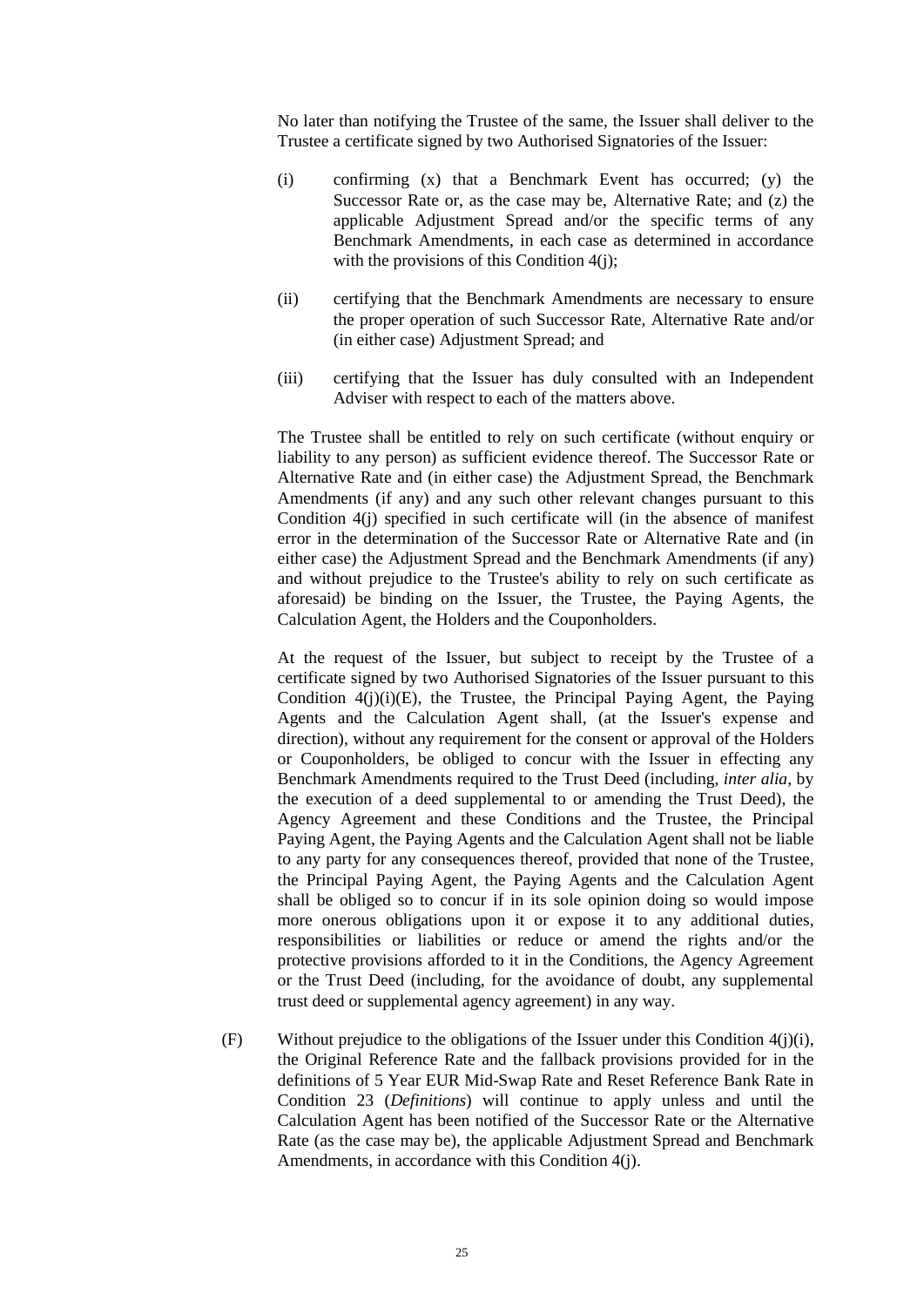No later than notifying the Trustee of the same, the Issuer shall deliver to the Trustee a certificate signed by two Authorised Signatories of the Issuer:

(i) confirming (x) that a Benchmark Event has occurred; (y) the Successor Rate or, as the case may be, Alternative Rate; and (z) the applicable Adjustment Spread and/or the specific terms of any Benchmark Amendments, in each case as determined in accordance with the provisions of this Condition 4(j);

(ii) certifying that the Benchmark Amendments are necessary to ensure the proper operation of such Successor Rate, Alternative Rate and/or (in either case) Adjustment Spread; and

(iii) certifying that the Issuer has duly consulted with an Independent Adviser with respect to each of the matters above.

The Trustee shall be entitled to rely on such certificate (without enquiry or liability to any person) as sufficient evidence thereof. The Successor Rate or Alternative Rate and (in either case) the Adjustment Spread, the Benchmark Amendments (if any) and any such other relevant changes pursuant to this Condition 4(j) specified in such certificate will (in the absence of manifest error in the determination of the Successor Rate or Alternative Rate and (in either case) the Adjustment Spread and the Benchmark Amendments (if any) and without prejudice to the Trustee's ability to rely on such certificate as aforesaid) be binding on the Issuer, the Trustee, the Paying Agents, the Calculation Agent, the Holders and the Couponholders.

At the request of the Issuer, but subject to receipt by the Trustee of a certificate signed by two Authorised Signatories of the Issuer pursuant to this Condition 4(j)(i)(E), the Trustee, the Principal Paying Agent, the Paying Agents and the Calculation Agent shall, (at the Issuer's expense and direction), without any requirement for the consent or approval of the Holders or Couponholders, be obliged to concur with the Issuer in effecting any Benchmark Amendments required to the Trust Deed (including, *inter alia*, by the execution of a deed supplemental to or amending the Trust Deed), the Agency Agreement and these Conditions and the Trustee, the Principal Paying Agent, the Paying Agents and the Calculation Agent shall not be liable to any party for any consequences thereof, provided that none of the Trustee, the Principal Paying Agent, the Paying Agents and the Calculation Agent shall be obliged so to concur if in its sole opinion doing so would impose more onerous obligations upon it or expose it to any additional duties, responsibilities or liabilities or reduce or amend the rights and/or the protective provisions afforded to it in the Conditions, the Agency Agreement or the Trust Deed (including, for the avoidance of doubt, any supplemental trust deed or supplemental agency agreement) in any way.

(F) Without prejudice to the obligations of the Issuer under this Condition 4(j)(i), the Original Reference Rate and the fallback provisions provided for in the definitions of 5 Year EUR Mid-Swap Rate and Reset Reference Bank Rate in Condition 23 (*Definitions*) will continue to apply unless and until the Calculation Agent has been notified of the Successor Rate or the Alternative Rate (as the case may be), the applicable Adjustment Spread and Benchmark Amendments, in accordance with this Condition 4(j).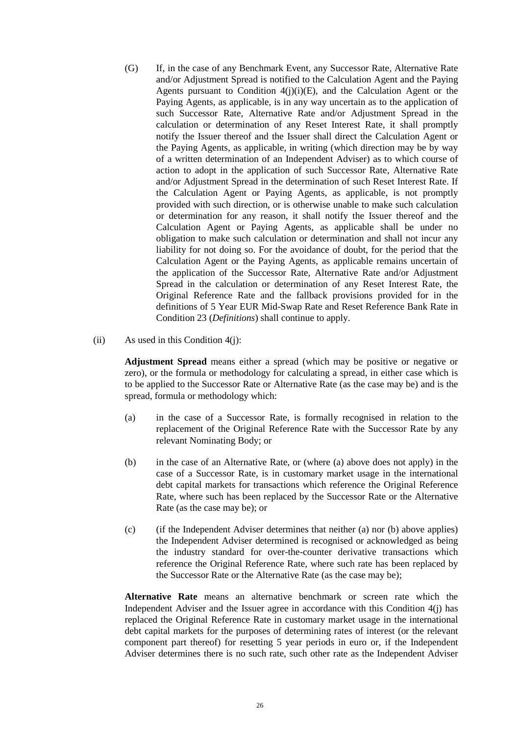(G) If, in the case of any Benchmark Event, any Successor Rate, Alternative Rate and/or Adjustment Spread is notified to the Calculation Agent and the Paying Agents pursuant to Condition 4(j)(i)(E), and the Calculation Agent or the Paying Agents, as applicable, is in any way uncertain as to the application of such Successor Rate, Alternative Rate and/or Adjustment Spread in the calculation or determination of any Reset Interest Rate, it shall promptly notify the Issuer thereof and the Issuer shall direct the Calculation Agent or the Paying Agents, as applicable, in writing (which direction may be by way of a written determination of an Independent Adviser) as to which course of action to adopt in the application of such Successor Rate, Alternative Rate and/or Adjustment Spread in the determination of such Reset Interest Rate. If the Calculation Agent or Paying Agents, as applicable, is not promptly provided with such direction, or is otherwise unable to make such calculation or determination for any reason, it shall notify the Issuer thereof and the Calculation Agent or Paying Agents, as applicable shall be under no obligation to make such calculation or determination and shall not incur any liability for not doing so. For the avoidance of doubt, for the period that the Calculation Agent or the Paying Agents, as applicable remains uncertain of the application of the Successor Rate, Alternative Rate and/or Adjustment Spread in the calculation or determination of any Reset Interest Rate, the Original Reference Rate and the fallback provisions provided for in the definitions of 5 Year EUR Mid-Swap Rate and Reset Reference Bank Rate in Condition 23 (*Definitions*) shall continue to apply.

(ii) As used in this Condition 4(j):

**Adjustment Spread** means either a spread (which may be positive or negative or zero), or the formula or methodology for calculating a spread, in either case which is to be applied to the Successor Rate or Alternative Rate (as the case may be) and is the spread, formula or methodology which:

(a) in the case of a Successor Rate, is formally recognised in relation to the replacement of the Original Reference Rate with the Successor Rate by any relevant Nominating Body; or

(b) in the case of an Alternative Rate, or (where (a) above does not apply) in the case of a Successor Rate, is in customary market usage in the international debt capital markets for transactions which reference the Original Reference Rate, where such has been replaced by the Successor Rate or the Alternative Rate (as the case may be); or

(c) (if the Independent Adviser determines that neither (a) nor (b) above applies) the Independent Adviser determined is recognised or acknowledged as being the industry standard for over-the-counter derivative transactions which reference the Original Reference Rate, where such rate has been replaced by the Successor Rate or the Alternative Rate (as the case may be);

**Alternative Rate** means an alternative benchmark or screen rate which the Independent Adviser and the Issuer agree in accordance with this Condition 4(j) has replaced the Original Reference Rate in customary market usage in the international debt capital markets for the purposes of determining rates of interest (or the relevant component part thereof) for resetting 5 year periods in euro or, if the Independent Adviser determines there is no such rate, such other rate as the Independent Adviser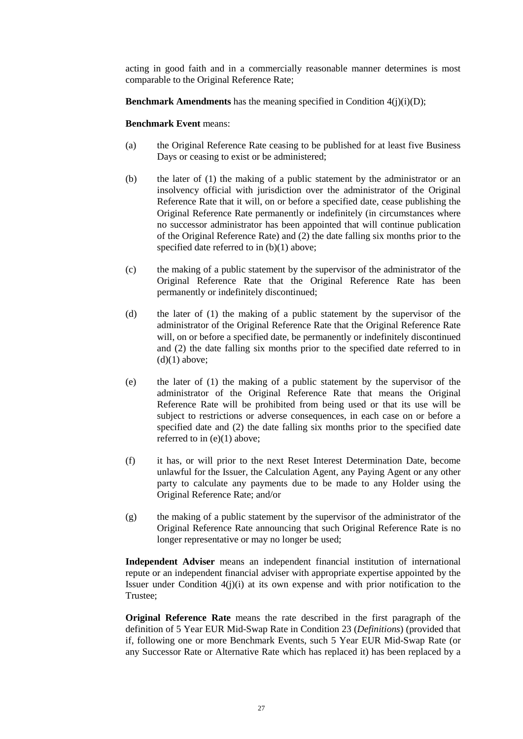acting in good faith and in a commercially reasonable manner determines is most comparable to the Original Reference Rate;

**Benchmark Amendments** has the meaning specified in Condition 4(j)(i)(D);

**Benchmark Event** means:

(a) the Original Reference Rate ceasing to be published for at least five Business Days or ceasing to exist or be administered;

(b) the later of (1) the making of a public statement by the administrator or an insolvency official with jurisdiction over the administrator of the Original Reference Rate that it will, on or before a specified date, cease publishing the Original Reference Rate permanently or indefinitely (in circumstances where no successor administrator has been appointed that will continue publication of the Original Reference Rate) and (2) the date falling six months prior to the specified date referred to in (b)(1) above;

(c) the making of a public statement by the supervisor of the administrator of the Original Reference Rate that the Original Reference Rate has been permanently or indefinitely discontinued;

(d) the later of (1) the making of a public statement by the supervisor of the administrator of the Original Reference Rate that the Original Reference Rate will, on or before a specified date, be permanently or indefinitely discontinued and (2) the date falling six months prior to the specified date referred to in (d)(1) above;

(e) the later of (1) the making of a public statement by the supervisor of the administrator of the Original Reference Rate that means the Original Reference Rate will be prohibited from being used or that its use will be subject to restrictions or adverse consequences, in each case on or before a specified date and (2) the date falling six months prior to the specified date referred to in (e)(1) above;

(f) it has, or will prior to the next Reset Interest Determination Date, become unlawful for the Issuer, the Calculation Agent, any Paying Agent or any other party to calculate any payments due to be made to any Holder using the Original Reference Rate; and/or

(g) the making of a public statement by the supervisor of the administrator of the Original Reference Rate announcing that such Original Reference Rate is no longer representative or may no longer be used;

**Independent Adviser** means an independent financial institution of international repute or an independent financial adviser with appropriate expertise appointed by the Issuer under Condition 4(j)(i) at its own expense and with prior notification to the Trustee;

**Original Reference Rate** means the rate described in the first paragraph of the definition of 5 Year EUR Mid-Swap Rate in Condition 23 (*Definitions*) (provided that if, following one or more Benchmark Events, such 5 Year EUR Mid-Swap Rate (or any Successor Rate or Alternative Rate which has replaced it) has been replaced by a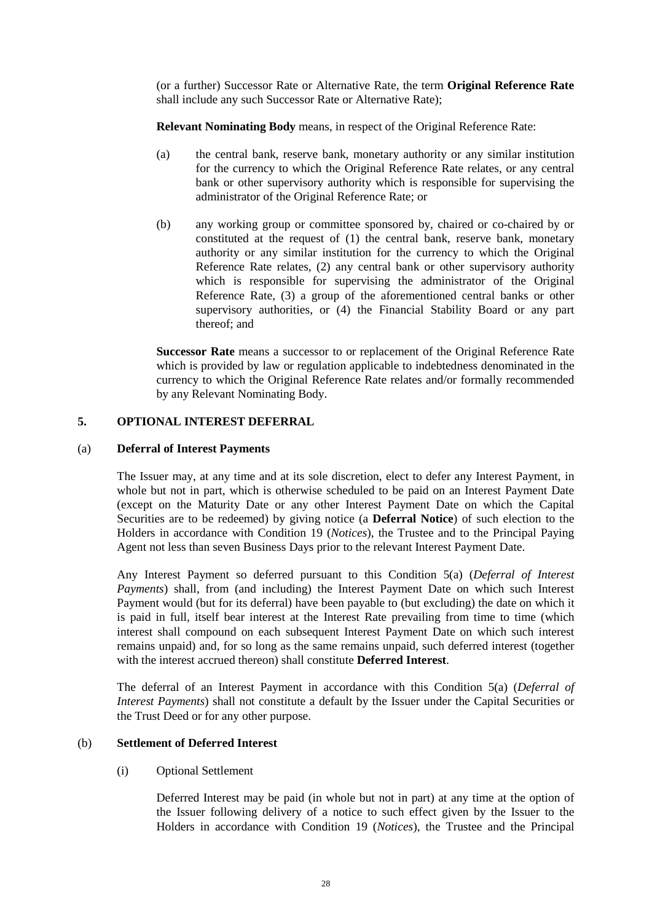(or a further) Successor Rate or Alternative Rate, the term **Original Reference Rate** shall include any such Successor Rate or Alternative Rate);

**Relevant Nominating Body** means, in respect of the Original Reference Rate:

(a) the central bank, reserve bank, monetary authority or any similar institution for the currency to which the Original Reference Rate relates, or any central bank or other supervisory authority which is responsible for supervising the administrator of the Original Reference Rate; or

(b) any working group or committee sponsored by, chaired or co-chaired by or constituted at the request of (1) the central bank, reserve bank, monetary authority or any similar institution for the currency to which the Original Reference Rate relates, (2) any central bank or other supervisory authority which is responsible for supervising the administrator of the Original Reference Rate, (3) a group of the aforementioned central banks or other supervisory authorities, or (4) the Financial Stability Board or any part thereof; and

**Successor Rate** means a successor to or replacement of the Original Reference Rate which is provided by law or regulation applicable to indebtedness denominated in the currency to which the Original Reference Rate relates and/or formally recommended by any Relevant Nominating Body.

## 5. OPTIONAL INTEREST DEFERRAL

### (a) Deferral of Interest Payments

The Issuer may, at any time and at its sole discretion, elect to defer any Interest Payment, in whole but not in part, which is otherwise scheduled to be paid on an Interest Payment Date (except on the Maturity Date or any other Interest Payment Date on which the Capital Securities are to be redeemed) by giving notice (a **Deferral Notice**) of such election to the Holders in accordance with Condition 19 (*Notices*), the Trustee and to the Principal Paying Agent not less than seven Business Days prior to the relevant Interest Payment Date.

Any Interest Payment so deferred pursuant to this Condition 5(a) (*Deferral of Interest Payments*) shall, from (and including) the Interest Payment Date on which such Interest Payment would (but for its deferral) have been payable to (but excluding) the date on which it is paid in full, itself bear interest at the Interest Rate prevailing from time to time (which interest shall compound on each subsequent Interest Payment Date on which such interest remains unpaid) and, for so long as the same remains unpaid, such deferred interest (together with the interest accrued thereon) shall constitute **Deferred Interest**.

The deferral of an Interest Payment in accordance with this Condition 5(a) (*Deferral of Interest Payments*) shall not constitute a default by the Issuer under the Capital Securities or the Trust Deed or for any other purpose.

### (b) Settlement of Deferred Interest

(i) Optional Settlement

Deferred Interest may be paid (in whole but not in part) at any time at the option of the Issuer following delivery of a notice to such effect given by the Issuer to the Holders in accordance with Condition 19 (*Notices*), the Trustee and the Principal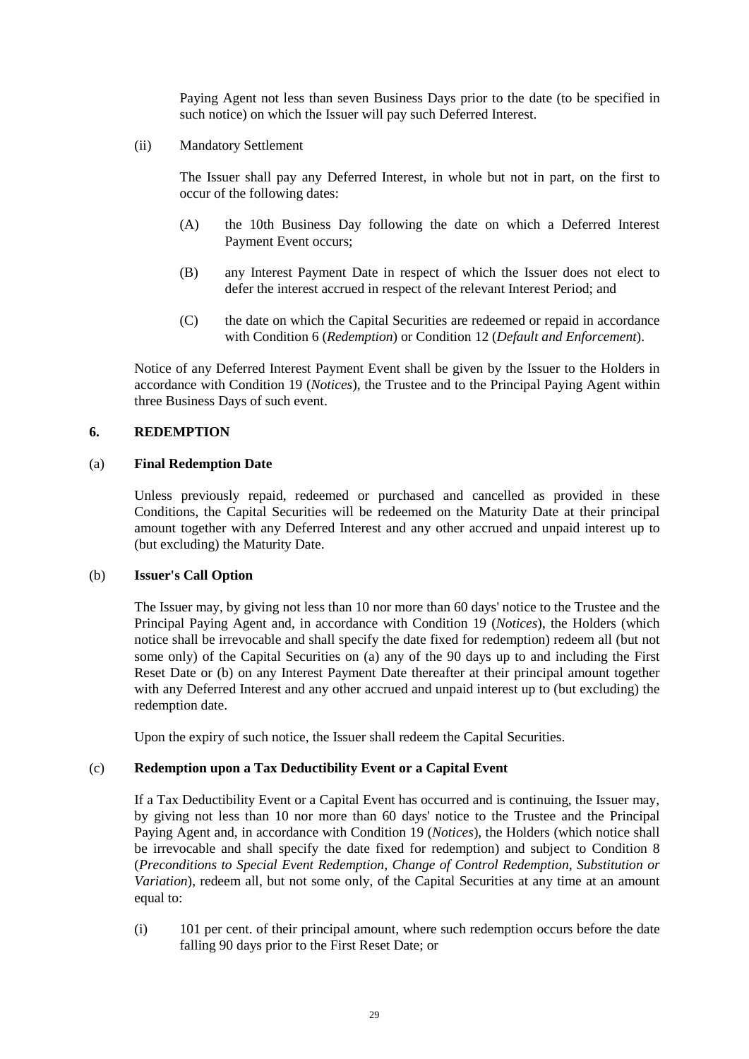Paying Agent not less than seven Business Days prior to the date (to be specified in such notice) on which the Issuer will pay such Deferred Interest.

(ii) Mandatory Settlement

The Issuer shall pay any Deferred Interest, in whole but not in part, on the first to occur of the following dates:

(A) the 10th Business Day following the date on which a Deferred Interest Payment Event occurs;

(B) any Interest Payment Date in respect of which the Issuer does not elect to defer the interest accrued in respect of the relevant Interest Period; and

(C) the date on which the Capital Securities are redeemed or repaid in accordance with Condition 6 (*Redemption*) or Condition 12 (*Default and Enforcement*).

Notice of any Deferred Interest Payment Event shall be given by the Issuer to the Holders in accordance with Condition 19 (*Notices*), the Trustee and to the Principal Paying Agent within three Business Days of such event.

## 6. REDEMPTION

### (a) Final Redemption Date

Unless previously repaid, redeemed or purchased and cancelled as provided in these Conditions, the Capital Securities will be redeemed on the Maturity Date at their principal amount together with any Deferred Interest and any other accrued and unpaid interest up to (but excluding) the Maturity Date.

### (b) Issuer's Call Option

The Issuer may, by giving not less than 10 nor more than 60 days' notice to the Trustee and the Principal Paying Agent and, in accordance with Condition 19 (*Notices*), the Holders (which notice shall be irrevocable and shall specify the date fixed for redemption) redeem all (but not some only) of the Capital Securities on (a) any of the 90 days up to and including the First Reset Date or (b) on any Interest Payment Date thereafter at their principal amount together with any Deferred Interest and any other accrued and unpaid interest up to (but excluding) the redemption date.

Upon the expiry of such notice, the Issuer shall redeem the Capital Securities.

### (c) Redemption upon a Tax Deductibility Event or a Capital Event

If a Tax Deductibility Event or a Capital Event has occurred and is continuing, the Issuer may, by giving not less than 10 nor more than 60 days' notice to the Trustee and the Principal Paying Agent and, in accordance with Condition 19 (*Notices*), the Holders (which notice shall be irrevocable and shall specify the date fixed for redemption) and subject to Condition 8 (*Preconditions to Special Event Redemption, Change of Control Redemption, Substitution or Variation*), redeem all, but not some only, of the Capital Securities at any time at an amount equal to:

(i) 101 per cent. of their principal amount, where such redemption occurs before the date falling 90 days prior to the First Reset Date; or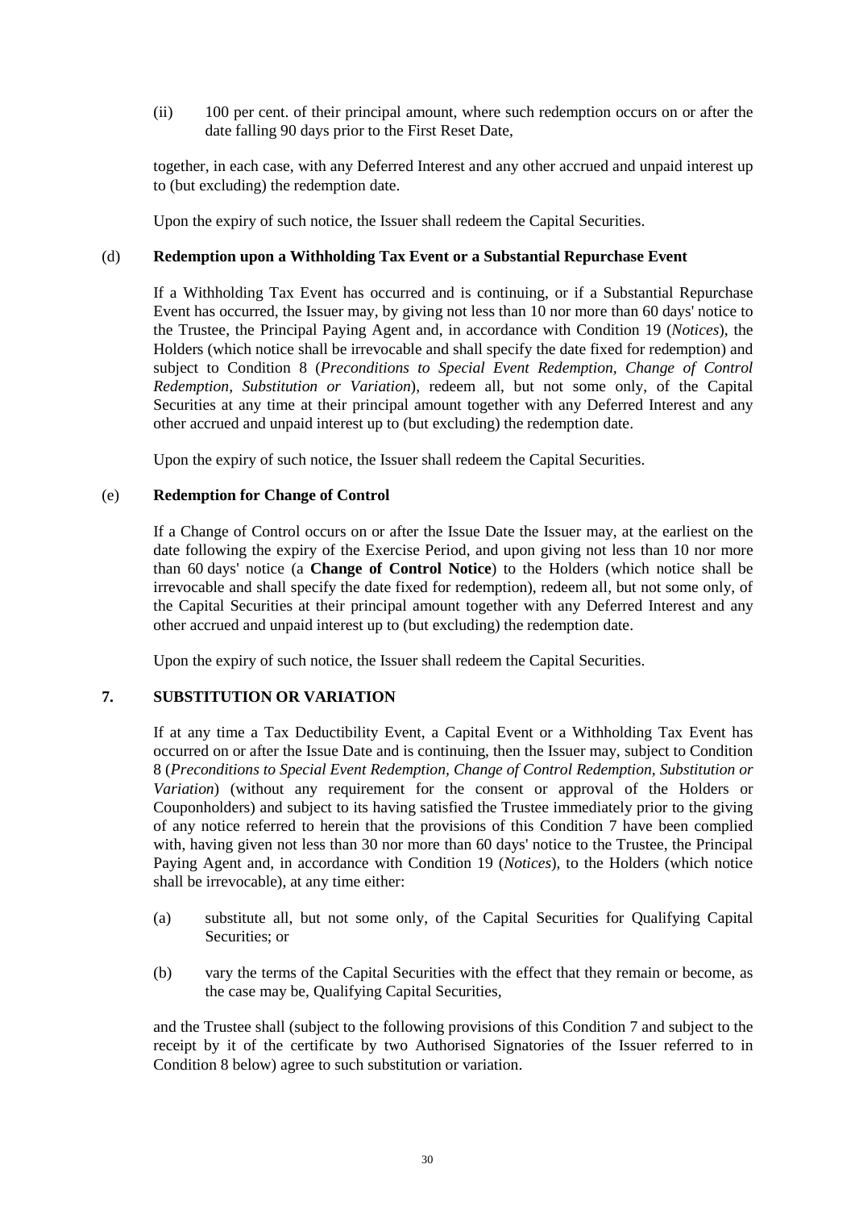(ii) 100 per cent. of their principal amount, where such redemption occurs on or after the date falling 90 days prior to the First Reset Date,

together, in each case, with any Deferred Interest and any other accrued and unpaid interest up to (but excluding) the redemption date.

Upon the expiry of such notice, the Issuer shall redeem the Capital Securities.

(d) **Redemption upon a Withholding Tax Event or a Substantial Repurchase Event**

If a Withholding Tax Event has occurred and is continuing, or if a Substantial Repurchase Event has occurred, the Issuer may, by giving not less than 10 nor more than 60 days' notice to the Trustee, the Principal Paying Agent and, in accordance with Condition 19 (*Notices*), the Holders (which notice shall be irrevocable and shall specify the date fixed for redemption) and subject to Condition 8 (*Preconditions to Special Event Redemption, Change of Control Redemption, Substitution or Variation*), redeem all, but not some only, of the Capital Securities at any time at their principal amount together with any Deferred Interest and any other accrued and unpaid interest up to (but excluding) the redemption date.

Upon the expiry of such notice, the Issuer shall redeem the Capital Securities.

(e) **Redemption for Change of Control**

If a Change of Control occurs on or after the Issue Date the Issuer may, at the earliest on the date following the expiry of the Exercise Period, and upon giving not less than 10 nor more than 60 days' notice (a **Change of Control Notice**) to the Holders (which notice shall be irrevocable and shall specify the date fixed for redemption), redeem all, but not some only, of the Capital Securities at their principal amount together with any Deferred Interest and any other accrued and unpaid interest up to (but excluding) the redemption date.

Upon the expiry of such notice, the Issuer shall redeem the Capital Securities.

## 7. SUBSTITUTION OR VARIATION

If at any time a Tax Deductibility Event, a Capital Event or a Withholding Tax Event has occurred on or after the Issue Date and is continuing, then the Issuer may, subject to Condition 8 (*Preconditions to Special Event Redemption, Change of Control Redemption, Substitution or Variation*) (without any requirement for the consent or approval of the Holders or Couponholders) and subject to its having satisfied the Trustee immediately prior to the giving of any notice referred to herein that the provisions of this Condition 7 have been complied with, having given not less than 30 nor more than 60 days' notice to the Trustee, the Principal Paying Agent and, in accordance with Condition 19 (*Notices*), to the Holders (which notice shall be irrevocable), at any time either:

(a) substitute all, but not some only, of the Capital Securities for Qualifying Capital Securities; or

(b) vary the terms of the Capital Securities with the effect that they remain or become, as the case may be, Qualifying Capital Securities,

and the Trustee shall (subject to the following provisions of this Condition 7 and subject to the receipt by it of the certificate by two Authorised Signatories of the Issuer referred to in Condition 8 below) agree to such substitution or variation.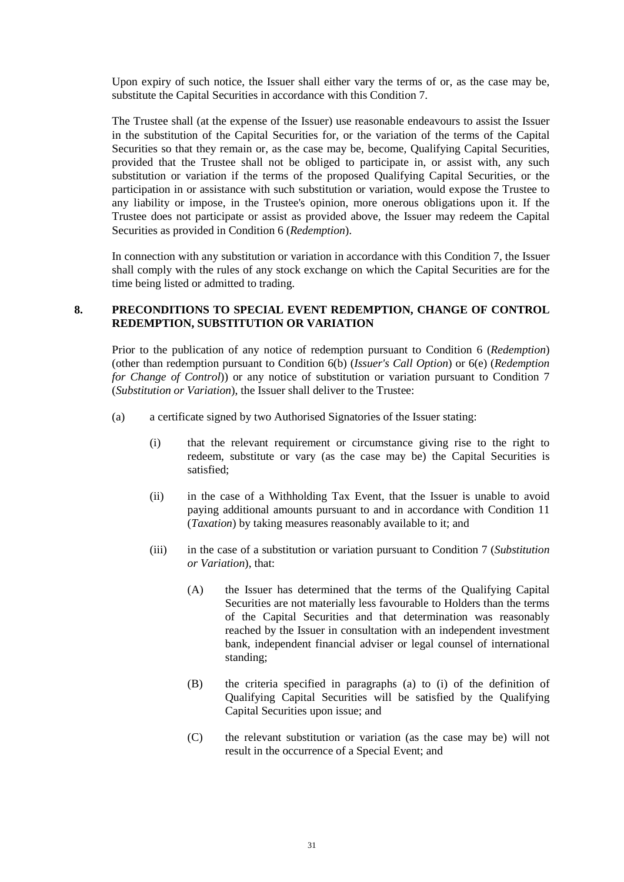Upon expiry of such notice, the Issuer shall either vary the terms of or, as the case may be, substitute the Capital Securities in accordance with this Condition 7.

The Trustee shall (at the expense of the Issuer) use reasonable endeavours to assist the Issuer in the substitution of the Capital Securities for, or the variation of the terms of the Capital Securities so that they remain or, as the case may be, become, Qualifying Capital Securities, provided that the Trustee shall not be obliged to participate in, or assist with, any such substitution or variation if the terms of the proposed Qualifying Capital Securities, or the participation in or assistance with such substitution or variation, would expose the Trustee to any liability or impose, in the Trustee's opinion, more onerous obligations upon it. If the Trustee does not participate or assist as provided above, the Issuer may redeem the Capital Securities as provided in Condition 6 (*Redemption*).

In connection with any substitution or variation in accordance with this Condition 7, the Issuer shall comply with the rules of any stock exchange on which the Capital Securities are for the time being listed or admitted to trading.

## 8. PRECONDITIONS TO SPECIAL EVENT REDEMPTION, CHANGE OF CONTROL REDEMPTION, SUBSTITUTION OR VARIATION

Prior to the publication of any notice of redemption pursuant to Condition 6 (*Redemption*) (other than redemption pursuant to Condition 6(b) (*Issuer's Call Option*) or 6(e) (*Redemption for Change of Control*)) or any notice of substitution or variation pursuant to Condition 7 (*Substitution or Variation*), the Issuer shall deliver to the Trustee:

(a) a certificate signed by two Authorised Signatories of the Issuer stating:

(i) that the relevant requirement or circumstance giving rise to the right to redeem, substitute or vary (as the case may be) the Capital Securities is satisfied;

(ii) in the case of a Withholding Tax Event, that the Issuer is unable to avoid paying additional amounts pursuant to and in accordance with Condition 11 (*Taxation*) by taking measures reasonably available to it; and

(iii) in the case of a substitution or variation pursuant to Condition 7 (*Substitution or Variation*), that:

(A) the Issuer has determined that the terms of the Qualifying Capital Securities are not materially less favourable to Holders than the terms of the Capital Securities and that determination was reasonably reached by the Issuer in consultation with an independent investment bank, independent financial adviser or legal counsel of international standing;

(B) the criteria specified in paragraphs (a) to (i) of the definition of Qualifying Capital Securities will be satisfied by the Qualifying Capital Securities upon issue; and

(C) the relevant substitution or variation (as the case may be) will not result in the occurrence of a Special Event; and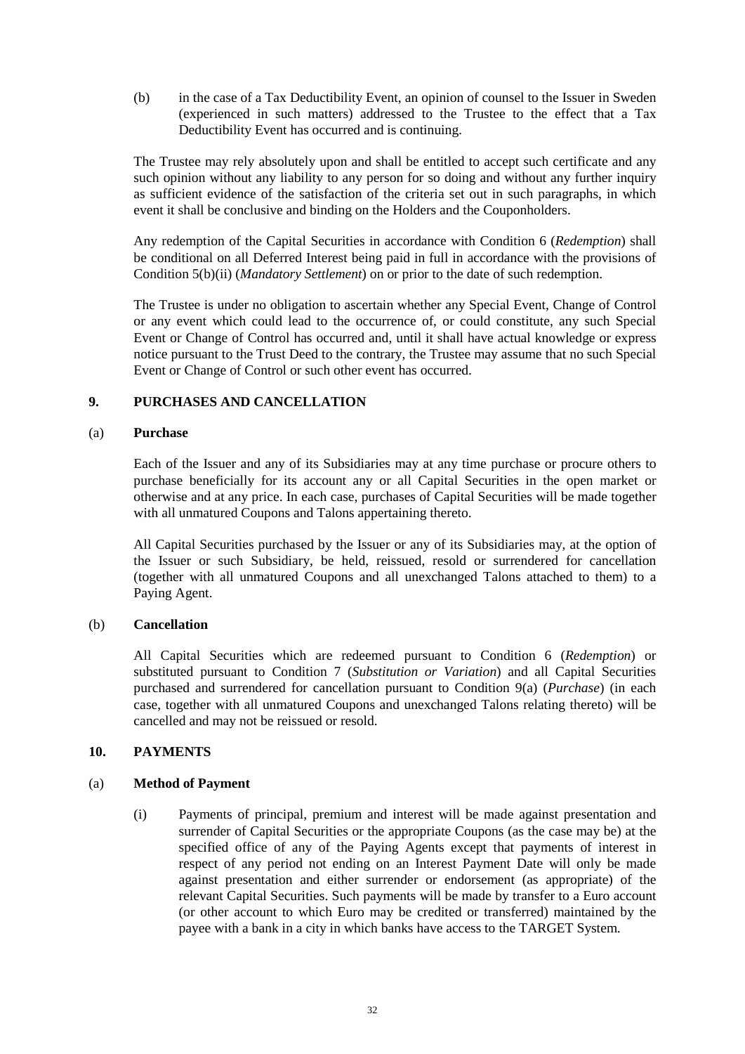(b) in the case of a Tax Deductibility Event, an opinion of counsel to the Issuer in Sweden (experienced in such matters) addressed to the Trustee to the effect that a Tax Deductibility Event has occurred and is continuing.

The Trustee may rely absolutely upon and shall be entitled to accept such certificate and any such opinion without any liability to any person for so doing and without any further inquiry as sufficient evidence of the satisfaction of the criteria set out in such paragraphs, in which event it shall be conclusive and binding on the Holders and the Couponholders.

Any redemption of the Capital Securities in accordance with Condition 6 (*Redemption*) shall be conditional on all Deferred Interest being paid in full in accordance with the provisions of Condition 5(b)(ii) (*Mandatory Settlement*) on or prior to the date of such redemption.

The Trustee is under no obligation to ascertain whether any Special Event, Change of Control or any event which could lead to the occurrence of, or could constitute, any such Special Event or Change of Control has occurred and, until it shall have actual knowledge or express notice pursuant to the Trust Deed to the contrary, the Trustee may assume that no such Special Event or Change of Control or such other event has occurred.

## 9. PURCHASES AND CANCELLATION

### (a) Purchase

Each of the Issuer and any of its Subsidiaries may at any time purchase or procure others to purchase beneficially for its account any or all Capital Securities in the open market or otherwise and at any price. In each case, purchases of Capital Securities will be made together with all unmatured Coupons and Talons appertaining thereto.

All Capital Securities purchased by the Issuer or any of its Subsidiaries may, at the option of the Issuer or such Subsidiary, be held, reissued, resold or surrendered for cancellation (together with all unmatured Coupons and all unexchanged Talons attached to them) to a Paying Agent.

### (b) Cancellation

All Capital Securities which are redeemed pursuant to Condition 6 (*Redemption*) or substituted pursuant to Condition 7 (*Substitution or Variation*) and all Capital Securities purchased and surrendered for cancellation pursuant to Condition 9(a) (*Purchase*) (in each case, together with all unmatured Coupons and unexchanged Talons relating thereto) will be cancelled and may not be reissued or resold.

## 10. PAYMENTS

### (a) Method of Payment

(i) Payments of principal, premium and interest will be made against presentation and surrender of Capital Securities or the appropriate Coupons (as the case may be) at the specified office of any of the Paying Agents except that payments of interest in respect of any period not ending on an Interest Payment Date will only be made against presentation and either surrender or endorsement (as appropriate) of the relevant Capital Securities. Such payments will be made by transfer to a Euro account (or other account to which Euro may be credited or transferred) maintained by the payee with a bank in a city in which banks have access to the TARGET System.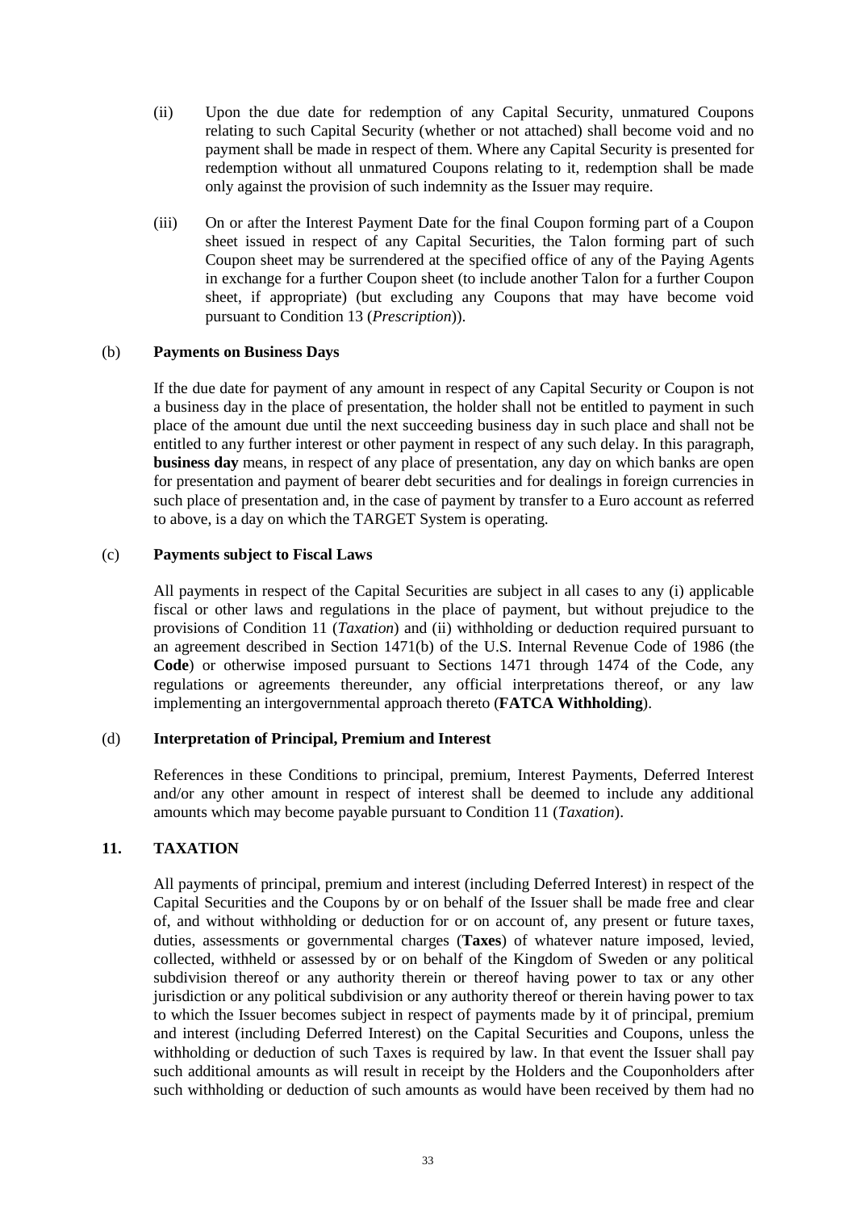(ii) Upon the due date for redemption of any Capital Security, unmatured Coupons relating to such Capital Security (whether or not attached) shall become void and no payment shall be made in respect of them. Where any Capital Security is presented for redemption without all unmatured Coupons relating to it, redemption shall be made only against the provision of such indemnity as the Issuer may require.

(iii) On or after the Interest Payment Date for the final Coupon forming part of a Coupon sheet issued in respect of any Capital Securities, the Talon forming part of such Coupon sheet may be surrendered at the specified office of any of the Paying Agents in exchange for a further Coupon sheet (to include another Talon for a further Coupon sheet, if appropriate) (but excluding any Coupons that may have become void pursuant to Condition 13 (*Prescription*)).

(b) **Payments on Business Days**

If the due date for payment of any amount in respect of any Capital Security or Coupon is not a business day in the place of presentation, the holder shall not be entitled to payment in such place of the amount due until the next succeeding business day in such place and shall not be entitled to any further interest or other payment in respect of any such delay. In this paragraph, **business day** means, in respect of any place of presentation, any day on which banks are open for presentation and payment of bearer debt securities and for dealings in foreign currencies in such place of presentation and, in the case of payment by transfer to a Euro account as referred to above, is a day on which the TARGET System is operating.

(c) **Payments subject to Fiscal Laws**

All payments in respect of the Capital Securities are subject in all cases to any (i) applicable fiscal or other laws and regulations in the place of payment, but without prejudice to the provisions of Condition 11 (*Taxation*) and (ii) withholding or deduction required pursuant to an agreement described in Section 1471(b) of the U.S. Internal Revenue Code of 1986 (the **Code**) or otherwise imposed pursuant to Sections 1471 through 1474 of the Code, any regulations or agreements thereunder, any official interpretations thereof, or any law implementing an intergovernmental approach thereto (**FATCA Withholding**).

(d) **Interpretation of Principal, Premium and Interest**

References in these Conditions to principal, premium, Interest Payments, Deferred Interest and/or any other amount in respect of interest shall be deemed to include any additional amounts which may become payable pursuant to Condition 11 (*Taxation*).

## 11. TAXATION

All payments of principal, premium and interest (including Deferred Interest) in respect of the Capital Securities and the Coupons by or on behalf of the Issuer shall be made free and clear of, and without withholding or deduction for or on account of, any present or future taxes, duties, assessments or governmental charges (**Taxes**) of whatever nature imposed, levied, collected, withheld or assessed by or on behalf of the Kingdom of Sweden or any political subdivision thereof or any authority therein or thereof having power to tax or any other jurisdiction or any political subdivision or any authority thereof or therein having power to tax to which the Issuer becomes subject in respect of payments made by it of principal, premium and interest (including Deferred Interest) on the Capital Securities and Coupons, unless the withholding or deduction of such Taxes is required by law. In that event the Issuer shall pay such additional amounts as will result in receipt by the Holders and the Couponholders after such withholding or deduction of such amounts as would have been received by them had no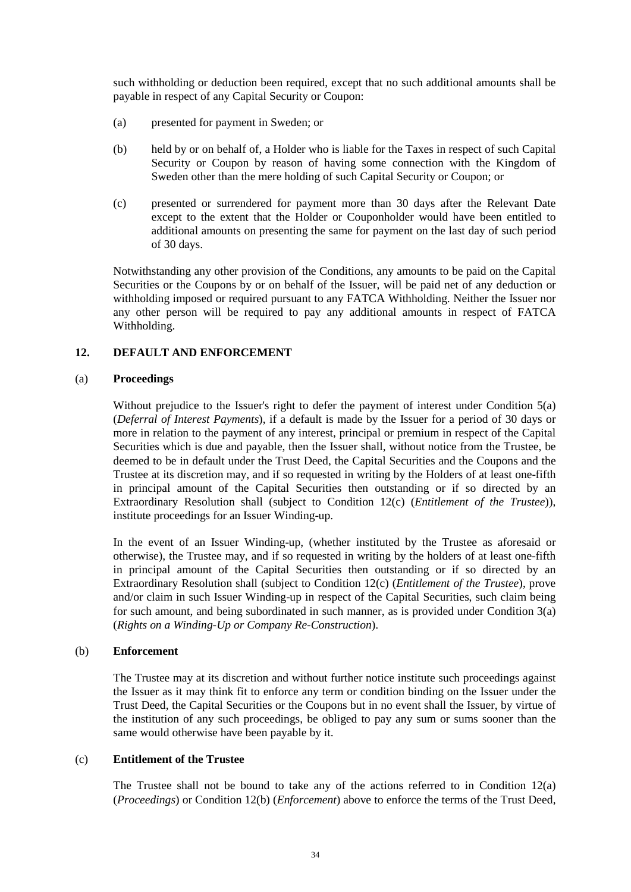such withholding or deduction been required, except that no such additional amounts shall be payable in respect of any Capital Security or Coupon:

(a) presented for payment in Sweden; or

(b) held by or on behalf of, a Holder who is liable for the Taxes in respect of such Capital Security or Coupon by reason of having some connection with the Kingdom of Sweden other than the mere holding of such Capital Security or Coupon; or

(c) presented or surrendered for payment more than 30 days after the Relevant Date except to the extent that the Holder or Couponholder would have been entitled to additional amounts on presenting the same for payment on the last day of such period of 30 days.

Notwithstanding any other provision of the Conditions, any amounts to be paid on the Capital Securities or the Coupons by or on behalf of the Issuer, will be paid net of any deduction or withholding imposed or required pursuant to any FATCA Withholding. Neither the Issuer nor any other person will be required to pay any additional amounts in respect of FATCA Withholding.

## 12. DEFAULT AND ENFORCEMENT

### (a) Proceedings

Without prejudice to the Issuer's right to defer the payment of interest under Condition 5(a) (*Deferral of Interest Payments*), if a default is made by the Issuer for a period of 30 days or more in relation to the payment of any interest, principal or premium in respect of the Capital Securities which is due and payable, then the Issuer shall, without notice from the Trustee, be deemed to be in default under the Trust Deed, the Capital Securities and the Coupons and the Trustee at its discretion may, and if so requested in writing by the Holders of at least one-fifth in principal amount of the Capital Securities then outstanding or if so directed by an Extraordinary Resolution shall (subject to Condition 12(c) (*Entitlement of the Trustee*)), institute proceedings for an Issuer Winding-up.

In the event of an Issuer Winding-up, (whether instituted by the Trustee as aforesaid or otherwise), the Trustee may, and if so requested in writing by the holders of at least one-fifth in principal amount of the Capital Securities then outstanding or if so directed by an Extraordinary Resolution shall (subject to Condition 12(c) (*Entitlement of the Trustee*), prove and/or claim in such Issuer Winding-up in respect of the Capital Securities, such claim being for such amount, and being subordinated in such manner, as is provided under Condition 3(a) (*Rights on a Winding-Up or Company Re-Construction*).

### (b) Enforcement

The Trustee may at its discretion and without further notice institute such proceedings against the Issuer as it may think fit to enforce any term or condition binding on the Issuer under the Trust Deed, the Capital Securities or the Coupons but in no event shall the Issuer, by virtue of the institution of any such proceedings, be obliged to pay any sum or sums sooner than the same would otherwise have been payable by it.

### (c) Entitlement of the Trustee

The Trustee shall not be bound to take any of the actions referred to in Condition 12(a) (*Proceedings*) or Condition 12(b) (*Enforcement*) above to enforce the terms of the Trust Deed,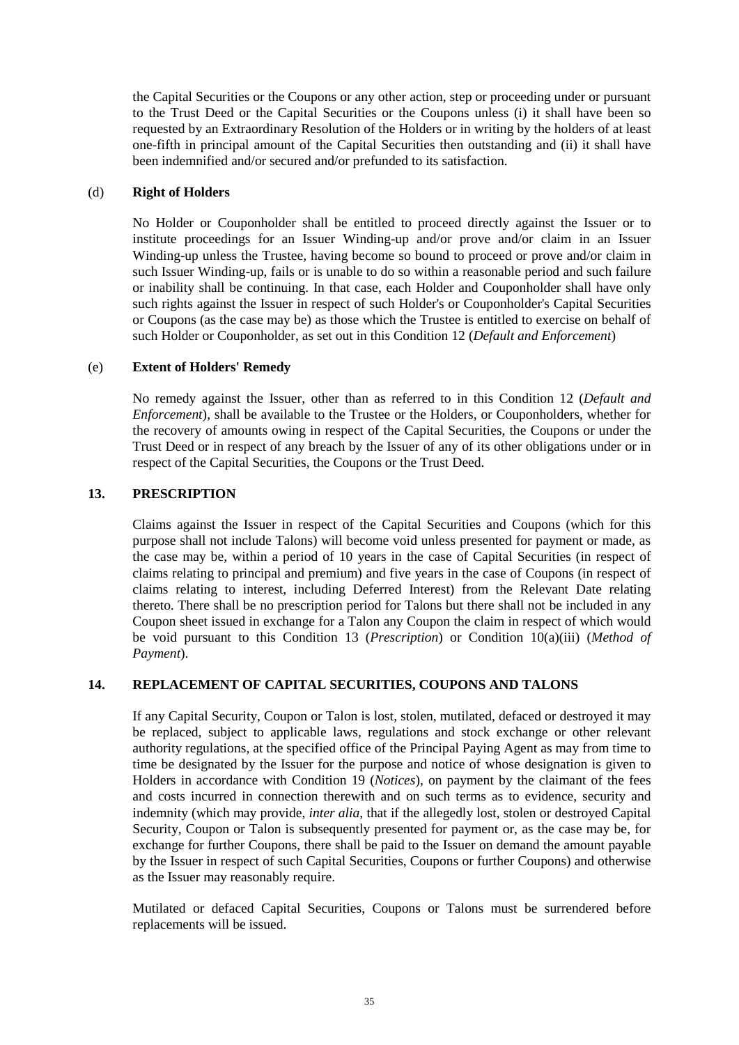the Capital Securities or the Coupons or any other action, step or proceeding under or pursuant to the Trust Deed or the Capital Securities or the Coupons unless (i) it shall have been so requested by an Extraordinary Resolution of the Holders or in writing by the holders of at least one-fifth in principal amount of the Capital Securities then outstanding and (ii) it shall have been indemnified and/or secured and/or prefunded to its satisfaction.

(d) **Right of Holders**

No Holder or Couponholder shall be entitled to proceed directly against the Issuer or to institute proceedings for an Issuer Winding-up and/or prove and/or claim in an Issuer Winding-up unless the Trustee, having become so bound to proceed or prove and/or claim in such Issuer Winding-up, fails or is unable to do so within a reasonable period and such failure or inability shall be continuing. In that case, each Holder and Couponholder shall have only such rights against the Issuer in respect of such Holder's or Couponholder's Capital Securities or Coupons (as the case may be) as those which the Trustee is entitled to exercise on behalf of such Holder or Couponholder, as set out in this Condition 12 (*Default and Enforcement*)

(e) **Extent of Holders' Remedy**

No remedy against the Issuer, other than as referred to in this Condition 12 (*Default and Enforcement*), shall be available to the Trustee or the Holders, or Couponholders, whether for the recovery of amounts owing in respect of the Capital Securities, the Coupons or under the Trust Deed or in respect of any breach by the Issuer of any of its other obligations under or in respect of the Capital Securities, the Coupons or the Trust Deed.

## 13. PRESCRIPTION

Claims against the Issuer in respect of the Capital Securities and Coupons (which for this purpose shall not include Talons) will become void unless presented for payment or made, as the case may be, within a period of 10 years in the case of Capital Securities (in respect of claims relating to principal and premium) and five years in the case of Coupons (in respect of claims relating to interest, including Deferred Interest) from the Relevant Date relating thereto. There shall be no prescription period for Talons but there shall not be included in any Coupon sheet issued in exchange for a Talon any Coupon the claim in respect of which would be void pursuant to this Condition 13 (*Prescription*) or Condition 10(a)(iii) (*Method of Payment*).

## 14. REPLACEMENT OF CAPITAL SECURITIES, COUPONS AND TALONS

If any Capital Security, Coupon or Talon is lost, stolen, mutilated, defaced or destroyed it may be replaced, subject to applicable laws, regulations and stock exchange or other relevant authority regulations, at the specified office of the Principal Paying Agent as may from time to time be designated by the Issuer for the purpose and notice of whose designation is given to Holders in accordance with Condition 19 (*Notices*), on payment by the claimant of the fees and costs incurred in connection therewith and on such terms as to evidence, security and indemnity (which may provide, *inter alia*, that if the allegedly lost, stolen or destroyed Capital Security, Coupon or Talon is subsequently presented for payment or, as the case may be, for exchange for further Coupons, there shall be paid to the Issuer on demand the amount payable by the Issuer in respect of such Capital Securities, Coupons or further Coupons) and otherwise as the Issuer may reasonably require.

Mutilated or defaced Capital Securities, Coupons or Talons must be surrendered before replacements will be issued.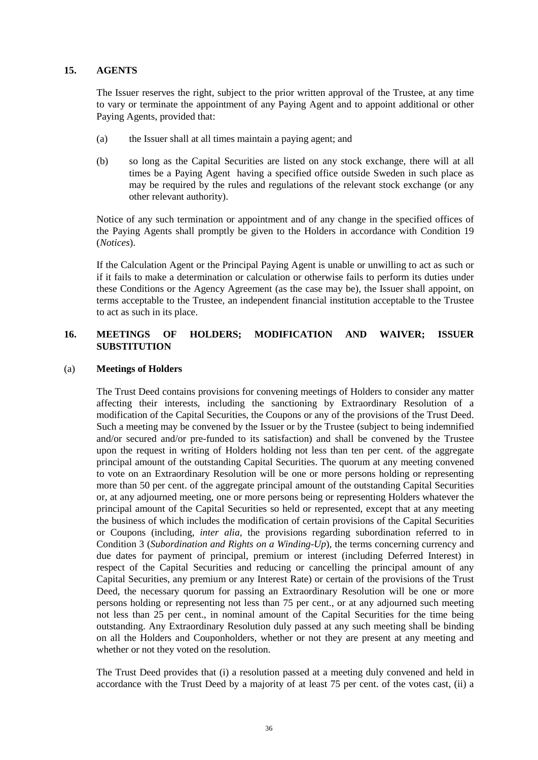## 15. AGENTS

The Issuer reserves the right, subject to the prior written approval of the Trustee, at any time to vary or terminate the appointment of any Paying Agent and to appoint additional or other Paying Agents, provided that:

(a) the Issuer shall at all times maintain a paying agent; and

(b) so long as the Capital Securities are listed on any stock exchange, there will at all times be a Paying Agent having a specified office outside Sweden in such place as may be required by the rules and regulations of the relevant stock exchange (or any other relevant authority).

Notice of any such termination or appointment and of any change in the specified offices of the Paying Agents shall promptly be given to the Holders in accordance with Condition 19 (*Notices*).

If the Calculation Agent or the Principal Paying Agent is unable or unwilling to act as such or if it fails to make a determination or calculation or otherwise fails to perform its duties under these Conditions or the Agency Agreement (as the case may be), the Issuer shall appoint, on terms acceptable to the Trustee, an independent financial institution acceptable to the Trustee to act as such in its place.

## 16. MEETINGS OF HOLDERS; MODIFICATION AND WAIVER; ISSUER SUBSTITUTION

### (a) Meetings of Holders

The Trust Deed contains provisions for convening meetings of Holders to consider any matter affecting their interests, including the sanctioning by Extraordinary Resolution of a modification of the Capital Securities, the Coupons or any of the provisions of the Trust Deed. Such a meeting may be convened by the Issuer or by the Trustee (subject to being indemnified and/or secured and/or pre-funded to its satisfaction) and shall be convened by the Trustee upon the request in writing of Holders holding not less than ten per cent. of the aggregate principal amount of the outstanding Capital Securities. The quorum at any meeting convened to vote on an Extraordinary Resolution will be one or more persons holding or representing more than 50 per cent. of the aggregate principal amount of the outstanding Capital Securities or, at any adjourned meeting, one or more persons being or representing Holders whatever the principal amount of the Capital Securities so held or represented, except that at any meeting the business of which includes the modification of certain provisions of the Capital Securities or Coupons (including, *inter alia*, the provisions regarding subordination referred to in Condition 3 (*Subordination and Rights on a Winding-Up*), the terms concerning currency and due dates for payment of principal, premium or interest (including Deferred Interest) in respect of the Capital Securities and reducing or cancelling the principal amount of any Capital Securities, any premium or any Interest Rate) or certain of the provisions of the Trust Deed, the necessary quorum for passing an Extraordinary Resolution will be one or more persons holding or representing not less than 75 per cent., or at any adjourned such meeting not less than 25 per cent., in nominal amount of the Capital Securities for the time being outstanding. Any Extraordinary Resolution duly passed at any such meeting shall be binding on all the Holders and Couponholders, whether or not they are present at any meeting and whether or not they voted on the resolution.

The Trust Deed provides that (i) a resolution passed at a meeting duly convened and held in accordance with the Trust Deed by a majority of at least 75 per cent. of the votes cast, (ii) a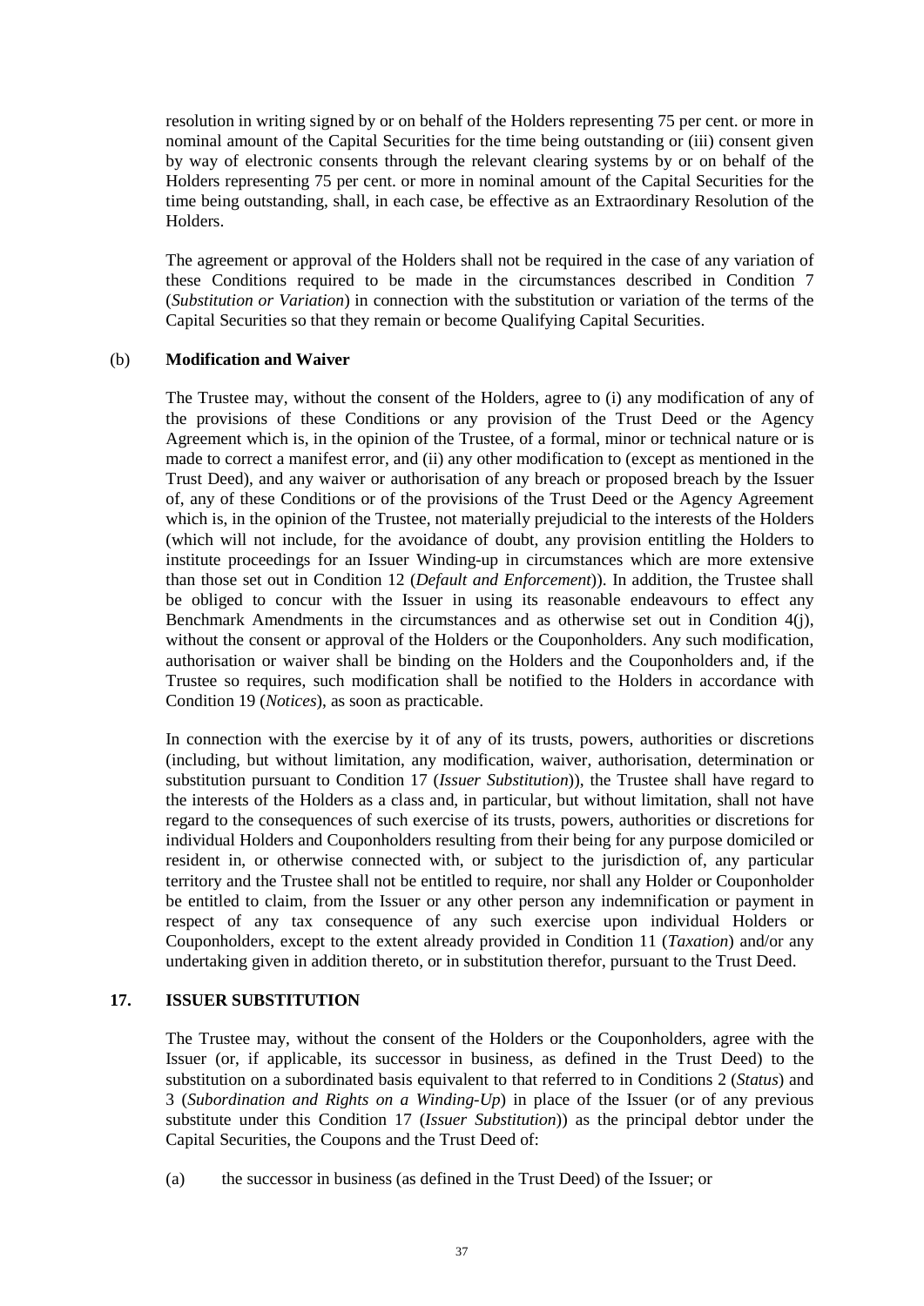resolution in writing signed by or on behalf of the Holders representing 75 per cent. or more in nominal amount of the Capital Securities for the time being outstanding or (iii) consent given by way of electronic consents through the relevant clearing systems by or on behalf of the Holders representing 75 per cent. or more in nominal amount of the Capital Securities for the time being outstanding, shall, in each case, be effective as an Extraordinary Resolution of the Holders.

The agreement or approval of the Holders shall not be required in the case of any variation of these Conditions required to be made in the circumstances described in Condition 7 (*Substitution or Variation*) in connection with the substitution or variation of the terms of the Capital Securities so that they remain or become Qualifying Capital Securities.

(b) **Modification and Waiver**

The Trustee may, without the consent of the Holders, agree to (i) any modification of any of the provisions of these Conditions or any provision of the Trust Deed or the Agency Agreement which is, in the opinion of the Trustee, of a formal, minor or technical nature or is made to correct a manifest error, and (ii) any other modification to (except as mentioned in the Trust Deed), and any waiver or authorisation of any breach or proposed breach by the Issuer of, any of these Conditions or of the provisions of the Trust Deed or the Agency Agreement which is, in the opinion of the Trustee, not materially prejudicial to the interests of the Holders (which will not include, for the avoidance of doubt, any provision entitling the Holders to institute proceedings for an Issuer Winding-up in circumstances which are more extensive than those set out in Condition 12 (*Default and Enforcement*)). In addition, the Trustee shall be obliged to concur with the Issuer in using its reasonable endeavours to effect any Benchmark Amendments in the circumstances and as otherwise set out in Condition 4(j), without the consent or approval of the Holders or the Couponholders. Any such modification, authorisation or waiver shall be binding on the Holders and the Couponholders and, if the Trustee so requires, such modification shall be notified to the Holders in accordance with Condition 19 (*Notices*), as soon as practicable.

In connection with the exercise by it of any of its trusts, powers, authorities or discretions (including, but without limitation, any modification, waiver, authorisation, determination or substitution pursuant to Condition 17 (*Issuer Substitution*)), the Trustee shall have regard to the interests of the Holders as a class and, in particular, but without limitation, shall not have regard to the consequences of such exercise of its trusts, powers, authorities or discretions for individual Holders and Couponholders resulting from their being for any purpose domiciled or resident in, or otherwise connected with, or subject to the jurisdiction of, any particular territory and the Trustee shall not be entitled to require, nor shall any Holder or Couponholder be entitled to claim, from the Issuer or any other person any indemnification or payment in respect of any tax consequence of any such exercise upon individual Holders or Couponholders, except to the extent already provided in Condition 11 (*Taxation*) and/or any undertaking given in addition thereto, or in substitution therefor, pursuant to the Trust Deed.

## 17. ISSUER SUBSTITUTION

The Trustee may, without the consent of the Holders or the Couponholders, agree with the Issuer (or, if applicable, its successor in business, as defined in the Trust Deed) to the substitution on a subordinated basis equivalent to that referred to in Conditions 2 (*Status*) and 3 (*Subordination and Rights on a Winding-Up*) in place of the Issuer (or of any previous substitute under this Condition 17 (*Issuer Substitution*)) as the principal debtor under the Capital Securities, the Coupons and the Trust Deed of:

(a) the successor in business (as defined in the Trust Deed) of the Issuer; or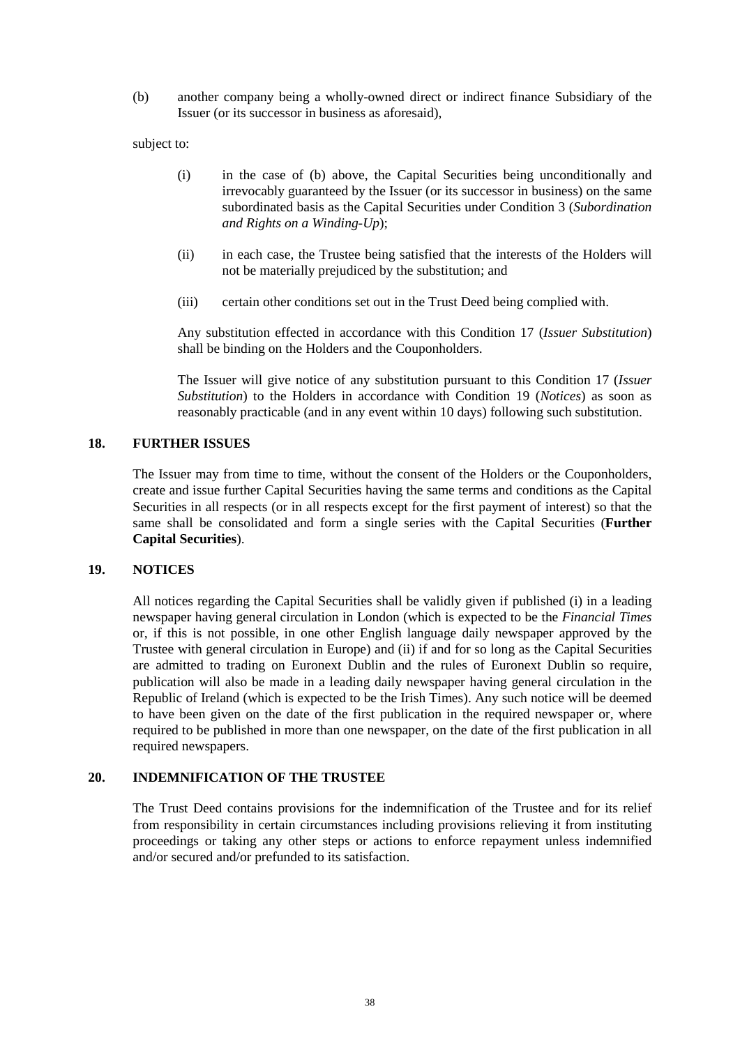(b) another company being a wholly-owned direct or indirect finance Subsidiary of the Issuer (or its successor in business as aforesaid),

subject to:

(i) in the case of (b) above, the Capital Securities being unconditionally and irrevocably guaranteed by the Issuer (or its successor in business) on the same subordinated basis as the Capital Securities under Condition 3 (*Subordination and Rights on a Winding-Up*);

(ii) in each case, the Trustee being satisfied that the interests of the Holders will not be materially prejudiced by the substitution; and

(iii) certain other conditions set out in the Trust Deed being complied with.

Any substitution effected in accordance with this Condition 17 (*Issuer Substitution*) shall be binding on the Holders and the Couponholders.

The Issuer will give notice of any substitution pursuant to this Condition 17 (*Issuer Substitution*) to the Holders in accordance with Condition 19 (*Notices*) as soon as reasonably practicable (and in any event within 10 days) following such substitution.

## 18. FURTHER ISSUES

The Issuer may from time to time, without the consent of the Holders or the Couponholders, create and issue further Capital Securities having the same terms and conditions as the Capital Securities in all respects (or in all respects except for the first payment of interest) so that the same shall be consolidated and form a single series with the Capital Securities (**Further Capital Securities**).

## 19. NOTICES

All notices regarding the Capital Securities shall be validly given if published (i) in a leading newspaper having general circulation in London (which is expected to be the *Financial Times* or, if this is not possible, in one other English language daily newspaper approved by the Trustee with general circulation in Europe) and (ii) if and for so long as the Capital Securities are admitted to trading on Euronext Dublin and the rules of Euronext Dublin so require, publication will also be made in a leading daily newspaper having general circulation in the Republic of Ireland (which is expected to be the Irish Times). Any such notice will be deemed to have been given on the date of the first publication in the required newspaper or, where required to be published in more than one newspaper, on the date of the first publication in all required newspapers.

## 20. INDEMNIFICATION OF THE TRUSTEE

The Trust Deed contains provisions for the indemnification of the Trustee and for its relief from responsibility in certain circumstances including provisions relieving it from instituting proceedings or taking any other steps or actions to enforce repayment unless indemnified and/or secured and/or prefunded to its satisfaction.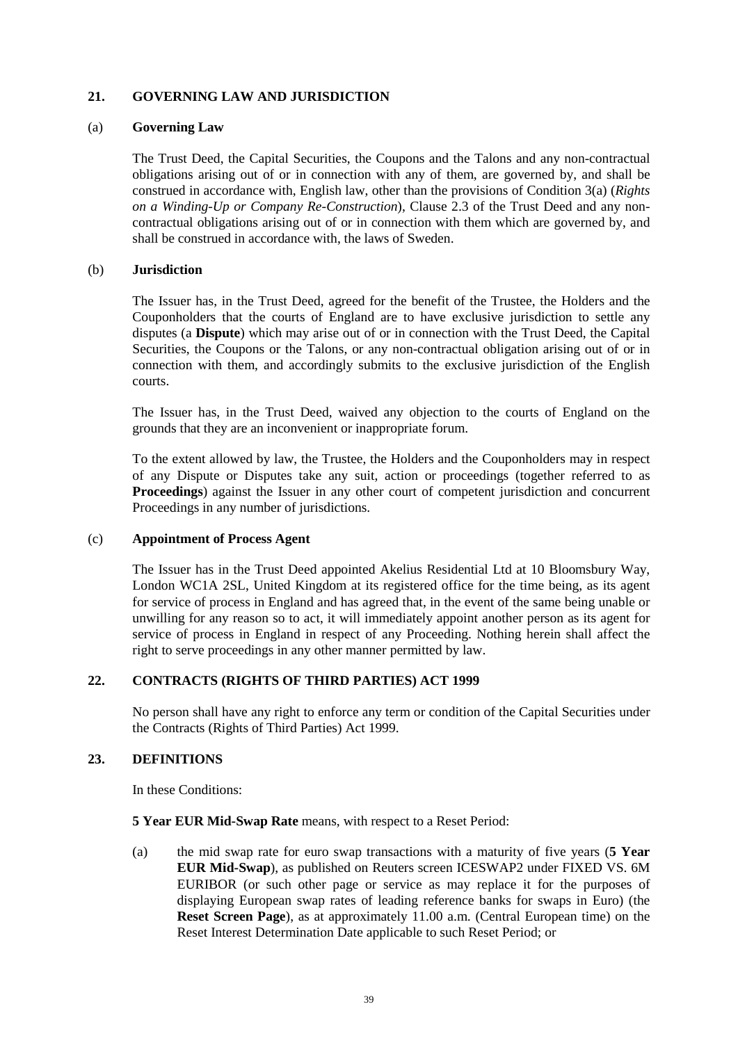## 21. GOVERNING LAW AND JURISDICTION

### (a) Governing Law

The Trust Deed, the Capital Securities, the Coupons and the Talons and any non-contractual obligations arising out of or in connection with any of them, are governed by, and shall be construed in accordance with, English law, other than the provisions of Condition 3(a) (*Rights on a Winding-Up or Company Re-Construction*), Clause 2.3 of the Trust Deed and any non-contractual obligations arising out of or in connection with them which are governed by, and shall be construed in accordance with, the laws of Sweden.

### (b) Jurisdiction

The Issuer has, in the Trust Deed, agreed for the benefit of the Trustee, the Holders and the Couponholders that the courts of England are to have exclusive jurisdiction to settle any disputes (a **Dispute**) which may arise out of or in connection with the Trust Deed, the Capital Securities, the Coupons or the Talons, or any non-contractual obligation arising out of or in connection with them, and accordingly submits to the exclusive jurisdiction of the English courts.

The Issuer has, in the Trust Deed, waived any objection to the courts of England on the grounds that they are an inconvenient or inappropriate forum.

To the extent allowed by law, the Trustee, the Holders and the Couponholders may in respect of any Dispute or Disputes take any suit, action or proceedings (together referred to as **Proceedings**) against the Issuer in any other court of competent jurisdiction and concurrent Proceedings in any number of jurisdictions.

### (c) Appointment of Process Agent

The Issuer has in the Trust Deed appointed Akelius Residential Ltd at 10 Bloomsbury Way, London WC1A 2SL, United Kingdom at its registered office for the time being, as its agent for service of process in England and has agreed that, in the event of the same being unable or unwilling for any reason so to act, it will immediately appoint another person as its agent for service of process in England in respect of any Proceeding. Nothing herein shall affect the right to serve proceedings in any other manner permitted by law.

## 22. CONTRACTS (RIGHTS OF THIRD PARTIES) ACT 1999

No person shall have any right to enforce any term or condition of the Capital Securities under the Contracts (Rights of Third Parties) Act 1999.

## 23. DEFINITIONS

In these Conditions:

**5 Year EUR Mid-Swap Rate** means, with respect to a Reset Period:

(a) the mid swap rate for euro swap transactions with a maturity of five years (**5 Year EUR Mid-Swap**), as published on Reuters screen ICESWAP2 under FIXED VS. 6M EURIBOR (or such other page or service as may replace it for the purposes of displaying European swap rates of leading reference banks for swaps in Euro) (the **Reset Screen Page**), as at approximately 11.00 a.m. (Central European time) on the Reset Interest Determination Date applicable to such Reset Period; or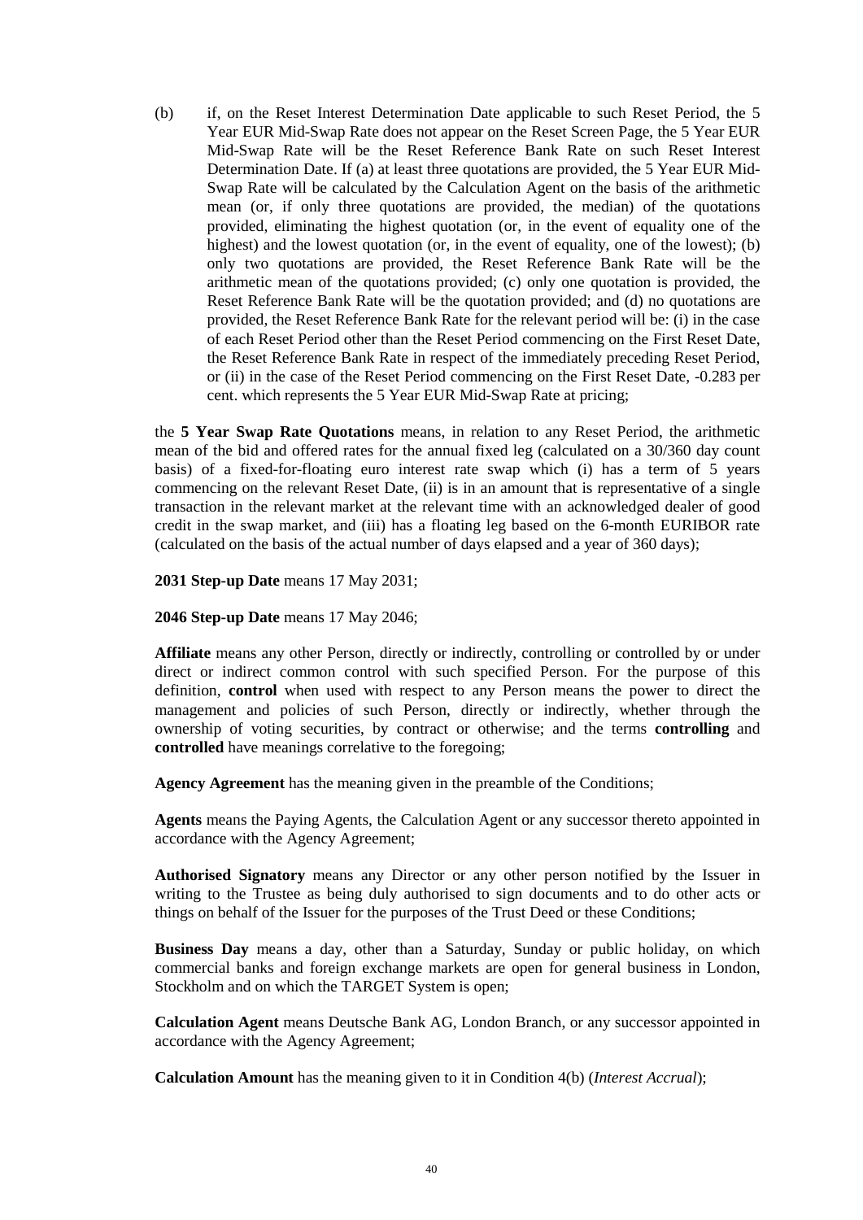(b) if, on the Reset Interest Determination Date applicable to such Reset Period, the 5 Year EUR Mid-Swap Rate does not appear on the Reset Screen Page, the 5 Year EUR Mid-Swap Rate will be the Reset Reference Bank Rate on such Reset Interest Determination Date. If (a) at least three quotations are provided, the 5 Year EUR Mid-Swap Rate will be calculated by the Calculation Agent on the basis of the arithmetic mean (or, if only three quotations are provided, the median) of the quotations provided, eliminating the highest quotation (or, in the event of equality one of the highest) and the lowest quotation (or, in the event of equality, one of the lowest); (b) only two quotations are provided, the Reset Reference Bank Rate will be the arithmetic mean of the quotations provided; (c) only one quotation is provided, the Reset Reference Bank Rate will be the quotation provided; and (d) no quotations are provided, the Reset Reference Bank Rate for the relevant period will be: (i) in the case of each Reset Period other than the Reset Period commencing on the First Reset Date, the Reset Reference Bank Rate in respect of the immediately preceding Reset Period, or (ii) in the case of the Reset Period commencing on the First Reset Date, -0.283 per cent. which represents the 5 Year EUR Mid-Swap Rate at pricing;

the **5 Year Swap Rate Quotations** means, in relation to any Reset Period, the arithmetic mean of the bid and offered rates for the annual fixed leg (calculated on a 30/360 day count basis) of a fixed-for-floating euro interest rate swap which (i) has a term of 5 years commencing on the relevant Reset Date, (ii) is in an amount that is representative of a single transaction in the relevant market at the relevant time with an acknowledged dealer of good credit in the swap market, and (iii) has a floating leg based on the 6-month EURIBOR rate (calculated on the basis of the actual number of days elapsed and a year of 360 days);

**2031 Step-up Date** means 17 May 2031;

**2046 Step-up Date** means 17 May 2046;

**Affiliate** means any other Person, directly or indirectly, controlling or controlled by or under direct or indirect common control with such specified Person. For the purpose of this definition, **control** when used with respect to any Person means the power to direct the management and policies of such Person, directly or indirectly, whether through the ownership of voting securities, by contract or otherwise; and the terms **controlling** and **controlled** have meanings correlative to the foregoing;

**Agency Agreement** has the meaning given in the preamble of the Conditions;

**Agents** means the Paying Agents, the Calculation Agent or any successor thereto appointed in accordance with the Agency Agreement;

**Authorised Signatory** means any Director or any other person notified by the Issuer in writing to the Trustee as being duly authorised to sign documents and to do other acts or things on behalf of the Issuer for the purposes of the Trust Deed or these Conditions;

**Business Day** means a day, other than a Saturday, Sunday or public holiday, on which commercial banks and foreign exchange markets are open for general business in London, Stockholm and on which the TARGET System is open;

**Calculation Agent** means Deutsche Bank AG, London Branch, or any successor appointed in accordance with the Agency Agreement;

**Calculation Amount** has the meaning given to it in Condition 4(b) (*Interest Accrual*);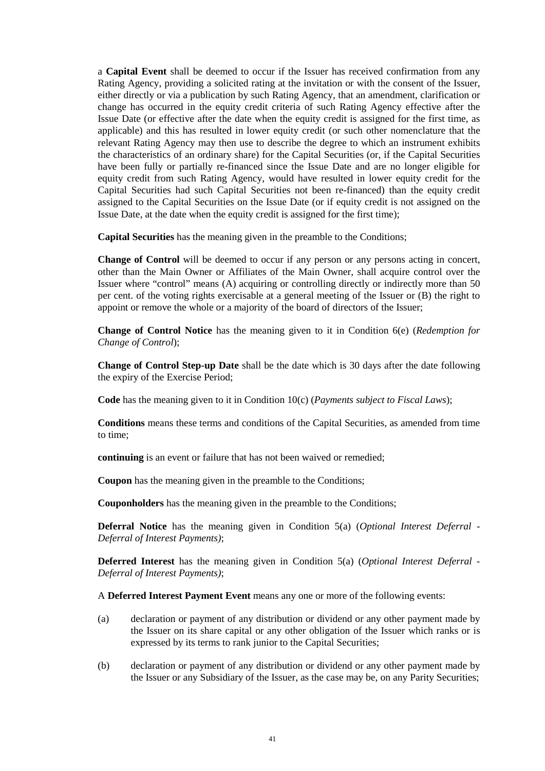a **Capital Event** shall be deemed to occur if the Issuer has received confirmation from any Rating Agency, providing a solicited rating at the invitation or with the consent of the Issuer, either directly or via a publication by such Rating Agency, that an amendment, clarification or change has occurred in the equity credit criteria of such Rating Agency effective after the Issue Date (or effective after the date when the equity credit is assigned for the first time, as applicable) and this has resulted in lower equity credit (or such other nomenclature that the relevant Rating Agency may then use to describe the degree to which an instrument exhibits the characteristics of an ordinary share) for the Capital Securities (or, if the Capital Securities have been fully or partially re-financed since the Issue Date and are no longer eligible for equity credit from such Rating Agency, would have resulted in lower equity credit for the Capital Securities had such Capital Securities not been re-financed) than the equity credit assigned to the Capital Securities on the Issue Date (or if equity credit is not assigned on the Issue Date, at the date when the equity credit is assigned for the first time);

**Capital Securities** has the meaning given in the preamble to the Conditions;

**Change of Control** will be deemed to occur if any person or any persons acting in concert, other than the Main Owner or Affiliates of the Main Owner, shall acquire control over the Issuer where "control" means (A) acquiring or controlling directly or indirectly more than 50 per cent. of the voting rights exercisable at a general meeting of the Issuer or (B) the right to appoint or remove the whole or a majority of the board of directors of the Issuer;

**Change of Control Notice** has the meaning given to it in Condition 6(e) (*Redemption for Change of Control*);

**Change of Control Step-up Date** shall be the date which is 30 days after the date following the expiry of the Exercise Period;

**Code** has the meaning given to it in Condition 10(c) (*Payments subject to Fiscal Laws*);

**Conditions** means these terms and conditions of the Capital Securities, as amended from time to time;

**continuing** is an event or failure that has not been waived or remedied;

**Coupon** has the meaning given in the preamble to the Conditions;

**Couponholders** has the meaning given in the preamble to the Conditions;

**Deferral Notice** has the meaning given in Condition 5(a) (*Optional Interest Deferral - Deferral of Interest Payments)*;

**Deferred Interest** has the meaning given in Condition 5(a) (*Optional Interest Deferral - Deferral of Interest Payments)*;

A **Deferred Interest Payment Event** means any one or more of the following events:

(a) declaration or payment of any distribution or dividend or any other payment made by the Issuer on its share capital or any other obligation of the Issuer which ranks or is expressed by its terms to rank junior to the Capital Securities;

(b) declaration or payment of any distribution or dividend or any other payment made by the Issuer or any Subsidiary of the Issuer, as the case may be, on any Parity Securities;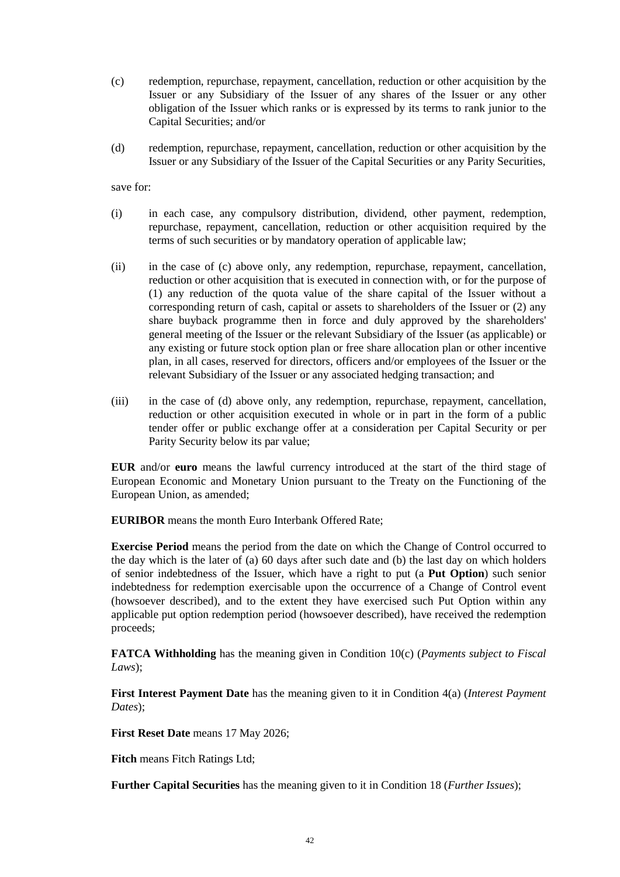(c) redemption, repurchase, repayment, cancellation, reduction or other acquisition by the Issuer or any Subsidiary of the Issuer of any shares of the Issuer or any other obligation of the Issuer which ranks or is expressed by its terms to rank junior to the Capital Securities; and/or

(d) redemption, repurchase, repayment, cancellation, reduction or other acquisition by the Issuer or any Subsidiary of the Issuer of the Capital Securities or any Parity Securities,

save for:

(i) in each case, any compulsory distribution, dividend, other payment, redemption, repurchase, repayment, cancellation, reduction or other acquisition required by the terms of such securities or by mandatory operation of applicable law;

(ii) in the case of (c) above only, any redemption, repurchase, repayment, cancellation, reduction or other acquisition that is executed in connection with, or for the purpose of (1) any reduction of the quota value of the share capital of the Issuer without a corresponding return of cash, capital or assets to shareholders of the Issuer or (2) any share buyback programme then in force and duly approved by the shareholders' general meeting of the Issuer or the relevant Subsidiary of the Issuer (as applicable) or any existing or future stock option plan or free share allocation plan or other incentive plan, in all cases, reserved for directors, officers and/or employees of the Issuer or the relevant Subsidiary of the Issuer or any associated hedging transaction; and

(iii) in the case of (d) above only, any redemption, repurchase, repayment, cancellation, reduction or other acquisition executed in whole or in part in the form of a public tender offer or public exchange offer at a consideration per Capital Security or per Parity Security below its par value;

**EUR** and/or **euro** means the lawful currency introduced at the start of the third stage of European Economic and Monetary Union pursuant to the Treaty on the Functioning of the European Union, as amended;

**EURIBOR** means the month Euro Interbank Offered Rate;

**Exercise Period** means the period from the date on which the Change of Control occurred to the day which is the later of (a) 60 days after such date and (b) the last day on which holders of senior indebtedness of the Issuer, which have a right to put (a **Put Option**) such senior indebtedness for redemption exercisable upon the occurrence of a Change of Control event (howsoever described), and to the extent they have exercised such Put Option within any applicable put option redemption period (howsoever described), have received the redemption proceeds;

**FATCA Withholding** has the meaning given in Condition 10(c) (*Payments subject to Fiscal Laws*);

**First Interest Payment Date** has the meaning given to it in Condition 4(a) (*Interest Payment Dates*);

**First Reset Date** means 17 May 2026;

**Fitch** means Fitch Ratings Ltd;

**Further Capital Securities** has the meaning given to it in Condition 18 (*Further Issues*);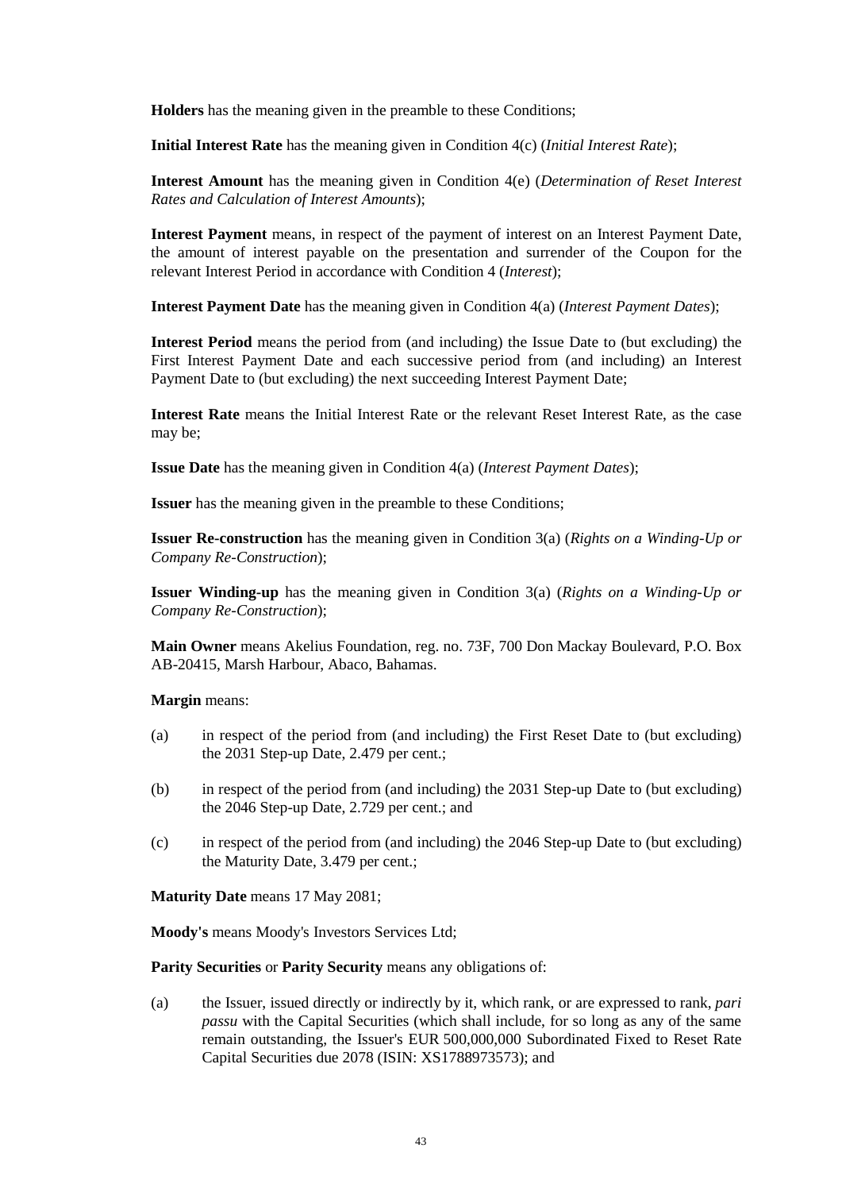**Holders** has the meaning given in the preamble to these Conditions;

**Initial Interest Rate** has the meaning given in Condition 4(c) (*Initial Interest Rate*);

**Interest Amount** has the meaning given in Condition 4(e) (*Determination of Reset Interest Rates and Calculation of Interest Amounts*);

**Interest Payment** means, in respect of the payment of interest on an Interest Payment Date, the amount of interest payable on the presentation and surrender of the Coupon for the relevant Interest Period in accordance with Condition 4 (*Interest*);

**Interest Payment Date** has the meaning given in Condition 4(a) (*Interest Payment Dates*);

**Interest Period** means the period from (and including) the Issue Date to (but excluding) the First Interest Payment Date and each successive period from (and including) an Interest Payment Date to (but excluding) the next succeeding Interest Payment Date;

**Interest Rate** means the Initial Interest Rate or the relevant Reset Interest Rate, as the case may be;

**Issue Date** has the meaning given in Condition 4(a) (*Interest Payment Dates*);

**Issuer** has the meaning given in the preamble to these Conditions;

**Issuer Re-construction** has the meaning given in Condition 3(a) (*Rights on a Winding-Up or Company Re-Construction*);

**Issuer Winding-up** has the meaning given in Condition 3(a) (*Rights on a Winding-Up or Company Re-Construction*);

**Main Owner** means Akelius Foundation, reg. no. 73F, 700 Don Mackay Boulevard, P.O. Box AB-20415, Marsh Harbour, Abaco, Bahamas.

**Margin** means:

(a) in respect of the period from (and including) the First Reset Date to (but excluding) the 2031 Step-up Date, 2.479 per cent.;

(b) in respect of the period from (and including) the 2031 Step-up Date to (but excluding) the 2046 Step-up Date, 2.729 per cent.; and

(c) in respect of the period from (and including) the 2046 Step-up Date to (but excluding) the Maturity Date, 3.479 per cent.;

**Maturity Date** means 17 May 2081;

**Moody's** means Moody's Investors Services Ltd;

**Parity Securities** or **Parity Security** means any obligations of:

(a) the Issuer, issued directly or indirectly by it, which rank, or are expressed to rank, *pari passu* with the Capital Securities (which shall include, for so long as any of the same remain outstanding, the Issuer's EUR 500,000,000 Subordinated Fixed to Reset Rate Capital Securities due 2078 (ISIN: XS1788973573); and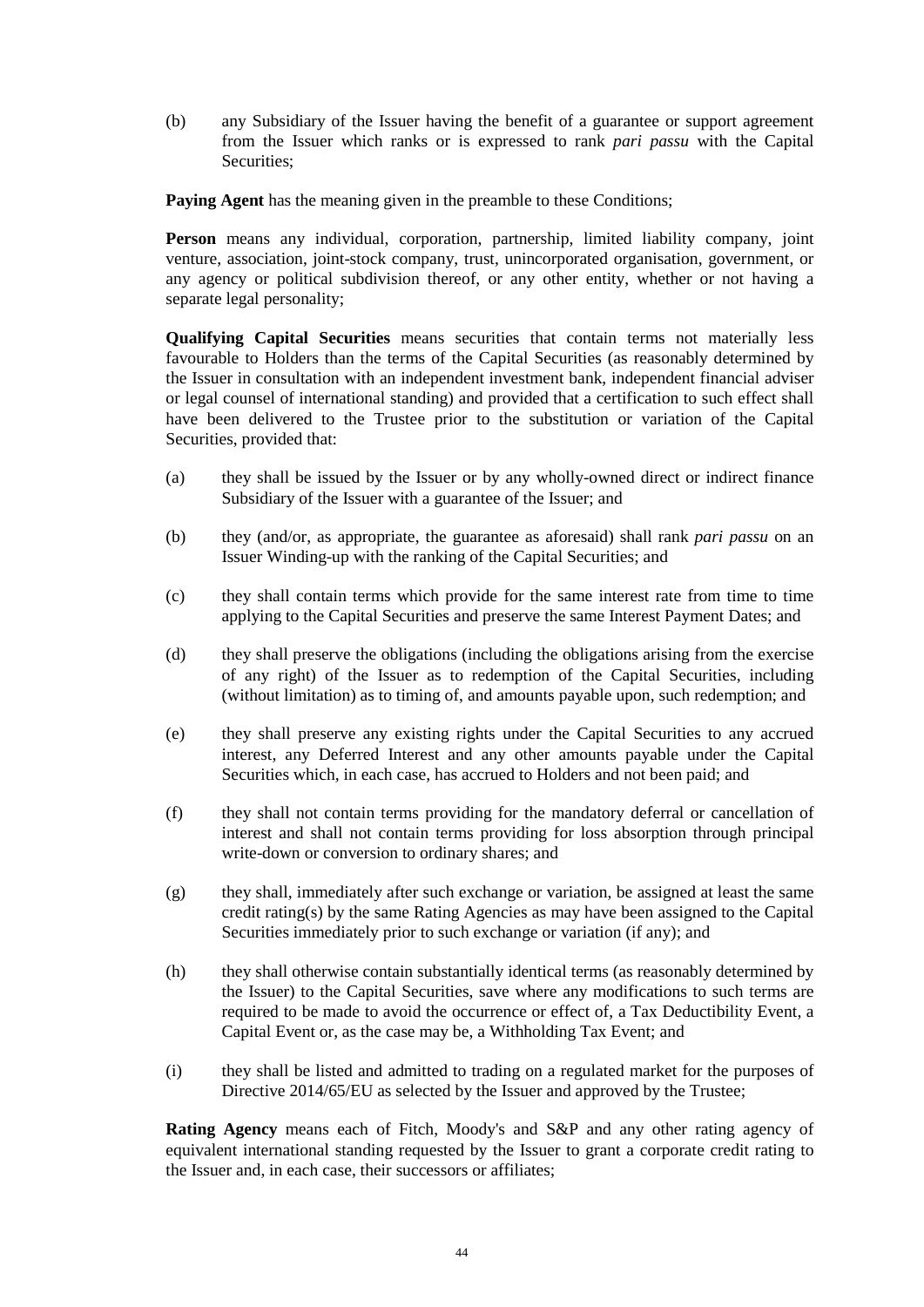(b) any Subsidiary of the Issuer having the benefit of a guarantee or support agreement from the Issuer which ranks or is expressed to rank *pari passu* with the Capital Securities;

**Paying Agent** has the meaning given in the preamble to these Conditions;

**Person** means any individual, corporation, partnership, limited liability company, joint venture, association, joint-stock company, trust, unincorporated organisation, government, or any agency or political subdivision thereof, or any other entity, whether or not having a separate legal personality;

**Qualifying Capital Securities** means securities that contain terms not materially less favourable to Holders than the terms of the Capital Securities (as reasonably determined by the Issuer in consultation with an independent investment bank, independent financial adviser or legal counsel of international standing) and provided that a certification to such effect shall have been delivered to the Trustee prior to the substitution or variation of the Capital Securities, provided that:

(a) they shall be issued by the Issuer or by any wholly-owned direct or indirect finance Subsidiary of the Issuer with a guarantee of the Issuer; and

(b) they (and/or, as appropriate, the guarantee as aforesaid) shall rank *pari passu* on an Issuer Winding-up with the ranking of the Capital Securities; and

(c) they shall contain terms which provide for the same interest rate from time to time applying to the Capital Securities and preserve the same Interest Payment Dates; and

(d) they shall preserve the obligations (including the obligations arising from the exercise of any right) of the Issuer as to redemption of the Capital Securities, including (without limitation) as to timing of, and amounts payable upon, such redemption; and

(e) they shall preserve any existing rights under the Capital Securities to any accrued interest, any Deferred Interest and any other amounts payable under the Capital Securities which, in each case, has accrued to Holders and not been paid; and

(f) they shall not contain terms providing for the mandatory deferral or cancellation of interest and shall not contain terms providing for loss absorption through principal write-down or conversion to ordinary shares; and

(g) they shall, immediately after such exchange or variation, be assigned at least the same credit rating(s) by the same Rating Agencies as may have been assigned to the Capital Securities immediately prior to such exchange or variation (if any); and

(h) they shall otherwise contain substantially identical terms (as reasonably determined by the Issuer) to the Capital Securities, save where any modifications to such terms are required to be made to avoid the occurrence or effect of, a Tax Deductibility Event, a Capital Event or, as the case may be, a Withholding Tax Event; and

(i) they shall be listed and admitted to trading on a regulated market for the purposes of Directive 2014/65/EU as selected by the Issuer and approved by the Trustee;

**Rating Agency** means each of Fitch, Moody's and S&P and any other rating agency of equivalent international standing requested by the Issuer to grant a corporate credit rating to the Issuer and, in each case, their successors or affiliates;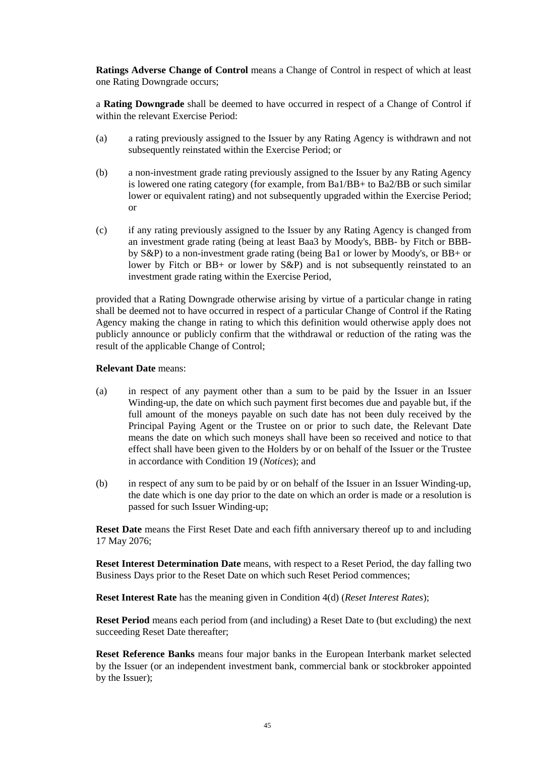**Ratings Adverse Change of Control** means a Change of Control in respect of which at least one Rating Downgrade occurs;

a **Rating Downgrade** shall be deemed to have occurred in respect of a Change of Control if within the relevant Exercise Period:

(a) a rating previously assigned to the Issuer by any Rating Agency is withdrawn and not subsequently reinstated within the Exercise Period; or

(b) a non-investment grade rating previously assigned to the Issuer by any Rating Agency is lowered one rating category (for example, from Ba1/BB+ to Ba2/BB or such similar lower or equivalent rating) and not subsequently upgraded within the Exercise Period; or

(c) if any rating previously assigned to the Issuer by any Rating Agency is changed from an investment grade rating (being at least Baa3 by Moody's, BBB- by Fitch or BBB- by S&P) to a non-investment grade rating (being Ba1 or lower by Moody's, or BB+ or lower by Fitch or BB+ or lower by S&P) and is not subsequently reinstated to an investment grade rating within the Exercise Period,

provided that a Rating Downgrade otherwise arising by virtue of a particular change in rating shall be deemed not to have occurred in respect of a particular Change of Control if the Rating Agency making the change in rating to which this definition would otherwise apply does not publicly announce or publicly confirm that the withdrawal or reduction of the rating was the result of the applicable Change of Control;

**Relevant Date** means:

(a) in respect of any payment other than a sum to be paid by the Issuer in an Issuer Winding-up, the date on which such payment first becomes due and payable but, if the full amount of the moneys payable on such date has not been duly received by the Principal Paying Agent or the Trustee on or prior to such date, the Relevant Date means the date on which such moneys shall have been so received and notice to that effect shall have been given to the Holders by or on behalf of the Issuer or the Trustee in accordance with Condition 19 (*Notices*); and

(b) in respect of any sum to be paid by or on behalf of the Issuer in an Issuer Winding-up, the date which is one day prior to the date on which an order is made or a resolution is passed for such Issuer Winding-up;

**Reset Date** means the First Reset Date and each fifth anniversary thereof up to and including 17 May 2076;

**Reset Interest Determination Date** means, with respect to a Reset Period, the day falling two Business Days prior to the Reset Date on which such Reset Period commences;

**Reset Interest Rate** has the meaning given in Condition 4(d) (*Reset Interest Rates*);

**Reset Period** means each period from (and including) a Reset Date to (but excluding) the next succeeding Reset Date thereafter;

**Reset Reference Banks** means four major banks in the European Interbank market selected by the Issuer (or an independent investment bank, commercial bank or stockbroker appointed by the Issuer);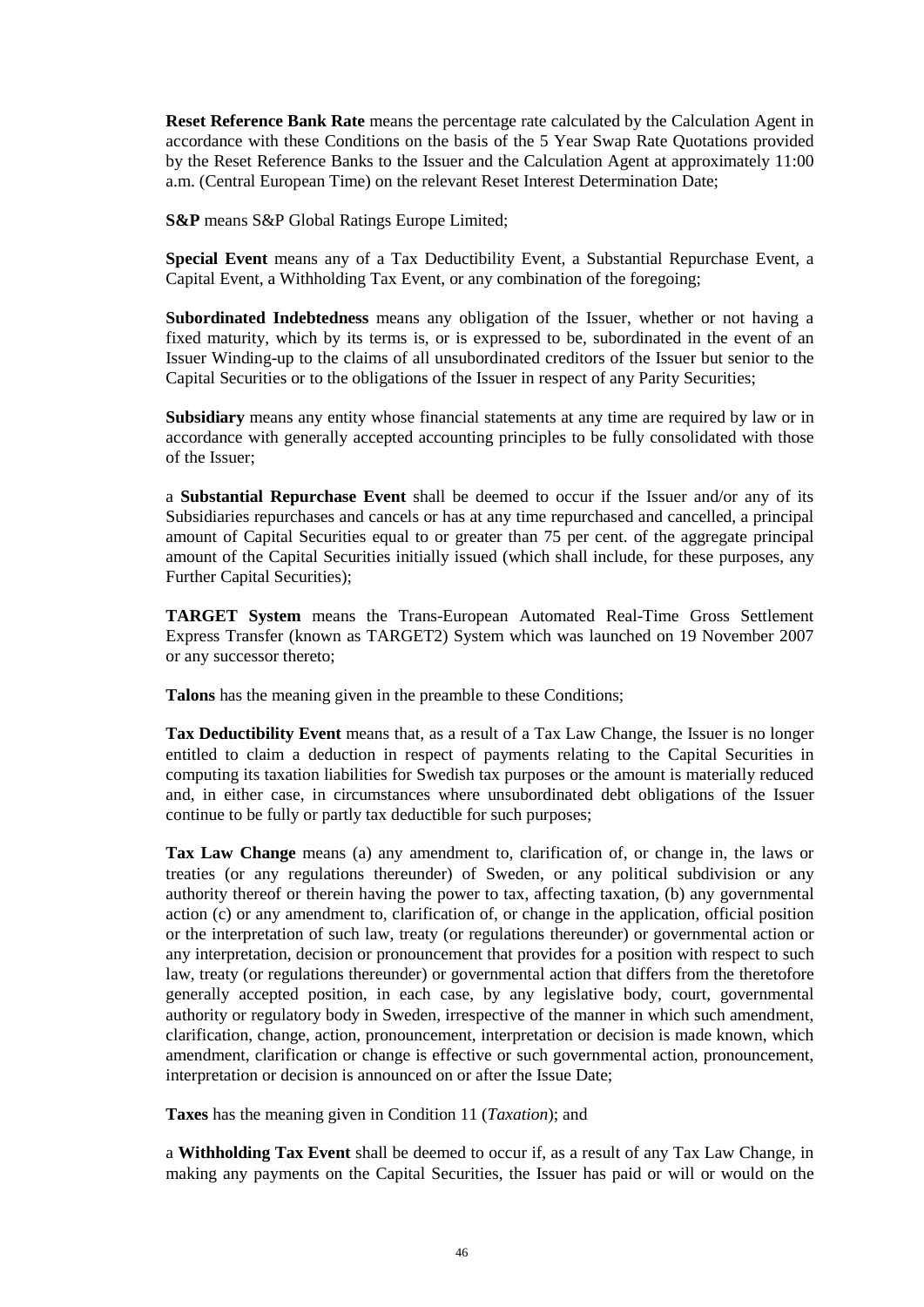**Reset Reference Bank Rate** means the percentage rate calculated by the Calculation Agent in accordance with these Conditions on the basis of the 5 Year Swap Rate Quotations provided by the Reset Reference Banks to the Issuer and the Calculation Agent at approximately 11:00 a.m. (Central European Time) on the relevant Reset Interest Determination Date;

**S&P** means S&P Global Ratings Europe Limited;

**Special Event** means any of a Tax Deductibility Event, a Substantial Repurchase Event, a Capital Event, a Withholding Tax Event, or any combination of the foregoing;

**Subordinated Indebtedness** means any obligation of the Issuer, whether or not having a fixed maturity, which by its terms is, or is expressed to be, subordinated in the event of an Issuer Winding-up to the claims of all unsubordinated creditors of the Issuer but senior to the Capital Securities or to the obligations of the Issuer in respect of any Parity Securities;

**Subsidiary** means any entity whose financial statements at any time are required by law or in accordance with generally accepted accounting principles to be fully consolidated with those of the Issuer;

a **Substantial Repurchase Event** shall be deemed to occur if the Issuer and/or any of its Subsidiaries repurchases and cancels or has at any time repurchased and cancelled, a principal amount of Capital Securities equal to or greater than 75 per cent. of the aggregate principal amount of the Capital Securities initially issued (which shall include, for these purposes, any Further Capital Securities);

**TARGET System** means the Trans-European Automated Real-Time Gross Settlement Express Transfer (known as TARGET2) System which was launched on 19 November 2007 or any successor thereto;

**Talons** has the meaning given in the preamble to these Conditions;

**Tax Deductibility Event** means that, as a result of a Tax Law Change, the Issuer is no longer entitled to claim a deduction in respect of payments relating to the Capital Securities in computing its taxation liabilities for Swedish tax purposes or the amount is materially reduced and, in either case, in circumstances where unsubordinated debt obligations of the Issuer continue to be fully or partly tax deductible for such purposes;

**Tax Law Change** means (a) any amendment to, clarification of, or change in, the laws or treaties (or any regulations thereunder) of Sweden, or any political subdivision or any authority thereof or therein having the power to tax, affecting taxation, (b) any governmental action (c) or any amendment to, clarification of, or change in the application, official position or the interpretation of such law, treaty (or regulations thereunder) or governmental action or any interpretation, decision or pronouncement that provides for a position with respect to such law, treaty (or regulations thereunder) or governmental action that differs from the theretofore generally accepted position, in each case, by any legislative body, court, governmental authority or regulatory body in Sweden, irrespective of the manner in which such amendment, clarification, change, action, pronouncement, interpretation or decision is made known, which amendment, clarification or change is effective or such governmental action, pronouncement, interpretation or decision is announced on or after the Issue Date;

**Taxes** has the meaning given in Condition 11 (*Taxation*); and

a **Withholding Tax Event** shall be deemed to occur if, as a result of any Tax Law Change, in making any payments on the Capital Securities, the Issuer has paid or will or would on the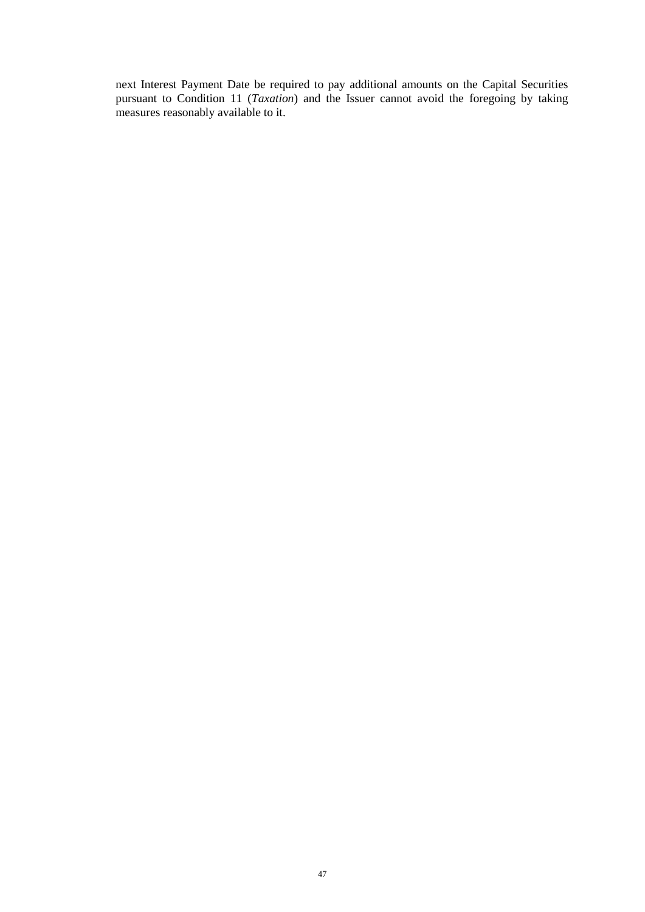next Interest Payment Date be required to pay additional amounts on the Capital Securities pursuant to Condition 11 (*Taxation*) and the Issuer cannot avoid the foregoing by taking measures reasonably available to it.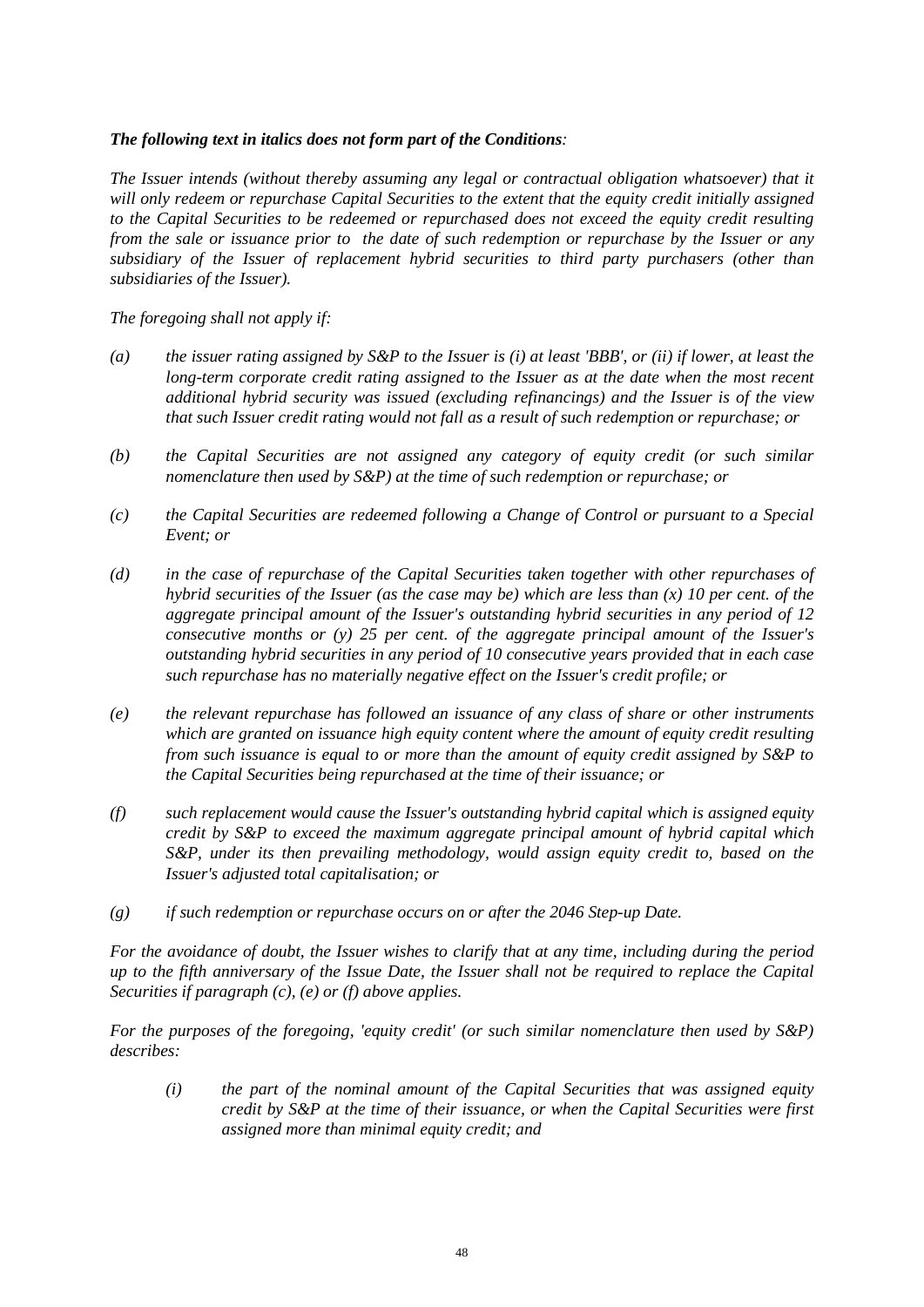***The following text in italics does not form part of the Conditions****:*

*The Issuer intends (without thereby assuming any legal or contractual obligation whatsoever) that it will only redeem or repurchase Capital Securities to the extent that the equity credit initially assigned to the Capital Securities to be redeemed or repurchased does not exceed the equity credit resulting from the sale or issuance prior to the date of such redemption or repurchase by the Issuer or any subsidiary of the Issuer of replacement hybrid securities to third party purchasers (other than subsidiaries of the Issuer).*

*The foregoing shall not apply if:*

- *(a) the issuer rating assigned by S&P to the Issuer is (i) at least 'BBB', or (ii) if lower, at least the long-term corporate credit rating assigned to the Issuer as at the date when the most recent additional hybrid security was issued (excluding refinancings) and the Issuer is of the view that such Issuer credit rating would not fall as a result of such redemption or repurchase; or*
- *(b) the Capital Securities are not assigned any category of equity credit (or such similar nomenclature then used by S&P) at the time of such redemption or repurchase; or*
- *(c) the Capital Securities are redeemed following a Change of Control or pursuant to a Special Event; or*
- *(d) in the case of repurchase of the Capital Securities taken together with other repurchases of hybrid securities of the Issuer (as the case may be) which are less than (x) 10 per cent. of the aggregate principal amount of the Issuer's outstanding hybrid securities in any period of 12 consecutive months or (y) 25 per cent. of the aggregate principal amount of the Issuer's outstanding hybrid securities in any period of 10 consecutive years provided that in each case such repurchase has no materially negative effect on the Issuer's credit profile; or*
- *(e) the relevant repurchase has followed an issuance of any class of share or other instruments which are granted on issuance high equity content where the amount of equity credit resulting from such issuance is equal to or more than the amount of equity credit assigned by S&P to the Capital Securities being repurchased at the time of their issuance; or*
- *(f) such replacement would cause the Issuer's outstanding hybrid capital which is assigned equity credit by S&P to exceed the maximum aggregate principal amount of hybrid capital which S&P, under its then prevailing methodology, would assign equity credit to, based on the Issuer's adjusted total capitalisation; or*
- *(g) if such redemption or repurchase occurs on or after the 2046 Step-up Date.*

*For the avoidance of doubt, the Issuer wishes to clarify that at any time, including during the period up to the fifth anniversary of the Issue Date, the Issuer shall not be required to replace the Capital Securities if paragraph (c), (e) or (f) above applies.*

*For the purposes of the foregoing, 'equity credit' (or such similar nomenclature then used by S&P) describes:*

- *(i) the part of the nominal amount of the Capital Securities that was assigned equity credit by S&P at the time of their issuance, or when the Capital Securities were first assigned more than minimal equity credit; and*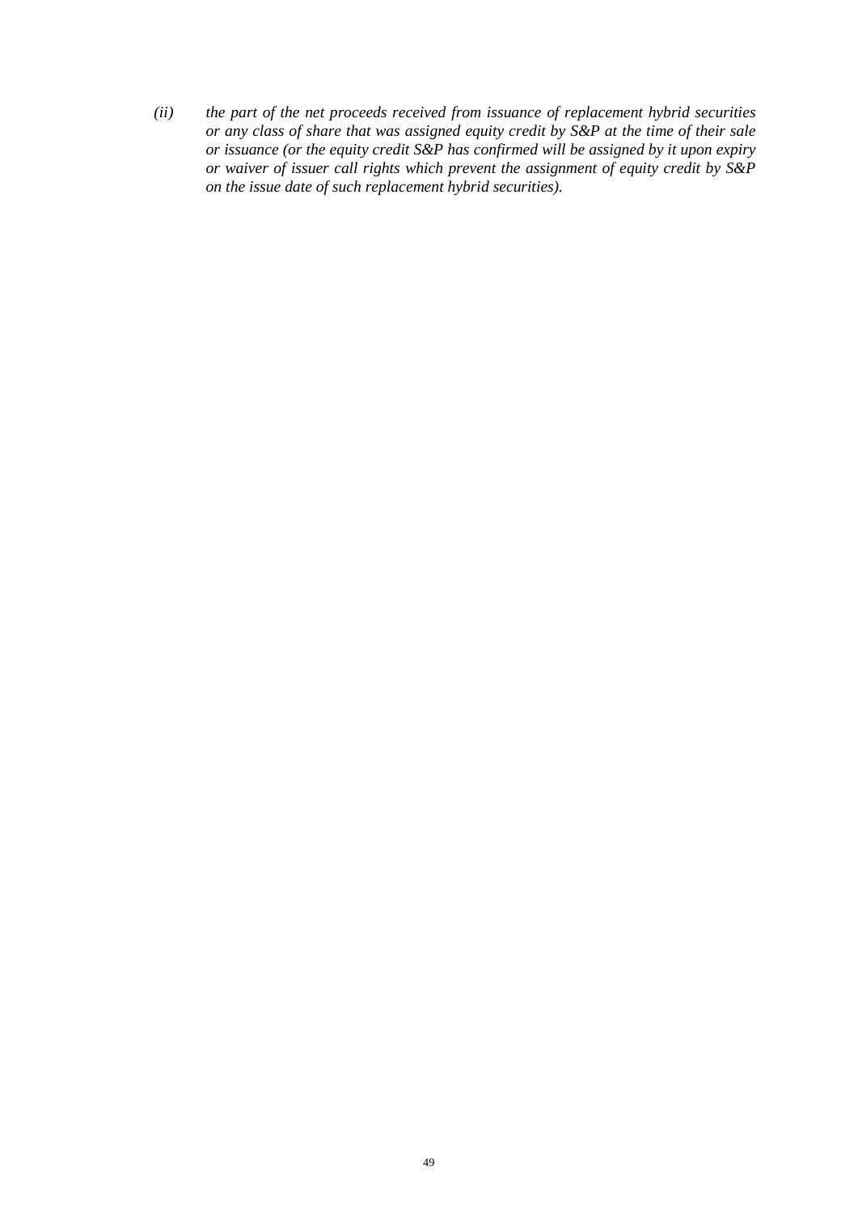*(ii) the part of the net proceeds received from issuance of replacement hybrid securities or any class of share that was assigned equity credit by S&P at the time of their sale or issuance (or the equity credit S&P has confirmed will be assigned by it upon expiry or waiver of issuer call rights which prevent the assignment of equity credit by S&P on the issue date of such replacement hybrid securities).*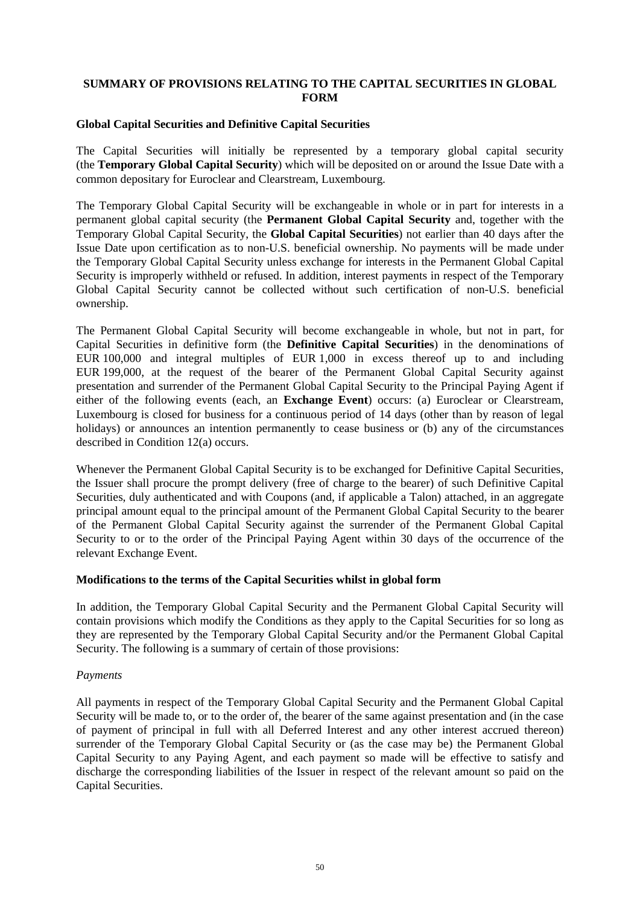## SUMMARY OF PROVISIONS RELATING TO THE CAPITAL SECURITIES IN GLOBAL FORM

### Global Capital Securities and Definitive Capital Securities

The Capital Securities will initially be represented by a temporary global capital security (the **Temporary Global Capital Security**) which will be deposited on or around the Issue Date with a common depositary for Euroclear and Clearstream, Luxembourg.

The Temporary Global Capital Security will be exchangeable in whole or in part for interests in a permanent global capital security (the **Permanent Global Capital Security** and, together with the Temporary Global Capital Security, the **Global Capital Securities**) not earlier than 40 days after the Issue Date upon certification as to non-U.S. beneficial ownership. No payments will be made under the Temporary Global Capital Security unless exchange for interests in the Permanent Global Capital Security is improperly withheld or refused. In addition, interest payments in respect of the Temporary Global Capital Security cannot be collected without such certification of non-U.S. beneficial ownership.

The Permanent Global Capital Security will become exchangeable in whole, but not in part, for Capital Securities in definitive form (the **Definitive Capital Securities**) in the denominations of EUR 100,000 and integral multiples of EUR 1,000 in excess thereof up to and including EUR 199,000, at the request of the bearer of the Permanent Global Capital Security against presentation and surrender of the Permanent Global Capital Security to the Principal Paying Agent if either of the following events (each, an **Exchange Event**) occurs: (a) Euroclear or Clearstream, Luxembourg is closed for business for a continuous period of 14 days (other than by reason of legal holidays) or announces an intention permanently to cease business or (b) any of the circumstances described in Condition 12(a) occurs.

Whenever the Permanent Global Capital Security is to be exchanged for Definitive Capital Securities, the Issuer shall procure the prompt delivery (free of charge to the bearer) of such Definitive Capital Securities, duly authenticated and with Coupons (and, if applicable a Talon) attached, in an aggregate principal amount equal to the principal amount of the Permanent Global Capital Security to the bearer of the Permanent Global Capital Security against the surrender of the Permanent Global Capital Security to or to the order of the Principal Paying Agent within 30 days of the occurrence of the relevant Exchange Event.

### Modifications to the terms of the Capital Securities whilst in global form

In addition, the Temporary Global Capital Security and the Permanent Global Capital Security will contain provisions which modify the Conditions as they apply to the Capital Securities for so long as they are represented by the Temporary Global Capital Security and/or the Permanent Global Capital Security. The following is a summary of certain of those provisions:

*Payments*

All payments in respect of the Temporary Global Capital Security and the Permanent Global Capital Security will be made to, or to the order of, the bearer of the same against presentation and (in the case of payment of principal in full with all Deferred Interest and any other interest accrued thereon) surrender of the Temporary Global Capital Security or (as the case may be) the Permanent Global Capital Security to any Paying Agent, and each payment so made will be effective to satisfy and discharge the corresponding liabilities of the Issuer in respect of the relevant amount so paid on the Capital Securities.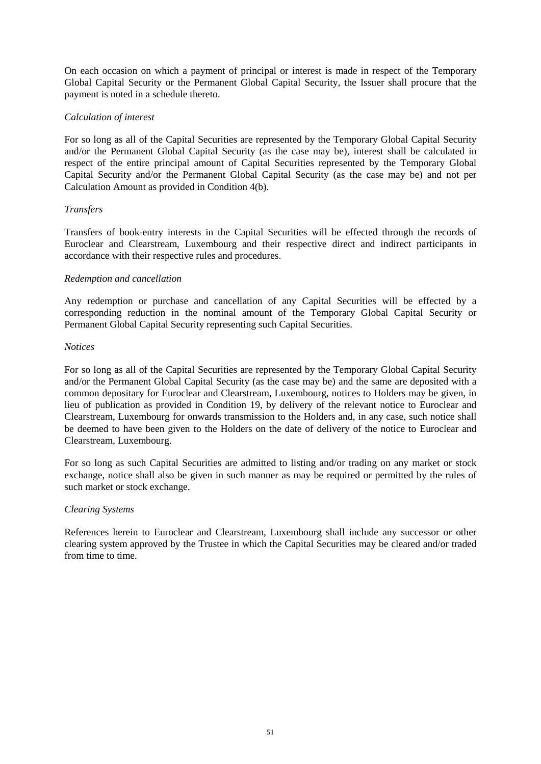On each occasion on which a payment of principal or interest is made in respect of the Temporary Global Capital Security or the Permanent Global Capital Security, the Issuer shall procure that the payment is noted in a schedule thereto.

*Calculation of interest*

For so long as all of the Capital Securities are represented by the Temporary Global Capital Security and/or the Permanent Global Capital Security (as the case may be), interest shall be calculated in respect of the entire principal amount of Capital Securities represented by the Temporary Global Capital Security and/or the Permanent Global Capital Security (as the case may be) and not per Calculation Amount as provided in Condition 4(b).

*Transfers*

Transfers of book-entry interests in the Capital Securities will be effected through the records of Euroclear and Clearstream, Luxembourg and their respective direct and indirect participants in accordance with their respective rules and procedures.

*Redemption and cancellation*

Any redemption or purchase and cancellation of any Capital Securities will be effected by a corresponding reduction in the nominal amount of the Temporary Global Capital Security or Permanent Global Capital Security representing such Capital Securities.

*Notices*

For so long as all of the Capital Securities are represented by the Temporary Global Capital Security and/or the Permanent Global Capital Security (as the case may be) and the same are deposited with a common depositary for Euroclear and Clearstream, Luxembourg, notices to Holders may be given, in lieu of publication as provided in Condition 19, by delivery of the relevant notice to Euroclear and Clearstream, Luxembourg for onwards transmission to the Holders and, in any case, such notice shall be deemed to have been given to the Holders on the date of delivery of the notice to Euroclear and Clearstream, Luxembourg.

For so long as such Capital Securities are admitted to listing and/or trading on any market or stock exchange, notice shall also be given in such manner as may be required or permitted by the rules of such market or stock exchange.

*Clearing Systems*

References herein to Euroclear and Clearstream, Luxembourg shall include any successor or other clearing system approved by the Trustee in which the Capital Securities may be cleared and/or traded from time to time.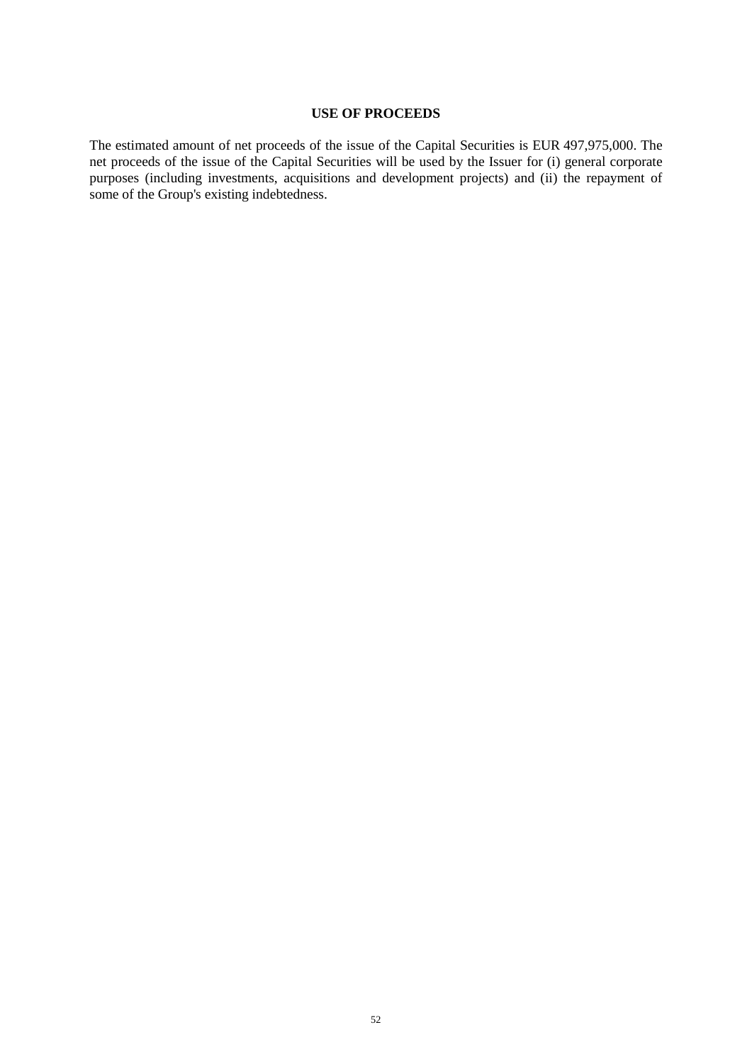## USE OF PROCEEDS

The estimated amount of net proceeds of the issue of the Capital Securities is EUR 497,975,000. The net proceeds of the issue of the Capital Securities will be used by the Issuer for (i) general corporate purposes (including investments, acquisitions and development projects) and (ii) the repayment of some of the Group's existing indebtedness.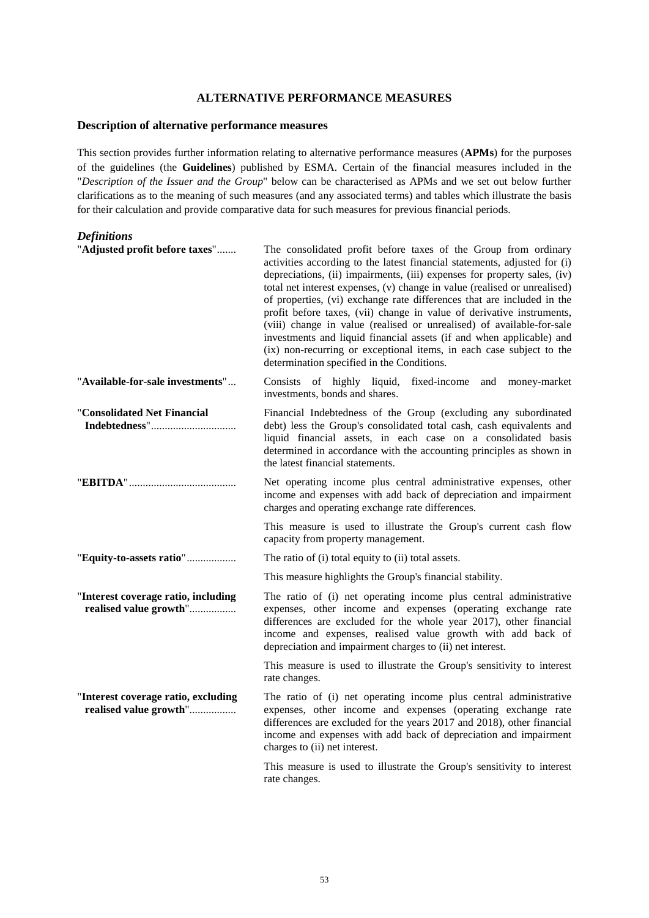## ALTERNATIVE PERFORMANCE MEASURES

### Description of alternative performance measures

This section provides further information relating to alternative performance measures (**APMs**) for the purposes of the guidelines (the **Guidelines**) published by ESMA. Certain of the financial measures included in the "*Description of the Issuer and the Group*" below can be characterised as APMs and we set out below further clarifications as to the meaning of such measures (and any associated terms) and tables which illustrate the basis for their calculation and provide comparative data for such measures for previous financial periods.

### *Definitions*

"**Adjusted profit before taxes**"....... The consolidated profit before taxes of the Group from ordinary activities according to the latest financial statements, adjusted for (i) depreciations, (ii) impairments, (iii) expenses for property sales, (iv) total net interest expenses, (v) change in value (realised or unrealised) of properties, (vi) exchange rate differences that are included in the profit before taxes, (vii) change in value of derivative instruments, (viii) change in value (realised or unrealised) of available-for-sale investments and liquid financial assets (if and when applicable) and (ix) non-recurring or exceptional items, in each case subject to the determination specified in the Conditions.

"**Available-for-sale investments**"... Consists of highly liquid, fixed-income and money-market investments, bonds and shares.

"**Consolidated Net Financial Indebtedness**"............................... Financial Indebtedness of the Group (excluding any subordinated debt) less the Group's consolidated total cash, cash equivalents and liquid financial assets, in each case on a consolidated basis determined in accordance with the accounting principles as shown in the latest financial statements.

"**EBITDA**"....................................... Net operating income plus central administrative expenses, other income and expenses with add back of depreciation and impairment charges and operating exchange rate differences.

This measure is used to illustrate the Group's current cash flow capacity from property management.

"**Equity-to-assets ratio**".................. The ratio of (i) total equity to (ii) total assets.

This measure highlights the Group's financial stability.

"**Interest coverage ratio, including realised value growth**"................. The ratio of (i) net operating income plus central administrative expenses, other income and expenses (operating exchange rate differences are excluded for the whole year 2017), other financial income and expenses, realised value growth with add back of depreciation and impairment charges to (ii) net interest.

This measure is used to illustrate the Group's sensitivity to interest rate changes.

"**Interest coverage ratio, excluding realised value growth**"................. The ratio of (i) net operating income plus central administrative expenses, other income and expenses (operating exchange rate differences are excluded for the years 2017 and 2018), other financial income and expenses with add back of depreciation and impairment charges to (ii) net interest.

This measure is used to illustrate the Group's sensitivity to interest rate changes.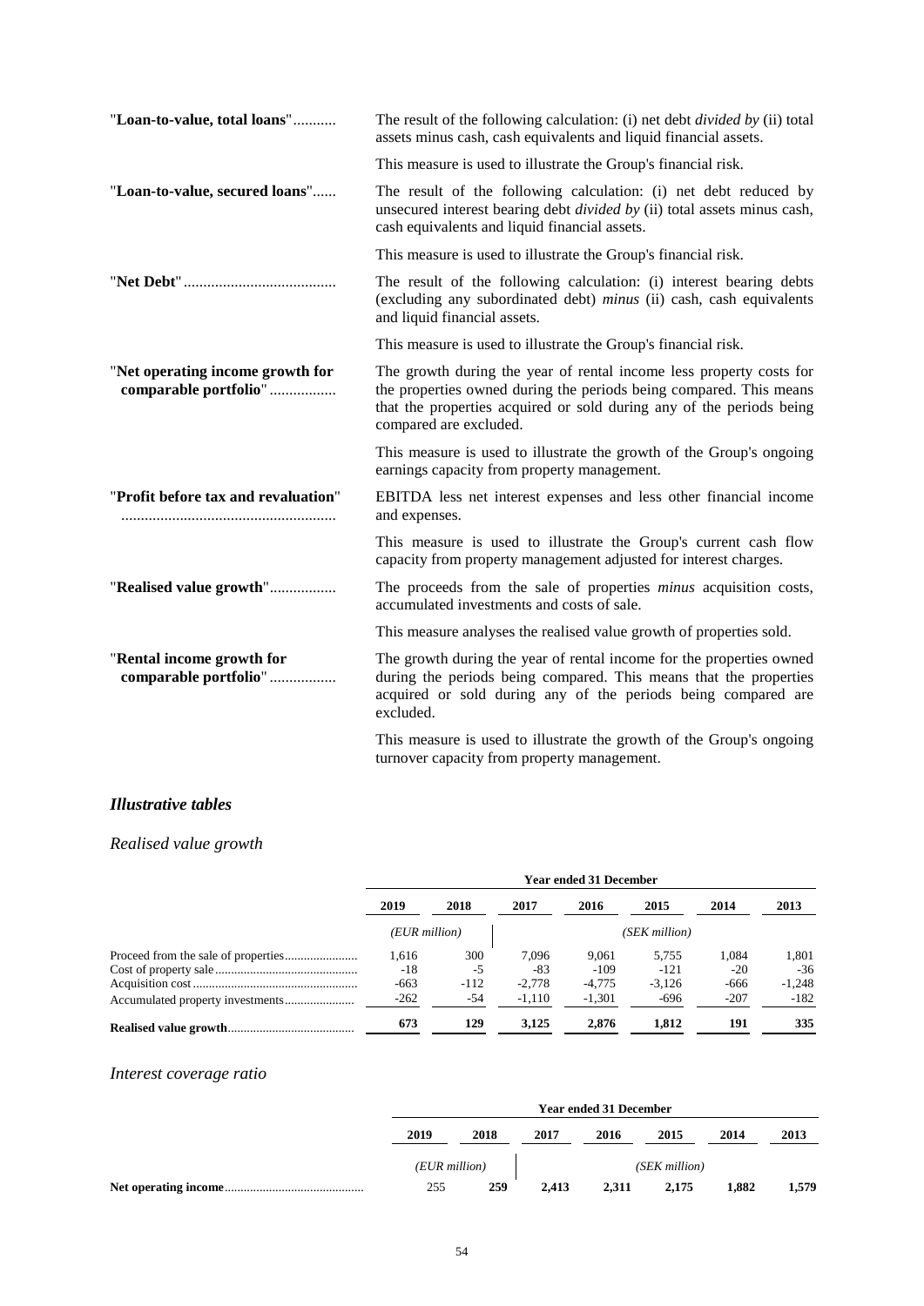| | |
|---|---|
| "**Loan-to-value, total loans**" | The result of the following calculation: (i) net debt *divided by* (ii) total assets minus cash, cash equivalents and liquid financial assets.<br><br>This measure is used to illustrate the Group's financial risk. |
| "**Loan-to-value, secured loans**" | The result of the following calculation: (i) net debt reduced by unsecured interest bearing debt *divided by* (ii) total assets minus cash, cash equivalents and liquid financial assets.<br><br>This measure is used to illustrate the Group's financial risk. |
| "**Net Debt**" | The result of the following calculation: (i) interest bearing debts (excluding any subordinated debt) *minus* (ii) cash, cash equivalents and liquid financial assets.<br><br>This measure is used to illustrate the Group's financial risk. |
| "**Net operating income growth for comparable portfolio**" | The growth during the year of rental income less property costs for the properties owned during the periods being compared. This means that the properties acquired or sold during any of the periods being compared are excluded.<br><br>This measure is used to illustrate the growth of the Group's ongoing earnings capacity from property management. |
| "**Profit before tax and revaluation**" | EBITDA less net interest expenses and less other financial income and expenses.<br><br>This measure is used to illustrate the Group's current cash flow capacity from property management adjusted for interest charges. |
| "**Realised value growth**" | The proceeds from the sale of properties *minus* acquisition costs, accumulated investments and costs of sale.<br><br>This measure analyses the realised value growth of properties sold. |
| "**Rental income growth for comparable portfolio**" | The growth during the year of rental income for the properties owned during the periods being compared. This means that the properties acquired or sold during any of the periods being compared are excluded.<br><br>This measure is used to illustrate the growth of the Group's ongoing turnover capacity from property management. |

### *Illustrative tables*

*Realised value growth*

| | **Year ended 31 December** | | | | | | |
|---|---|---|---|---|---|---|---|
| | **2019** | **2018** | **2017** | **2016** | **2015** | **2014** | **2013** |
| | *(EUR million)* | | *(SEK million)* | | | | |
| Proceed from the sale of properties | 1,616 | 300 | 7,096 | 9,061 | 5,755 | 1,084 | 1,801 |
| Cost of property sale | -18 | -5 | -83 | -109 | -121 | -20 | -36 |
| Acquisition cost | -663 | -112 | -2,778 | -4,775 | -3,126 | -666 | -1,248 |
| Accumulated property investments | -262 | -54 | -1,110 | -1,301 | -696 | -207 | -182 |
| **Realised value growth** | **673** | **129** | **3,125** | **2,876** | **1,812** | **191** | **335** |

*Interest coverage ratio*

| | **Year ended 31 December** | | | | | | |
|---|---|---|---|---|---|---|---|
| | **2019** | **2018** | **2017** | **2016** | **2015** | **2014** | **2013** |
| | *(EUR million)* | | *(SEK million)* | | | | |
| **Net operating income** | 255 | **259** | **2,413** | **2,311** | **2,175** | **1,882** | **1,579** |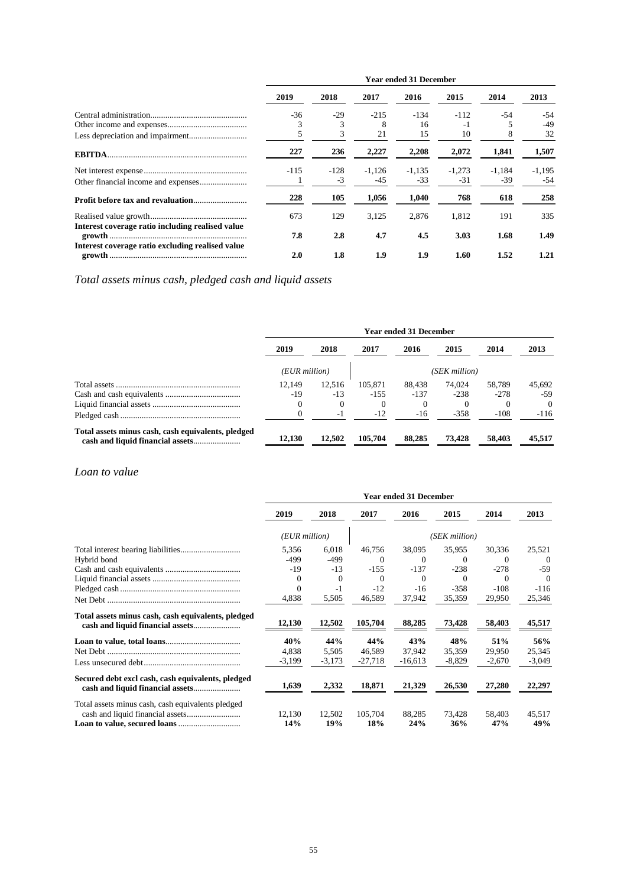| | Year ended 31 December | | | | | | |
|---|---|---|---|---|---|---|---|
| | 2019 | 2018 | 2017 | 2016 | 2015 | 2014 | 2013 |
| Central administration | -36 | -29 | -215 | -134 | -112 | -54 | -54 |
| Other income and expenses | 3 | 3 | 8 | 16 | -1 | 5 | -49 |
| Less depreciation and impairment | 5 | 3 | 21 | 15 | 10 | 8 | 32 |
| **EBITDA** | **227** | **236** | **2,227** | **2,208** | **2,072** | **1,841** | **1,507** |
| Net interest expense | -115 | -128 | -1,126 | -1,135 | -1,273 | -1,184 | -1,195 |
| Other financial income and expenses | 1 | -3 | -45 | -33 | -31 | -39 | -54 |
| **Profit before tax and revaluation** | **228** | **105** | **1,056** | **1,040** | **768** | **618** | **258** |
| Realised value growth | 673 | 129 | 3,125 | 2,876 | 1,812 | 191 | 335 |
| **Interest coverage ratio including realised value growth** | **7.8** | **2.8** | **4.7** | **4.5** | **3.03** | **1.68** | **1.49** |
| **Interest coverage ratio excluding realised value growth** | **2.0** | **1.8** | **1.9** | **1.9** | **1.60** | **1.52** | **1.21** |

*Total assets minus cash, pledged cash and liquid assets*

| | Year ended 31 December | | | | | | |
|---|---|---|---|---|---|---|---|
| | 2019 | 2018 | 2017 | 2016 | 2015 | 2014 | 2013 |
| | *(EUR million)* | | *(SEK million)* | | | | |
| Total assets | 12,149 | 12,516 | 105,871 | 88,438 | 74,024 | 58,789 | 45,692 |
| Cash and cash equivalents | -19 | -13 | -155 | -137 | -238 | -278 | -59 |
| Liquid financial assets | 0 | 0 | 0 | 0 | 0 | 0 | 0 |
| Pledged cash | 0 | -1 | -12 | -16 | -358 | -108 | -116 |
| **Total assets minus cash, cash equivalents, pledged cash and liquid financial assets** | **12,130** | **12,502** | **105,704** | **88,285** | **73,428** | **58,403** | **45,517** |

*Loan to value*

| | Year ended 31 December | | | | | | |
|---|---|---|---|---|---|---|---|
| | 2019 | 2018 | 2017 | 2016 | 2015 | 2014 | 2013 |
| | *(EUR million)* | | *(SEK million)* | | | | |
| Total interest bearing liabilities | 5,356 | 6,018 | 46,756 | 38,095 | 35,955 | 30,336 | 25,521 |
| Hybrid bond | -499 | -499 | 0 | 0 | 0 | 0 | 0 |
| Cash and cash equivalents | -19 | -13 | -155 | -137 | -238 | -278 | -59 |
| Liquid financial assets | 0 | 0 | 0 | 0 | 0 | 0 | 0 |
| Pledged cash | 0 | -1 | -12 | -16 | -358 | -108 | -116 |
| Net Debt | 4,838 | 5,505 | 46,589 | 37,942 | 35,359 | 29,950 | 25,346 |
| **Total assets minus cash, cash equivalents, pledged cash and liquid financial assets** | **12,130** | **12,502** | **105,704** | **88,285** | **73,428** | **58,403** | **45,517** |
| **Loan to value, total loans** | **40%** | **44%** | **44%** | **43%** | **48%** | **51%** | **56%** |
| Net Debt | 4,838 | 5,505 | 46,589 | 37,942 | 35,359 | 29,950 | 25,345 |
| Less unsecured debt | -3,199 | -3,173 | -27,718 | -16,613 | -8,829 | -2,670 | -3,049 |
| **Secured debt excl cash, cash equivalents, pledged cash and liquid financial assets** | **1,639** | **2,332** | **18,871** | **21,329** | **26,530** | **27,280** | **22,297** |
| Total assets minus cash, cash equivalents pledged cash and liquid financial assets | 12,130 | 12,502 | 105,704 | 88,285 | 73,428 | 58,403 | 45,517 |
| **Loan to value, secured loans** | **14%** | **19%** | **18%** | **24%** | **36%** | **47%** | **49%** |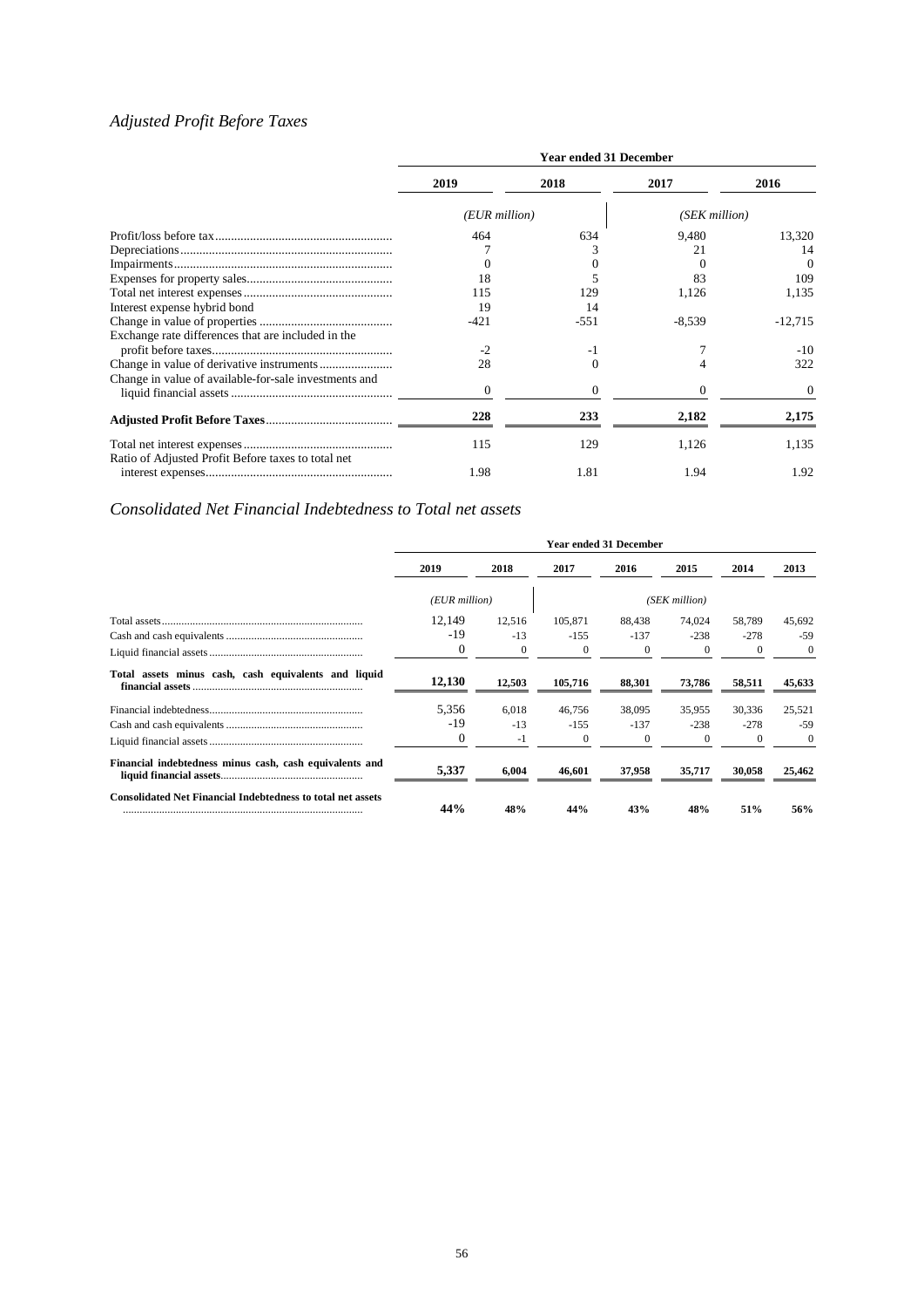## *Adjusted Profit Before Taxes*

| | Year ended 31 December | | | |
|---|---|---|---|---|
| | 2019 | 2018 | 2017 | 2016 |
| | *(EUR million)* | | *(SEK million)* | |
| Profit/loss before tax | 464 | 634 | 9,480 | 13,320 |
| Depreciations | 7 | 3 | 21 | 14 |
| Impairments | 0 | 0 | 0 | 0 |
| Expenses for property sales | 18 | 5 | 83 | 109 |
| Total net interest expenses | 115 | 129 | 1,126 | 1,135 |
| Interest expense hybrid bond | 19 | 14 | | |
| Change in value of properties | -421 | -551 | -8,539 | -12,715 |
| Exchange rate differences that are included in the profit before taxes | -2 | -1 | 7 | -10 |
| Change in value of derivative instruments | 28 | 0 | 4 | 322 |
| Change in value of available-for-sale investments and liquid financial assets | 0 | 0 | 0 | 0 |
| **Adjusted Profit Before Taxes** | **228** | **233** | **2,182** | **2,175** |
| Total net interest expenses | 115 | 129 | 1,126 | 1,135 |
| Ratio of Adjusted Profit Before taxes to total net interest expenses | 1.98 | 1.81 | 1.94 | 1.92 |

## *Consolidated Net Financial Indebtedness to Total net assets*

| | Year ended 31 December | | | | | | |
|---|---|---|---|---|---|---|---|
| | 2019 | 2018 | 2017 | 2016 | 2015 | 2014 | 2013 |
| | *(EUR million)* | | *(SEK million)* | | | | |
| Total assets | 12,149 | 12,516 | 105,871 | 88,438 | 74,024 | 58,789 | 45,692 |
| Cash and cash equivalents | -19 | -13 | -155 | -137 | -238 | -278 | -59 |
| Liquid financial assets | 0 | 0 | 0 | 0 | 0 | 0 | 0 |
| **Total assets minus cash, cash equivalents and liquid financial assets** | **12,130** | **12,503** | **105,716** | **88,301** | **73,786** | **58,511** | **45,633** |
| Financial indebtedness | 5,356 | 6,018 | 46,756 | 38,095 | 35,955 | 30,336 | 25,521 |
| Cash and cash equivalents | -19 | -13 | -155 | -137 | -238 | -278 | -59 |
| Liquid financial assets | 0 | -1 | 0 | 0 | 0 | 0 | 0 |
| **Financial indebtedness minus cash, cash equivalents and liquid financial assets** | **5,337** | **6,004** | **46,601** | **37,958** | **35,717** | **30,058** | **25,462** |
| **Consolidated Net Financial Indebtedness to total net assets** | **44%** | **48%** | **44%** | **43%** | **48%** | **51%** | **56%** |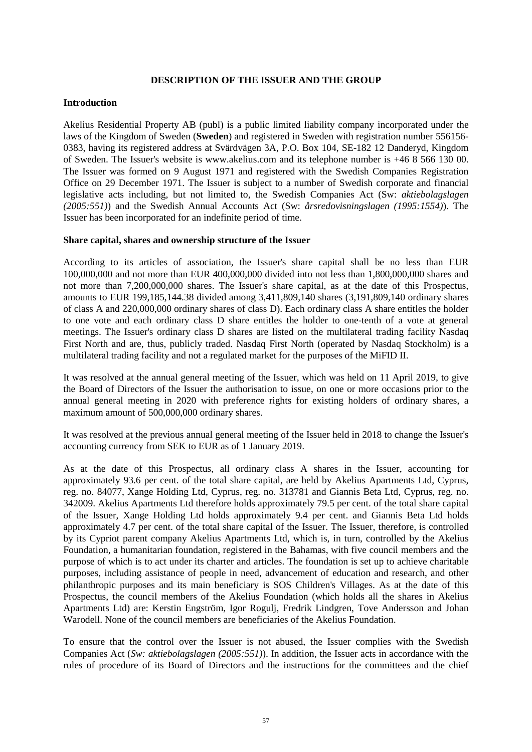# DESCRIPTION OF THE ISSUER AND THE GROUP

## Introduction

Akelius Residential Property AB (publ) is a public limited liability company incorporated under the laws of the Kingdom of Sweden (**Sweden**) and registered in Sweden with registration number 556156-0383, having its registered address at Svärdvägen 3A, P.O. Box 104, SE-182 12 Danderyd, Kingdom of Sweden. The Issuer's website is www.akelius.com and its telephone number is +46 8 566 130 00. The Issuer was formed on 9 August 1971 and registered with the Swedish Companies Registration Office on 29 December 1971. The Issuer is subject to a number of Swedish corporate and financial legislative acts including, but not limited to, the Swedish Companies Act (Sw: *aktiebolagslagen (2005:551)*) and the Swedish Annual Accounts Act (Sw: *årsredovisningslagen (1995:1554)*). The Issuer has been incorporated for an indefinite period of time.

## Share capital, shares and ownership structure of the Issuer

According to its articles of association, the Issuer's share capital shall be no less than EUR 100,000,000 and not more than EUR 400,000,000 divided into not less than 1,800,000,000 shares and not more than 7,200,000,000 shares. The Issuer's share capital, as at the date of this Prospectus, amounts to EUR 199,185,144.38 divided among 3,411,809,140 shares (3,191,809,140 ordinary shares of class A and 220,000,000 ordinary shares of class D). Each ordinary class A share entitles the holder to one vote and each ordinary class D share entitles the holder to one-tenth of a vote at general meetings. The Issuer's ordinary class D shares are listed on the multilateral trading facility Nasdaq First North and are, thus, publicly traded. Nasdaq First North (operated by Nasdaq Stockholm) is a multilateral trading facility and not a regulated market for the purposes of the MiFID II.

It was resolved at the annual general meeting of the Issuer, which was held on 11 April 2019, to give the Board of Directors of the Issuer the authorisation to issue, on one or more occasions prior to the annual general meeting in 2020 with preference rights for existing holders of ordinary shares, a maximum amount of 500,000,000 ordinary shares.

It was resolved at the previous annual general meeting of the Issuer held in 2018 to change the Issuer's accounting currency from SEK to EUR as of 1 January 2019.

As at the date of this Prospectus, all ordinary class A shares in the Issuer, accounting for approximately 93.6 per cent. of the total share capital, are held by Akelius Apartments Ltd, Cyprus, reg. no. 84077, Xange Holding Ltd, Cyprus, reg. no. 313781 and Giannis Beta Ltd, Cyprus, reg. no. 342009. Akelius Apartments Ltd therefore holds approximately 79.5 per cent. of the total share capital of the Issuer, Xange Holding Ltd holds approximately 9.4 per cent. and Giannis Beta Ltd holds approximately 4.7 per cent. of the total share capital of the Issuer. The Issuer, therefore, is controlled by its Cypriot parent company Akelius Apartments Ltd, which is, in turn, controlled by the Akelius Foundation, a humanitarian foundation, registered in the Bahamas, with five council members and the purpose of which is to act under its charter and articles. The foundation is set up to achieve charitable purposes, including assistance of people in need, advancement of education and research, and other philanthropic purposes and its main beneficiary is SOS Children's Villages. As at the date of this Prospectus, the council members of the Akelius Foundation (which holds all the shares in Akelius Apartments Ltd) are: Kerstin Engström, Igor Rogulj, Fredrik Lindgren, Tove Andersson and Johan Warodell. None of the council members are beneficiaries of the Akelius Foundation.

To ensure that the control over the Issuer is not abused, the Issuer complies with the Swedish Companies Act (*Sw: aktiebolagslagen (2005:551)*). In addition, the Issuer acts in accordance with the rules of procedure of its Board of Directors and the instructions for the committees and the chief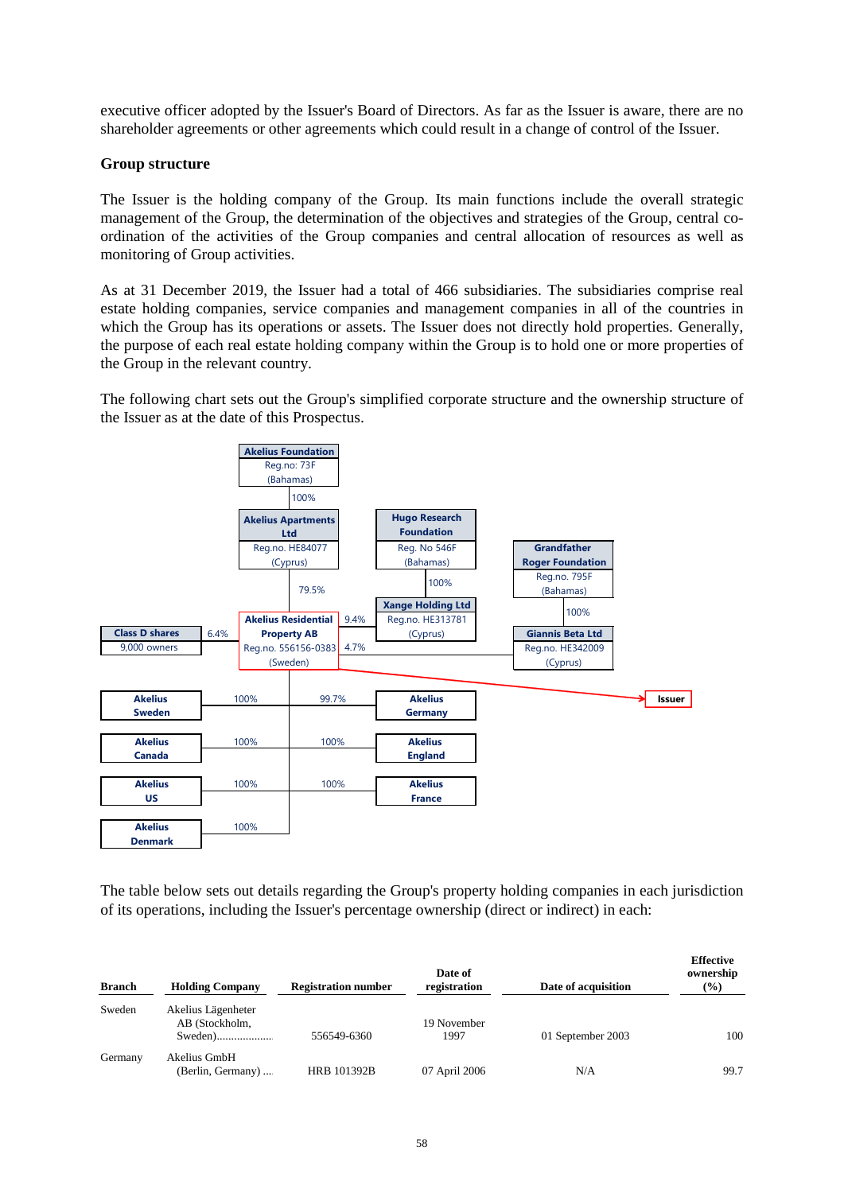executive officer adopted by the Issuer's Board of Directors. As far as the Issuer is aware, there are no shareholder agreements or other agreements which could result in a change of control of the Issuer.

**Group structure**

The Issuer is the holding company of the Group. Its main functions include the overall strategic management of the Group, the determination of the objectives and strategies of the Group, central co-ordination of the activities of the Group companies and central allocation of resources as well as monitoring of Group activities.

As at 31 December 2019, the Issuer had a total of 466 subsidiaries. The subsidiaries comprise real estate holding companies, service companies and management companies in all of the countries in which the Group has its operations or assets. The Issuer does not directly hold properties. Generally, the purpose of each real estate holding company within the Group is to hold one or more properties of the Group in the relevant country.

The following chart sets out the Group's simplified corporate structure and the ownership structure of the Issuer as at the date of this Prospectus.

**Akelius Foundation**
Reg.no: 73F
(Bahamas)

100%

**Akelius Apartments Ltd**
Reg.no. HE84077
(Cyprus)

**Hugo Research Foundation**
Reg. No 546F
(Bahamas)

100%

**Xange Holding Ltd**
Reg.no. HE313781
(Cyprus)

**Grandfather Roger Foundation**
Reg.no. 795F
(Bahamas)

100%

**Giannis Beta Ltd**
Reg.no. HE342009
(Cyprus)

**Class D shares**
9,000 owners

**Akelius Residential Property AB**
Reg.no. 556156-0383
(Sweden)

Ownership of Akelius Residential Property AB: Akelius Apartments Ltd 79.5%; Xange Holding Ltd 9.4%; Class D shares 6.4%; Giannis Beta Ltd 4.7%.

Akelius Residential Property AB → **Issuer**

Subsidiaries of Akelius Residential Property AB:

- **Akelius Sweden** 100%
- **Akelius Canada** 100%
- **Akelius US** 100%
- **Akelius Denmark** 100%
- **Akelius Germany** 99.7%
- **Akelius England** 100%
- **Akelius France** 100%

The table below sets out details regarding the Group's property holding companies in each jurisdiction of its operations, including the Issuer's percentage ownership (direct or indirect) in each:

| Branch | Holding Company | Registration number | Date of registration | Date of acquisition | Effective ownership (%) |
|---|---|---|---|---|---|
| Sweden | Akelius Lägenheter AB (Stockholm, Sweden).................. | 556549-6360 | 19 November 1997 | 01 September 2003 | 100 |
| Germany | Akelius GmbH (Berlin, Germany) .... | HRB 101392B | 07 April 2006 | N/A | 99.7 |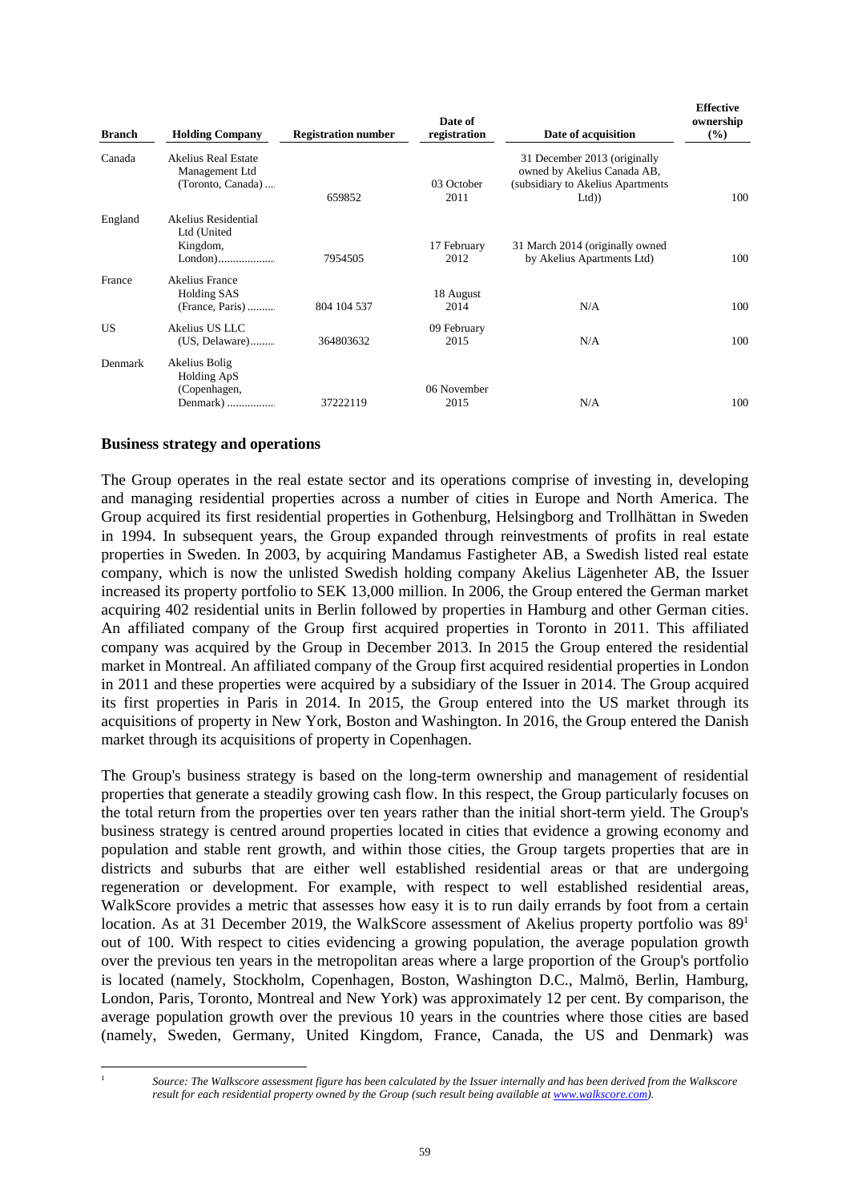| Branch | Holding Company | Registration number | Date of registration | Date of acquisition | Effective ownership (%) |
|---|---|---|---|---|---|
| Canada | Akelius Real Estate Management Ltd (Toronto, Canada) .... | 659852 | 03 October 2011 | 31 December 2013 (originally owned by Akelius Canada AB, (subsidiary to Akelius Apartments Ltd)) | 100 |
| England | Akelius Residential Ltd (United Kingdom, London)................... | 7954505 | 17 February 2012 | 31 March 2014 (originally owned by Akelius Apartments Ltd) | 100 |
| France | Akelius France Holding SAS (France, Paris) ......... | 804 104 537 | 18 August 2014 | N/A | 100 |
| US | Akelius US LLC (US, Delaware)......... | 364803632 | 09 February 2015 | N/A | 100 |
| Denmark | Akelius Bolig Holding ApS (Copenhagen, Denmark) ................ | 37222119 | 06 November 2015 | N/A | 100 |

## Business strategy and operations

The Group operates in the real estate sector and its operations comprise of investing in, developing and managing residential properties across a number of cities in Europe and North America. The Group acquired its first residential properties in Gothenburg, Helsingborg and Trollhättan in Sweden in 1994. In subsequent years, the Group expanded through reinvestments of profits in real estate properties in Sweden. In 2003, by acquiring Mandamus Fastigheter AB, a Swedish listed real estate company, which is now the unlisted Swedish holding company Akelius Lägenheter AB, the Issuer increased its property portfolio to SEK 13,000 million. In 2006, the Group entered the German market acquiring 402 residential units in Berlin followed by properties in Hamburg and other German cities. An affiliated company of the Group first acquired properties in Toronto in 2011. This affiliated company was acquired by the Group in December 2013. In 2015 the Group entered the residential market in Montreal. An affiliated company of the Group first acquired residential properties in London in 2011 and these properties were acquired by a subsidiary of the Issuer in 2014. The Group acquired its first properties in Paris in 2014. In 2015, the Group entered into the US market through its acquisitions of property in New York, Boston and Washington. In 2016, the Group entered the Danish market through its acquisitions of property in Copenhagen.

The Group's business strategy is based on the long-term ownership and management of residential properties that generate a steadily growing cash flow. In this respect, the Group particularly focuses on the total return from the properties over ten years rather than the initial short-term yield. The Group's business strategy is centred around properties located in cities that evidence a growing economy and population and stable rent growth, and within those cities, the Group targets properties that are in districts and suburbs that are either well established residential areas or that are undergoing regeneration or development. For example, with respect to well established residential areas, WalkScore provides a metric that assesses how easy it is to run daily errands by foot from a certain location. As at 31 December 2019, the WalkScore assessment of Akelius property portfolio was 89[1] out of 100. With respect to cities evidencing a growing population, the average population growth over the previous ten years in the metropolitan areas where a large proportion of the Group's portfolio is located (namely, Stockholm, Copenhagen, Boston, Washington D.C., Malmö, Berlin, Hamburg, London, Paris, Toronto, Montreal and New York) was approximately 12 per cent. By comparison, the average population growth over the previous 10 years in the countries where those cities are based (namely, Sweden, Germany, United Kingdom, France, Canada, the US and Denmark) was

[1] *Source: The Walkscore assessment figure has been calculated by the Issuer internally and has been derived from the Walkscore result for each residential property owned by the Group (such result being available at www.walkscore.com).*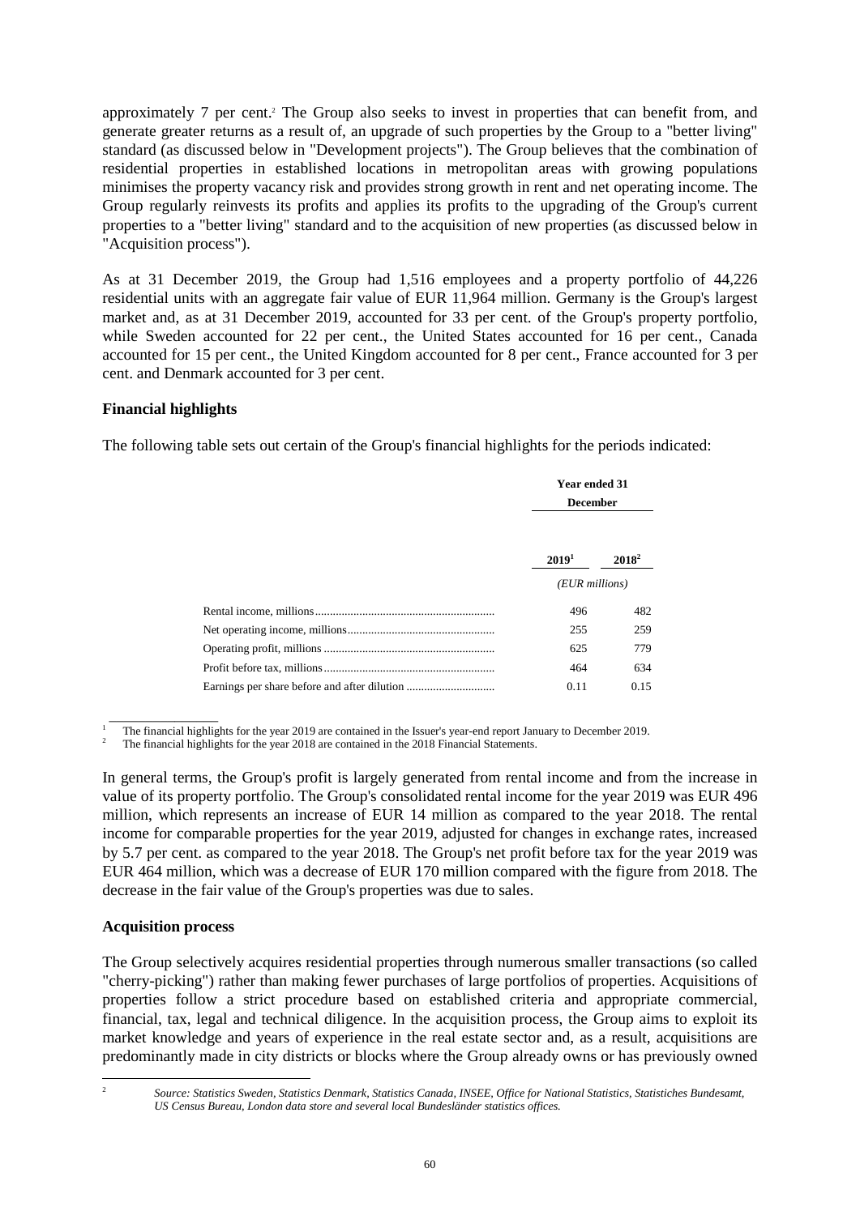approximately 7 per cent.[2] The Group also seeks to invest in properties that can benefit from, and generate greater returns as a result of, an upgrade of such properties by the Group to a "better living" standard (as discussed below in "Development projects"). The Group believes that the combination of residential properties in established locations in metropolitan areas with growing populations minimises the property vacancy risk and provides strong growth in rent and net operating income. The Group regularly reinvests its profits and applies its profits to the upgrading of the Group's current properties to a "better living" standard and to the acquisition of new properties (as discussed below in "Acquisition process").

As at 31 December 2019, the Group had 1,516 employees and a property portfolio of 44,226 residential units with an aggregate fair value of EUR 11,964 million. Germany is the Group's largest market and, as at 31 December 2019, accounted for 33 per cent. of the Group's property portfolio, while Sweden accounted for 22 per cent., the United States accounted for 16 per cent., Canada accounted for 15 per cent., the United Kingdom accounted for 8 per cent., France accounted for 3 per cent. and Denmark accounted for 3 per cent.

**Financial highlights**

The following table sets out certain of the Group's financial highlights for the periods indicated:

| | Year ended 31 December | |
|---|---|---|
| | **2019**[1] | **2018**[2] |
| | *(EUR millions)* | |
| Rental income, millions | 496 | 482 |
| Net operating income, millions | 255 | 259 |
| Operating profit, millions | 625 | 779 |
| Profit before tax, millions | 464 | 634 |
| Earnings per share before and after dilution | 0.11 | 0.15 |

[1] The financial highlights for the year 2019 are contained in the Issuer's year-end report January to December 2019.
[2] The financial highlights for the year 2018 are contained in the 2018 Financial Statements.

In general terms, the Group's profit is largely generated from rental income and from the increase in value of its property portfolio. The Group's consolidated rental income for the year 2019 was EUR 496 million, which represents an increase of EUR 14 million as compared to the year 2018. The rental income for comparable properties for the year 2019, adjusted for changes in exchange rates, increased by 5.7 per cent. as compared to the year 2018. The Group's net profit before tax for the year 2019 was EUR 464 million, which was a decrease of EUR 170 million compared with the figure from 2018. The decrease in the fair value of the Group's properties was due to sales.

**Acquisition process**

The Group selectively acquires residential properties through numerous smaller transactions (so called "cherry-picking") rather than making fewer purchases of large portfolios of properties. Acquisitions of properties follow a strict procedure based on established criteria and appropriate commercial, financial, tax, legal and technical diligence. In the acquisition process, the Group aims to exploit its market knowledge and years of experience in the real estate sector and, as a result, acquisitions are predominantly made in city districts or blocks where the Group already owns or has previously owned

[2] *Source: Statistics Sweden, Statistics Denmark, Statistics Canada, INSEE, Office for National Statistics, Statistiches Bundesamt, US Census Bureau, London data store and several local Bundesländer statistics offices.*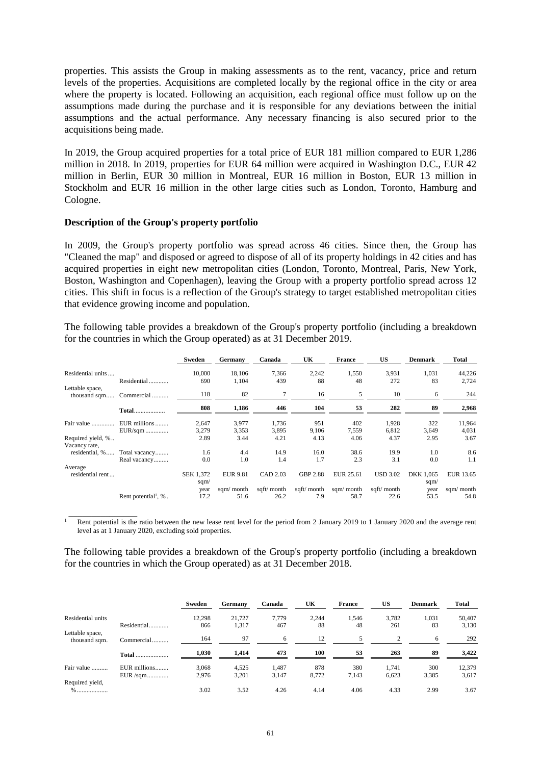properties. This assists the Group in making assessments as to the rent, vacancy, price and return levels of the properties. Acquisitions are completed locally by the regional office in the city or area where the property is located. Following an acquisition, each regional office must follow up on the assumptions made during the purchase and it is responsible for any deviations between the initial assumptions and the actual performance. Any necessary financing is also secured prior to the acquisitions being made.

In 2019, the Group acquired properties for a total price of EUR 181 million compared to EUR 1,286 million in 2018. In 2019, properties for EUR 64 million were acquired in Washington D.C., EUR 42 million in Berlin, EUR 30 million in Montreal, EUR 16 million in Boston, EUR 13 million in Stockholm and EUR 16 million in the other large cities such as London, Toronto, Hamburg and Cologne.

**Description of the Group's property portfolio**

In 2009, the Group's property portfolio was spread across 46 cities. Since then, the Group has "Cleaned the map" and disposed or agreed to dispose of all of its property holdings in 42 cities and has acquired properties in eight new metropolitan cities (London, Toronto, Montreal, Paris, New York, Boston, Washington and Copenhagen), leaving the Group with a property portfolio spread across 12 cities. This shift in focus is a reflection of the Group's strategy to target established metropolitan cities that evidence growing income and population.

The following table provides a breakdown of the Group's property portfolio (including a breakdown for the countries in which the Group operated) as at 31 December 2019.

| | | Sweden | Germany | Canada | UK | France | US | Denmark | Total |
|---|---|---|---|---|---|---|---|---|---|
| Residential units | | 10,000 | 18,106 | 7,366 | 2,242 | 1,550 | 3,931 | 1,031 | 44,226 |
| Lettable space, thousand sqm | Residential | 690 | 1,104 | 439 | 88 | 48 | 272 | 83 | 2,724 |
| | Commercial | 118 | 82 | 7 | 16 | 5 | 10 | 6 | 244 |
| | **Total** | **808** | **1,186** | **446** | **104** | **53** | **282** | **89** | **2,968** |
| Fair value | EUR millions | 2,647 | 3,977 | 1,736 | 951 | 402 | 1,928 | 322 | 11,964 |
| | EUR/sqm | 3,279 | 3,353 | 3,895 | 9,106 | 7,559 | 6,812 | 3,649 | 4,031 |
| Required yield, % | | 2.89 | 3.44 | 4.21 | 4.13 | 4.06 | 4.37 | 2.95 | 3.67 |
| Vacancy rate, residential, % | Total vacancy | 1.6 | 4.4 | 14.9 | 16.0 | 38.6 | 19.9 | 1.0 | 8.6 |
| | Real vacancy | 0.0 | 1.0 | 1.4 | 1.7 | 2.3 | 3.1 | 0.0 | 1.1 |
| Average residential rent | | SEK 1,372 sqm/ year | EUR 9.81 sqm/ month | CAD 2.03 sqft/ month | GBP 2.88 sqft/ month | EUR 25.61 sqm/ month | USD 3.02 sqft/ month | DKK 1,065 sqm/ year | EUR 13.65 sqm/ month |
| | Rent potential[1], % | 17.2 | 51.6 | 26.2 | 7.9 | 58.7 | 22.6 | 53.5 | 54.8 |

[1] Rent potential is the ratio between the new lease rent level for the period from 2 January 2019 to 1 January 2020 and the average rent level as at 1 January 2020, excluding sold properties.

The following table provides a breakdown of the Group's property portfolio (including a breakdown for the countries in which the Group operated) as at 31 December 2018.

| | | Sweden | Germany | Canada | UK | France | US | Denmark | Total |
|---|---|---|---|---|---|---|---|---|---|
| Residential units | | 12,298 | 21,727 | 7,779 | 2,244 | 1,546 | 3,782 | 1,031 | 50,407 |
| Lettable space, thousand sqm. | Residential | 866 | 1,317 | 467 | 88 | 48 | 261 | 83 | 3,130 |
| | Commercial | 164 | 97 | 6 | 12 | 5 | 2 | 6 | 292 |
| | **Total** | **1,030** | **1,414** | **473** | **100** | **53** | **263** | **89** | **3,422** |
| Fair value | EUR millions | 3,068 | 4,525 | 1,487 | 878 | 380 | 1,741 | 300 | 12,379 |
| | EUR /sqm | 2,976 | 3,201 | 3,147 | 8,772 | 7,143 | 6,623 | 3,385 | 3,617 |
| Required yield, % | | 3.02 | 3.52 | 4.26 | 4.14 | 4.06 | 4.33 | 2.99 | 3.67 |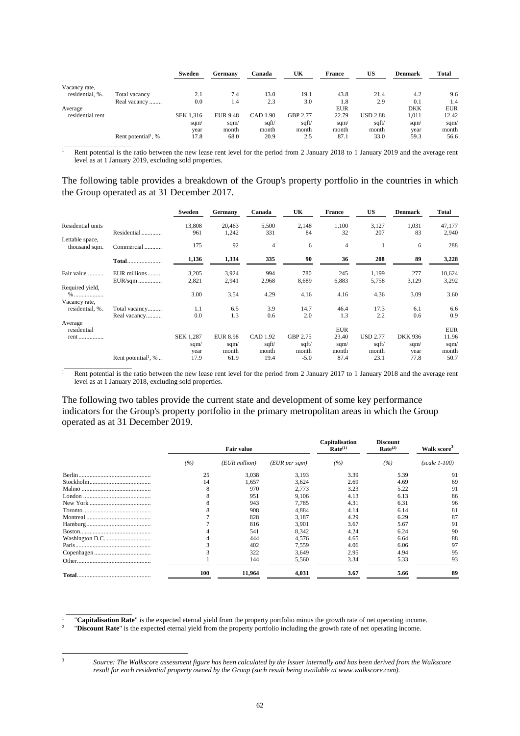| | | Sweden | Germany | Canada | UK | France | US | Denmark | Total |
|---|---|---|---|---|---|---|---|---|---|
| Vacancy rate, residential, %. | Total vacancy | 2.1 | 7.4 | 13.0 | 19.1 | 43.8 | 21.4 | 4.2 | 9.6 |
| | Real vacancy ........ | 0.0 | 1.4 | 2.3 | 3.0 | 1.8 | 2.9 | 0.1 | 1.4 |
| Average residential rent | | SEK 1,316 sqm/ year | EUR 9.48 sqm/ month | CAD 1.90 sqft/ month | GBP 2.77 sqft/ month | EUR 22.79 sqm/ month | USD 2.88 sqft/ month | DKK 1,011 sqm/ year | EUR 12.42 sqm/ month |
| | Rent potential[1], %. | 17.8 | 68.0 | 20.9 | 2.5 | 87.1 | 33.0 | 59.3 | 56.6 |

[1] Rent potential is the ratio between the new lease rent level for the period from 2 January 2018 to 1 January 2019 and the average rent level as at 1 January 2019, excluding sold properties.

The following table provides a breakdown of the Group's property portfolio in the countries in which the Group operated as at 31 December 2017.

| | | Sweden | Germany | Canada | UK | France | US | Denmark | Total |
|---|---|---|---|---|---|---|---|---|---|
| Residential units | | 13,808 | 20,463 | 5,500 | 2,148 | 1,100 | 3,127 | 1,031 | 47,177 |
| Lettable space, thousand sqm. | Residential ............. | 961 | 1,242 | 331 | 84 | 32 | 207 | 83 | 2,940 |
| | Commercial ........... | 175 | 92 | 4 | 6 | 4 | 1 | 6 | 288 |
| | **Total**...................... | **1,136** | **1,334** | **335** | **90** | **36** | **208** | **89** | **3,228** |
| Fair value .......... | EUR millions ......... | 3,205 | 3,924 | 994 | 780 | 245 | 1,199 | 277 | 10,624 |
| | EUR/sqm ............... | 2,821 | 2,941 | 2,968 | 8,689 | 6,883 | 5,758 | 3,129 | 3,292 |
| Required yield, %.................. | | 3.00 | 3.54 | 4.29 | 4.16 | 4.16 | 4.36 | 3.09 | 3.60 |
| Vacancy rate, residential, %. | Total vacancy......... | 1.1 | 6.5 | 3.9 | 14.7 | 46.4 | 17.3 | 6.1 | 6.6 |
| | Real vacancy.......... | 0.0 | 1.3 | 0.6 | 2.0 | 1.3 | 2.2 | 0.6 | 0.9 |
| Average residential rent ................ | | SEK 1,287 sqm/ year | EUR 8.98 sqm/ month | CAD 1.92 sqft/ month | GBP 2.75 sqft/ month | EUR 23.40 sqm/ month | USD 2.77 sqft/ month | DKK 936 sqm/ year | EUR 11.96 sqm/ month |
| | Rent potential[1], % .. | 17.9 | 61.9 | 19.4 | -5.0 | 87.4 | 23.1 | 77.8 | 50.7 |

[1] Rent potential is the ratio between the new lease rent level for the period from 2 January 2017 to 1 January 2018 and the average rent level as at 1 January 2018, excluding sold properties.

The following two tables provide the current state and development of some key performance indicators for the Group's property portfolio in the primary metropolitan areas in which the Group operated as at 31 December 2019.

| | Fair value | | | Capitalisation Rate[(1)] | Discount Rate[(2)] | Walk score[3] |
|---|---|---|---|---|---|---|
| | *(%)* | *(EUR million)* | *(EUR per sqm)* | *(%)* | *(%)* | *(scale 1-100)* |
| Berlin............................................. | 25 | 3,038 | 3,193 | 3.39 | 5.39 | 91 |
| Stockholm....................................... | 14 | 1,657 | 3,624 | 2.69 | 4.69 | 69 |
| Malmö ........................................... | 8 | 970 | 2,773 | 3.23 | 5.22 | 91 |
| London ........................................... | 8 | 951 | 9,106 | 4.13 | 6.13 | 86 |
| New York ....................................... | 8 | 943 | 7,785 | 4.31 | 6.31 | 96 |
| Toronto........................................... | 8 | 908 | 4,884 | 4.14 | 6.14 | 81 |
| Montreal ......................................... | 7 | 828 | 3,187 | 4.29 | 6.29 | 87 |
| Hamburg......................................... | 7 | 816 | 3,901 | 3.67 | 5.67 | 91 |
| Boston............................................ | 4 | 541 | 8,342 | 4.24 | 6.24 | 90 |
| Washington D.C. ............................ | 4 | 444 | 4,576 | 4.65 | 6.64 | 88 |
| Paris................................................ | 3 | 402 | 7,559 | 4.06 | 6.06 | 97 |
| Copenhagen.................................... | 3 | 322 | 3,649 | 2.95 | 4.94 | 95 |
| Other............................................... | 1 | 144 | 5,560 | 3.34 | 5.33 | 93 |
| **Total**.............................................. | **100** | **11,964** | **4,031** | **3.67** | **5.66** | **89** |

[1] "**Capitalisation Rate**" is the expected eternal yield from the property portfolio minus the growth rate of net operating income.
[2] "**Discount Rate**" is the expected eternal yield from the property portfolio including the growth rate of net operating income.

[3] *Source: The Walkscore assessment figure has been calculated by the Issuer internally and has been derived from the Walkscore result for each residential property owned by the Group (such result being available at www.walkscore.com).*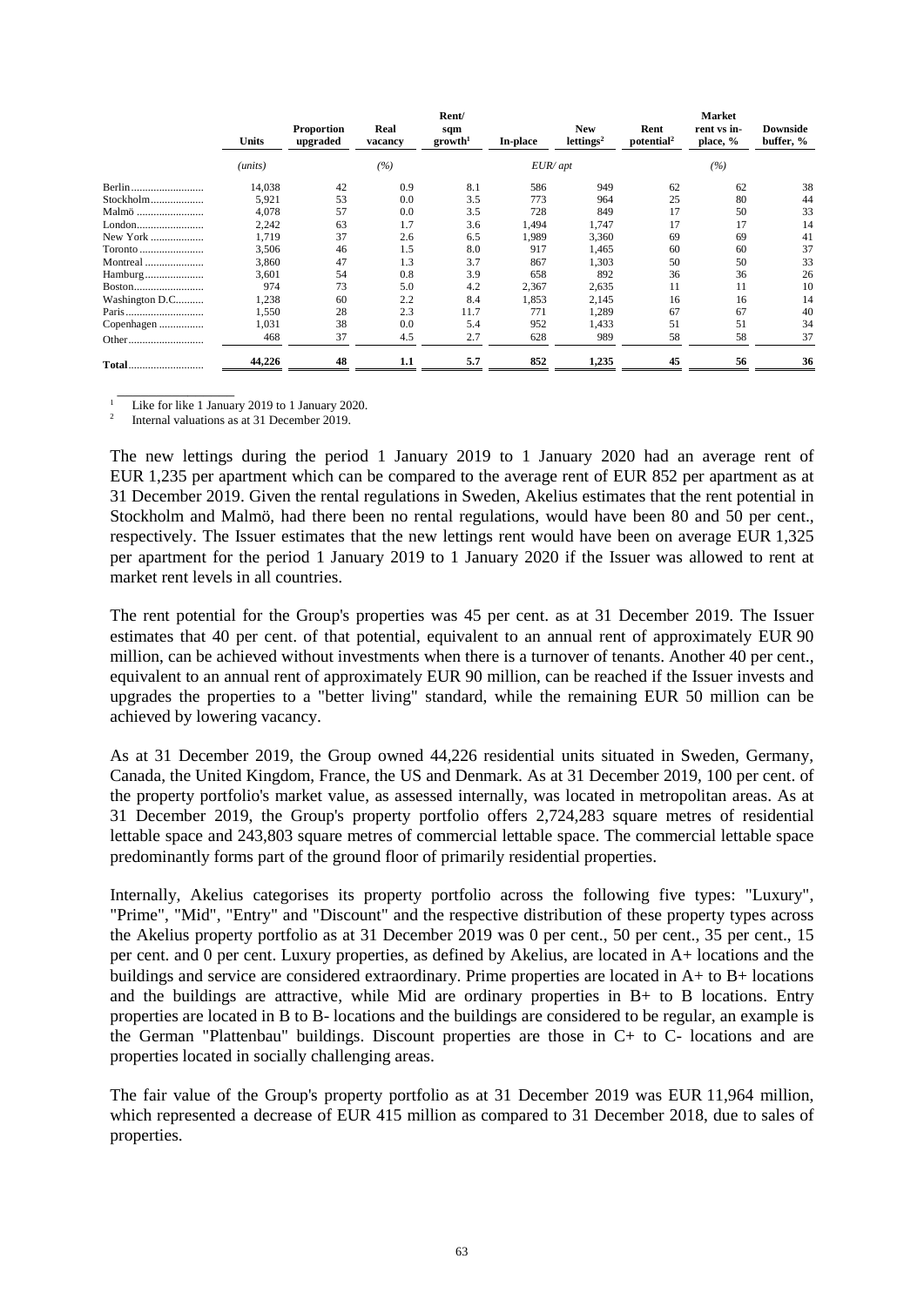| | Units | Proportion upgraded | Real vacancy | Rent/ sqm growth[1] | In-place | New lettings[2] | Rent potential[2] | Market rent vs in-place, % | Downside buffer, % |
|---|---|---|---|---|---|---|---|---|---|
| | *(units)* | | *(%)* | | *EUR/ apt* | | | *(%)* | |
| Berlin | 14,038 | 42 | 0.9 | 8.1 | 586 | 949 | 62 | 62 | 38 |
| Stockholm | 5,921 | 53 | 0.0 | 3.5 | 773 | 964 | 25 | 80 | 44 |
| Malmö | 4,078 | 57 | 0.0 | 3.5 | 728 | 849 | 17 | 50 | 33 |
| London | 2,242 | 63 | 1.7 | 3.6 | 1,494 | 1,747 | 17 | 17 | 14 |
| New York | 1,719 | 37 | 2.6 | 6.5 | 1,989 | 3,360 | 69 | 69 | 41 |
| Toronto | 3,506 | 46 | 1.5 | 8.0 | 917 | 1,465 | 60 | 60 | 37 |
| Montreal | 3,860 | 47 | 1.3 | 3.7 | 867 | 1,303 | 50 | 50 | 33 |
| Hamburg | 3,601 | 54 | 0.8 | 3.9 | 658 | 892 | 36 | 36 | 26 |
| Boston | 974 | 73 | 5.0 | 4.2 | 2,367 | 2,635 | 11 | 11 | 10 |
| Washington D.C. | 1,238 | 60 | 2.2 | 8.4 | 1,853 | 2,145 | 16 | 16 | 14 |
| Paris | 1,550 | 28 | 2.3 | 11.7 | 771 | 1,289 | 67 | 67 | 40 |
| Copenhagen | 1,031 | 38 | 0.0 | 5.4 | 952 | 1,433 | 51 | 51 | 34 |
| Other | 468 | 37 | 4.5 | 2.7 | 628 | 989 | 58 | 58 | 37 |
| **Total** | **44,226** | **48** | **1.1** | **5.7** | **852** | **1,235** | **45** | **56** | **36** |

[1] Like for like 1 January 2019 to 1 January 2020.

[2] Internal valuations as at 31 December 2019.

The new lettings during the period 1 January 2019 to 1 January 2020 had an average rent of EUR 1,235 per apartment which can be compared to the average rent of EUR 852 per apartment as at 31 December 2019. Given the rental regulations in Sweden, Akelius estimates that the rent potential in Stockholm and Malmö, had there been no rental regulations, would have been 80 and 50 per cent., respectively. The Issuer estimates that the new lettings rent would have been on average EUR 1,325 per apartment for the period 1 January 2019 to 1 January 2020 if the Issuer was allowed to rent at market rent levels in all countries.

The rent potential for the Group's properties was 45 per cent. as at 31 December 2019. The Issuer estimates that 40 per cent. of that potential, equivalent to an annual rent of approximately EUR 90 million, can be achieved without investments when there is a turnover of tenants. Another 40 per cent., equivalent to an annual rent of approximately EUR 90 million, can be reached if the Issuer invests and upgrades the properties to a "better living" standard, while the remaining EUR 50 million can be achieved by lowering vacancy.

As at 31 December 2019, the Group owned 44,226 residential units situated in Sweden, Germany, Canada, the United Kingdom, France, the US and Denmark. As at 31 December 2019, 100 per cent. of the property portfolio's market value, as assessed internally, was located in metropolitan areas. As at 31 December 2019, the Group's property portfolio offers 2,724,283 square metres of residential lettable space and 243,803 square metres of commercial lettable space. The commercial lettable space predominantly forms part of the ground floor of primarily residential properties.

Internally, Akelius categorises its property portfolio across the following five types: "Luxury", "Prime", "Mid", "Entry" and "Discount" and the respective distribution of these property types across the Akelius property portfolio as at 31 December 2019 was 0 per cent., 50 per cent., 35 per cent., 15 per cent. and 0 per cent. Luxury properties, as defined by Akelius, are located in A+ locations and the buildings and service are considered extraordinary. Prime properties are located in A+ to B+ locations and the buildings are attractive, while Mid are ordinary properties in B+ to B locations. Entry properties are located in B to B- locations and the buildings are considered to be regular, an example is the German "Plattenbau" buildings. Discount properties are those in C+ to C- locations and are properties located in socially challenging areas.

The fair value of the Group's property portfolio as at 31 December 2019 was EUR 11,964 million, which represented a decrease of EUR 415 million as compared to 31 December 2018, due to sales of properties.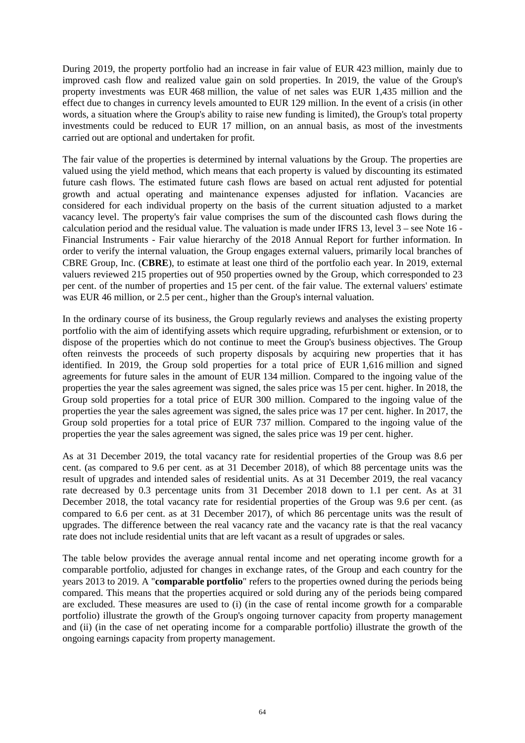During 2019, the property portfolio had an increase in fair value of EUR 423 million, mainly due to improved cash flow and realized value gain on sold properties. In 2019, the value of the Group's property investments was EUR 468 million, the value of net sales was EUR 1,435 million and the effect due to changes in currency levels amounted to EUR 129 million. In the event of a crisis (in other words, a situation where the Group's ability to raise new funding is limited), the Group's total property investments could be reduced to EUR 17 million, on an annual basis, as most of the investments carried out are optional and undertaken for profit.

The fair value of the properties is determined by internal valuations by the Group. The properties are valued using the yield method, which means that each property is valued by discounting its estimated future cash flows. The estimated future cash flows are based on actual rent adjusted for potential growth and actual operating and maintenance expenses adjusted for inflation. Vacancies are considered for each individual property on the basis of the current situation adjusted to a market vacancy level. The property's fair value comprises the sum of the discounted cash flows during the calculation period and the residual value. The valuation is made under IFRS 13, level 3 – see Note 16 - Financial Instruments - Fair value hierarchy of the 2018 Annual Report for further information. In order to verify the internal valuation, the Group engages external valuers, primarily local branches of CBRE Group, Inc. (**CBRE**), to estimate at least one third of the portfolio each year. In 2019, external valuers reviewed 215 properties out of 950 properties owned by the Group, which corresponded to 23 per cent. of the number of properties and 15 per cent. of the fair value. The external valuers' estimate was EUR 46 million, or 2.5 per cent., higher than the Group's internal valuation.

In the ordinary course of its business, the Group regularly reviews and analyses the existing property portfolio with the aim of identifying assets which require upgrading, refurbishment or extension, or to dispose of the properties which do not continue to meet the Group's business objectives. The Group often reinvests the proceeds of such property disposals by acquiring new properties that it has identified. In 2019, the Group sold properties for a total price of EUR 1,616 million and signed agreements for future sales in the amount of EUR 134 million. Compared to the ingoing value of the properties the year the sales agreement was signed, the sales price was 15 per cent. higher. In 2018, the Group sold properties for a total price of EUR 300 million. Compared to the ingoing value of the properties the year the sales agreement was signed, the sales price was 17 per cent. higher. In 2017, the Group sold properties for a total price of EUR 737 million. Compared to the ingoing value of the properties the year the sales agreement was signed, the sales price was 19 per cent. higher.

As at 31 December 2019, the total vacancy rate for residential properties of the Group was 8.6 per cent. (as compared to 9.6 per cent. as at 31 December 2018), of which 88 percentage units was the result of upgrades and intended sales of residential units. As at 31 December 2019, the real vacancy rate decreased by 0.3 percentage units from 31 December 2018 down to 1.1 per cent. As at 31 December 2018, the total vacancy rate for residential properties of the Group was 9.6 per cent. (as compared to 6.6 per cent. as at 31 December 2017), of which 86 percentage units was the result of upgrades. The difference between the real vacancy rate and the vacancy rate is that the real vacancy rate does not include residential units that are left vacant as a result of upgrades or sales.

The table below provides the average annual rental income and net operating income growth for a comparable portfolio, adjusted for changes in exchange rates, of the Group and each country for the years 2013 to 2019. A "**comparable portfolio**" refers to the properties owned during the periods being compared. This means that the properties acquired or sold during any of the periods being compared are excluded. These measures are used to (i) (in the case of rental income growth for a comparable portfolio) illustrate the growth of the Group's ongoing turnover capacity from property management and (ii) (in the case of net operating income for a comparable portfolio) illustrate the growth of the ongoing earnings capacity from property management.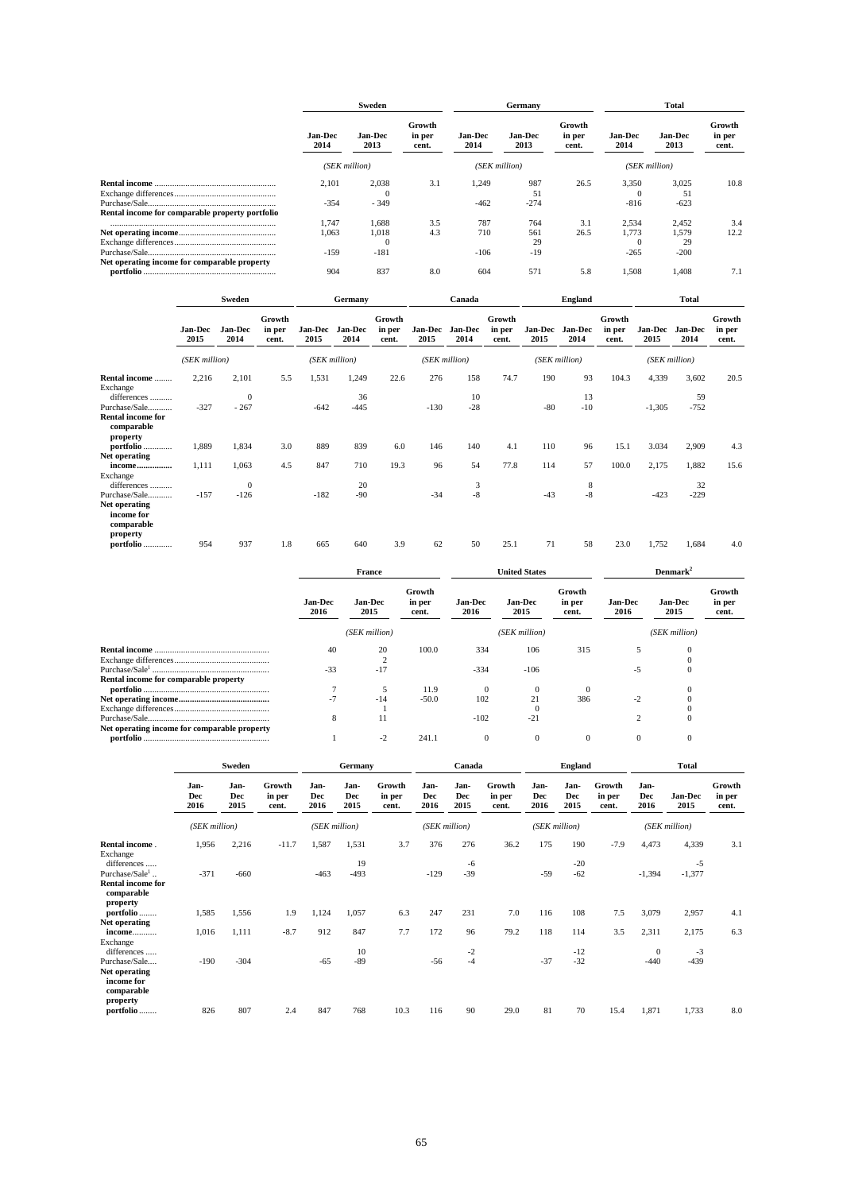| | Sweden | | | Germany | | | Total | | |
|---|---|---|---|---|---|---|---|---|---|
| | Jan-Dec 2014 | Jan-Dec 2013 | Growth in per cent. | Jan-Dec 2014 | Jan-Dec 2013 | Growth in per cent. | Jan-Dec 2014 | Jan-Dec 2013 | Growth in per cent. |
| | (SEK million) | | | (SEK million) | | | (SEK million) | | |
| **Rental income** | 2,101 | 2,038 | 3.1 | 1,249 | 987 | 26.5 | 3,350 | 3,025 | 10.8 |
| Exchange differences | | 0 | | | 51 | | 0 | 51 | |
| Purchase/Sale | -354 | - 349 | | -462 | -274 | | -816 | -623 | |
| **Rental income for comparable property portfolio** | 1,747 | 1,688 | 3.5 | 787 | 764 | 3.1 | 2,534 | 2,452 | 3.4 |
| **Net operating income** | 1,063 | 1,018 | 4.3 | 710 | 561 | 26.5 | 1,773 | 1,579 | 12.2 |
| Exchange differences | | 0 | | | 29 | | 0 | 29 | |
| Purchase/Sale | -159 | -181 | | -106 | -19 | | -265 | -200 | |
| **Net operating income for comparable property portfolio** | 904 | 837 | 8.0 | 604 | 571 | 5.8 | 1,508 | 1,408 | 7.1 |

| | Sweden | | | Germany | | | Canada | | | England | | | Total | | |
|---|---|---|---|---|---|---|---|---|---|---|---|---|---|---|---|
| | Jan-Dec 2015 | Jan-Dec 2014 | Growth in per cent. | Jan-Dec 2015 | Jan-Dec 2014 | Growth in per cent. | Jan-Dec 2015 | Jan-Dec 2014 | Growth in per cent. | Jan-Dec 2015 | Jan-Dec 2014 | Growth in per cent. | Jan-Dec 2015 | Jan-Dec 2014 | Growth in per cent. |
| | (SEK million) | | | (SEK million) | | | (SEK million) | | | (SEK million) | | | (SEK million) | | |
| **Rental income** | 2,216 | 2,101 | 5.5 | 1,531 | 1,249 | 22.6 | 276 | 158 | 74.7 | 190 | 93 | 104.3 | 4,339 | 3,602 | 20.5 |
| Exchange differences | | 0 | | | 36 | | | 10 | | | 13 | | | 59 | |
| Purchase/Sale | -327 | - 267 | | -642 | -445 | | -130 | -28 | | -80 | -10 | | -1,305 | -752 | |
| **Rental income for comparable property portfolio** | 1,889 | 1,834 | 3.0 | 889 | 839 | 6.0 | 146 | 140 | 4.1 | 110 | 96 | 15.1 | 3.034 | 2,909 | 4.3 |
| **Net operating income** | 1,111 | 1,063 | 4.5 | 847 | 710 | 19.3 | 96 | 54 | 77.8 | 114 | 57 | 100.0 | 2,175 | 1,882 | 15.6 |
| Exchange differences | | 0 | | | 20 | | | 3 | | | 8 | | | 32 | |
| Purchase/Sale | -157 | -126 | | -182 | -90 | | -34 | -8 | | -43 | -8 | | -423 | -229 | |
| **Net operating income for comparable property portfolio** | 954 | 937 | 1.8 | 665 | 640 | 3.9 | 62 | 50 | 25.1 | 71 | 58 | 23.0 | 1,752 | 1,684 | 4.0 |

| | France | | | United States | | | Denmark[2] | | |
|---|---|---|---|---|---|---|---|---|---|
| | Jan-Dec 2016 | Jan-Dec 2015 | Growth in per cent. | Jan-Dec 2016 | Jan-Dec 2015 | Growth in per cent. | Jan-Dec 2016 | Jan-Dec 2015 | Growth in per cent. |
| | | (SEK million) | | | (SEK million) | | | (SEK million) | |
| **Rental income** | 40 | 20 | 100.0 | 334 | 106 | 315 | 5 | 0 | |
| Exchange differences | | 2 | | | | | | 0 | |
| Purchase/Sale[1] | -33 | -17 | | -334 | -106 | | -5 | 0 | |
| **Rental income for comparable property portfolio** | 7 | 5 | 11.9 | 0 | 0 | 0 | | 0 | |
| **Net operating income** | -7 | -14 | -50.0 | 102 | 21 | 386 | -2 | 0 | |
| Exchange differences | | 1 | | | 0 | | | 0 | |
| Purchase/Sale | 8 | 11 | | -102 | -21 | | 2 | 0 | |
| **Net operating income for comparable property portfolio** | 1 | -2 | 241.1 | 0 | 0 | 0 | 0 | 0 | |

| | Sweden | | | Germany | | | Canada | | | England | | | Total | | |
|---|---|---|---|---|---|---|---|---|---|---|---|---|---|---|---|
| | Jan-Dec 2016 | Jan-Dec 2015 | Growth in per cent. | Jan-Dec 2016 | Jan-Dec 2015 | Growth in per cent. | Jan-Dec 2016 | Jan-Dec 2015 | Growth in per cent. | Jan-Dec 2016 | Jan-Dec 2015 | Growth in per cent. | Jan-Dec 2016 | Jan-Dec 2015 | Growth in per cent. |
| | (SEK million) | | | (SEK million) | | | (SEK million) | | | (SEK million) | | | (SEK million) | | |
| **Rental income** | 1,956 | 2,216 | -11.7 | 1,587 | 1,531 | 3.7 | 376 | 276 | 36.2 | 175 | 190 | -7.9 | 4,473 | 4,339 | 3.1 |
| Exchange differences | | | | | 19 | | | -6 | | | -20 | | | -5 | |
| Purchase/Sale[1] | -371 | -660 | | -463 | -493 | | -129 | -39 | | -59 | -62 | | -1,394 | -1,377 | |
| **Rental income for comparable property portfolio** | 1,585 | 1,556 | 1.9 | 1,124 | 1,057 | 6.3 | 247 | 231 | 7.0 | 116 | 108 | 7.5 | 3,079 | 2,957 | 4.1 |
| **Net operating income** | 1,016 | 1,111 | -8.7 | 912 | 847 | 7.7 | 172 | 96 | 79.2 | 118 | 114 | 3.5 | 2,311 | 2,175 | 6.3 |
| Exchange differences | | | | | 10 | | | -2 | | | -12 | | 0 | -3 | |
| Purchase/Sale | -190 | -304 | | -65 | -89 | | -56 | -4 | | -37 | -32 | | -440 | -439 | |
| **Net operating income for comparable property portfolio** | 826 | 807 | 2.4 | 847 | 768 | 10.3 | 116 | 90 | 29.0 | 81 | 70 | 15.4 | 1,871 | 1,733 | 8.0 |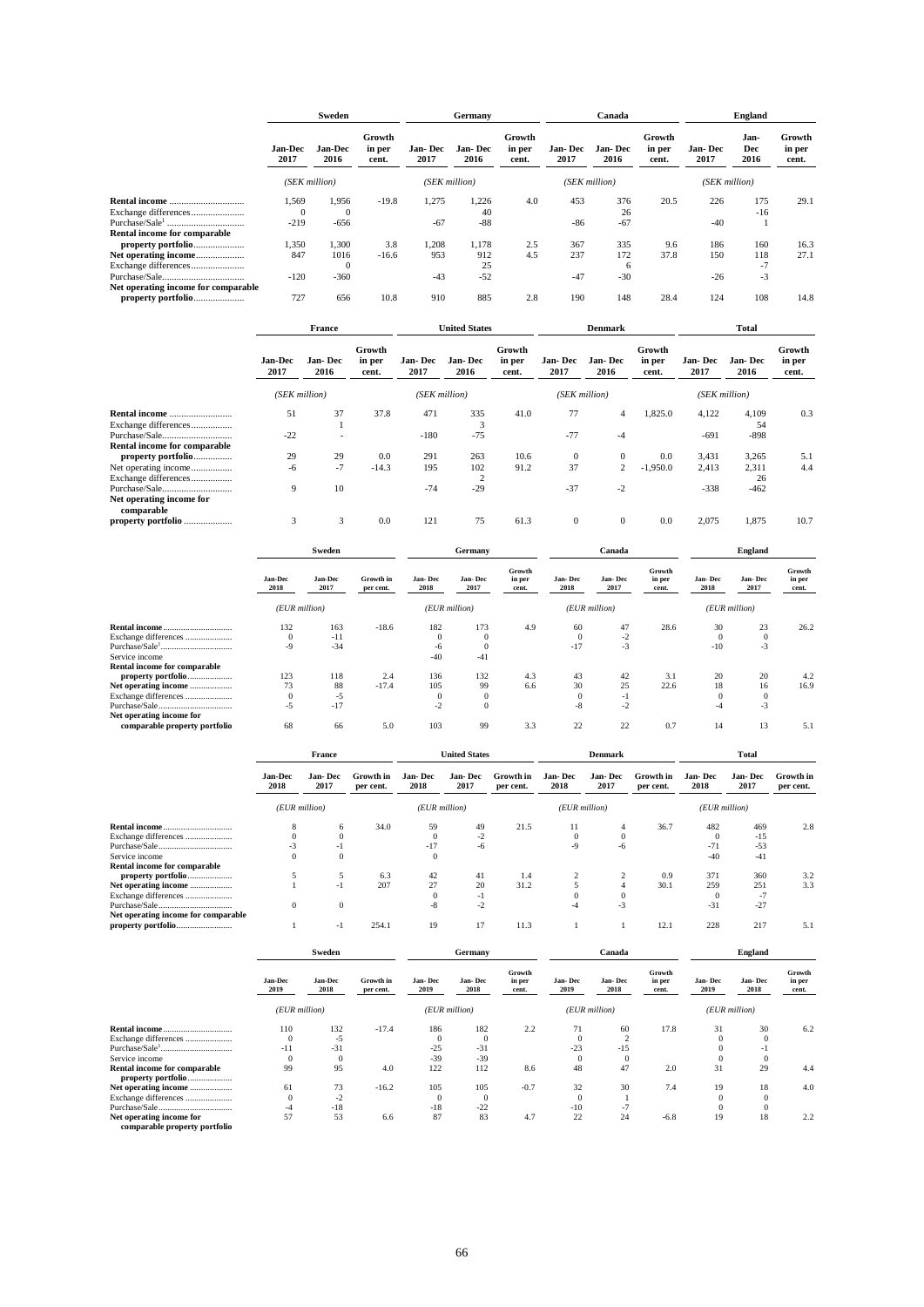| | Sweden | | | Germany | | | Canada | | | England | | |
|---|---|---|---|---|---|---|---|---|---|---|---|---|
| | Jan-Dec 2017 | Jan-Dec 2016 | Growth in per cent. | Jan- Dec 2017 | Jan- Dec 2016 | Growth in per cent. | Jan- Dec 2017 | Jan- Dec 2016 | Growth in per cent. | Jan- Dec 2017 | Jan- Dec 2016 | Growth in per cent. |
| | *(SEK million)* | | | *(SEK million)* | | | *(SEK million)* | | | *(SEK million)* | | |
| **Rental income** | 1,569 | 1,956 | -19.8 | 1,275 | 1,226 | 4.0 | 453 | 376 | 20.5 | 226 | 175 | 29.1 |
| Exchange differences | 0 | 0 | | | 40 | | | 26 | | | -16 | |
| Purchase/Sale[1] | -219 | -656 | | -67 | -88 | | -86 | -67 | | -40 | 1 | |
| **Rental income for comparable property portfolio** | 1,350 | 1,300 | 3.8 | 1,208 | 1,178 | 2.5 | 367 | 335 | 9.6 | 186 | 160 | 16.3 |
| **Net operating income** | 847 | 1016 | -16.6 | 953 | 912 | 4.5 | 237 | 172 | 37.8 | 150 | 118 | 27.1 |
| Exchange differences | | 0 | | | 25 | | | 6 | | | -7 | |
| Purchase/Sale | -120 | -360 | | -43 | -52 | | -47 | -30 | | -26 | -3 | |
| **Net operating income for comparable property portfolio** | 727 | 656 | 10.8 | 910 | 885 | 2.8 | 190 | 148 | 28.4 | 124 | 108 | 14.8 |

| | France | | | United States | | | Denmark | | | Total | | |
|---|---|---|---|---|---|---|---|---|---|---|---|---|
| | Jan-Dec 2017 | Jan- Dec 2016 | Growth in per cent. | Jan- Dec 2017 | Jan- Dec 2016 | Growth in per cent. | Jan- Dec 2017 | Jan- Dec 2016 | Growth in per cent. | Jan- Dec 2017 | Jan- Dec 2016 | Growth in per cent. |
| | *(SEK million)* | | | *(SEK million)* | | | *(SEK million)* | | | *(SEK million)* | | |
| **Rental income** | 51 | 37 | 37.8 | 471 | 335 | 41.0 | 77 | 4 | 1,825.0 | 4,122 | 4,109 | 0.3 |
| Exchange differences | | 1 | | | 3 | | | | | | 54 | |
| Purchase/Sale | -22 | - | | -180 | -75 | | -77 | -4 | | -691 | -898 | |
| **Rental income for comparable property portfolio** | 29 | 29 | 0.0 | 291 | 263 | 10.6 | 0 | 0 | 0.0 | 3,431 | 3,265 | 5.1 |
| Net operating income | -6 | -7 | -14.3 | 195 | 102 | 91.2 | 37 | 2 | -1,950.0 | 2,413 | 2,311 | 4.4 |
| Exchange differences | | | | | 2 | | | | | | 26 | |
| Purchase/Sale | 9 | 10 | | -74 | -29 | | -37 | -2 | | -338 | -462 | |
| **Net operating income for comparable property portfolio** | 3 | 3 | 0.0 | 121 | 75 | 61.3 | 0 | 0 | 0.0 | 2,075 | 1,875 | 10.7 |

| | Sweden | | | Germany | | | Canada | | | England | | |
|---|---|---|---|---|---|---|---|---|---|---|---|---|
| | Jan-Dec 2018 | Jan-Dec 2017 | Growth in per cent. | Jan- Dec 2018 | Jan- Dec 2017 | Growth in per cent. | Jan- Dec 2018 | Jan- Dec 2017 | Growth in per cent. | Jan- Dec 2018 | Jan- Dec 2017 | Growth in per cent. |
| | *(EUR million)* | | | *(EUR million)* | | | *(EUR million)* | | | *(EUR million)* | | |
| **Rental income** | 132 | 163 | -18.6 | 182 | 173 | 4.9 | 60 | 47 | 28.6 | 30 | 23 | 26.2 |
| Exchange differences | 0 | -11 | | 0 | 0 | | 0 | -2 | | 0 | 0 | |
| Purchase/Sale[1] | -9 | -34 | | -6 | 0 | | -17 | -3 | | -10 | -3 | |
| Service income | | | | -40 | -41 | | | | | | | |
| **Rental income for comparable property portfolio** | 123 | 118 | 2.4 | 136 | 132 | 4.3 | 43 | 42 | 3.1 | 20 | 20 | 4.2 |
| **Net operating income** | 73 | 88 | -17.4 | 105 | 99 | 6.6 | 30 | 25 | 22.6 | 18 | 16 | 16.9 |
| Exchange differences | 0 | -5 | | 0 | 0 | | 0 | -1 | | 0 | 0 | |
| Purchase/Sale | -5 | -17 | | -2 | 0 | | -8 | -2 | | -4 | -3 | |
| **Net operating income for comparable property portfolio** | 68 | 66 | 5.0 | 103 | 99 | 3.3 | 22 | 22 | 0.7 | 14 | 13 | 5.1 |

| | France | | | United States | | | Denmark | | | Total | | |
|---|---|---|---|---|---|---|---|---|---|---|---|---|
| | Jan-Dec 2018 | Jan- Dec 2017 | Growth in per cent. | Jan- Dec 2018 | Jan- Dec 2017 | Growth in per cent. | Jan- Dec 2018 | Jan- Dec 2017 | Growth in per cent. | Jan- Dec 2018 | Jan- Dec 2017 | Growth in per cent. |
| | *(EUR million)* | | | *(EUR million)* | | | *(EUR million)* | | | *(EUR million)* | | |
| **Rental income** | 8 | 6 | 34.0 | 59 | 49 | 21.5 | 11 | 4 | 36.7 | 482 | 469 | 2.8 |
| Exchange differences | 0 | 0 | | 0 | -2 | | 0 | 0 | | 0 | -15 | |
| Purchase/Sale | -3 | -1 | | -17 | -6 | | -9 | -6 | | -71 | -53 | |
| Service income | 0 | 0 | | 0 | | | | | | -40 | -41 | |
| **Rental income for comparable property portfolio** | 5 | 5 | 6.3 | 42 | 41 | 1.4 | 2 | 2 | 0.9 | 371 | 360 | 3.2 |
| **Net operating income** | 1 | -1 | 207 | 27 | 20 | 31.2 | 5 | 4 | 30.1 | 259 | 251 | 3.3 |
| Exchange differences | | | | 0 | -1 | | 0 | 0 | | 0 | -7 | |
| Purchase/Sale | 0 | 0 | | -8 | -2 | | -4 | -3 | | -31 | -27 | |
| **Net operating income for comparable property portfolio** | 1 | -1 | 254.1 | 19 | 17 | 11.3 | 1 | 1 | 12.1 | 228 | 217 | 5.1 |

| | Sweden | | | Germany | | | Canada | | | England | | |
|---|---|---|---|---|---|---|---|---|---|---|---|---|
| | Jan-Dec 2019 | Jan-Dec 2018 | Growth in per cent. | Jan- Dec 2019 | Jan- Dec 2018 | Growth in per cent. | Jan- Dec 2019 | Jan- Dec 2018 | Growth in per cent. | Jan- Dec 2019 | Jan- Dec 2018 | Growth in per cent. |
| | *(EUR million)* | | | *(EUR million)* | | | *(EUR million)* | | | *(EUR million)* | | |
| **Rental income** | 110 | 132 | -17.4 | 186 | 182 | 2.2 | 71 | 60 | 17.8 | 31 | 30 | 6.2 |
| Exchange differences | 0 | -5 | | 0 | 0 | | 0 | 2 | | 0 | 0 | |
| Purchase/Sale[1] | -11 | -31 | | -25 | -31 | | -23 | -15 | | 0 | -1 | |
| Service income | 0 | 0 | | -39 | -39 | | 0 | 0 | | 0 | 0 | |
| **Rental income for comparable property portfolio** | 99 | 95 | 4.0 | 122 | 112 | 8.6 | 48 | 47 | 2.0 | 31 | 29 | 4.4 |
| **Net operating income** | 61 | 73 | -16.2 | 105 | 105 | -0.7 | 32 | 30 | 7.4 | 19 | 18 | 4.0 |
| Exchange differences | 0 | -2 | | 0 | 0 | | 0 | 1 | | 0 | 0 | |
| Purchase/Sale | -4 | -18 | | -18 | -22 | | -10 | -7 | | 0 | 0 | |
| **Net operating income for comparable property portfolio** | 57 | 53 | 6.6 | 87 | 83 | 4.7 | 22 | 24 | -6.8 | 19 | 18 | 2.2 |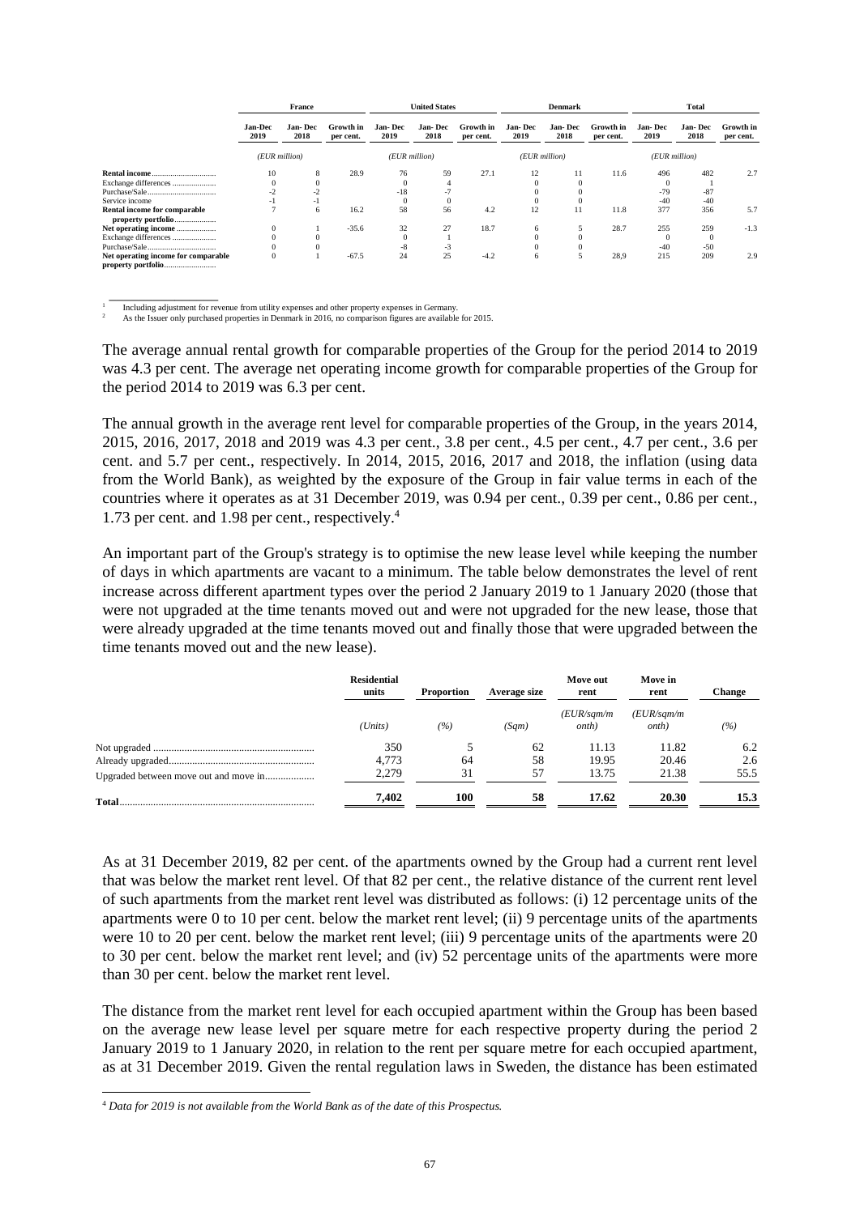| | France | | | United States | | | Denmark | | | Total | | |
|---|---|---|---|---|---|---|---|---|---|---|---|---|
| | Jan-Dec 2019 | Jan-Dec 2018 | Growth in per cent. | Jan-Dec 2019 | Jan-Dec 2018 | Growth in per cent. | Jan-Dec 2019 | Jan-Dec 2018 | Growth in per cent. | Jan-Dec 2019 | Jan-Dec 2018 | Growth in per cent. |
| | *(EUR million)* | | | *(EUR million)* | | | *(EUR million)* | | | *(EUR million)* | | |
| **Rental income** | 10 | 8 | 28.9 | 76 | 59 | 27.1 | 12 | 11 | 11.6 | 496 | 482 | 2.7 |
| Exchange differences | 0 | 0 | | 0 | 4 | | 0 | 0 | | 0 | 1 | |
| Purchase/Sale | -2 | -2 | | -18 | -7 | | 0 | 0 | | -79 | -87 | |
| Service income | -1 | -1 | | 0 | 0 | | 0 | 0 | | -40 | -40 | |
| **Rental income for comparable property portfolio** | 7 | 6 | 16.2 | 58 | 56 | 4.2 | 12 | 11 | 11.8 | 377 | 356 | 5.7 |
| **Net operating income** | 0 | 1 | -35.6 | 32 | 27 | 18.7 | 6 | 5 | 28.7 | 255 | 259 | -1.3 |
| Exchange differences | 0 | 0 | | 0 | 1 | | 0 | 0 | | 0 | 0 | |
| Purchase/Sale | 0 | 0 | | -8 | -3 | | 0 | 0 | | -40 | -50 | |
| **Net operating income for comparable property portfolio** | 0 | 1 | -67.5 | 24 | 25 | -4.2 | 6 | 5 | 28,9 | 215 | 209 | 2.9 |

[1] Including adjustment for revenue from utility expenses and other property expenses in Germany.

[2] As the Issuer only purchased properties in Denmark in 2016, no comparison figures are available for 2015.

The average annual rental growth for comparable properties of the Group for the period 2014 to 2019 was 4.3 per cent. The average net operating income growth for comparable properties of the Group for the period 2014 to 2019 was 6.3 per cent.

The annual growth in the average rent level for comparable properties of the Group, in the years 2014, 2015, 2016, 2017, 2018 and 2019 was 4.3 per cent., 3.8 per cent., 4.5 per cent., 4.7 per cent., 3.6 per cent. and 5.7 per cent., respectively. In 2014, 2015, 2016, 2017 and 2018, the inflation (using data from the World Bank), as weighted by the exposure of the Group in fair value terms in each of the countries where it operates as at 31 December 2019, was 0.94 per cent., 0.39 per cent., 0.86 per cent., 1.73 per cent. and 1.98 per cent., respectively.[4]

An important part of the Group's strategy is to optimise the new lease level while keeping the number of days in which apartments are vacant to a minimum. The table below demonstrates the level of rent increase across different apartment types over the period 2 January 2019 to 1 January 2020 (those that were not upgraded at the time tenants moved out and were not upgraded for the new lease, those that were already upgraded at the time tenants moved out and finally those that were upgraded between the time tenants moved out and the new lease).

| | Residential units | Proportion | Average size | Move out rent | Move in rent | Change |
|---|---|---|---|---|---|---|
| | *(Units)* | *(%)* | *(Sqm)* | *(EUR/sqm/month)* | *(EUR/sqm/month)* | *(%)* |
| Not upgraded | 350 | 5 | 62 | 11.13 | 11.82 | 6.2 |
| Already upgraded | 4,773 | 64 | 58 | 19.95 | 20.46 | 2.6 |
| Upgraded between move out and move in | 2,279 | 31 | 57 | 13.75 | 21.38 | 55.5 |
| **Total** | **7,402** | **100** | **58** | **17.62** | **20.30** | **15.3** |

As at 31 December 2019, 82 per cent. of the apartments owned by the Group had a current rent level that was below the market rent level. Of that 82 per cent., the relative distance of the current rent level of such apartments from the market rent level was distributed as follows: (i) 12 percentage units of the apartments were 0 to 10 per cent. below the market rent level; (ii) 9 percentage units of the apartments were 10 to 20 per cent. below the market rent level; (iii) 9 percentage units of the apartments were 20 to 30 per cent. below the market rent level; and (iv) 52 percentage units of the apartments were more than 30 per cent. below the market rent level.

The distance from the market rent level for each occupied apartment within the Group has been based on the average new lease level per square metre for each respective property during the period 2 January 2019 to 1 January 2020, in relation to the rent per square metre for each occupied apartment, as at 31 December 2019. Given the rental regulation laws in Sweden, the distance has been estimated

[4] *Data for 2019 is not available from the World Bank as of the date of this Prospectus.*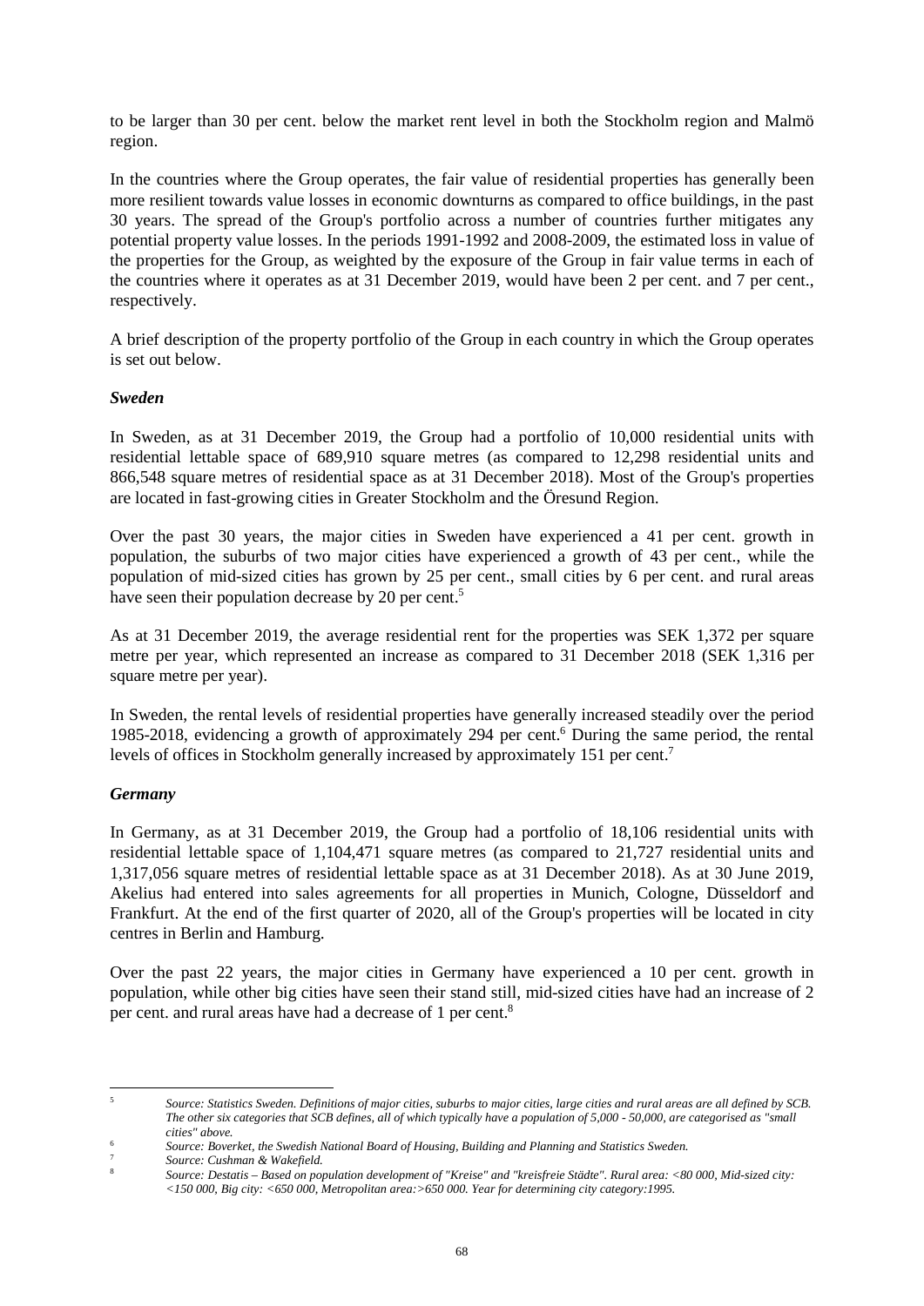to be larger than 30 per cent. below the market rent level in both the Stockholm region and Malmö region.

In the countries where the Group operates, the fair value of residential properties has generally been more resilient towards value losses in economic downturns as compared to office buildings, in the past 30 years. The spread of the Group's portfolio across a number of countries further mitigates any potential property value losses. In the periods 1991-1992 and 2008-2009, the estimated loss in value of the properties for the Group, as weighted by the exposure of the Group in fair value terms in each of the countries where it operates as at 31 December 2019, would have been 2 per cent. and 7 per cent., respectively.

A brief description of the property portfolio of the Group in each country in which the Group operates is set out below.

***Sweden***

In Sweden, as at 31 December 2019, the Group had a portfolio of 10,000 residential units with residential lettable space of 689,910 square metres (as compared to 12,298 residential units and 866,548 square metres of residential space as at 31 December 2018). Most of the Group's properties are located in fast-growing cities in Greater Stockholm and the Öresund Region.

Over the past 30 years, the major cities in Sweden have experienced a 41 per cent. growth in population, the suburbs of two major cities have experienced a growth of 43 per cent., while the population of mid-sized cities has grown by 25 per cent., small cities by 6 per cent. and rural areas have seen their population decrease by 20 per cent.[5]

As at 31 December 2019, the average residential rent for the properties was SEK 1,372 per square metre per year, which represented an increase as compared to 31 December 2018 (SEK 1,316 per square metre per year).

In Sweden, the rental levels of residential properties have generally increased steadily over the period 1985-2018, evidencing a growth of approximately 294 per cent.[6] During the same period, the rental levels of offices in Stockholm generally increased by approximately 151 per cent.[7]

***Germany***

In Germany, as at 31 December 2019, the Group had a portfolio of 18,106 residential units with residential lettable space of 1,104,471 square metres (as compared to 21,727 residential units and 1,317,056 square metres of residential lettable space as at 31 December 2018). As at 30 June 2019, Akelius had entered into sales agreements for all properties in Munich, Cologne, Düsseldorf and Frankfurt. At the end of the first quarter of 2020, all of the Group's properties will be located in city centres in Berlin and Hamburg.

Over the past 22 years, the major cities in Germany have experienced a 10 per cent. growth in population, while other big cities have seen their stand still, mid-sized cities have had an increase of 2 per cent. and rural areas have had a decrease of 1 per cent.[8]

---

[5] *Source: Statistics Sweden. Definitions of major cities, suburbs to major cities, large cities and rural areas are all defined by SCB. The other six categories that SCB defines, all of which typically have a population of 5,000 - 50,000, are categorised as "small cities" above.*

[6] *Source: Boverket, the Swedish National Board of Housing, Building and Planning and Statistics Sweden.*

[7] *Source: Cushman & Wakefield.*

[8] *Source: Destatis – Based on population development of "Kreise" and "kreisfreie Städte". Rural area: <80 000, Mid-sized city: <150 000, Big city: <650 000, Metropolitan area:>650 000. Year for determining city category:1995.*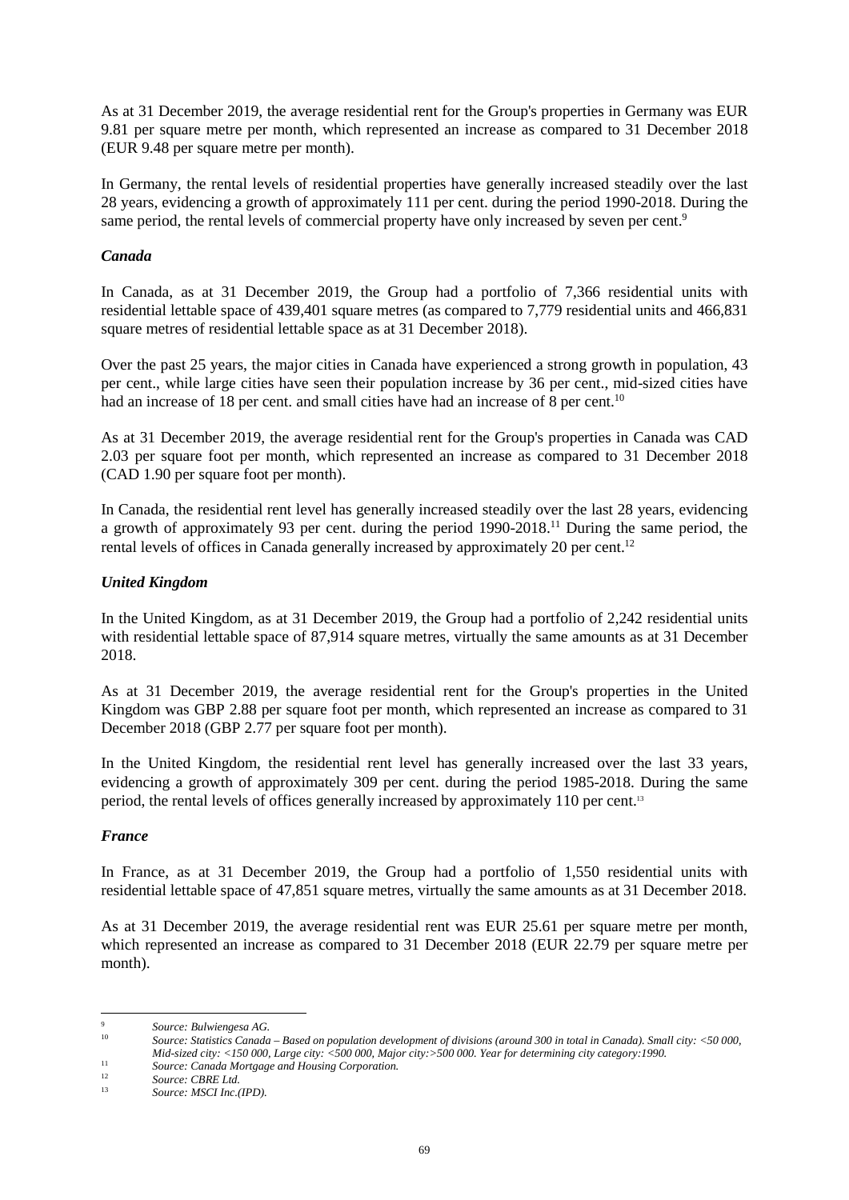As at 31 December 2019, the average residential rent for the Group's properties in Germany was EUR 9.81 per square metre per month, which represented an increase as compared to 31 December 2018 (EUR 9.48 per square metre per month).

In Germany, the rental levels of residential properties have generally increased steadily over the last 28 years, evidencing a growth of approximately 111 per cent. during the period 1990-2018. During the same period, the rental levels of commercial property have only increased by seven per cent.[9]

***Canada***

In Canada, as at 31 December 2019, the Group had a portfolio of 7,366 residential units with residential lettable space of 439,401 square metres (as compared to 7,779 residential units and 466,831 square metres of residential lettable space as at 31 December 2018).

Over the past 25 years, the major cities in Canada have experienced a strong growth in population, 43 per cent., while large cities have seen their population increase by 36 per cent., mid-sized cities have had an increase of 18 per cent. and small cities have had an increase of 8 per cent.[10]

As at 31 December 2019, the average residential rent for the Group's properties in Canada was CAD 2.03 per square foot per month, which represented an increase as compared to 31 December 2018 (CAD 1.90 per square foot per month).

In Canada, the residential rent level has generally increased steadily over the last 28 years, evidencing a growth of approximately 93 per cent. during the period 1990-2018.[11] During the same period, the rental levels of offices in Canada generally increased by approximately 20 per cent.[12]

***United Kingdom***

In the United Kingdom, as at 31 December 2019, the Group had a portfolio of 2,242 residential units with residential lettable space of 87,914 square metres, virtually the same amounts as at 31 December 2018.

As at 31 December 2019, the average residential rent for the Group's properties in the United Kingdom was GBP 2.88 per square foot per month, which represented an increase as compared to 31 December 2018 (GBP 2.77 per square foot per month).

In the United Kingdom, the residential rent level has generally increased over the last 33 years, evidencing a growth of approximately 309 per cent. during the period 1985-2018. During the same period, the rental levels of offices generally increased by approximately 110 per cent.[13]

***France***

In France, as at 31 December 2019, the Group had a portfolio of 1,550 residential units with residential lettable space of 47,851 square metres, virtually the same amounts as at 31 December 2018.

As at 31 December 2019, the average residential rent was EUR 25.61 per square metre per month, which represented an increase as compared to 31 December 2018 (EUR 22.79 per square metre per month).

---

[9] *Source: Bulwiengesa AG.*

[10] *Source: Statistics Canada – Based on population development of divisions (around 300 in total in Canada). Small city: <50 000, Mid-sized city: <150 000, Large city: <500 000, Major city:>500 000. Year for determining city category:1990.*

[11] *Source: Canada Mortgage and Housing Corporation.*

[12] *Source: CBRE Ltd.*

[13] *Source: MSCI Inc.(IPD).*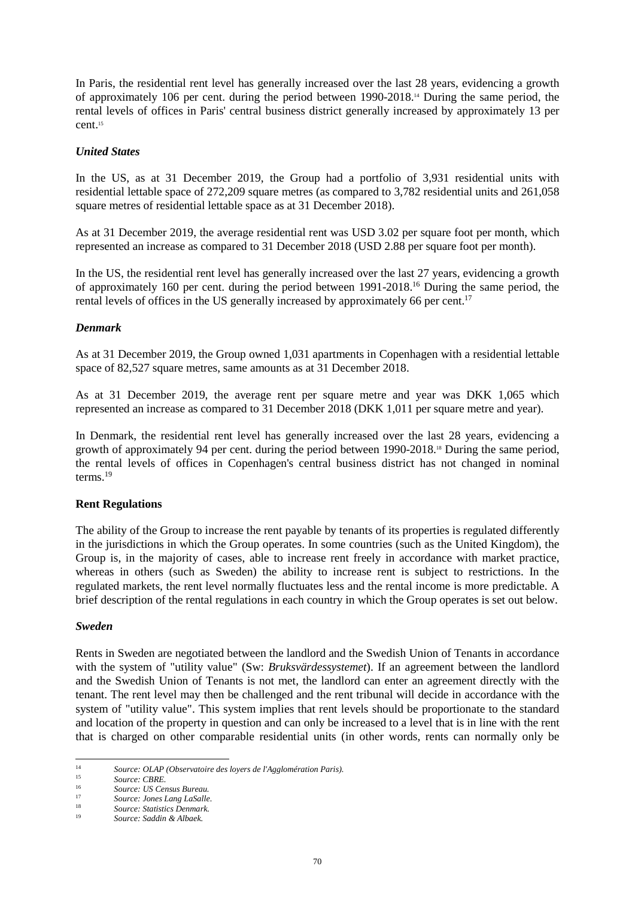In Paris, the residential rent level has generally increased over the last 28 years, evidencing a growth of approximately 106 per cent. during the period between 1990-2018.[14] During the same period, the rental levels of offices in Paris' central business district generally increased by approximately 13 per cent.[15]

### *United States*

In the US, as at 31 December 2019, the Group had a portfolio of 3,931 residential units with residential lettable space of 272,209 square metres (as compared to 3,782 residential units and 261,058 square metres of residential lettable space as at 31 December 2018).

As at 31 December 2019, the average residential rent was USD 3.02 per square foot per month, which represented an increase as compared to 31 December 2018 (USD 2.88 per square foot per month).

In the US, the residential rent level has generally increased over the last 27 years, evidencing a growth of approximately 160 per cent. during the period between 1991-2018.[16] During the same period, the rental levels of offices in the US generally increased by approximately 66 per cent.[17]

### *Denmark*

As at 31 December 2019, the Group owned 1,031 apartments in Copenhagen with a residential lettable space of 82,527 square metres, same amounts as at 31 December 2018.

As at 31 December 2019, the average rent per square metre and year was DKK 1,065 which represented an increase as compared to 31 December 2018 (DKK 1,011 per square metre and year).

In Denmark, the residential rent level has generally increased over the last 28 years, evidencing a growth of approximately 94 per cent. during the period between 1990-2018.[18] During the same period, the rental levels of offices in Copenhagen's central business district has not changed in nominal terms.[19]

## **Rent Regulations**

The ability of the Group to increase the rent payable by tenants of its properties is regulated differently in the jurisdictions in which the Group operates. In some countries (such as the United Kingdom), the Group is, in the majority of cases, able to increase rent freely in accordance with market practice, whereas in others (such as Sweden) the ability to increase rent is subject to restrictions. In the regulated markets, the rent level normally fluctuates less and the rental income is more predictable. A brief description of the rental regulations in each country in which the Group operates is set out below.

### *Sweden*

Rents in Sweden are negotiated between the landlord and the Swedish Union of Tenants in accordance with the system of "utility value" (Sw: *Bruksvärdessystemet*). If an agreement between the landlord and the Swedish Union of Tenants is not met, the landlord can enter an agreement directly with the tenant. The rent level may then be challenged and the rent tribunal will decide in accordance with the system of "utility value". This system implies that rent levels should be proportionate to the standard and location of the property in question and can only be increased to a level that is in line with the rent that is charged on other comparable residential units (in other words, rents can normally only be

---

[14] *Source: OLAP (Observatoire des loyers de l'Agglomération Paris).*

[15] *Source: CBRE.*

[16] *Source: US Census Bureau.*

[17] *Source: Jones Lang LaSalle.*

[18] *Source: Statistics Denmark.*

[19] *Source: Saddin & Albaek.*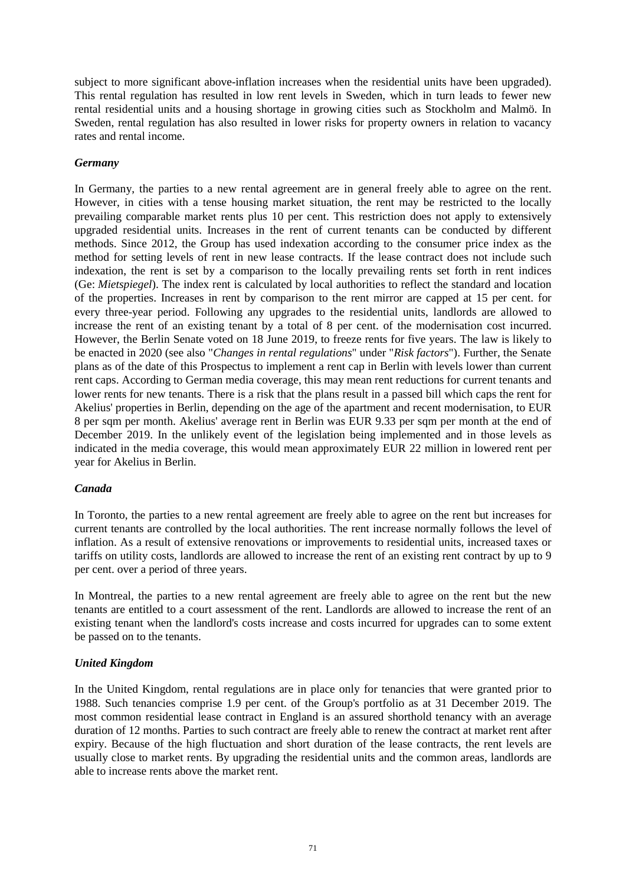subject to more significant above-inflation increases when the residential units have been upgraded). This rental regulation has resulted in low rent levels in Sweden, which in turn leads to fewer new rental residential units and a housing shortage in growing cities such as Stockholm and Malmö. In Sweden, rental regulation has also resulted in lower risks for property owners in relation to vacancy rates and rental income.

### *Germany*

In Germany, the parties to a new rental agreement are in general freely able to agree on the rent. However, in cities with a tense housing market situation, the rent may be restricted to the locally prevailing comparable market rents plus 10 per cent. This restriction does not apply to extensively upgraded residential units. Increases in the rent of current tenants can be conducted by different methods. Since 2012, the Group has used indexation according to the consumer price index as the method for setting levels of rent in new lease contracts. If the lease contract does not include such indexation, the rent is set by a comparison to the locally prevailing rents set forth in rent indices (Ge: *Mietspiegel*). The index rent is calculated by local authorities to reflect the standard and location of the properties. Increases in rent by comparison to the rent mirror are capped at 15 per cent. for every three-year period. Following any upgrades to the residential units, landlords are allowed to increase the rent of an existing tenant by a total of 8 per cent. of the modernisation cost incurred. However, the Berlin Senate voted on 18 June 2019, to freeze rents for five years. The law is likely to be enacted in 2020 (see also "*Changes in rental regulations*" under "*Risk factors*"). Further, the Senate plans as of the date of this Prospectus to implement a rent cap in Berlin with levels lower than current rent caps. According to German media coverage, this may mean rent reductions for current tenants and lower rents for new tenants. There is a risk that the plans result in a passed bill which caps the rent for Akelius' properties in Berlin, depending on the age of the apartment and recent modernisation, to EUR 8 per sqm per month. Akelius' average rent in Berlin was EUR 9.33 per sqm per month at the end of December 2019. In the unlikely event of the legislation being implemented and in those levels as indicated in the media coverage, this would mean approximately EUR 22 million in lowered rent per year for Akelius in Berlin.

### *Canada*

In Toronto, the parties to a new rental agreement are freely able to agree on the rent but increases for current tenants are controlled by the local authorities. The rent increase normally follows the level of inflation. As a result of extensive renovations or improvements to residential units, increased taxes or tariffs on utility costs, landlords are allowed to increase the rent of an existing rent contract by up to 9 per cent. over a period of three years.

In Montreal, the parties to a new rental agreement are freely able to agree on the rent but the new tenants are entitled to a court assessment of the rent. Landlords are allowed to increase the rent of an existing tenant when the landlord's costs increase and costs incurred for upgrades can to some extent be passed on to the tenants.

### *United Kingdom*

In the United Kingdom, rental regulations are in place only for tenancies that were granted prior to 1988. Such tenancies comprise 1.9 per cent. of the Group's portfolio as at 31 December 2019. The most common residential lease contract in England is an assured shorthold tenancy with an average duration of 12 months. Parties to such contract are freely able to renew the contract at market rent after expiry. Because of the high fluctuation and short duration of the lease contracts, the rent levels are usually close to market rents. By upgrading the residential units and the common areas, landlords are able to increase rents above the market rent.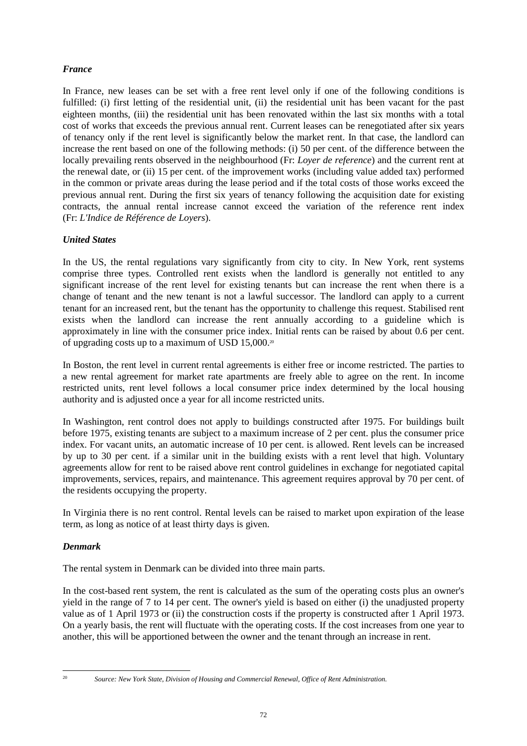### *France*

In France, new leases can be set with a free rent level only if one of the following conditions is fulfilled: (i) first letting of the residential unit, (ii) the residential unit has been vacant for the past eighteen months, (iii) the residential unit has been renovated within the last six months with a total cost of works that exceeds the previous annual rent. Current leases can be renegotiated after six years of tenancy only if the rent level is significantly below the market rent. In that case, the landlord can increase the rent based on one of the following methods: (i) 50 per cent. of the difference between the locally prevailing rents observed in the neighbourhood (Fr: *Loyer de reference*) and the current rent at the renewal date, or (ii) 15 per cent. of the improvement works (including value added tax) performed in the common or private areas during the lease period and if the total costs of those works exceed the previous annual rent. During the first six years of tenancy following the acquisition date for existing contracts, the annual rental increase cannot exceed the variation of the reference rent index (Fr: *L'Indice de Référence de Loyers*).

### *United States*

In the US, the rental regulations vary significantly from city to city. In New York, rent systems comprise three types. Controlled rent exists when the landlord is generally not entitled to any significant increase of the rent level for existing tenants but can increase the rent when there is a change of tenant and the new tenant is not a lawful successor. The landlord can apply to a current tenant for an increased rent, but the tenant has the opportunity to challenge this request. Stabilised rent exists when the landlord can increase the rent annually according to a guideline which is approximately in line with the consumer price index. Initial rents can be raised by about 0.6 per cent. of upgrading costs up to a maximum of USD 15,000.[20]

In Boston, the rent level in current rental agreements is either free or income restricted. The parties to a new rental agreement for market rate apartments are freely able to agree on the rent. In income restricted units, rent level follows a local consumer price index determined by the local housing authority and is adjusted once a year for all income restricted units.

In Washington, rent control does not apply to buildings constructed after 1975. For buildings built before 1975, existing tenants are subject to a maximum increase of 2 per cent. plus the consumer price index. For vacant units, an automatic increase of 10 per cent. is allowed. Rent levels can be increased by up to 30 per cent. if a similar unit in the building exists with a rent level that high. Voluntary agreements allow for rent to be raised above rent control guidelines in exchange for negotiated capital improvements, services, repairs, and maintenance. This agreement requires approval by 70 per cent. of the residents occupying the property.

In Virginia there is no rent control. Rental levels can be raised to market upon expiration of the lease term, as long as notice of at least thirty days is given.

### *Denmark*

The rental system in Denmark can be divided into three main parts.

In the cost-based rent system, the rent is calculated as the sum of the operating costs plus an owner's yield in the range of 7 to 14 per cent. The owner's yield is based on either (i) the unadjusted property value as of 1 April 1973 or (ii) the construction costs if the property is constructed after 1 April 1973. On a yearly basis, the rent will fluctuate with the operating costs. If the cost increases from one year to another, this will be apportioned between the owner and the tenant through an increase in rent.

---

[20] *Source: New York State, Division of Housing and Commercial Renewal, Office of Rent Administration.*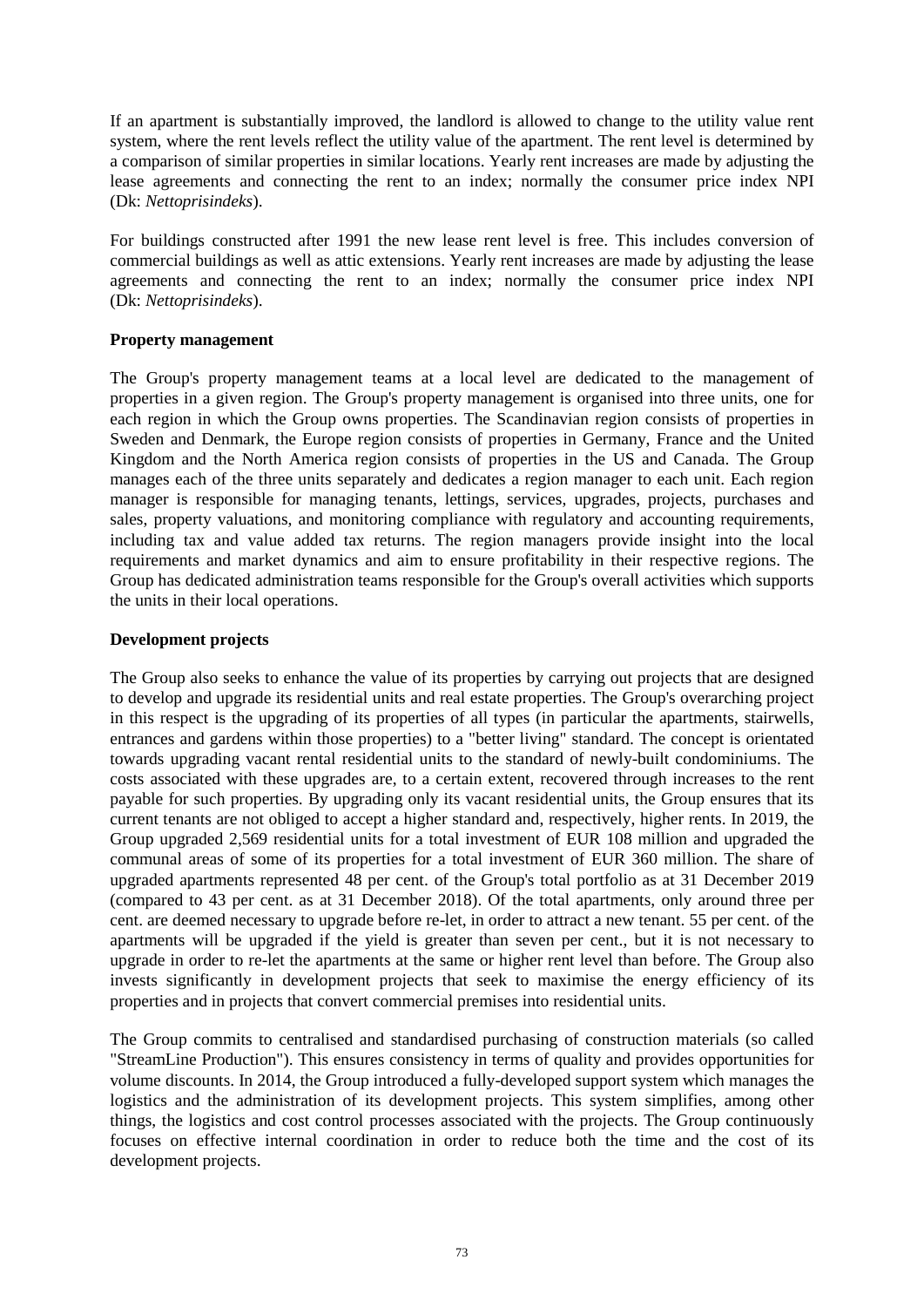If an apartment is substantially improved, the landlord is allowed to change to the utility value rent system, where the rent levels reflect the utility value of the apartment. The rent level is determined by a comparison of similar properties in similar locations. Yearly rent increases are made by adjusting the lease agreements and connecting the rent to an index; normally the consumer price index NPI (Dk: *Nettoprisindeks*).

For buildings constructed after 1991 the new lease rent level is free. This includes conversion of commercial buildings as well as attic extensions. Yearly rent increases are made by adjusting the lease agreements and connecting the rent to an index; normally the consumer price index NPI (Dk: *Nettoprisindeks*).

**Property management**

The Group's property management teams at a local level are dedicated to the management of properties in a given region. The Group's property management is organised into three units, one for each region in which the Group owns properties. The Scandinavian region consists of properties in Sweden and Denmark, the Europe region consists of properties in Germany, France and the United Kingdom and the North America region consists of properties in the US and Canada. The Group manages each of the three units separately and dedicates a region manager to each unit. Each region manager is responsible for managing tenants, lettings, services, upgrades, projects, purchases and sales, property valuations, and monitoring compliance with regulatory and accounting requirements, including tax and value added tax returns. The region managers provide insight into the local requirements and market dynamics and aim to ensure profitability in their respective regions. The Group has dedicated administration teams responsible for the Group's overall activities which supports the units in their local operations.

**Development projects**

The Group also seeks to enhance the value of its properties by carrying out projects that are designed to develop and upgrade its residential units and real estate properties. The Group's overarching project in this respect is the upgrading of its properties of all types (in particular the apartments, stairwells, entrances and gardens within those properties) to a "better living" standard. The concept is orientated towards upgrading vacant rental residential units to the standard of newly-built condominiums. The costs associated with these upgrades are, to a certain extent, recovered through increases to the rent payable for such properties. By upgrading only its vacant residential units, the Group ensures that its current tenants are not obliged to accept a higher standard and, respectively, higher rents. In 2019, the Group upgraded 2,569 residential units for a total investment of EUR 108 million and upgraded the communal areas of some of its properties for a total investment of EUR 360 million. The share of upgraded apartments represented 48 per cent. of the Group's total portfolio as at 31 December 2019 (compared to 43 per cent. as at 31 December 2018). Of the total apartments, only around three per cent. are deemed necessary to upgrade before re-let, in order to attract a new tenant. 55 per cent. of the apartments will be upgraded if the yield is greater than seven per cent., but it is not necessary to upgrade in order to re-let the apartments at the same or higher rent level than before. The Group also invests significantly in development projects that seek to maximise the energy efficiency of its properties and in projects that convert commercial premises into residential units.

The Group commits to centralised and standardised purchasing of construction materials (so called "StreamLine Production"). This ensures consistency in terms of quality and provides opportunities for volume discounts. In 2014, the Group introduced a fully-developed support system which manages the logistics and the administration of its development projects. This system simplifies, among other things, the logistics and cost control processes associated with the projects. The Group continuously focuses on effective internal coordination in order to reduce both the time and the cost of its development projects.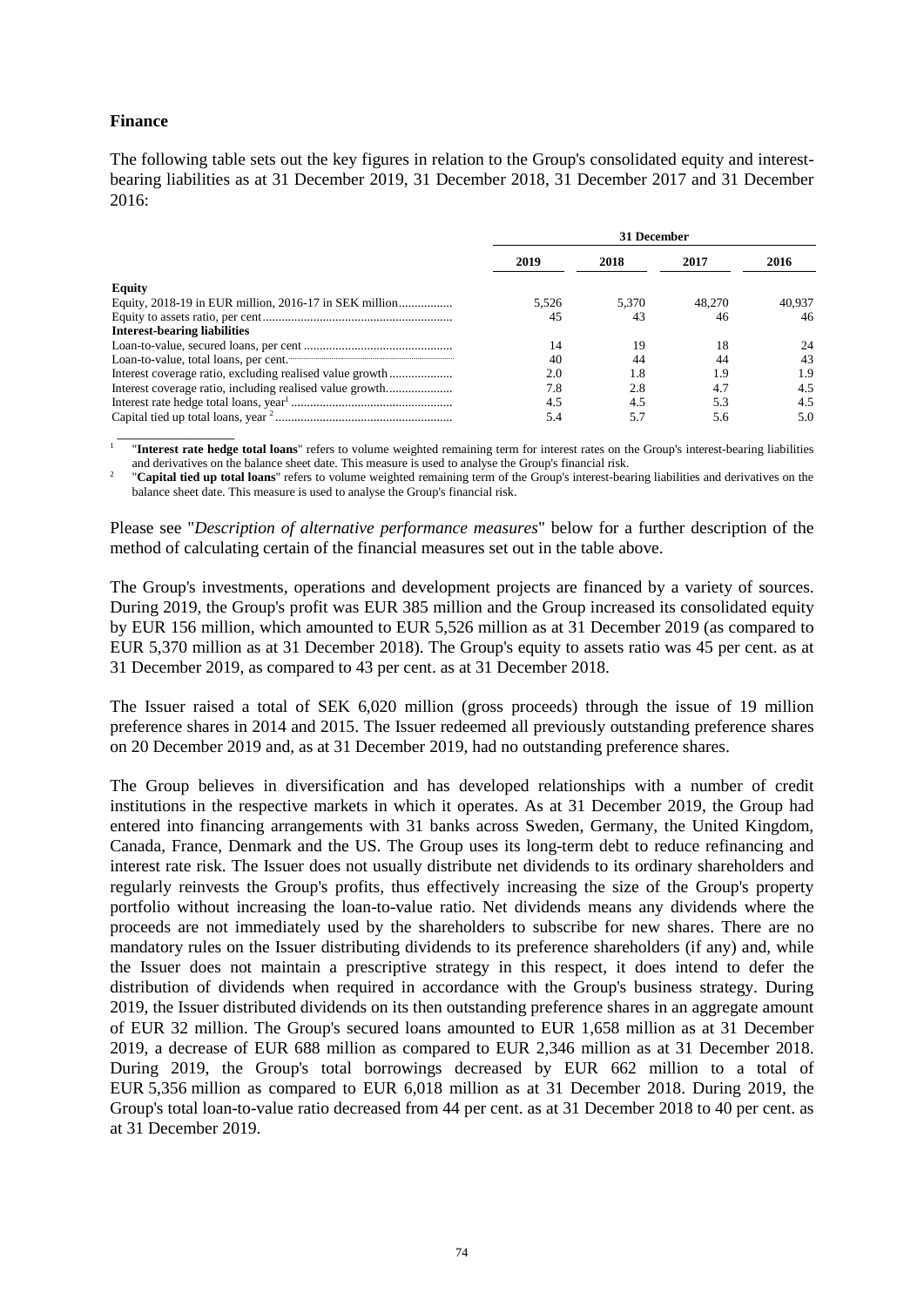**Finance**

The following table sets out the key figures in relation to the Group's consolidated equity and interest-bearing liabilities as at 31 December 2019, 31 December 2018, 31 December 2017 and 31 December 2016:

| | 31 December | | | |
|---|---|---|---|---|
| | 2019 | 2018 | 2017 | 2016 |
| **Equity** | | | | |
| Equity, 2018-19 in EUR million, 2016-17 in SEK million | 5,526 | 5,370 | 48,270 | 40,937 |
| Equity to assets ratio, per cent | 45 | 43 | 46 | 46 |
| **Interest-bearing liabilities** | | | | |
| Loan-to-value, secured loans, per cent | 14 | 19 | 18 | 24 |
| Loan-to-value, total loans, per cent. | 40 | 44 | 44 | 43 |
| Interest coverage ratio, excluding realised value growth | 2.0 | 1.8 | 1.9 | 1.9 |
| Interest coverage ratio, including realised value growth | 7.8 | 2.8 | 4.7 | 4.5 |
| Interest rate hedge total loans, year[1] | 4.5 | 4.5 | 5.3 | 4.5 |
| Capital tied up total loans, year [2] | 5.4 | 5.7 | 5.6 | 5.0 |

[1] "**Interest rate hedge total loans**" refers to volume weighted remaining term for interest rates on the Group's interest-bearing liabilities and derivatives on the balance sheet date. This measure is used to analyse the Group's financial risk.

[2] "**Capital tied up total loans**" refers to volume weighted remaining term of the Group's interest-bearing liabilities and derivatives on the balance sheet date. This measure is used to analyse the Group's financial risk.

Please see "*Description of alternative performance measures*" below for a further description of the method of calculating certain of the financial measures set out in the table above.

The Group's investments, operations and development projects are financed by a variety of sources. During 2019, the Group's profit was EUR 385 million and the Group increased its consolidated equity by EUR 156 million, which amounted to EUR 5,526 million as at 31 December 2019 (as compared to EUR 5,370 million as at 31 December 2018). The Group's equity to assets ratio was 45 per cent. as at 31 December 2019, as compared to 43 per cent. as at 31 December 2018.

The Issuer raised a total of SEK 6,020 million (gross proceeds) through the issue of 19 million preference shares in 2014 and 2015. The Issuer redeemed all previously outstanding preference shares on 20 December 2019 and, as at 31 December 2019, had no outstanding preference shares.

The Group believes in diversification and has developed relationships with a number of credit institutions in the respective markets in which it operates. As at 31 December 2019, the Group had entered into financing arrangements with 31 banks across Sweden, Germany, the United Kingdom, Canada, France, Denmark and the US. The Group uses its long-term debt to reduce refinancing and interest rate risk. The Issuer does not usually distribute net dividends to its ordinary shareholders and regularly reinvests the Group's profits, thus effectively increasing the size of the Group's property portfolio without increasing the loan-to-value ratio. Net dividends means any dividends where the proceeds are not immediately used by the shareholders to subscribe for new shares. There are no mandatory rules on the Issuer distributing dividends to its preference shareholders (if any) and, while the Issuer does not maintain a prescriptive strategy in this respect, it does intend to defer the distribution of dividends when required in accordance with the Group's business strategy. During 2019, the Issuer distributed dividends on its then outstanding preference shares in an aggregate amount of EUR 32 million. The Group's secured loans amounted to EUR 1,658 million as at 31 December 2019, a decrease of EUR 688 million as compared to EUR 2,346 million as at 31 December 2018. During 2019, the Group's total borrowings decreased by EUR 662 million to a total of EUR 5,356 million as compared to EUR 6,018 million as at 31 December 2018. During 2019, the Group's total loan-to-value ratio decreased from 44 per cent. as at 31 December 2018 to 40 per cent. as at 31 December 2019.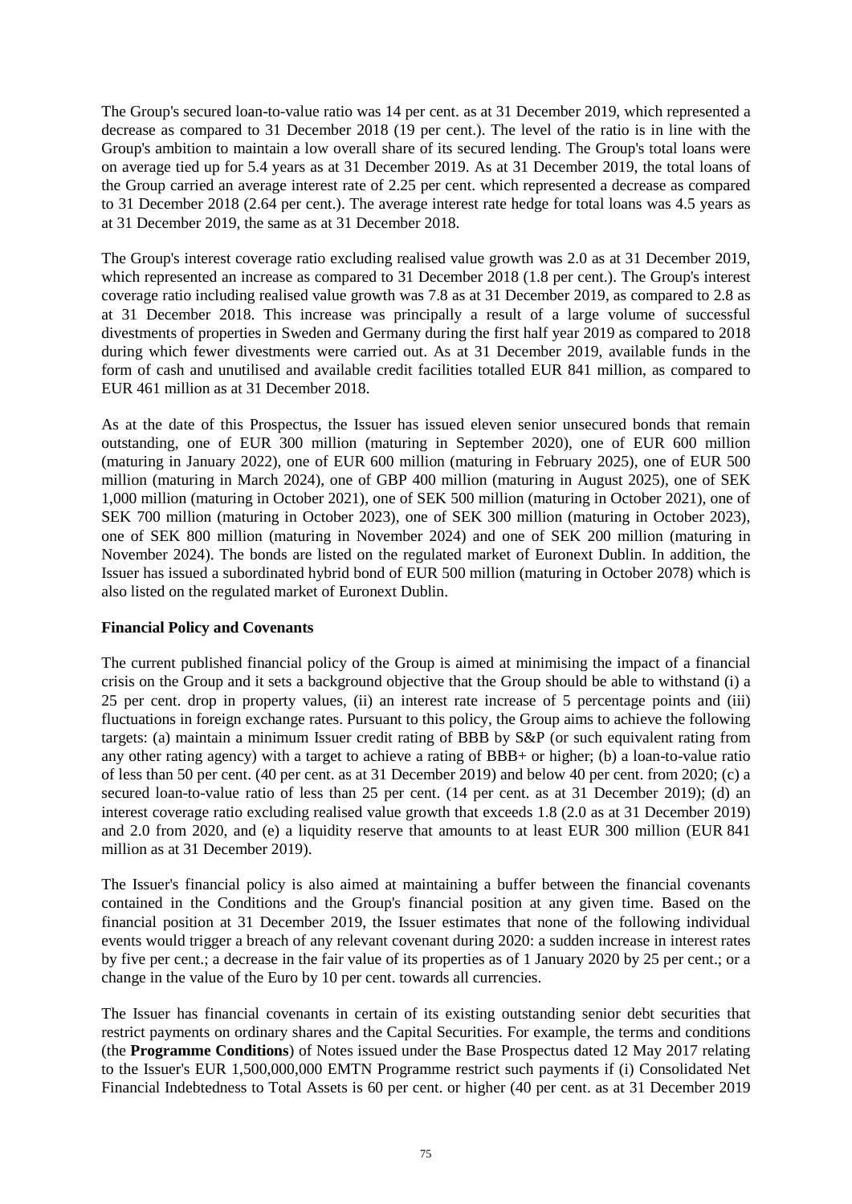The Group's secured loan-to-value ratio was 14 per cent. as at 31 December 2019, which represented a decrease as compared to 31 December 2018 (19 per cent.). The level of the ratio is in line with the Group's ambition to maintain a low overall share of its secured lending. The Group's total loans were on average tied up for 5.4 years as at 31 December 2019. As at 31 December 2019, the total loans of the Group carried an average interest rate of 2.25 per cent. which represented a decrease as compared to 31 December 2018 (2.64 per cent.). The average interest rate hedge for total loans was 4.5 years as at 31 December 2019, the same as at 31 December 2018.

The Group's interest coverage ratio excluding realised value growth was 2.0 as at 31 December 2019, which represented an increase as compared to 31 December 2018 (1.8 per cent.). The Group's interest coverage ratio including realised value growth was 7.8 as at 31 December 2019, as compared to 2.8 as at 31 December 2018. This increase was principally a result of a large volume of successful divestments of properties in Sweden and Germany during the first half year 2019 as compared to 2018 during which fewer divestments were carried out. As at 31 December 2019, available funds in the form of cash and unutilised and available credit facilities totalled EUR 841 million, as compared to EUR 461 million as at 31 December 2018.

As at the date of this Prospectus, the Issuer has issued eleven senior unsecured bonds that remain outstanding, one of EUR 300 million (maturing in September 2020), one of EUR 600 million (maturing in January 2022), one of EUR 600 million (maturing in February 2025), one of EUR 500 million (maturing in March 2024), one of GBP 400 million (maturing in August 2025), one of SEK 1,000 million (maturing in October 2021), one of SEK 500 million (maturing in October 2021), one of SEK 700 million (maturing in October 2023), one of SEK 300 million (maturing in October 2023), one of SEK 800 million (maturing in November 2024) and one of SEK 200 million (maturing in November 2024). The bonds are listed on the regulated market of Euronext Dublin. In addition, the Issuer has issued a subordinated hybrid bond of EUR 500 million (maturing in October 2078) which is also listed on the regulated market of Euronext Dublin.

**Financial Policy and Covenants**

The current published financial policy of the Group is aimed at minimising the impact of a financial crisis on the Group and it sets a background objective that the Group should be able to withstand (i) a 25 per cent. drop in property values, (ii) an interest rate increase of 5 percentage points and (iii) fluctuations in foreign exchange rates. Pursuant to this policy, the Group aims to achieve the following targets: (a) maintain a minimum Issuer credit rating of BBB by S&P (or such equivalent rating from any other rating agency) with a target to achieve a rating of BBB+ or higher; (b) a loan-to-value ratio of less than 50 per cent. (40 per cent. as at 31 December 2019) and below 40 per cent. from 2020; (c) a secured loan-to-value ratio of less than 25 per cent. (14 per cent. as at 31 December 2019); (d) an interest coverage ratio excluding realised value growth that exceeds 1.8 (2.0 as at 31 December 2019) and 2.0 from 2020, and (e) a liquidity reserve that amounts to at least EUR 300 million (EUR 841 million as at 31 December 2019).

The Issuer's financial policy is also aimed at maintaining a buffer between the financial covenants contained in the Conditions and the Group's financial position at any given time. Based on the financial position at 31 December 2019, the Issuer estimates that none of the following individual events would trigger a breach of any relevant covenant during 2020: a sudden increase in interest rates by five per cent.; a decrease in the fair value of its properties as of 1 January 2020 by 25 per cent.; or a change in the value of the Euro by 10 per cent. towards all currencies.

The Issuer has financial covenants in certain of its existing outstanding senior debt securities that restrict payments on ordinary shares and the Capital Securities. For example, the terms and conditions (the **Programme Conditions**) of Notes issued under the Base Prospectus dated 12 May 2017 relating to the Issuer's EUR 1,500,000,000 EMTN Programme restrict such payments if (i) Consolidated Net Financial Indebtedness to Total Assets is 60 per cent. or higher (40 per cent. as at 31 December 2019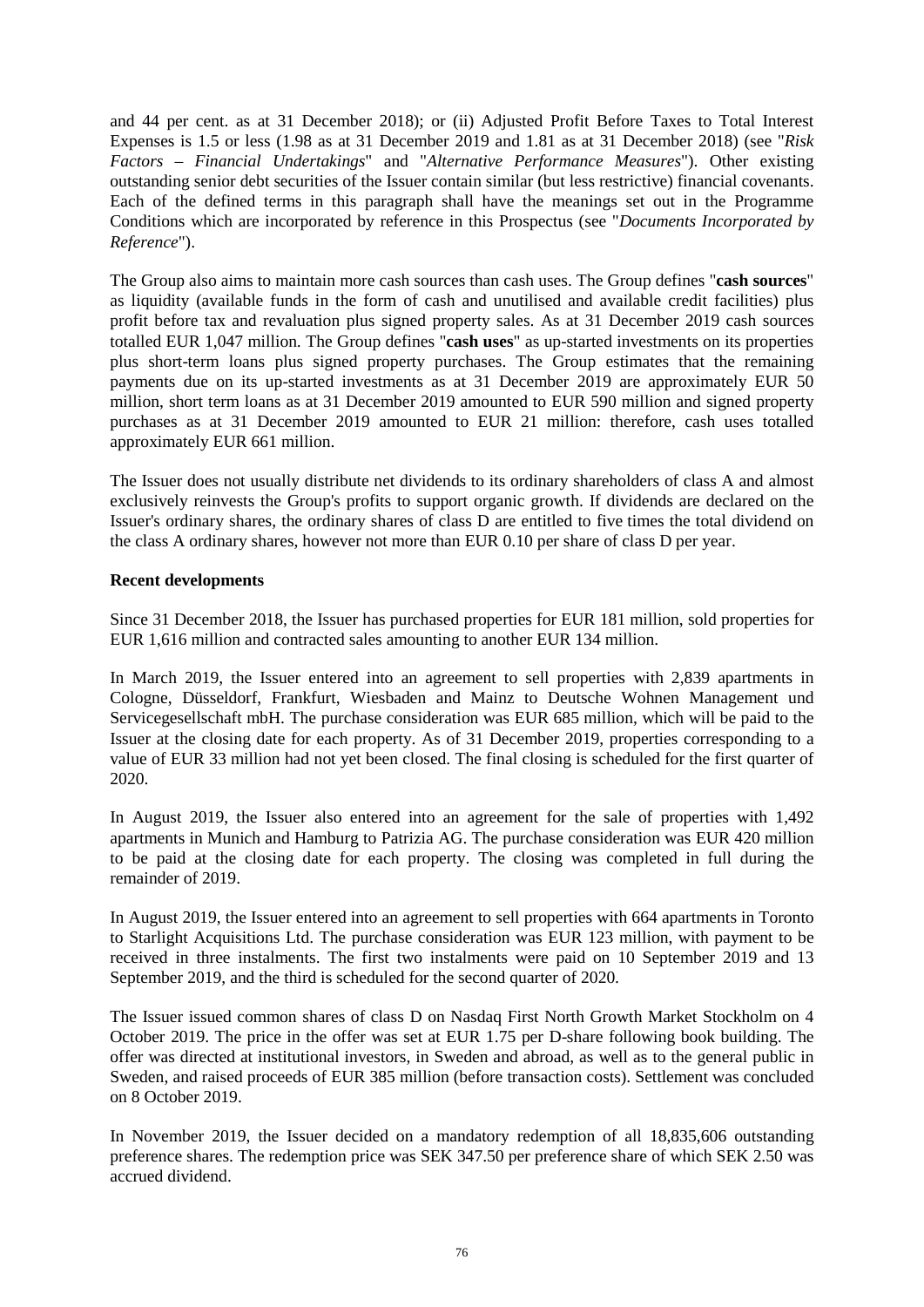and 44 per cent. as at 31 December 2018); or (ii) Adjusted Profit Before Taxes to Total Interest Expenses is 1.5 or less (1.98 as at 31 December 2019 and 1.81 as at 31 December 2018) (see "*Risk Factors – Financial Undertakings*" and "*Alternative Performance Measures*"). Other existing outstanding senior debt securities of the Issuer contain similar (but less restrictive) financial covenants. Each of the defined terms in this paragraph shall have the meanings set out in the Programme Conditions which are incorporated by reference in this Prospectus (see "*Documents Incorporated by Reference*").

The Group also aims to maintain more cash sources than cash uses. The Group defines "**cash sources**" as liquidity (available funds in the form of cash and unutilised and available credit facilities) plus profit before tax and revaluation plus signed property sales. As at 31 December 2019 cash sources totalled EUR 1,047 million. The Group defines "**cash uses**" as up-started investments on its properties plus short-term loans plus signed property purchases. The Group estimates that the remaining payments due on its up-started investments as at 31 December 2019 are approximately EUR 50 million, short term loans as at 31 December 2019 amounted to EUR 590 million and signed property purchases as at 31 December 2019 amounted to EUR 21 million: therefore, cash uses totalled approximately EUR 661 million.

The Issuer does not usually distribute net dividends to its ordinary shareholders of class A and almost exclusively reinvests the Group's profits to support organic growth. If dividends are declared on the Issuer's ordinary shares, the ordinary shares of class D are entitled to five times the total dividend on the class A ordinary shares, however not more than EUR 0.10 per share of class D per year.

**Recent developments**

Since 31 December 2018, the Issuer has purchased properties for EUR 181 million, sold properties for EUR 1,616 million and contracted sales amounting to another EUR 134 million.

In March 2019, the Issuer entered into an agreement to sell properties with 2,839 apartments in Cologne, Düsseldorf, Frankfurt, Wiesbaden and Mainz to Deutsche Wohnen Management und Servicegesellschaft mbH. The purchase consideration was EUR 685 million, which will be paid to the Issuer at the closing date for each property. As of 31 December 2019, properties corresponding to a value of EUR 33 million had not yet been closed. The final closing is scheduled for the first quarter of 2020.

In August 2019, the Issuer also entered into an agreement for the sale of properties with 1,492 apartments in Munich and Hamburg to Patrizia AG. The purchase consideration was EUR 420 million to be paid at the closing date for each property. The closing was completed in full during the remainder of 2019.

In August 2019, the Issuer entered into an agreement to sell properties with 664 apartments in Toronto to Starlight Acquisitions Ltd. The purchase consideration was EUR 123 million, with payment to be received in three instalments. The first two instalments were paid on 10 September 2019 and 13 September 2019, and the third is scheduled for the second quarter of 2020.

The Issuer issued common shares of class D on Nasdaq First North Growth Market Stockholm on 4 October 2019. The price in the offer was set at EUR 1.75 per D-share following book building. The offer was directed at institutional investors, in Sweden and abroad, as well as to the general public in Sweden, and raised proceeds of EUR 385 million (before transaction costs). Settlement was concluded on 8 October 2019.

In November 2019, the Issuer decided on a mandatory redemption of all 18,835,606 outstanding preference shares. The redemption price was SEK 347.50 per preference share of which SEK 2.50 was accrued dividend.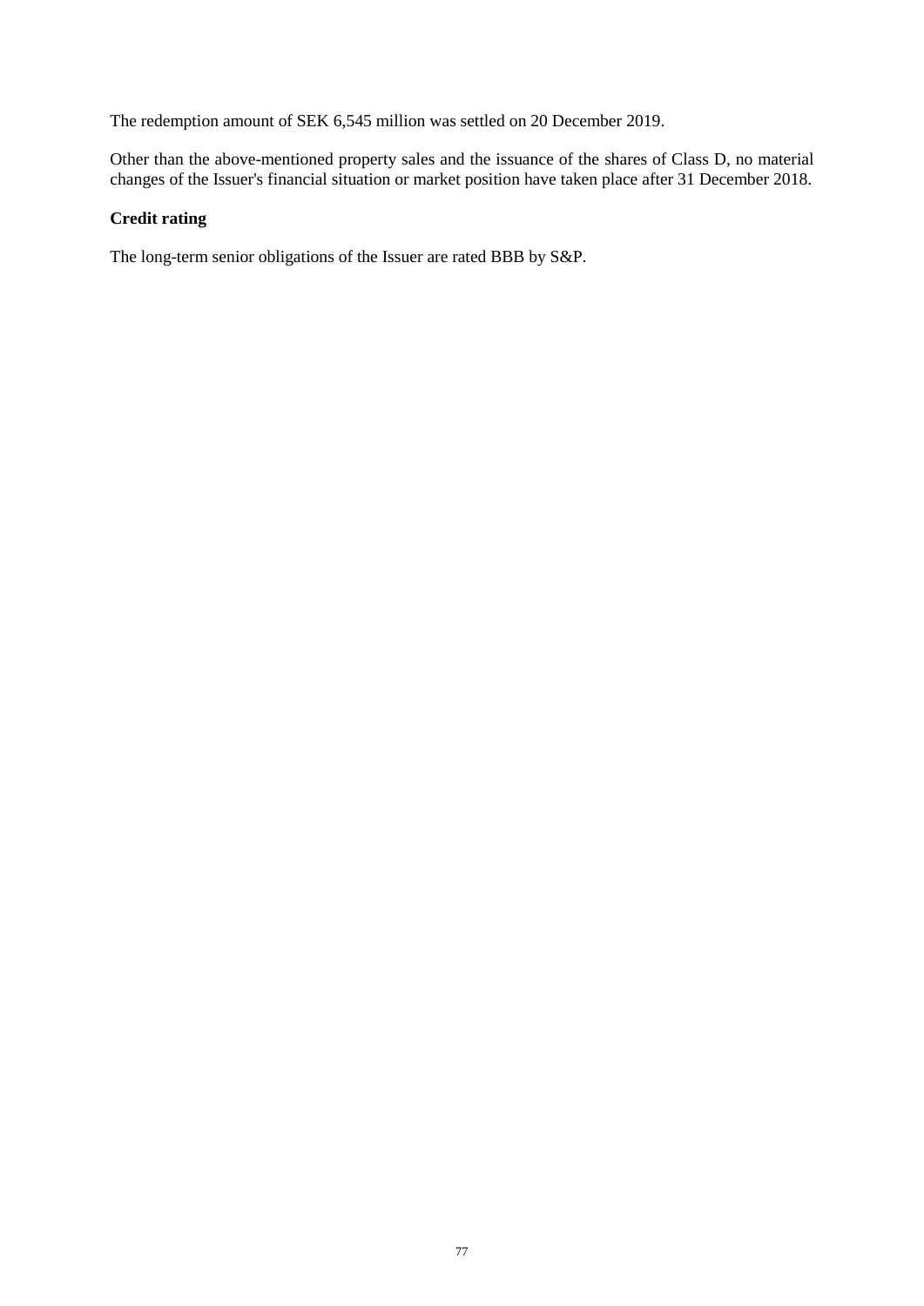The redemption amount of SEK 6,545 million was settled on 20 December 2019.

Other than the above-mentioned property sales and the issuance of the shares of Class D, no material changes of the Issuer's financial situation or market position have taken place after 31 December 2018.

**Credit rating**

The long-term senior obligations of the Issuer are rated BBB by S&P.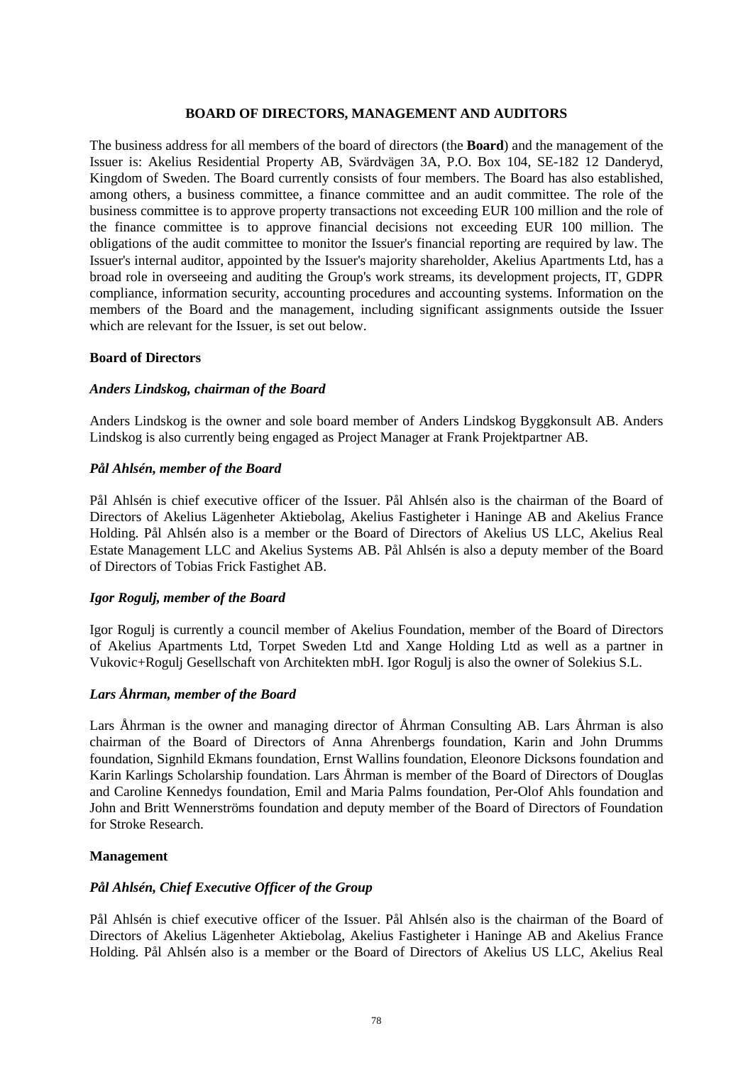## BOARD OF DIRECTORS, MANAGEMENT AND AUDITORS

The business address for all members of the board of directors (the **Board**) and the management of the Issuer is: Akelius Residential Property AB, Svärdvägen 3A, P.O. Box 104, SE-182 12 Danderyd, Kingdom of Sweden. The Board currently consists of four members. The Board has also established, among others, a business committee, a finance committee and an audit committee. The role of the business committee is to approve property transactions not exceeding EUR 100 million and the role of the finance committee is to approve financial decisions not exceeding EUR 100 million. The obligations of the audit committee to monitor the Issuer's financial reporting are required by law. The Issuer's internal auditor, appointed by the Issuer's majority shareholder, Akelius Apartments Ltd, has a broad role in overseeing and auditing the Group's work streams, its development projects, IT, GDPR compliance, information security, accounting procedures and accounting systems. Information on the members of the Board and the management, including significant assignments outside the Issuer which are relevant for the Issuer, is set out below.

### Board of Directors

#### *Anders Lindskog, chairman of the Board*

Anders Lindskog is the owner and sole board member of Anders Lindskog Byggkonsult AB. Anders Lindskog is also currently being engaged as Project Manager at Frank Projektpartner AB.

#### *Pål Ahlsén, member of the Board*

Pål Ahlsén is chief executive officer of the Issuer. Pål Ahlsén also is the chairman of the Board of Directors of Akelius Lägenheter Aktiebolag, Akelius Fastigheter i Haninge AB and Akelius France Holding. Pål Ahlsén also is a member or the Board of Directors of Akelius US LLC, Akelius Real Estate Management LLC and Akelius Systems AB. Pål Ahlsén is also a deputy member of the Board of Directors of Tobias Frick Fastighet AB.

#### *Igor Rogulj, member of the Board*

Igor Rogulj is currently a council member of Akelius Foundation, member of the Board of Directors of Akelius Apartments Ltd, Torpet Sweden Ltd and Xange Holding Ltd as well as a partner in Vukovic+Rogulj Gesellschaft von Architekten mbH. Igor Rogulj is also the owner of Solekius S.L.

#### *Lars Åhrman, member of the Board*

Lars Åhrman is the owner and managing director of Åhrman Consulting AB. Lars Åhrman is also chairman of the Board of Directors of Anna Ahrenbergs foundation, Karin and John Drumms foundation, Signhild Ekmans foundation, Ernst Wallins foundation, Eleonore Dicksons foundation and Karin Karlings Scholarship foundation. Lars Åhrman is member of the Board of Directors of Douglas and Caroline Kennedys foundation, Emil and Maria Palms foundation, Per-Olof Ahls foundation and John and Britt Wennerströms foundation and deputy member of the Board of Directors of Foundation for Stroke Research.

### Management

#### *Pål Ahlsén, Chief Executive Officer of the Group*

Pål Ahlsén is chief executive officer of the Issuer. Pål Ahlsén also is the chairman of the Board of Directors of Akelius Lägenheter Aktiebolag, Akelius Fastigheter i Haninge AB and Akelius France Holding. Pål Ahlsén also is a member or the Board of Directors of Akelius US LLC, Akelius Real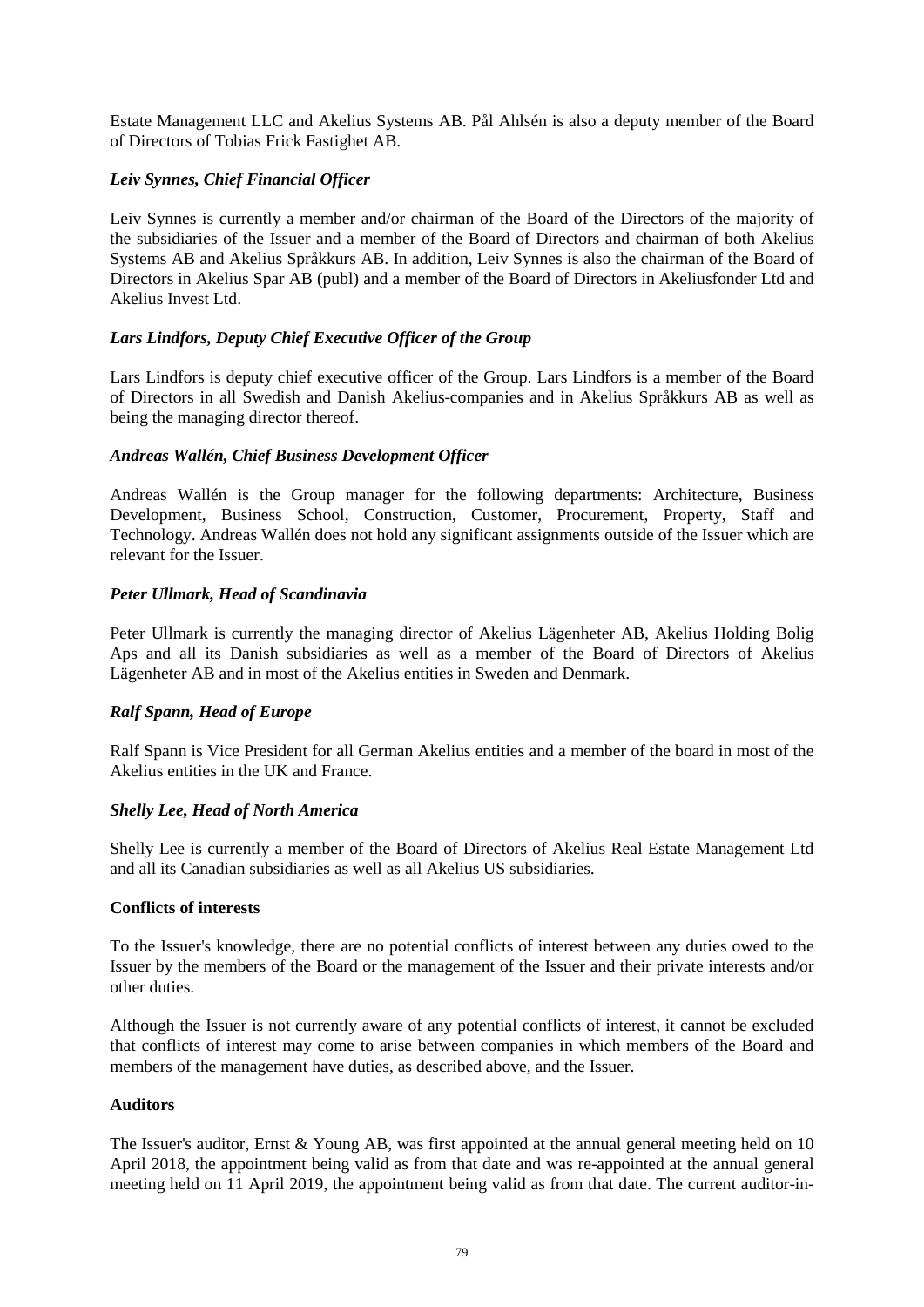Estate Management LLC and Akelius Systems AB. Pål Ahlsén is also a deputy member of the Board of Directors of Tobias Frick Fastighet AB.

***Leiv Synnes, Chief Financial Officer***

Leiv Synnes is currently a member and/or chairman of the Board of the Directors of the majority of the subsidiaries of the Issuer and a member of the Board of Directors and chairman of both Akelius Systems AB and Akelius Språkkurs AB. In addition, Leiv Synnes is also the chairman of the Board of Directors in Akelius Spar AB (publ) and a member of the Board of Directors in Akeliusfonder Ltd and Akelius Invest Ltd.

***Lars Lindfors, Deputy Chief Executive Officer of the Group***

Lars Lindfors is deputy chief executive officer of the Group. Lars Lindfors is a member of the Board of Directors in all Swedish and Danish Akelius-companies and in Akelius Språkkurs AB as well as being the managing director thereof.

***Andreas Wallén, Chief Business Development Officer***

Andreas Wallén is the Group manager for the following departments: Architecture, Business Development, Business School, Construction, Customer, Procurement, Property, Staff and Technology. Andreas Wallén does not hold any significant assignments outside of the Issuer which are relevant for the Issuer.

***Peter Ullmark, Head of Scandinavia***

Peter Ullmark is currently the managing director of Akelius Lägenheter AB, Akelius Holding Bolig Aps and all its Danish subsidiaries as well as a member of the Board of Directors of Akelius Lägenheter AB and in most of the Akelius entities in Sweden and Denmark.

***Ralf Spann, Head of Europe***

Ralf Spann is Vice President for all German Akelius entities and a member of the board in most of the Akelius entities in the UK and France.

***Shelly Lee, Head of North America***

Shelly Lee is currently a member of the Board of Directors of Akelius Real Estate Management Ltd and all its Canadian subsidiaries as well as all Akelius US subsidiaries.

**Conflicts of interests**

To the Issuer's knowledge, there are no potential conflicts of interest between any duties owed to the Issuer by the members of the Board or the management of the Issuer and their private interests and/or other duties.

Although the Issuer is not currently aware of any potential conflicts of interest, it cannot be excluded that conflicts of interest may come to arise between companies in which members of the Board and members of the management have duties, as described above, and the Issuer.

**Auditors**

The Issuer's auditor, Ernst & Young AB, was first appointed at the annual general meeting held on 10 April 2018, the appointment being valid as from that date and was re-appointed at the annual general meeting held on 11 April 2019, the appointment being valid as from that date. The current auditor-in-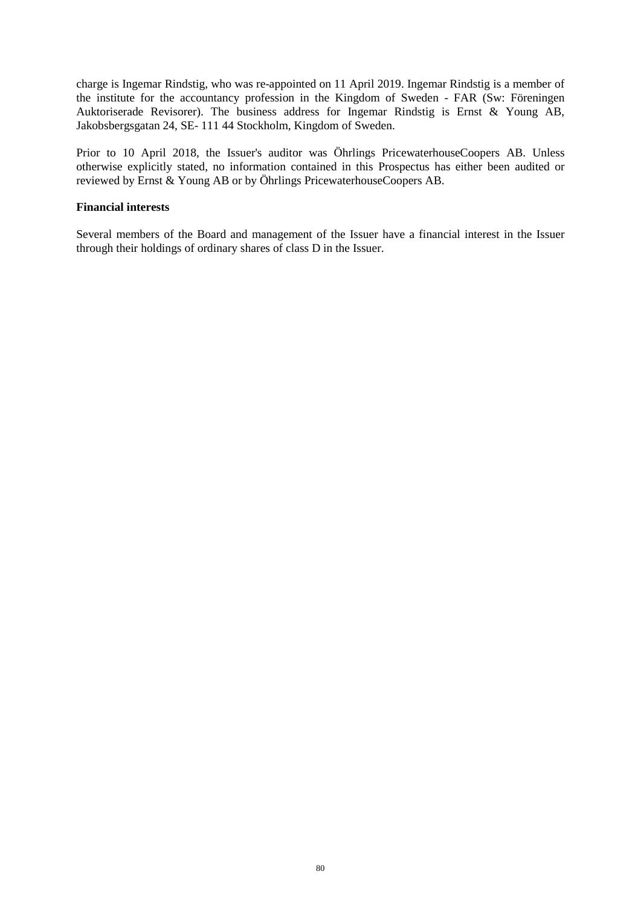charge is Ingemar Rindstig, who was re-appointed on 11 April 2019. Ingemar Rindstig is a member of the institute for the accountancy profession in the Kingdom of Sweden - FAR (Sw: Föreningen Auktoriserade Revisorer). The business address for Ingemar Rindstig is Ernst & Young AB, Jakobsbergsgatan 24, SE- 111 44 Stockholm, Kingdom of Sweden.

Prior to 10 April 2018, the Issuer's auditor was Öhrlings PricewaterhouseCoopers AB. Unless otherwise explicitly stated, no information contained in this Prospectus has either been audited or reviewed by Ernst & Young AB or by Öhrlings PricewaterhouseCoopers AB.

**Financial interests**

Several members of the Board and management of the Issuer have a financial interest in the Issuer through their holdings of ordinary shares of class D in the Issuer.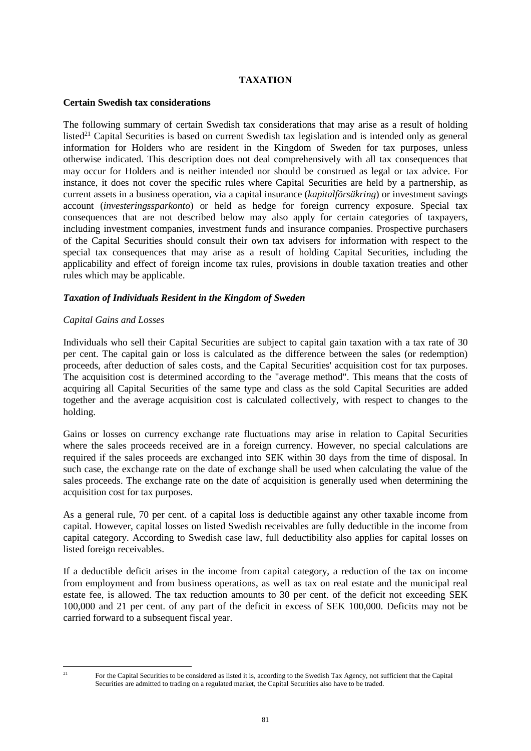# TAXATION

**Certain Swedish tax considerations**

The following summary of certain Swedish tax considerations that may arise as a result of holding listed[21] Capital Securities is based on current Swedish tax legislation and is intended only as general information for Holders who are resident in the Kingdom of Sweden for tax purposes, unless otherwise indicated. This description does not deal comprehensively with all tax consequences that may occur for Holders and is neither intended nor should be construed as legal or tax advice. For instance, it does not cover the specific rules where Capital Securities are held by a partnership, as current assets in a business operation, via a capital insurance (*kapitalförsäkring*) or investment savings account (*investeringssparkonto*) or held as hedge for foreign currency exposure. Special tax consequences that are not described below may also apply for certain categories of taxpayers, including investment companies, investment funds and insurance companies. Prospective purchasers of the Capital Securities should consult their own tax advisers for information with respect to the special tax consequences that may arise as a result of holding Capital Securities, including the applicability and effect of foreign income tax rules, provisions in double taxation treaties and other rules which may be applicable.

***Taxation of Individuals Resident in the Kingdom of Sweden***

*Capital Gains and Losses*

Individuals who sell their Capital Securities are subject to capital gain taxation with a tax rate of 30 per cent. The capital gain or loss is calculated as the difference between the sales (or redemption) proceeds, after deduction of sales costs, and the Capital Securities' acquisition cost for tax purposes. The acquisition cost is determined according to the "average method". This means that the costs of acquiring all Capital Securities of the same type and class as the sold Capital Securities are added together and the average acquisition cost is calculated collectively, with respect to changes to the holding.

Gains or losses on currency exchange rate fluctuations may arise in relation to Capital Securities where the sales proceeds received are in a foreign currency. However, no special calculations are required if the sales proceeds are exchanged into SEK within 30 days from the time of disposal. In such case, the exchange rate on the date of exchange shall be used when calculating the value of the sales proceeds. The exchange rate on the date of acquisition is generally used when determining the acquisition cost for tax purposes.

As a general rule, 70 per cent. of a capital loss is deductible against any other taxable income from capital. However, capital losses on listed Swedish receivables are fully deductible in the income from capital category. According to Swedish case law, full deductibility also applies for capital losses on listed foreign receivables.

If a deductible deficit arises in the income from capital category, a reduction of the tax on income from employment and from business operations, as well as tax on real estate and the municipal real estate fee, is allowed. The tax reduction amounts to 30 per cent. of the deficit not exceeding SEK 100,000 and 21 per cent. of any part of the deficit in excess of SEK 100,000. Deficits may not be carried forward to a subsequent fiscal year.

---

[21] For the Capital Securities to be considered as listed it is, according to the Swedish Tax Agency, not sufficient that the Capital Securities are admitted to trading on a regulated market, the Capital Securities also have to be traded.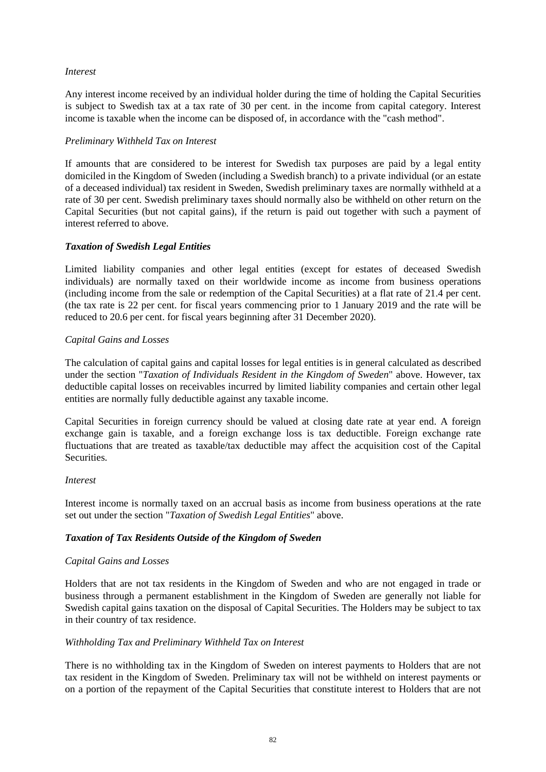*Interest*

Any interest income received by an individual holder during the time of holding the Capital Securities is subject to Swedish tax at a tax rate of 30 per cent. in the income from capital category. Interest income is taxable when the income can be disposed of, in accordance with the "cash method".

*Preliminary Withheld Tax on Interest*

If amounts that are considered to be interest for Swedish tax purposes are paid by a legal entity domiciled in the Kingdom of Sweden (including a Swedish branch) to a private individual (or an estate of a deceased individual) tax resident in Sweden, Swedish preliminary taxes are normally withheld at a rate of 30 per cent. Swedish preliminary taxes should normally also be withheld on other return on the Capital Securities (but not capital gains), if the return is paid out together with such a payment of interest referred to above.

***Taxation of Swedish Legal Entities***

Limited liability companies and other legal entities (except for estates of deceased Swedish individuals) are normally taxed on their worldwide income as income from business operations (including income from the sale or redemption of the Capital Securities) at a flat rate of 21.4 per cent. (the tax rate is 22 per cent. for fiscal years commencing prior to 1 January 2019 and the rate will be reduced to 20.6 per cent. for fiscal years beginning after 31 December 2020).

*Capital Gains and Losses*

The calculation of capital gains and capital losses for legal entities is in general calculated as described under the section "*Taxation of Individuals Resident in the Kingdom of Sweden*" above. However, tax deductible capital losses on receivables incurred by limited liability companies and certain other legal entities are normally fully deductible against any taxable income.

Capital Securities in foreign currency should be valued at closing date rate at year end. A foreign exchange gain is taxable, and a foreign exchange loss is tax deductible. Foreign exchange rate fluctuations that are treated as taxable/tax deductible may affect the acquisition cost of the Capital Securities.

*Interest*

Interest income is normally taxed on an accrual basis as income from business operations at the rate set out under the section "*Taxation of Swedish Legal Entities*" above.

***Taxation of Tax Residents Outside of the Kingdom of Sweden***

*Capital Gains and Losses*

Holders that are not tax residents in the Kingdom of Sweden and who are not engaged in trade or business through a permanent establishment in the Kingdom of Sweden are generally not liable for Swedish capital gains taxation on the disposal of Capital Securities. The Holders may be subject to tax in their country of tax residence.

*Withholding Tax and Preliminary Withheld Tax on Interest*

There is no withholding tax in the Kingdom of Sweden on interest payments to Holders that are not tax resident in the Kingdom of Sweden. Preliminary tax will not be withheld on interest payments or on a portion of the repayment of the Capital Securities that constitute interest to Holders that are not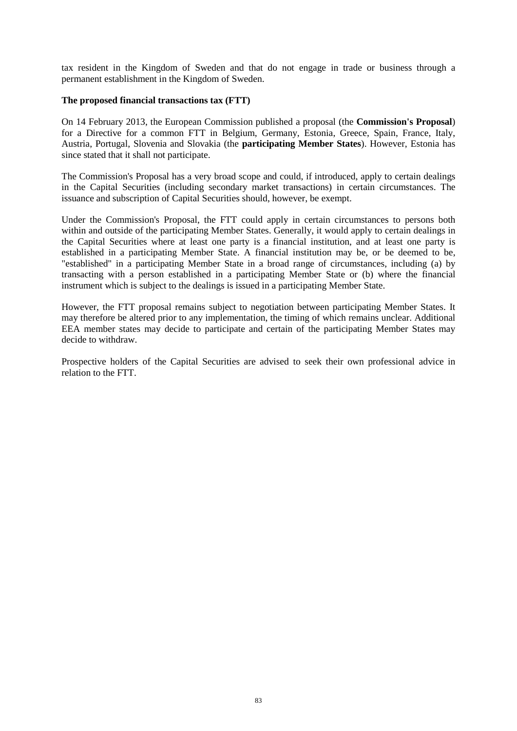tax resident in the Kingdom of Sweden and that do not engage in trade or business through a permanent establishment in the Kingdom of Sweden.

**The proposed financial transactions tax (FTT)**

On 14 February 2013, the European Commission published a proposal (the **Commission's Proposal**) for a Directive for a common FTT in Belgium, Germany, Estonia, Greece, Spain, France, Italy, Austria, Portugal, Slovenia and Slovakia (the **participating Member States**). However, Estonia has since stated that it shall not participate.

The Commission's Proposal has a very broad scope and could, if introduced, apply to certain dealings in the Capital Securities (including secondary market transactions) in certain circumstances. The issuance and subscription of Capital Securities should, however, be exempt.

Under the Commission's Proposal, the FTT could apply in certain circumstances to persons both within and outside of the participating Member States. Generally, it would apply to certain dealings in the Capital Securities where at least one party is a financial institution, and at least one party is established in a participating Member State. A financial institution may be, or be deemed to be, "established" in a participating Member State in a broad range of circumstances, including (a) by transacting with a person established in a participating Member State or (b) where the financial instrument which is subject to the dealings is issued in a participating Member State.

However, the FTT proposal remains subject to negotiation between participating Member States. It may therefore be altered prior to any implementation, the timing of which remains unclear. Additional EEA member states may decide to participate and certain of the participating Member States may decide to withdraw.

Prospective holders of the Capital Securities are advised to seek their own professional advice in relation to the FTT.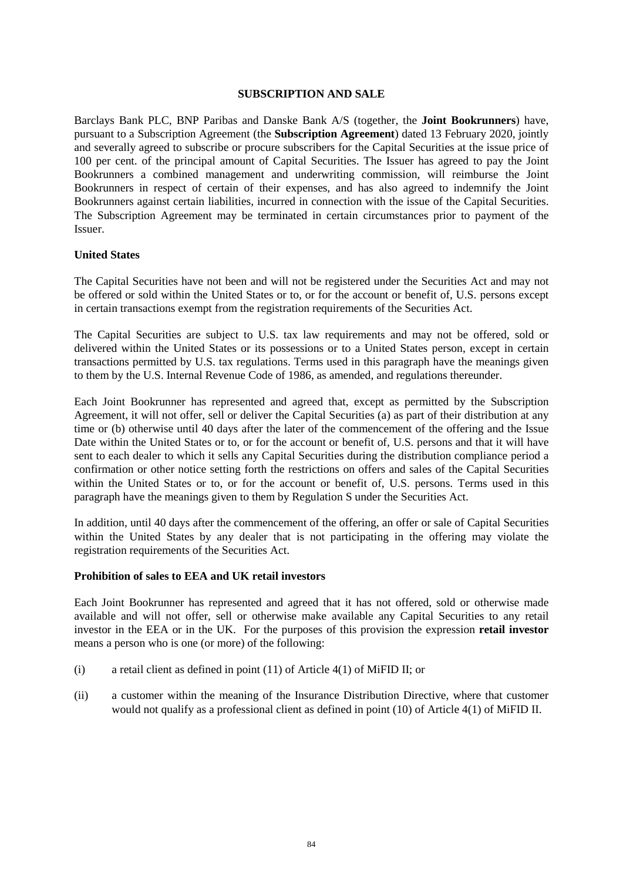## SUBSCRIPTION AND SALE

Barclays Bank PLC, BNP Paribas and Danske Bank A/S (together, the **Joint Bookrunners**) have, pursuant to a Subscription Agreement (the **Subscription Agreement**) dated 13 February 2020, jointly and severally agreed to subscribe or procure subscribers for the Capital Securities at the issue price of 100 per cent. of the principal amount of Capital Securities. The Issuer has agreed to pay the Joint Bookrunners a combined management and underwriting commission, will reimburse the Joint Bookrunners in respect of certain of their expenses, and has also agreed to indemnify the Joint Bookrunners against certain liabilities, incurred in connection with the issue of the Capital Securities. The Subscription Agreement may be terminated in certain circumstances prior to payment of the Issuer.

### United States

The Capital Securities have not been and will not be registered under the Securities Act and may not be offered or sold within the United States or to, or for the account or benefit of, U.S. persons except in certain transactions exempt from the registration requirements of the Securities Act.

The Capital Securities are subject to U.S. tax law requirements and may not be offered, sold or delivered within the United States or its possessions or to a United States person, except in certain transactions permitted by U.S. tax regulations. Terms used in this paragraph have the meanings given to them by the U.S. Internal Revenue Code of 1986, as amended, and regulations thereunder.

Each Joint Bookrunner has represented and agreed that, except as permitted by the Subscription Agreement, it will not offer, sell or deliver the Capital Securities (a) as part of their distribution at any time or (b) otherwise until 40 days after the later of the commencement of the offering and the Issue Date within the United States or to, or for the account or benefit of, U.S. persons and that it will have sent to each dealer to which it sells any Capital Securities during the distribution compliance period a confirmation or other notice setting forth the restrictions on offers and sales of the Capital Securities within the United States or to, or for the account or benefit of, U.S. persons. Terms used in this paragraph have the meanings given to them by Regulation S under the Securities Act.

In addition, until 40 days after the commencement of the offering, an offer or sale of Capital Securities within the United States by any dealer that is not participating in the offering may violate the registration requirements of the Securities Act.

### Prohibition of sales to EEA and UK retail investors

Each Joint Bookrunner has represented and agreed that it has not offered, sold or otherwise made available and will not offer, sell or otherwise make available any Capital Securities to any retail investor in the EEA or in the UK. For the purposes of this provision the expression **retail investor** means a person who is one (or more) of the following:

(i) a retail client as defined in point (11) of Article 4(1) of MiFID II; or

(ii) a customer within the meaning of the Insurance Distribution Directive, where that customer would not qualify as a professional client as defined in point (10) of Article 4(1) of MiFID II.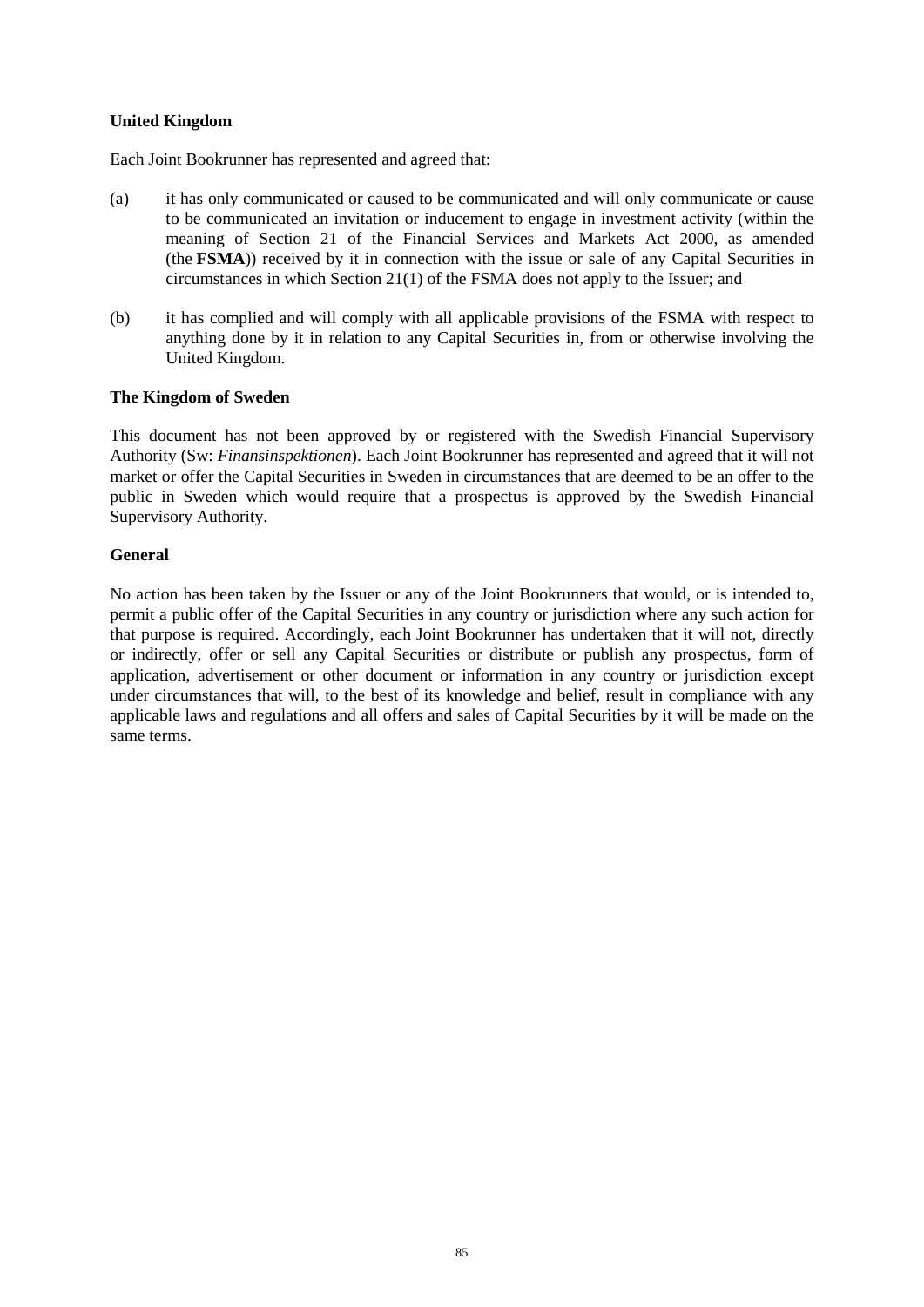**United Kingdom**

Each Joint Bookrunner has represented and agreed that:

(a) it has only communicated or caused to be communicated and will only communicate or cause to be communicated an invitation or inducement to engage in investment activity (within the meaning of Section 21 of the Financial Services and Markets Act 2000, as amended (the **FSMA**)) received by it in connection with the issue or sale of any Capital Securities in circumstances in which Section 21(1) of the FSMA does not apply to the Issuer; and

(b) it has complied and will comply with all applicable provisions of the FSMA with respect to anything done by it in relation to any Capital Securities in, from or otherwise involving the United Kingdom.

**The Kingdom of Sweden**

This document has not been approved by or registered with the Swedish Financial Supervisory Authority (Sw: *Finansinspektionen*). Each Joint Bookrunner has represented and agreed that it will not market or offer the Capital Securities in Sweden in circumstances that are deemed to be an offer to the public in Sweden which would require that a prospectus is approved by the Swedish Financial Supervisory Authority.

**General**

No action has been taken by the Issuer or any of the Joint Bookrunners that would, or is intended to, permit a public offer of the Capital Securities in any country or jurisdiction where any such action for that purpose is required. Accordingly, each Joint Bookrunner has undertaken that it will not, directly or indirectly, offer or sell any Capital Securities or distribute or publish any prospectus, form of application, advertisement or other document or information in any country or jurisdiction except under circumstances that will, to the best of its knowledge and belief, result in compliance with any applicable laws and regulations and all offers and sales of Capital Securities by it will be made on the same terms.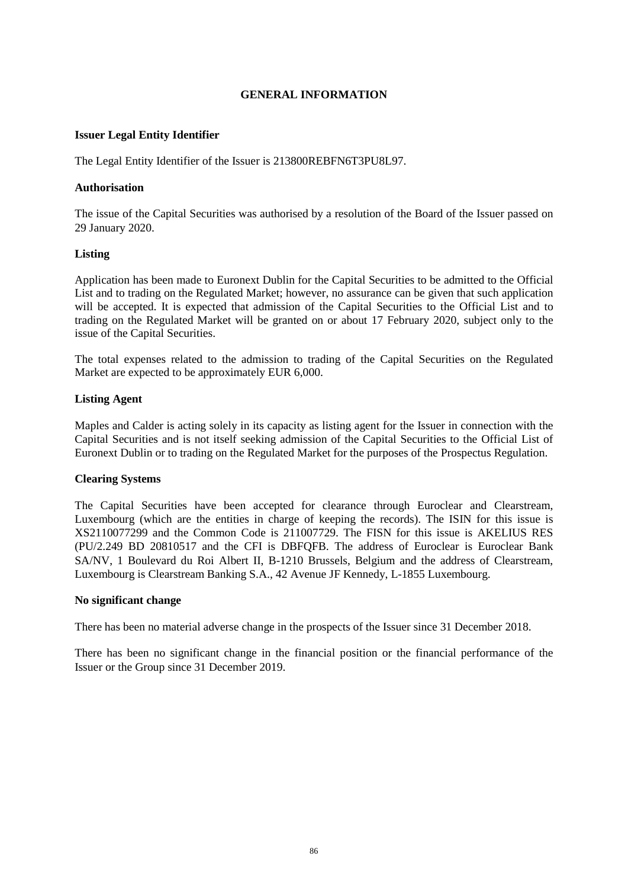# GENERAL INFORMATION

**Issuer Legal Entity Identifier**

The Legal Entity Identifier of the Issuer is 213800REBFN6T3PU8L97.

**Authorisation**

The issue of the Capital Securities was authorised by a resolution of the Board of the Issuer passed on 29 January 2020.

**Listing**

Application has been made to Euronext Dublin for the Capital Securities to be admitted to the Official List and to trading on the Regulated Market; however, no assurance can be given that such application will be accepted. It is expected that admission of the Capital Securities to the Official List and to trading on the Regulated Market will be granted on or about 17 February 2020, subject only to the issue of the Capital Securities.

The total expenses related to the admission to trading of the Capital Securities on the Regulated Market are expected to be approximately EUR 6,000.

**Listing Agent**

Maples and Calder is acting solely in its capacity as listing agent for the Issuer in connection with the Capital Securities and is not itself seeking admission of the Capital Securities to the Official List of Euronext Dublin or to trading on the Regulated Market for the purposes of the Prospectus Regulation.

**Clearing Systems**

The Capital Securities have been accepted for clearance through Euroclear and Clearstream, Luxembourg (which are the entities in charge of keeping the records). The ISIN for this issue is XS2110077299 and the Common Code is 211007729. The FISN for this issue is AKELIUS RES (PU/2.249 BD 20810517 and the CFI is DBFQFB. The address of Euroclear is Euroclear Bank SA/NV, 1 Boulevard du Roi Albert II, B-1210 Brussels, Belgium and the address of Clearstream, Luxembourg is Clearstream Banking S.A., 42 Avenue JF Kennedy, L-1855 Luxembourg.

**No significant change**

There has been no material adverse change in the prospects of the Issuer since 31 December 2018.

There has been no significant change in the financial position or the financial performance of the Issuer or the Group since 31 December 2019.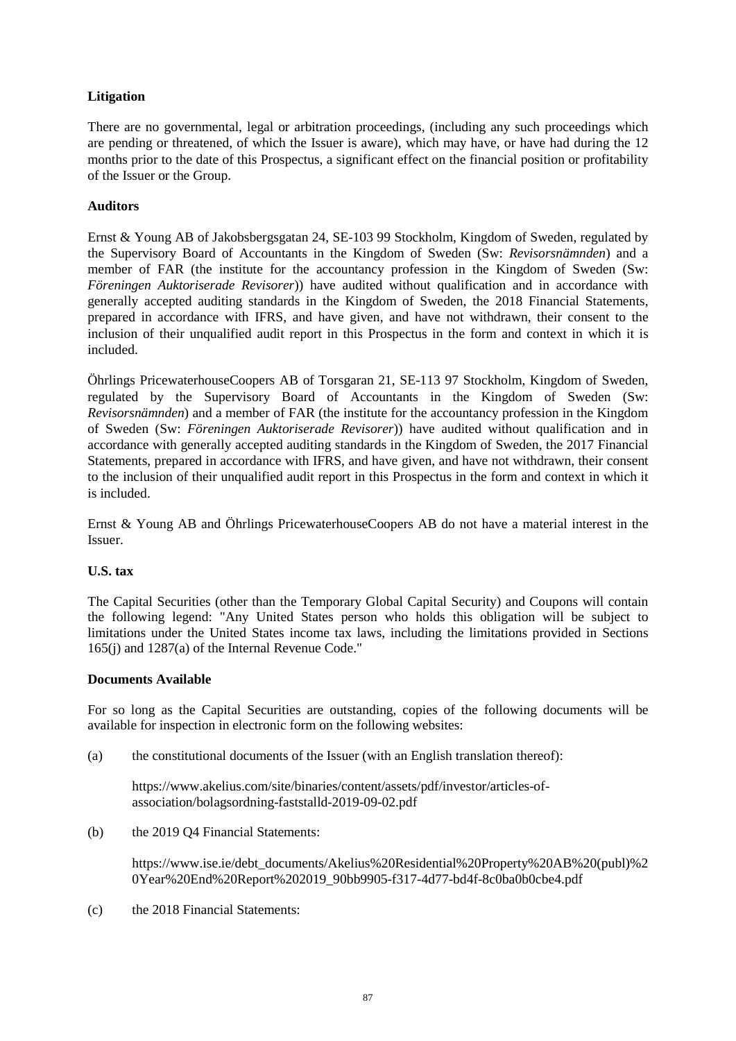**Litigation**

There are no governmental, legal or arbitration proceedings, (including any such proceedings which are pending or threatened, of which the Issuer is aware), which may have, or have had during the 12 months prior to the date of this Prospectus, a significant effect on the financial position or profitability of the Issuer or the Group.

**Auditors**

Ernst & Young AB of Jakobsbergsgatan 24, SE-103 99 Stockholm, Kingdom of Sweden, regulated by the Supervisory Board of Accountants in the Kingdom of Sweden (Sw: *Revisorsnämnden*) and a member of FAR (the institute for the accountancy profession in the Kingdom of Sweden (Sw: *Föreningen Auktoriserade Revisorer*)) have audited without qualification and in accordance with generally accepted auditing standards in the Kingdom of Sweden, the 2018 Financial Statements, prepared in accordance with IFRS, and have given, and have not withdrawn, their consent to the inclusion of their unqualified audit report in this Prospectus in the form and context in which it is included.

Öhrlings PricewaterhouseCoopers AB of Torsgaran 21, SE-113 97 Stockholm, Kingdom of Sweden, regulated by the Supervisory Board of Accountants in the Kingdom of Sweden (Sw: *Revisorsnämnden*) and a member of FAR (the institute for the accountancy profession in the Kingdom of Sweden (Sw: *Föreningen Auktoriserade Revisorer*)) have audited without qualification and in accordance with generally accepted auditing standards in the Kingdom of Sweden, the 2017 Financial Statements, prepared in accordance with IFRS, and have given, and have not withdrawn, their consent to the inclusion of their unqualified audit report in this Prospectus in the form and context in which it is included.

Ernst & Young AB and Öhrlings PricewaterhouseCoopers AB do not have a material interest in the Issuer.

**U.S. tax**

The Capital Securities (other than the Temporary Global Capital Security) and Coupons will contain the following legend: "Any United States person who holds this obligation will be subject to limitations under the United States income tax laws, including the limitations provided in Sections 165(j) and 1287(a) of the Internal Revenue Code."

**Documents Available**

For so long as the Capital Securities are outstanding, copies of the following documents will be available for inspection in electronic form on the following websites:

(a) the constitutional documents of the Issuer (with an English translation thereof):

https://www.akelius.com/site/binaries/content/assets/pdf/investor/articles-of-association/bolagsordning-faststalld-2019-09-02.pdf

(b) the 2019 Q4 Financial Statements:

https://www.ise.ie/debt_documents/Akelius%20Residential%20Property%20AB%20(publ)%20Year%20End%20Report%202019_90bb9905-f317-4d77-bd4f-8c0ba0b0cbe4.pdf

(c) the 2018 Financial Statements: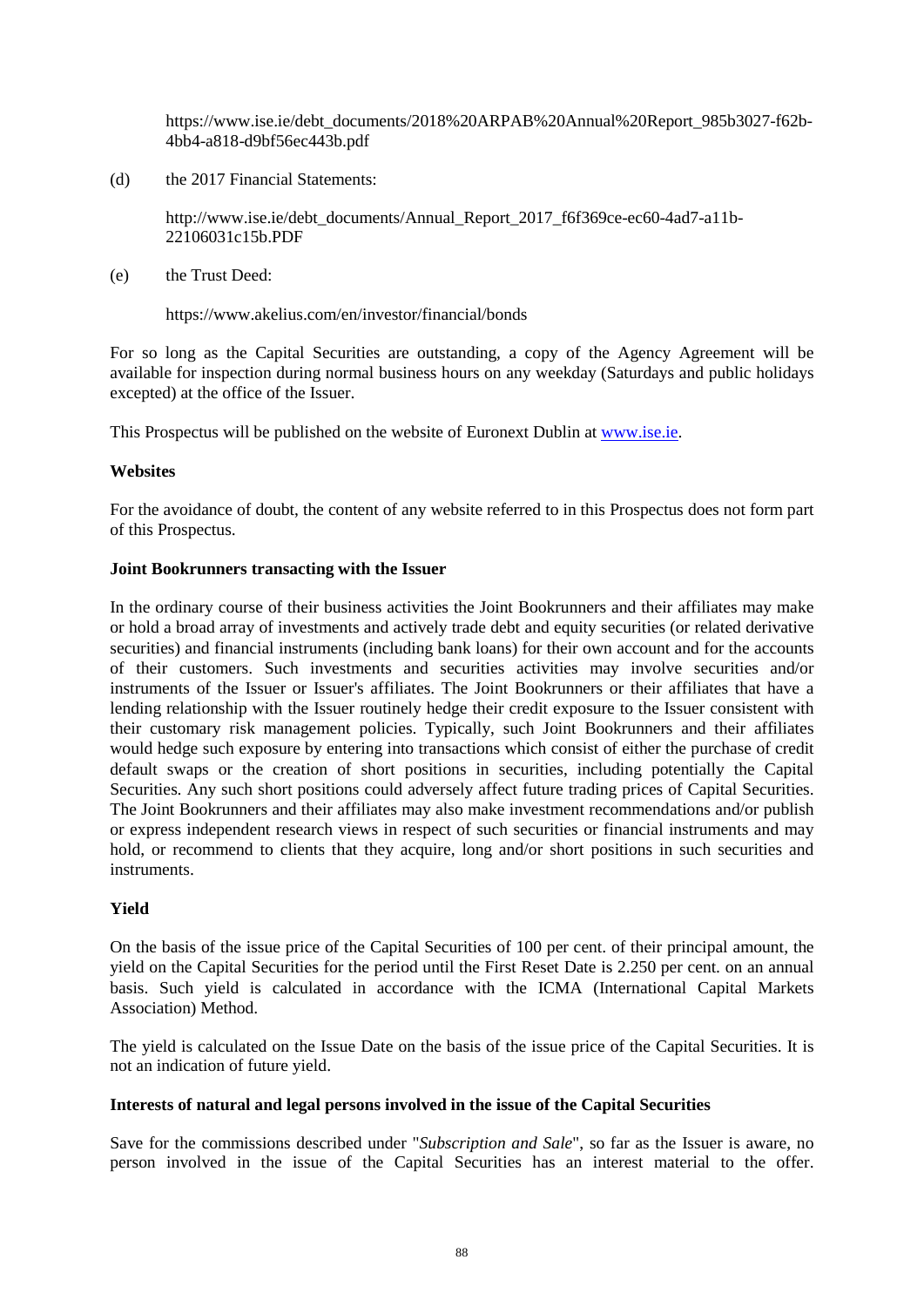https://www.ise.ie/debt_documents/2018%20ARPAB%20Annual%20Report_985b3027-f62b-4bb4-a818-d9bf56ec443b.pdf

(d) the 2017 Financial Statements:

http://www.ise.ie/debt_documents/Annual_Report_2017_f6f369ce-ec60-4ad7-a11b-22106031c15b.PDF

(e) the Trust Deed:

https://www.akelius.com/en/investor/financial/bonds

For so long as the Capital Securities are outstanding, a copy of the Agency Agreement will be available for inspection during normal business hours on any weekday (Saturdays and public holidays excepted) at the office of the Issuer.

This Prospectus will be published on the website of Euronext Dublin at [www.ise.ie](http://www.ise.ie).

**Websites**

For the avoidance of doubt, the content of any website referred to in this Prospectus does not form part of this Prospectus.

**Joint Bookrunners transacting with the Issuer**

In the ordinary course of their business activities the Joint Bookrunners and their affiliates may make or hold a broad array of investments and actively trade debt and equity securities (or related derivative securities) and financial instruments (including bank loans) for their own account and for the accounts of their customers. Such investments and securities activities may involve securities and/or instruments of the Issuer or Issuer's affiliates. The Joint Bookrunners or their affiliates that have a lending relationship with the Issuer routinely hedge their credit exposure to the Issuer consistent with their customary risk management policies. Typically, such Joint Bookrunners and their affiliates would hedge such exposure by entering into transactions which consist of either the purchase of credit default swaps or the creation of short positions in securities, including potentially the Capital Securities. Any such short positions could adversely affect future trading prices of Capital Securities. The Joint Bookrunners and their affiliates may also make investment recommendations and/or publish or express independent research views in respect of such securities or financial instruments and may hold, or recommend to clients that they acquire, long and/or short positions in such securities and instruments.

**Yield**

On the basis of the issue price of the Capital Securities of 100 per cent. of their principal amount, the yield on the Capital Securities for the period until the First Reset Date is 2.250 per cent. on an annual basis. Such yield is calculated in accordance with the ICMA (International Capital Markets Association) Method.

The yield is calculated on the Issue Date on the basis of the issue price of the Capital Securities. It is not an indication of future yield.

**Interests of natural and legal persons involved in the issue of the Capital Securities**

Save for the commissions described under "*Subscription and Sale*", so far as the Issuer is aware, no person involved in the issue of the Capital Securities has an interest material to the offer.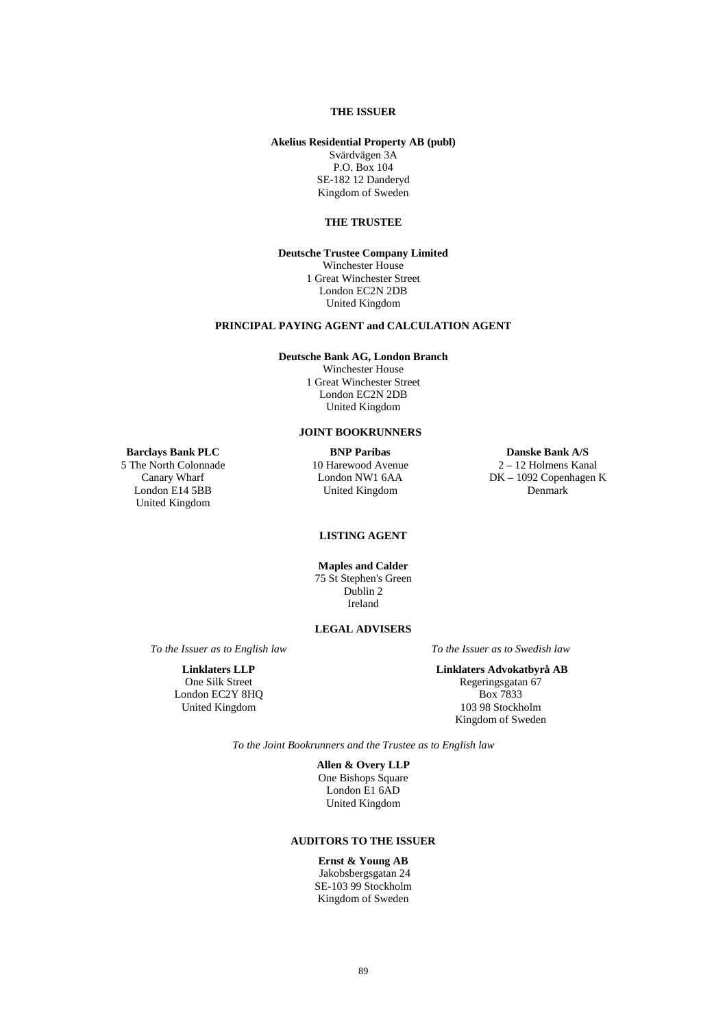## THE ISSUER

**Akelius Residential Property AB (publ)**
Svärdvägen 3A
P.O. Box 104
SE-182 12 Danderyd
Kingdom of Sweden

## THE TRUSTEE

**Deutsche Trustee Company Limited**
Winchester House
1 Great Winchester Street
London EC2N 2DB
United Kingdom

## PRINCIPAL PAYING AGENT and CALCULATION AGENT

**Deutsche Bank AG, London Branch**
Winchester House
1 Great Winchester Street
London EC2N 2DB
United Kingdom

## JOINT BOOKRUNNERS

**Barclays Bank PLC**
5 The North Colonnade
Canary Wharf
London E14 5BB
United Kingdom

**BNP Paribas**
10 Harewood Avenue
London NW1 6AA
United Kingdom

**Danske Bank A/S**
2 – 12 Holmens Kanal
DK – 1092 Copenhagen K
Denmark

## LISTING AGENT

**Maples and Calder**
75 St Stephen's Green
Dublin 2
Ireland

## LEGAL ADVISERS

*To the Issuer as to English law*

**Linklaters LLP**
One Silk Street
London EC2Y 8HQ
United Kingdom

*To the Issuer as to Swedish law*

**Linklaters Advokatbyrå AB**
Regeringsgatan 67
Box 7833
103 98 Stockholm
Kingdom of Sweden

*To the Joint Bookrunners and the Trustee as to English law*

**Allen & Overy LLP**
One Bishops Square
London E1 6AD
United Kingdom

## AUDITORS TO THE ISSUER

**Ernst & Young AB**
Jakobsbergsgatan 24
SE-103 99 Stockholm
Kingdom of Sweden